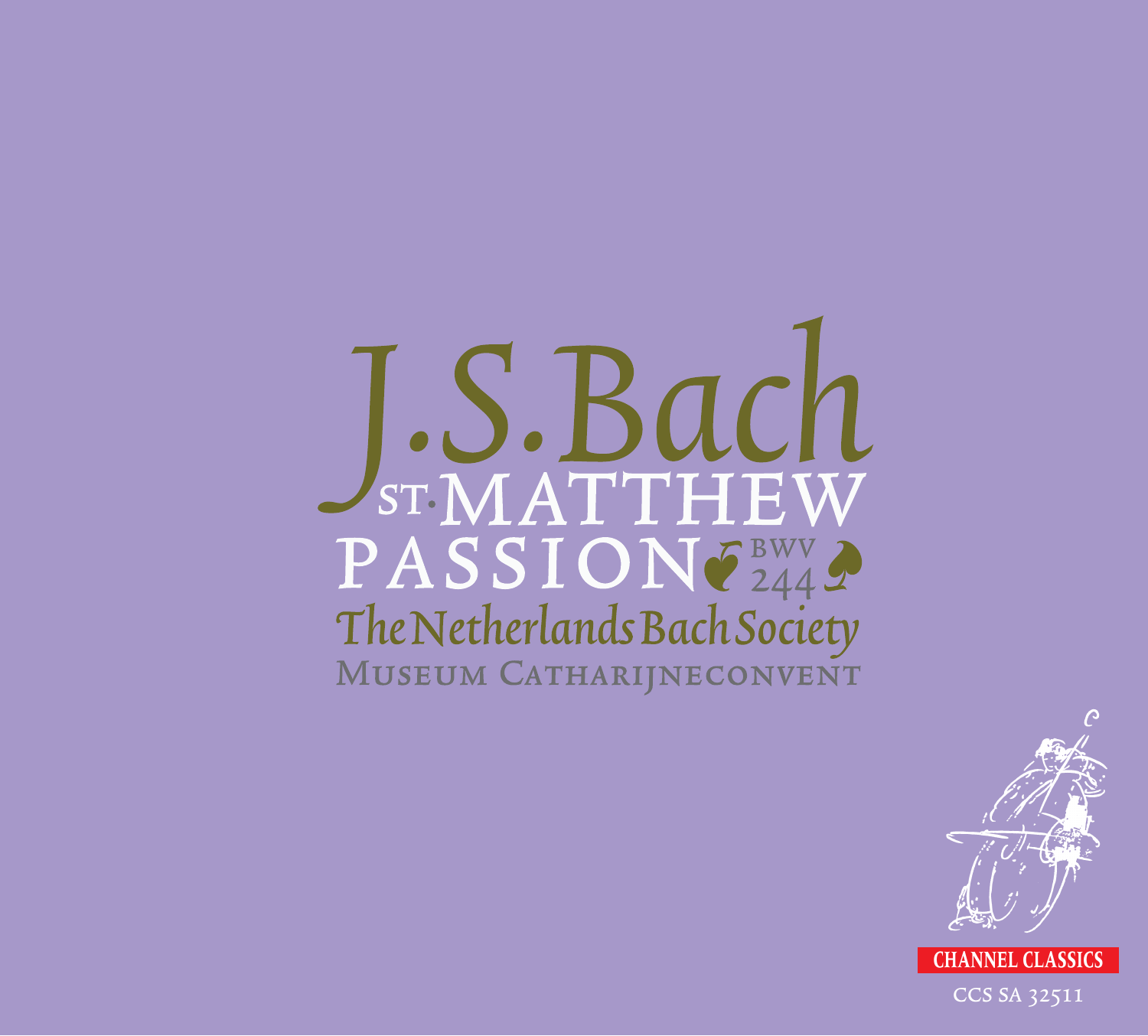# J.S.Bach

## St. Matthew Passion BWV 244

The Netherlands Bach Society

Museum Catharijneconvent

CHANNEL CLASSICS

CCS SA 32511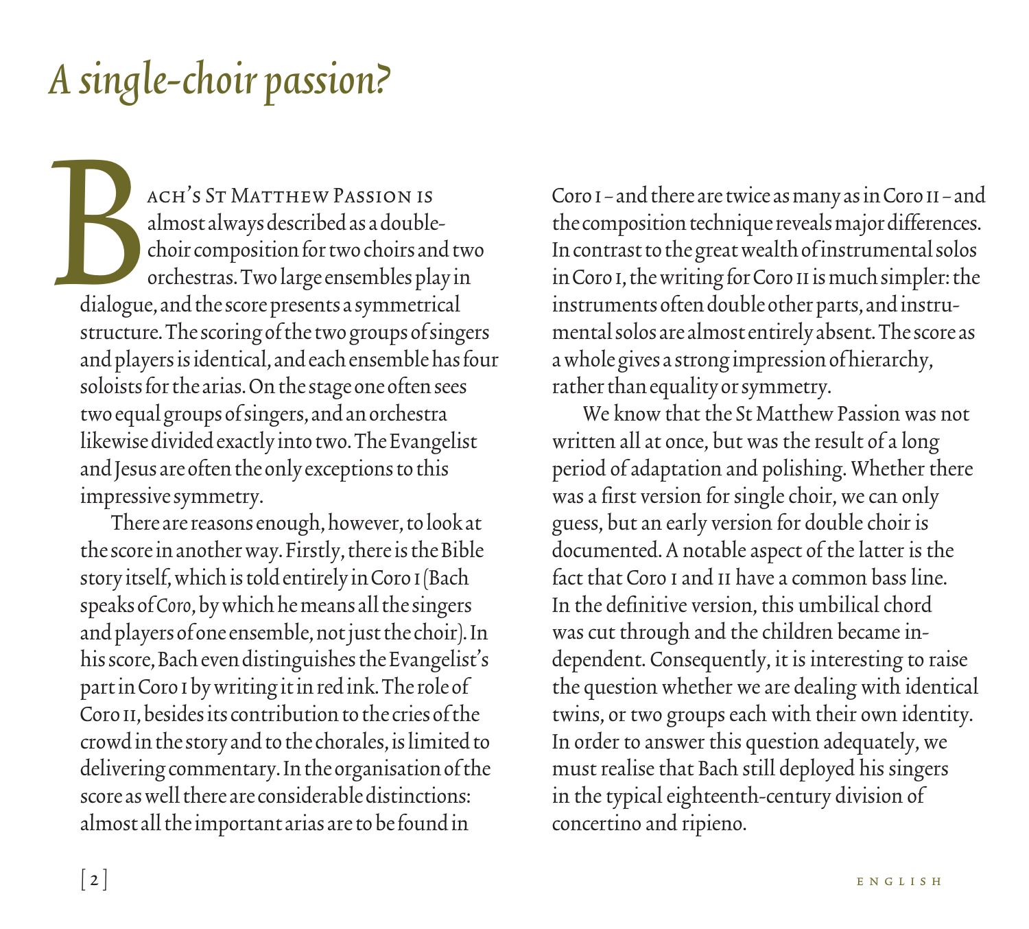# A single-choir passion?

Bach's St Matthew Passion is almost always described as a double-choir composition for two choirs and two orchestras. Two large ensembles play in dialogue, and the score presents a symmetrical structure. The scoring of the two groups of singers and players is identical, and each ensemble has four soloists for the arias. On the stage one often sees two equal groups of singers, and an orchestra likewise divided exactly into two. The Evangelist and Jesus are often the only exceptions to this impressive symmetry.

There are reasons enough, however, to look at the score in another way. Firstly, there is the Bible story itself, which is told entirely in Coro I (Bach speaks of *Coro*, by which he means all the singers and players of one ensemble, not just the choir). In his score, Bach even distinguishes the Evangelist's part in Coro I by writing it in red ink. The role of Coro II, besides its contribution to the cries of the crowd in the story and to the chorales, is limited to delivering commentary. In the organisation of the score as well there are considerable distinctions: almost all the important arias are to be found in Coro I – and there are twice as many as in Coro II – and the composition technique reveals major differences. In contrast to the great wealth of instrumental solos in Coro I, the writing for Coro II is much simpler: the instruments often double other parts, and instrumental solos are almost entirely absent. The score as a whole gives a strong impression of hierarchy, rather than equality or symmetry.

We know that the St Matthew Passion was not written all at once, but was the result of a long period of adaptation and polishing. Whether there was a first version for single choir, we can only guess, but an early version for double choir is documented. A notable aspect of the latter is the fact that Coro I and II have a common bass line. In the definitive version, this umbilical chord was cut through and the children became independent. Consequently, it is interesting to raise the question whether we are dealing with identical twins, or two groups each with their own identity. In order to answer this question adequately, we must realise that Bach still deployed his singers in the typical eighteenth-century division of concertino and ripieno.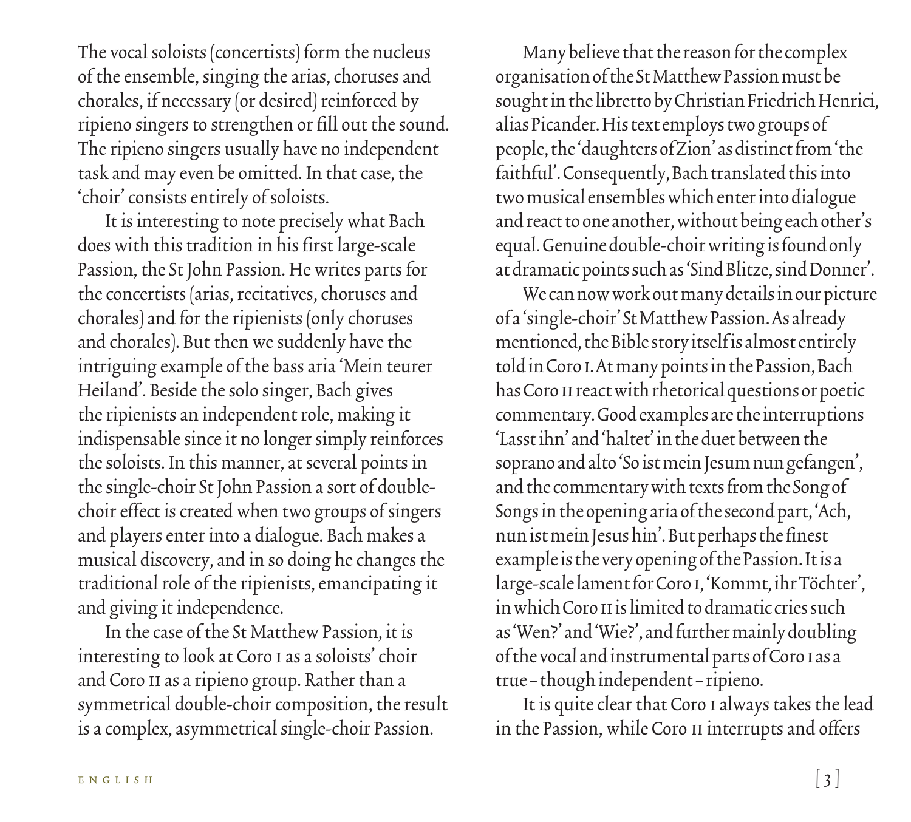The vocal soloists (concertists) form the nucleus of the ensemble, singing the arias, choruses and chorales, if necessary (or desired) reinforced by ripieno singers to strengthen or fill out the sound. The ripieno singers usually have no independent task and may even be omitted. In that case, the 'choir' consists entirely of soloists.

It is interesting to note precisely what Bach does with this tradition in his first large-scale Passion, the St John Passion. He writes parts for the concertists (arias, recitatives, choruses and chorales) and for the ripienists (only choruses and chorales). But then we suddenly have the intriguing example of the bass aria 'Mein teurer Heiland'. Beside the solo singer, Bach gives the ripienists an independent role, making it indispensable since it no longer simply reinforces the soloists. In this manner, at several points in the single-choir St John Passion a sort of double-choir effect is created when two groups of singers and players enter into a dialogue. Bach makes a musical discovery, and in so doing he changes the traditional role of the ripienists, emancipating it and giving it independence.

In the case of the St Matthew Passion, it is interesting to look at Coro I as a soloists' choir and Coro II as a ripieno group. Rather than a symmetrical double-choir composition, the result is a complex, asymmetrical single-choir Passion.

Many believe that the reason for the complex organisation of the St Matthew Passion must be sought in the libretto by Christian Friedrich Henrici, alias Picander. His text employs two groups of people, the 'daughters of Zion' as distinct from 'the faithful'. Consequently, Bach translated this into two musical ensembles which enter into dialogue and react to one another, without being each other's equal. Genuine double-choir writing is found only at dramatic points such as 'Sind Blitze, sind Donner'.

We can now work out many details in our picture of a 'single-choir' St Matthew Passion. As already mentioned, the Bible story itself is almost entirely told in Coro I. At many points in the Passion, Bach has Coro II react with rhetorical questions or poetic commentary. Good examples are the interruptions 'Lasst ihn' and 'haltet' in the duet between the soprano and alto 'So ist mein Jesum nun gefangen', and the commentary with texts from the Song of Songs in the opening aria of the second part, 'Ach, nun ist mein Jesus hin'. But perhaps the finest example is the very opening of the Passion. It is a large-scale lament for Coro I, 'Kommt, ihr Töchter', in which Coro II is limited to dramatic cries such as 'Wen?' and 'Wie?', and further mainly doubling of the vocal and instrumental parts of Coro I as a true – though independent – ripieno.

It is quite clear that Coro I always takes the lead in the Passion, while Coro II interrupts and offers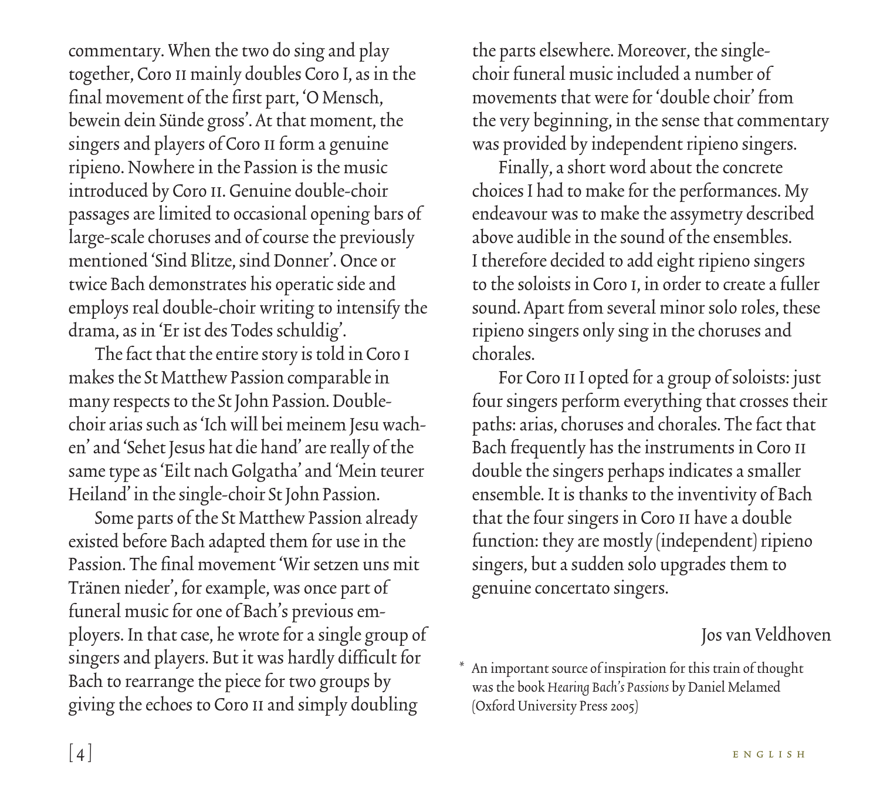commentary. When the two do sing and play together, Coro II mainly doubles Coro I, as in the final movement of the first part, 'O Mensch, bewein dein Sünde gross'. At that moment, the singers and players of Coro II form a genuine ripieno. Nowhere in the Passion is the music introduced by Coro II. Genuine double-choir passages are limited to occasional opening bars of large-scale choruses and of course the previously mentioned 'Sind Blitze, sind Donner'. Once or twice Bach demonstrates his operatic side and employs real double-choir writing to intensify the drama, as in 'Er ist des Todes schuldig'.

The fact that the entire story is told in Coro I makes the St Matthew Passion comparable in many respects to the St John Passion. Double-choir arias such as 'Ich will bei meinem Jesu wachen' and 'Sehet Jesus hat die hand' are really of the same type as 'Eilt nach Golgatha' and 'Mein teurer Heiland' in the single-choir St John Passion.

Some parts of the St Matthew Passion already existed before Bach adapted them for use in the Passion. The final movement 'Wir setzen uns mit Tränen nieder', for example, was once part of funeral music for one of Bach's previous employers. In that case, he wrote for a single group of singers and players. But it was hardly difficult for Bach to rearrange the piece for two groups by giving the echoes to Coro II and simply doubling the parts elsewhere. Moreover, the single-choir funeral music included a number of movements that were for 'double choir' from the very beginning, in the sense that commentary was provided by independent ripieno singers.

Finally, a short word about the concrete choices I had to make for the performances. My endeavour was to make the assymetry described above audible in the sound of the ensembles. I therefore decided to add eight ripieno singers to the soloists in Coro I, in order to create a fuller sound. Apart from several minor solo roles, these ripieno singers only sing in the choruses and chorales.

For Coro II I opted for a group of soloists: just four singers perform everything that crosses their paths: arias, choruses and chorales. The fact that Bach frequently has the instruments in Coro II double the singers perhaps indicates a smaller ensemble. It is thanks to the inventivity of Bach that the four singers in Coro II have a double function: they are mostly (independent) ripieno singers, but a sudden solo upgrades them to genuine concertato singers.

Jos van Veldhoven

* An important source of inspiration for this train of thought was the book *Hearing Bach's Passions* by Daniel Melamed (Oxford University Press 2005)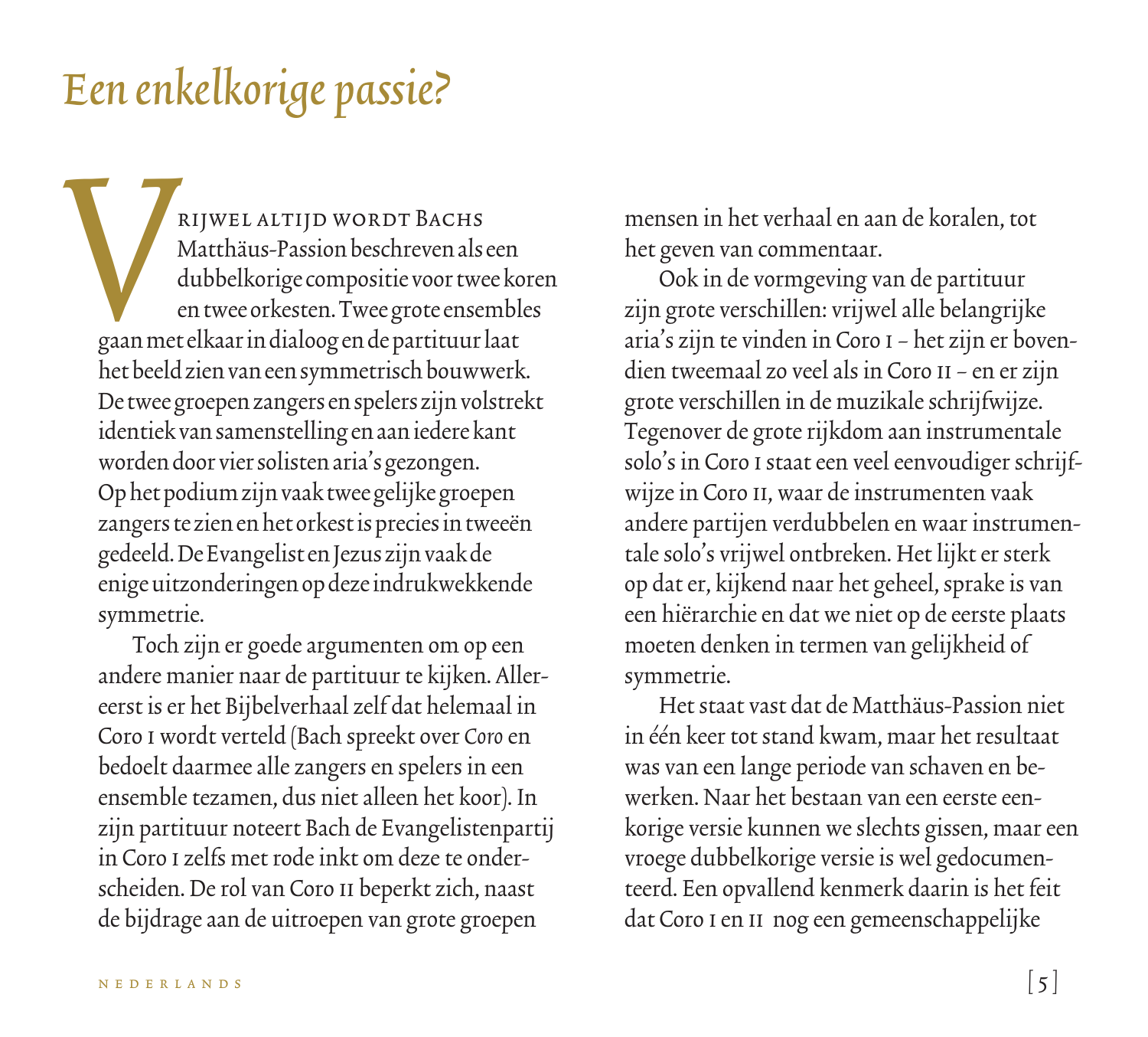# Een enkelkorige passie?

Vrijwel altijd wordt Bachs Matthäus-Passion beschreven als een dubbelkorige compositie voor twee koren en twee orkesten. Twee grote ensembles gaan met elkaar in dialoog en de partituur laat het beeld zien van een symmetrisch bouwwerk. De twee groepen zangers en spelers zijn volstrekt identiek van samenstelling en aan iedere kant worden door vier solisten aria's gezongen. Op het podium zijn vaak twee gelijke groepen zangers te zien en het orkest is precies in tweeën gedeeld. De Evangelist en Jezus zijn vaak de enige uitzonderingen op deze indrukwekkende symmetrie.

Toch zijn er goede argumenten om op een andere manier naar de partituur te kijken. Allereerst is er het Bijbelverhaal zelf dat helemaal in Coro I wordt verteld (Bach spreekt over *Coro* en bedoelt daarmee alle zangers en spelers in een ensemble tezamen, dus niet alleen het koor). In zijn partituur noteert Bach de Evangelistenpartij in Coro I zelfs met rode inkt om deze te onderscheiden. De rol van Coro II beperkt zich, naast de bijdrage aan de uitroepen van grote groepen mensen in het verhaal en aan de koralen, tot het geven van commentaar.

Ook in de vormgeving van de partituur zijn grote verschillen: vrijwel alle belangrijke aria's zijn te vinden in Coro I – het zijn er bovendien tweemaal zo veel als in Coro II – en er zijn grote verschillen in de muzikale schrijfwijze. Tegenover de grote rijkdom aan instrumentale solo's in Coro I staat een veel eenvoudiger schrijfwijze in Coro II, waar de instrumenten vaak andere partijen verdubbelen en waar instrumentale solo's vrijwel ontbreken. Het lijkt er sterk op dat er, kijkend naar het geheel, sprake is van een hiërarchie en dat we niet op de eerste plaats moeten denken in termen van gelijkheid of symmetrie.

Het staat vast dat de Matthäus-Passion niet in één keer tot stand kwam, maar het resultaat was van een lange periode van schaven en bewerken. Naar het bestaan van een eerste eenkorige versie kunnen we slechts gissen, maar een vroege dubbelkorige versie is wel gedocumenteerd. Een opvallend kenmerk daarin is het feit dat Coro I en II nog een gemeenschappelijke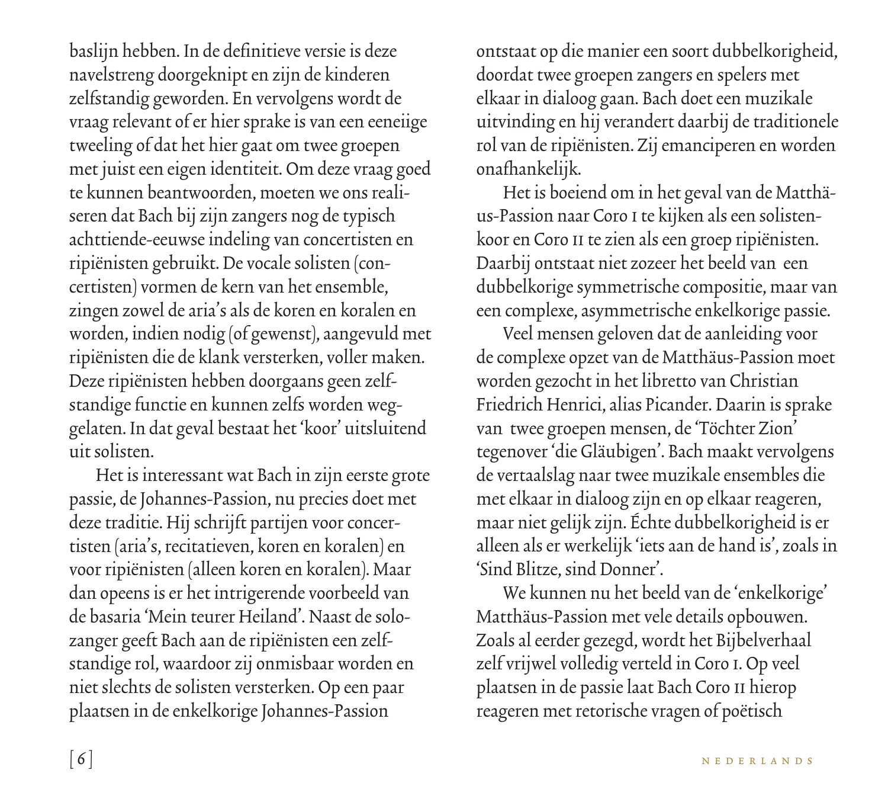baslijn hebben. In de definitieve versie is deze navelstreng doorgeknipt en zijn de kinderen zelfstandig geworden. En vervolgens wordt de vraag relevant of er hier sprake is van een eeneiige tweeling of dat het hier gaat om twee groepen met juist een eigen identiteit. Om deze vraag goed te kunnen beantwoorden, moeten we ons realiseren dat Bach bij zijn zangers nog de typisch achttiende-eeuwse indeling van concertisten en ripiënisten gebruikt. De vocale solisten (concertisten) vormen de kern van het ensemble, zingen zowel de aria's als de koren en koralen en worden, indien nodig (of gewenst), aangevuld met ripiënisten die de klank versterken, voller maken. Deze ripiënisten hebben doorgaans geen zelfstandige functie en kunnen zelfs worden weggelaten. In dat geval bestaat het 'koor' uitsluitend uit solisten.

Het is interessant wat Bach in zijn eerste grote passie, de Johannes-Passion, nu precies doet met deze traditie. Hij schrijft partijen voor concertisten (aria's, recitatieven, koren en koralen) en voor ripiënisten (alleen koren en koralen). Maar dan opeens is er het intrigerende voorbeeld van de basaria 'Mein teurer Heiland'. Naast de solozanger geeft Bach aan de ripiënisten een zelfstandige rol, waardoor zij onmisbaar worden en niet slechts de solisten versterken. Op een paar plaatsen in de enkelkorige Johannes-Passion ontstaat op die manier een soort dubbelkorigheid, doordat twee groepen zangers en spelers met elkaar in dialoog gaan. Bach doet een muzikale uitvinding en hij verandert daarbij de traditionele rol van de ripiënisten. Zij emanciperen en worden onafhankelijk.

Het is boeiend om in het geval van de Matthäus-Passion naar Coro I te kijken als een solistenkoor en Coro II te zien als een groep ripiënisten. Daarbij ontstaat niet zozeer het beeld van een dubbelkorige symmetrische compositie, maar van een complexe, asymmetrische enkelkorige passie.

Veel mensen geloven dat de aanleiding voor de complexe opzet van de Matthäus-Passion moet worden gezocht in het libretto van Christian Friedrich Henrici, alias Picander. Daarin is sprake van twee groepen mensen, de 'Töchter Zion' tegenover 'die Gläubigen'. Bach maakt vervolgens de vertaalslag naar twee muzikale ensembles die met elkaar in dialoog zijn en op elkaar reageren, maar niet gelijk zijn. Échte dubbelkorigheid is er alleen als er werkelijk 'iets aan de hand is', zoals in 'Sind Blitze, sind Donner'.

We kunnen nu het beeld van de 'enkelkorige' Matthäus-Passion met vele details opbouwen. Zoals al eerder gezegd, wordt het Bijbelverhaal zelf vrijwel volledig verteld in Coro I. Op veel plaatsen in de passie laat Bach Coro II hierop reageren met retorische vragen of poëtisch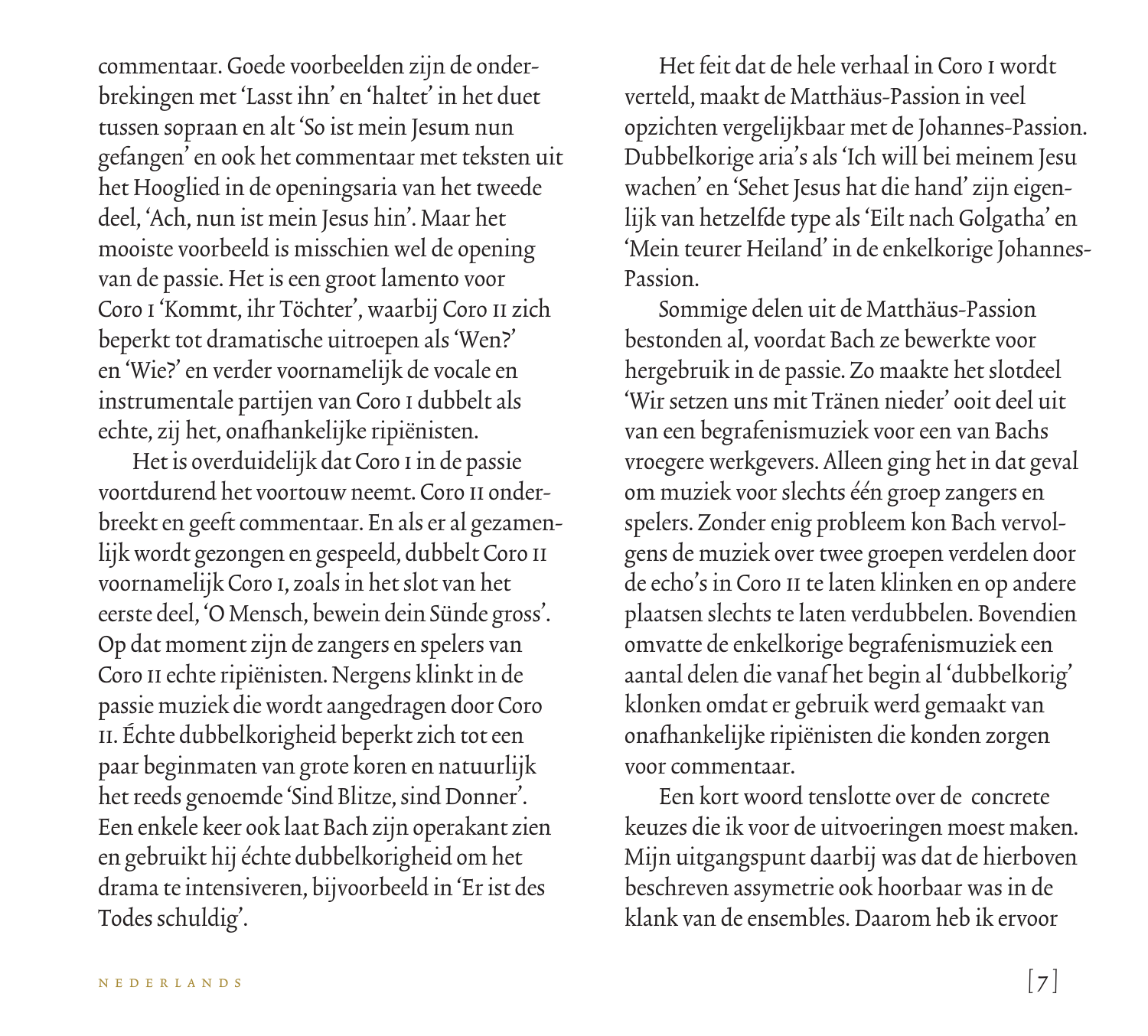commentaar. Goede voorbeelden zijn de onderbrekingen met 'Lasst ihn' en 'haltet' in het duet tussen sopraan en alt 'So ist mein Jesum nun gefangen' en ook het commentaar met teksten uit het Hooglied in de openingsaria van het tweede deel, 'Ach, nun ist mein Jesus hin'. Maar het mooiste voorbeeld is misschien wel de opening van de passie. Het is een groot lamento voor Coro I 'Kommt, ihr Töchter', waarbij Coro II zich beperkt tot dramatische uitroepen als 'Wen?' en 'Wie?' en verder voornamelijk de vocale en instrumentale partijen van Coro I dubbelt als echte, zij het, onafhankelijke ripiënisten.

Het is overduidelijk dat Coro I in de passie voortdurend het voortouw neemt. Coro II onderbreekt en geeft commentaar. En als er al gezamenlijk wordt gezongen en gespeeld, dubbelt Coro II voornamelijk Coro I, zoals in het slot van het eerste deel, 'O Mensch, bewein dein Sünde gross'. Op dat moment zijn de zangers en spelers van Coro II echte ripiënisten. Nergens klinkt in de passie muziek die wordt aangedragen door Coro II. Échte dubbelkorigheid beperkt zich tot een paar beginmaten van grote koren en natuurlijk het reeds genoemde 'Sind Blitze, sind Donner'. Een enkele keer ook laat Bach zijn operakant zien en gebruikt hij échte dubbelkorigheid om het drama te intensiveren, bijvoorbeeld in 'Er ist des Todes schuldig'.

Het feit dat de hele verhaal in Coro I wordt verteld, maakt de Matthäus-Passion in veel opzichten vergelijkbaar met de Johannes-Passion. Dubbelkorige aria's als 'Ich will bei meinem Jesu wachen' en 'Sehet Jesus hat die hand' zijn eigenlijk van hetzelfde type als 'Eilt nach Golgatha' en 'Mein teurer Heiland' in de enkelkorige Johannes-Passion.

Sommige delen uit de Matthäus-Passion bestonden al, voordat Bach ze bewerkte voor hergebruik in de passie. Zo maakte het slotdeel 'Wir setzen uns mit Tränen nieder' ooit deel uit van een begrafenismuziek voor een van Bachs vroegere werkgevers. Alleen ging het in dat geval om muziek voor slechts één groep zangers en spelers. Zonder enig probleem kon Bach vervolgens de muziek over twee groepen verdelen door de echo's in Coro II te laten klinken en op andere plaatsen slechts te laten verdubbelen. Bovendien omvatte de enkelkorige begrafenismuziek een aantal delen die vanaf het begin al 'dubbelkorig' klonken omdat er gebruik werd gemaakt van onafhankelijke ripiënisten die konden zorgen voor commentaar.

Een kort woord tenslotte over de concrete keuzes die ik voor de uitvoeringen moest maken. Mijn uitgangspunt daarbij was dat de hierboven beschreven assymetrie ook hoorbaar was in de klank van de ensembles. Daarom heb ik ervoor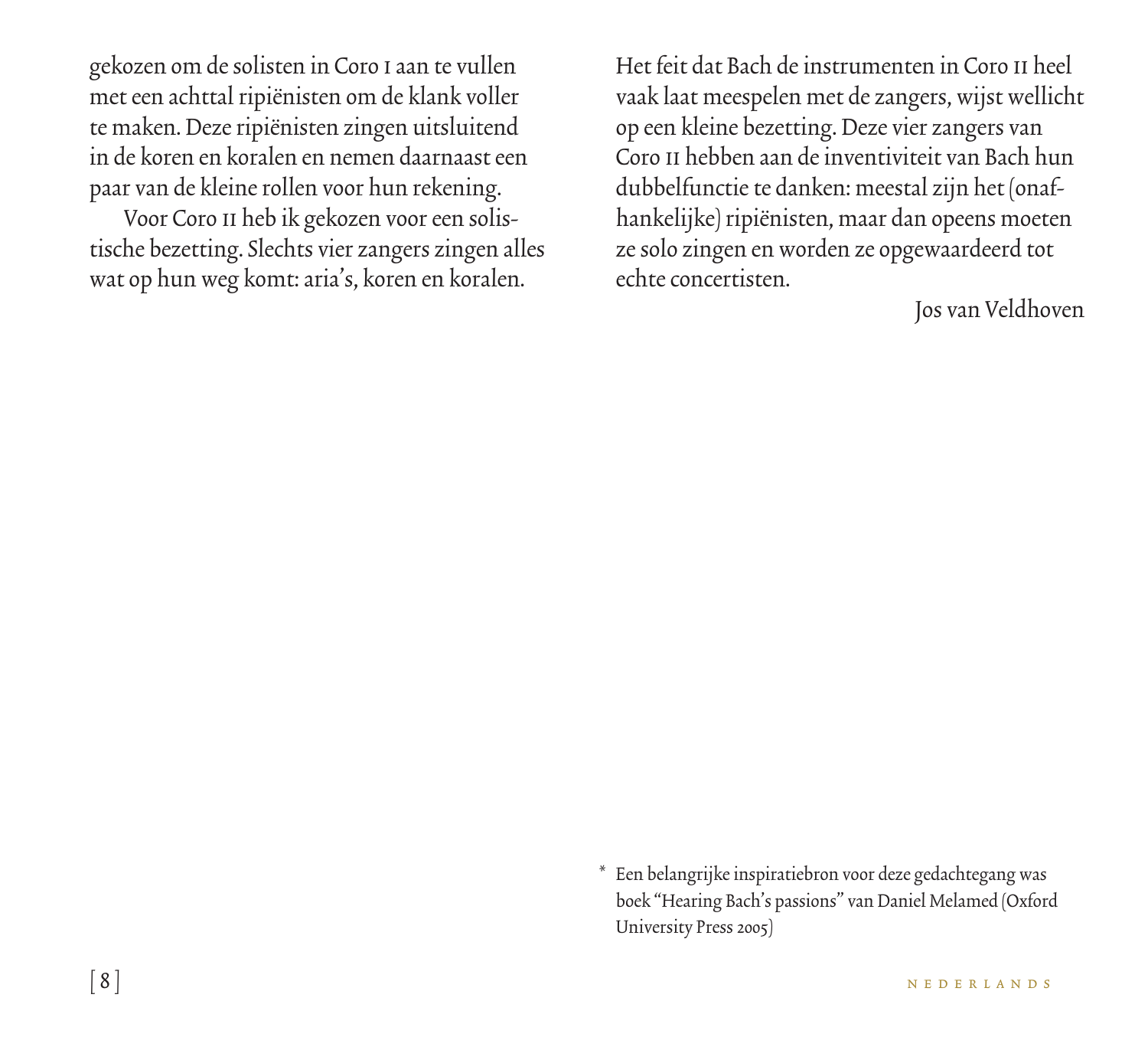gekozen om de solisten in Coro I aan te vullen met een achttal ripiënisten om de klank voller te maken. Deze ripiënisten zingen uitsluitend in de koren en koralen en nemen daarnaast een paar van de kleine rollen voor hun rekening.

Voor Coro II heb ik gekozen voor een solistische bezetting. Slechts vier zangers zingen alles wat op hun weg komt: aria's, koren en koralen. Het feit dat Bach de instrumenten in Coro II heel vaak laat meespelen met de zangers, wijst wellicht op een kleine bezetting. Deze vier zangers van Coro II hebben aan de inventiviteit van Bach hun dubbelfunctie te danken: meestal zijn het (onafhankelijke) ripiënisten, maar dan opeens moeten ze solo zingen en worden ze opgewaardeerd tot echte concertisten.

Jos van Veldhoven

\* Een belangrijke inspiratiebron voor deze gedachtegang was boek "Hearing Bach's passions" van Daniel Melamed (Oxford University Press 2005)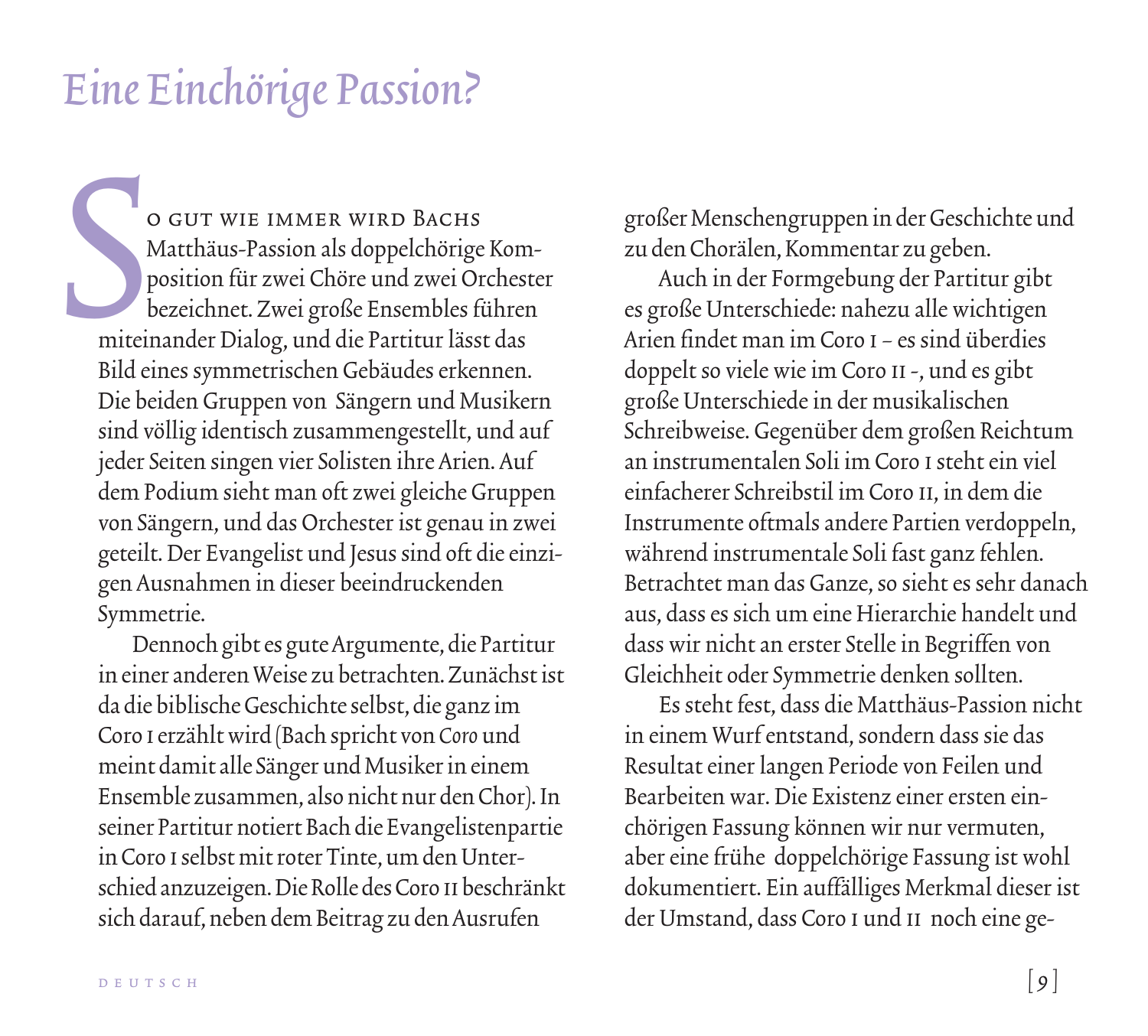# *Eine Einchörige Passion?*

So gut wie immer wird Bachs Matthäus-Passion als doppelchörige Komposition für zwei Chöre und zwei Orchester bezeichnet. Zwei große Ensembles führen miteinander Dialog, und die Partitur lässt das Bild eines symmetrischen Gebäudes erkennen. Die beiden Gruppen von Sängern und Musikern sind völlig identisch zusammengestellt, und auf jeder Seiten singen vier Solisten ihre Arien. Auf dem Podium sieht man oft zwei gleiche Gruppen von Sängern, und das Orchester ist genau in zwei geteilt. Der Evangelist und Jesus sind oft die einzigen Ausnahmen in dieser beeindruckenden Symmetrie.

Dennoch gibt es gute Argumente, die Partitur in einer anderen Weise zu betrachten. Zunächst ist da die biblische Geschichte selbst, die ganz im Coro I erzählt wird (Bach spricht von *Coro* und meint damit alle Sänger und Musiker in einem Ensemble zusammen, also nicht nur den Chor). In seiner Partitur notiert Bach die Evangelistenpartie in Coro I selbst mit roter Tinte, um den Unterschied anzuzeigen. Die Rolle des Coro II beschränkt sich darauf, neben dem Beitrag zu den Ausrufen großer Menschengruppen in der Geschichte und zu den Chorälen, Kommentar zu geben.

Auch in der Formgebung der Partitur gibt es große Unterschiede: nahezu alle wichtigen Arien findet man im Coro I – es sind überdies doppelt so viele wie im Coro II -, und es gibt große Unterschiede in der musikalischen Schreibweise. Gegenüber dem großen Reichtum an instrumentalen Soli im Coro I steht ein viel einfacherer Schreibstil im Coro II, in dem die Instrumente oftmals andere Partien verdoppeln, während instrumentale Soli fast ganz fehlen. Betrachtet man das Ganze, so sieht es sehr danach aus, dass es sich um eine Hierarchie handelt und dass wir nicht an erster Stelle in Begriffen von Gleichheit oder Symmetrie denken sollten.

Es steht fest, dass die Matthäus-Passion nicht in einem Wurf entstand, sondern dass sie das Resultat einer langen Periode von Feilen und Bearbeiten war. Die Existenz einer ersten einchörigen Fassung können wir nur vermuten, aber eine frühe doppelchörige Fassung ist wohl dokumentiert. Ein auffälliges Merkmal dieser ist der Umstand, dass Coro I und II noch eine ge-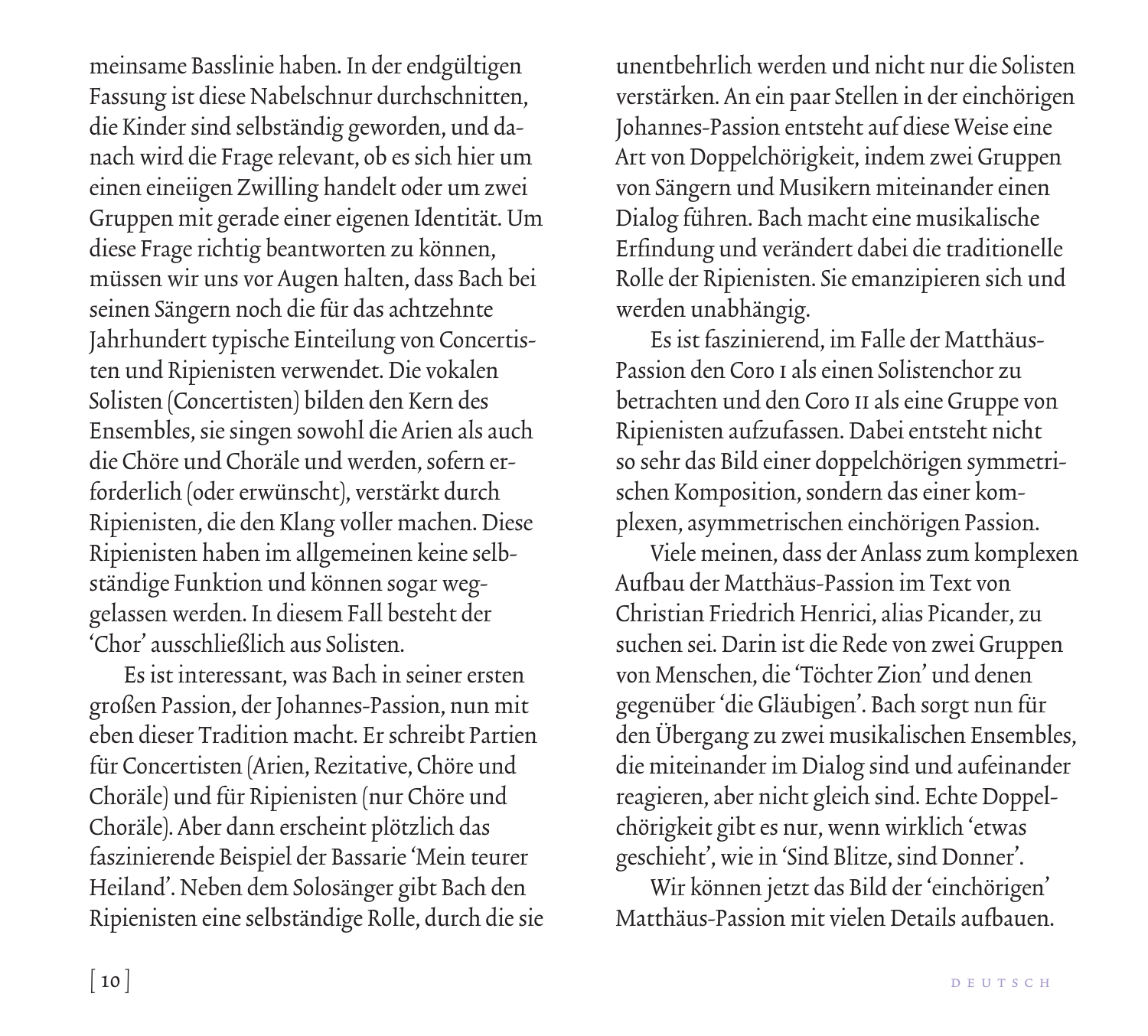meinsame Basslinie haben. In der endgültigen Fassung ist diese Nabelschnur durchschnitten, die Kinder sind selbständig geworden, und danach wird die Frage relevant, ob es sich hier um einen eineiigen Zwilling handelt oder um zwei Gruppen mit gerade einer eigenen Identität. Um diese Frage richtig beantworten zu können, müssen wir uns vor Augen halten, dass Bach bei seinen Sängern noch die für das achtzehnte Jahrhundert typische Einteilung von Concertisten und Ripienisten verwendet. Die vokalen Solisten (Concertisten) bilden den Kern des Ensembles, sie singen sowohl die Arien als auch die Chöre und Choräle und werden, sofern erforderlich (oder erwünscht), verstärkt durch Ripienisten, die den Klang voller machen. Diese Ripienisten haben im allgemeinen keine selbständige Funktion und können sogar weggelassen werden. In diesem Fall besteht der 'Chor' ausschließlich aus Solisten.

Es ist interessant, was Bach in seiner ersten großen Passion, der Johannes-Passion, nun mit eben dieser Tradition macht. Er schreibt Partien für Concertisten (Arien, Rezitative, Chöre und Choräle) und für Ripienisten (nur Chöre und Choräle). Aber dann erscheint plötzlich das faszinierende Beispiel der Bassarie 'Mein teurer Heiland'. Neben dem Solosänger gibt Bach den Ripienisten eine selbständige Rolle, durch die sie unentbehrlich werden und nicht nur die Solisten verstärken. An ein paar Stellen in der einchörigen Johannes-Passion entsteht auf diese Weise eine Art von Doppelchörigkeit, indem zwei Gruppen von Sängern und Musikern miteinander einen Dialog führen. Bach macht eine musikalische Erfindung und verändert dabei die traditionelle Rolle der Ripienisten. Sie emanzipieren sich und werden unabhängig.

Es ist faszinierend, im Falle der Matthäus-Passion den Coro I als einen Solistenchor zu betrachten und den Coro II als eine Gruppe von Ripienisten aufzufassen. Dabei entsteht nicht so sehr das Bild einer doppelchörigen symmetrischen Komposition, sondern das einer komplexen, asymmetrischen einchörigen Passion.

Viele meinen, dass der Anlass zum komplexen Aufbau der Matthäus-Passion im Text von Christian Friedrich Henrici, alias Picander, zu suchen sei. Darin ist die Rede von zwei Gruppen von Menschen, die 'Töchter Zion' und denen gegenüber 'die Gläubigen'. Bach sorgt nun für den Übergang zu zwei musikalischen Ensembles, die miteinander im Dialog sind und aufeinander reagieren, aber nicht gleich sind. Echte Doppelchörigkeit gibt es nur, wenn wirklich 'etwas geschieht', wie in 'Sind Blitze, sind Donner'.

Wir können jetzt das Bild der 'einchörigen' Matthäus-Passion mit vielen Details aufbauen.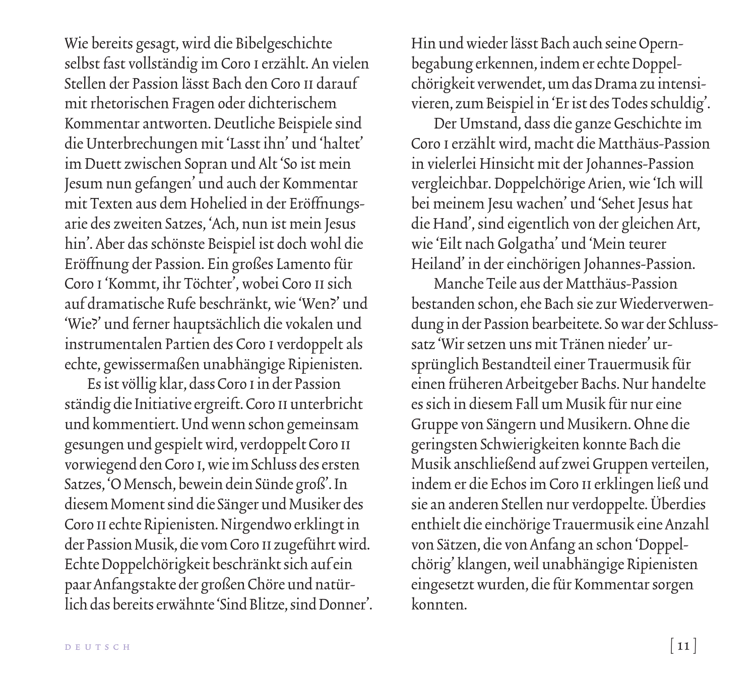Wie bereits gesagt, wird die Bibelgeschichte selbst fast vollständig im Coro I erzählt. An vielen Stellen der Passion lässt Bach den Coro II darauf mit rhetorischen Fragen oder dichterischem Kommentar antworten. Deutliche Beispiele sind die Unterbrechungen mit 'Lasst ihn' und 'haltet' im Duett zwischen Sopran und Alt 'So ist mein Jesum nun gefangen' und auch der Kommentar mit Texten aus dem Hohelied in der Eröffnungsarie des zweiten Satzes, 'Ach, nun ist mein Jesus hin'. Aber das schönste Beispiel ist doch wohl die Eröffnung der Passion. Ein großes Lamento für Coro I 'Kommt, ihr Töchter', wobei Coro II sich auf dramatische Rufe beschränkt, wie 'Wen?' und 'Wie?' und ferner hauptsächlich die vokalen und instrumentalen Partien des Coro I verdoppelt als echte, gewissermaßen unabhängige Ripienisten.

Es ist völlig klar, dass Coro I in der Passion ständig die Initiative ergreift. Coro II unterbricht und kommentiert. Und wenn schon gemeinsam gesungen und gespielt wird, verdoppelt Coro II vorwiegend den Coro I, wie im Schluss des ersten Satzes, 'O Mensch, bewein dein Sünde groß'. In diesem Moment sind die Sänger und Musiker des Coro II echte Ripienisten. Nirgendwo erklingt in der Passion Musik, die vom Coro II zugeführt wird. Echte Doppelchörigkeit beschränkt sich auf ein paar Anfangstakte der großen Chöre und natürlich das bereits erwähnte 'Sind Blitze, sind Donner'. Hin und wieder lässt Bach auch seine Opernbegabung erkennen, indem er echte Doppelchörigkeit verwendet, um das Drama zu intensivieren, zum Beispiel in 'Er ist des Todes schuldig'.

Der Umstand, dass die ganze Geschichte im Coro I erzählt wird, macht die Matthäus-Passion in vielerlei Hinsicht mit der Johannes-Passion vergleichbar. Doppelchörige Arien, wie 'Ich will bei meinem Jesu wachen' und 'Sehet Jesus hat die Hand', sind eigentlich von der gleichen Art, wie 'Eilt nach Golgatha' und 'Mein teurer Heiland' in der einchörigen Johannes-Passion.

Manche Teile aus der Matthäus-Passion bestanden schon, ehe Bach sie zur Wiederverwendung in der Passion bearbeitete. So war der Schlusssatz 'Wir setzen uns mit Tränen nieder' ursprünglich Bestandteil einer Trauermusik für einen früheren Arbeitgeber Bachs. Nur handelte es sich in diesem Fall um Musik für nur eine Gruppe von Sängern und Musikern. Ohne die geringsten Schwierigkeiten konnte Bach die Musik anschließend auf zwei Gruppen verteilen, indem er die Echos im Coro II erklingen ließ und sie an anderen Stellen nur verdoppelte. Überdies enthielt die einchörige Trauermusik eine Anzahl von Sätzen, die von Anfang an schon 'Doppelchörig' klangen, weil unabhängige Ripienisten eingesetzt wurden, die für Kommentar sorgen konnten.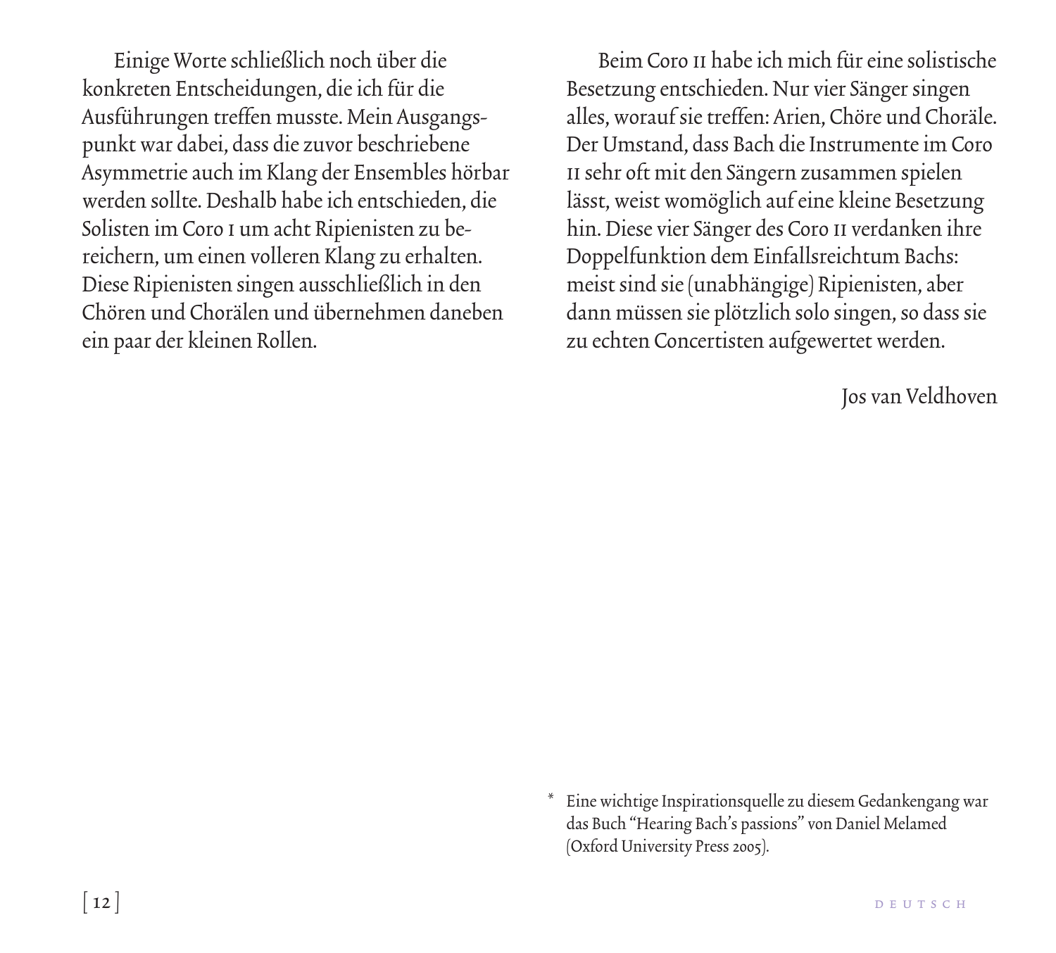Einige Worte schließlich noch über die konkreten Entscheidungen, die ich für die Ausführungen treffen musste. Mein Ausgangspunkt war dabei, dass die zuvor beschriebene Asymmetrie auch im Klang der Ensembles hörbar werden sollte. Deshalb habe ich entschieden, die Solisten im Coro I um acht Ripienisten zu bereichern, um einen volleren Klang zu erhalten. Diese Ripienisten singen ausschließlich in den Chören und Chorälen und übernehmen daneben ein paar der kleinen Rollen.

Beim Coro II habe ich mich für eine solistische Besetzung entschieden. Nur vier Sänger singen alles, worauf sie treffen: Arien, Chöre und Choräle. Der Umstand, dass Bach die Instrumente im Coro II sehr oft mit den Sängern zusammen spielen lässt, weist womöglich auf eine kleine Besetzung hin. Diese vier Sänger des Coro II verdanken ihre Doppelfunktion dem Einfallsreichtum Bachs: meist sind sie (unabhängige) Ripienisten, aber dann müssen sie plötzlich solo singen, so dass sie zu echten Concertisten aufgewertet werden.

Jos van Veldhoven

\* Eine wichtige Inspirationsquelle zu diesem Gedankengang war das Buch “Hearing Bach’s passions” von Daniel Melamed (Oxford University Press 2005).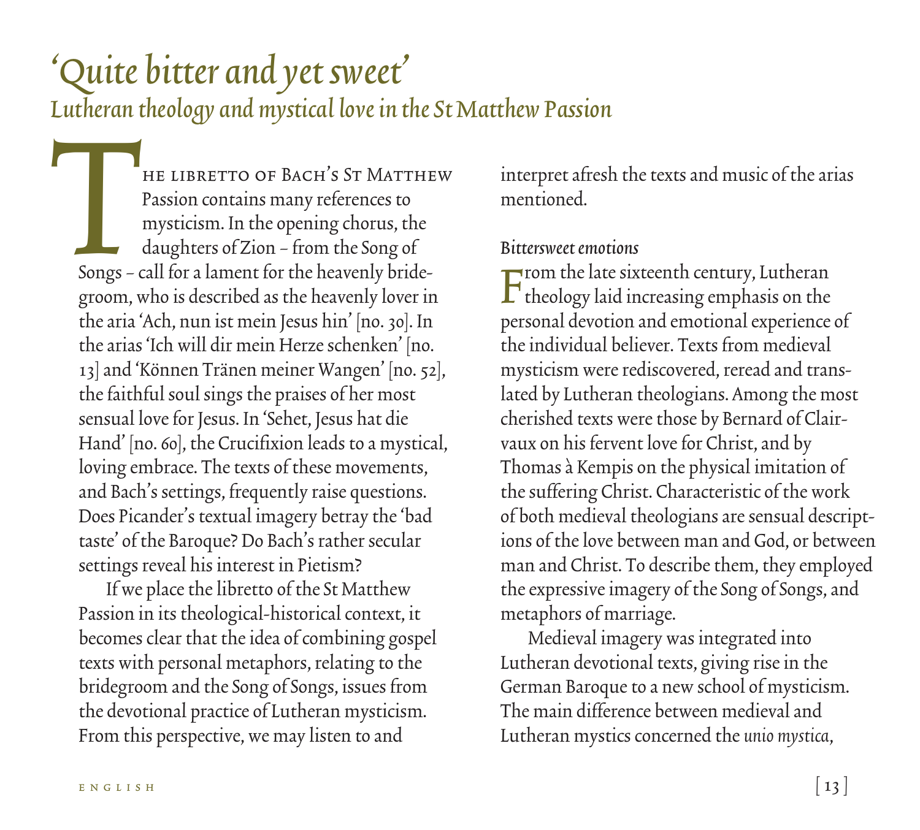# *'Quite bitter and yet sweet'*

## *Lutheran theology and mystical love in the St Matthew Passion*

The libretto of Bach's St Matthew Passion contains many references to mysticism. In the opening chorus, the daughters of Zion – from the Song of Songs – call for a lament for the heavenly bridegroom, who is described as the heavenly lover in the aria 'Ach, nun ist mein Jesus hin' [no. 30]. In the arias 'Ich will dir mein Herze schenken' [no. 13] and 'Können Tränen meiner Wangen' [no. 52], the faithful soul sings the praises of her most sensual love for Jesus. In 'Sehet, Jesus hat die Hand' [no. 60], the Crucifixion leads to a mystical, loving embrace. The texts of these movements, and Bach's settings, frequently raise questions. Does Picander's textual imagery betray the 'bad taste' of the Baroque? Do Bach's rather secular settings reveal his interest in Pietism?

If we place the libretto of the St Matthew Passion in its theological-historical context, it becomes clear that the idea of combining gospel texts with personal metaphors, relating to the bridegroom and the Song of Songs, issues from the devotional practice of Lutheran mysticism. From this perspective, we may listen to and interpret afresh the texts and music of the arias mentioned.

### *Bittersweet emotions*

From the late sixteenth century, Lutheran theology laid increasing emphasis on the personal devotion and emotional experience of the individual believer. Texts from medieval mysticism were rediscovered, reread and translated by Lutheran theologians. Among the most cherished texts were those by Bernard of Clairvaux on his fervent love for Christ, and by Thomas à Kempis on the physical imitation of the suffering Christ. Characteristic of the work of both medieval theologians are sensual descriptions of the love between man and God, or between man and Christ. To describe them, they employed the expressive imagery of the Song of Songs, and metaphors of marriage.

Medieval imagery was integrated into Lutheran devotional texts, giving rise in the German Baroque to a new school of mysticism. The main difference between medieval and Lutheran mystics concerned the *unio mystica*,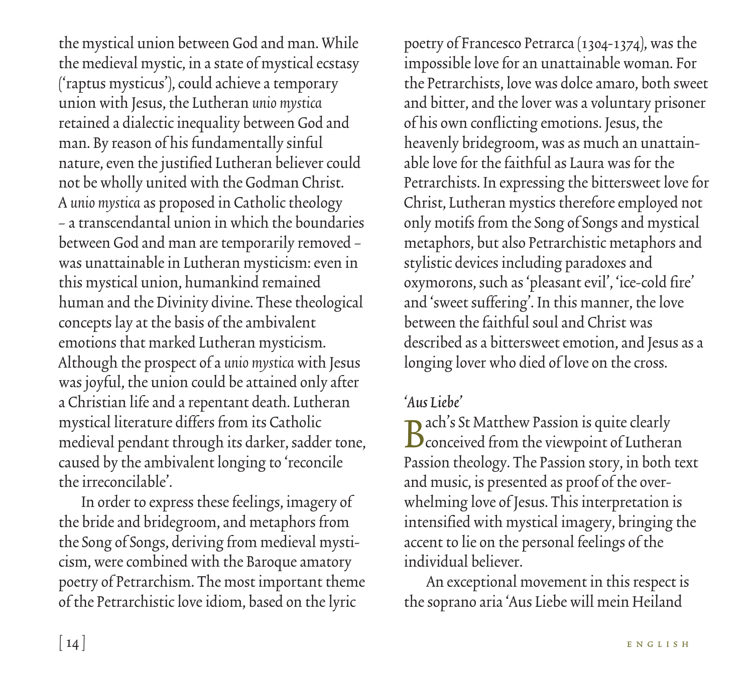the mystical union between God and man. While the medieval mystic, in a state of mystical ecstasy ('raptus mysticus'), could achieve a temporary union with Jesus, the Lutheran *unio mystica* retained a dialectic inequality between God and man. By reason of his fundamentally sinful nature, even the justified Lutheran believer could not be wholly united with the Godman Christ. A *unio mystica* as proposed in Catholic theology – a transcendantal union in which the boundaries between God and man are temporarily removed – was unattainable in Lutheran mysticism: even in this mystical union, humankind remained human and the Divinity divine. These theological concepts lay at the basis of the ambivalent emotions that marked Lutheran mysticism. Although the prospect of a *unio mystica* with Jesus was joyful, the union could be attained only after a Christian life and a repentant death. Lutheran mystical literature differs from its Catholic medieval pendant through its darker, sadder tone, caused by the ambivalent longing to 'reconcile the irreconcilable'.

In order to express these feelings, imagery of the bride and bridegroom, and metaphors from the Song of Songs, deriving from medieval mysticism, were combined with the Baroque amatory poetry of Petrarchism. The most important theme of the Petrarchistic love idiom, based on the lyric poetry of Francesco Petrarca (1304-1374), was the impossible love for an unattainable woman. For the Petrarchists, love was dolce amaro, both sweet and bitter, and the lover was a voluntary prisoner of his own conflicting emotions. Jesus, the heavenly bridegroom, was as much an unattainable love for the faithful as Laura was for the Petrarchists. In expressing the bittersweet love for Christ, Lutheran mystics therefore employed not only motifs from the Song of Songs and mystical metaphors, but also Petrarchistic metaphors and stylistic devices including paradoxes and oxymorons, such as 'pleasant evil', 'ice-cold fire' and 'sweet suffering'. In this manner, the love between the faithful soul and Christ was described as a bittersweet emotion, and Jesus as a longing lover who died of love on the cross.

### *'Aus Liebe'*

Bach's St Matthew Passion is quite clearly conceived from the viewpoint of Lutheran Passion theology. The Passion story, in both text and music, is presented as proof of the overwhelming love of Jesus. This interpretation is intensified with mystical imagery, bringing the accent to lie on the personal feelings of the individual believer.

An exceptional movement in this respect is the soprano aria 'Aus Liebe will mein Heiland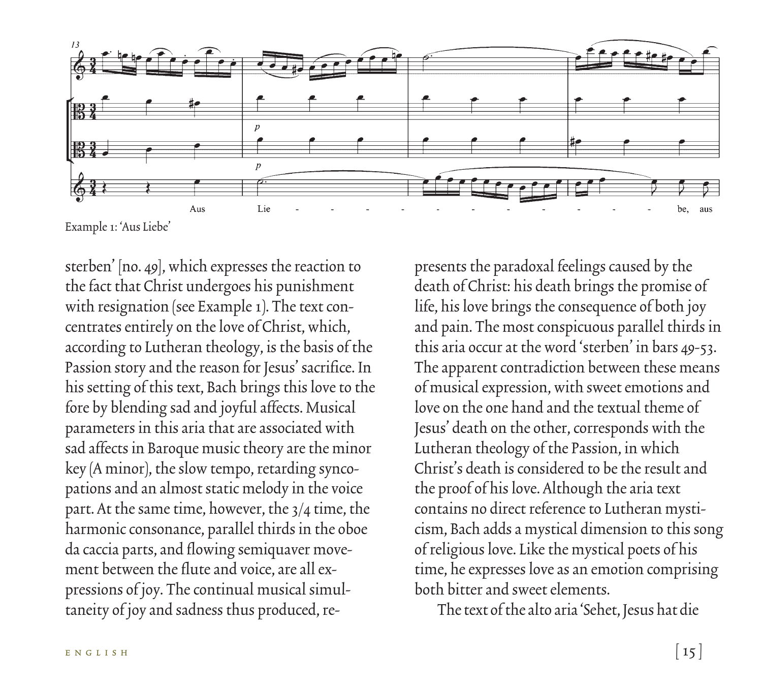Example 1: 'Aus Liebe'

sterben' [no. 49], which expresses the reaction to the fact that Christ undergoes his punishment with resignation (see Example 1). The text concentrates entirely on the love of Christ, which, according to Lutheran theology, is the basis of the Passion story and the reason for Jesus' sacrifice. In his setting of this text, Bach brings this love to the fore by blending sad and joyful affects. Musical parameters in this aria that are associated with sad affects in Baroque music theory are the minor key (A minor), the slow tempo, retarding syncopations and an almost static melody in the voice part. At the same time, however, the 3/4 time, the harmonic consonance, parallel thirds in the oboe da caccia parts, and flowing semiquaver movement between the flute and voice, are all expressions of joy. The continual musical simultaneity of joy and sadness thus produced, represents the paradoxal feelings caused by the death of Christ: his death brings the promise of life, his love brings the consequence of both joy and pain. The most conspicuous parallel thirds in this aria occur at the word 'sterben' in bars 49-53. The apparent contradiction between these means of musical expression, with sweet emotions and love on the one hand and the textual theme of Jesus' death on the other, corresponds with the Lutheran theology of the Passion, in which Christ's death is considered to be the result and the proof of his love. Although the aria text contains no direct reference to Lutheran mysticism, Bach adds a mystical dimension to this song of religious love. Like the mystical poets of his time, he expresses love as an emotion comprising both bitter and sweet elements.

The text of the alto aria 'Sehet, Jesus hat die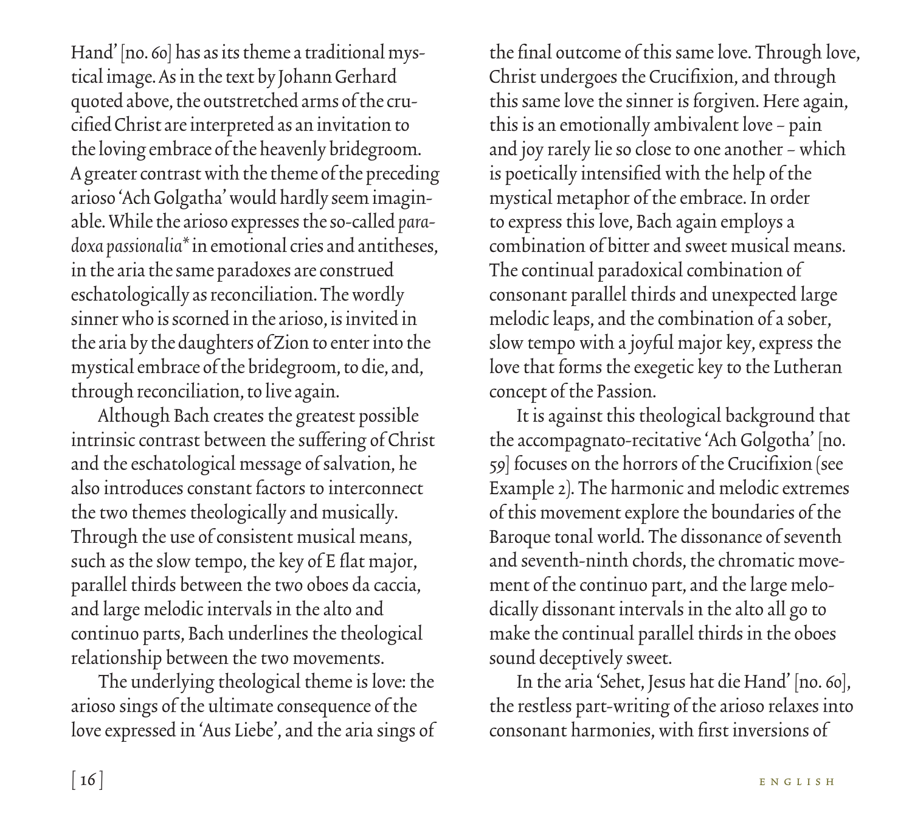Hand' [no. 60] has as its theme a traditional mystical image. As in the text by Johann Gerhard quoted above, the outstretched arms of the crucified Christ are interpreted as an invitation to the loving embrace of the heavenly bridegroom. A greater contrast with the theme of the preceding arioso 'Ach Golgatha' would hardly seem imaginable. While the arioso expresses the so-called *paradoxa passionalia** in emotional cries and antitheses, in the aria the same paradoxes are construed eschatologically as reconciliation. The wordly sinner who is scorned in the arioso, is invited in the aria by the daughters of Zion to enter into the mystical embrace of the bridegroom, to die, and, through reconciliation, to live again.

Although Bach creates the greatest possible intrinsic contrast between the suffering of Christ and the eschatological message of salvation, he also introduces constant factors to interconnect the two themes theologically and musically. Through the use of consistent musical means, such as the slow tempo, the key of E flat major, parallel thirds between the two oboes da caccia, and large melodic intervals in the alto and continuo parts, Bach underlines the theological relationship between the two movements.

The underlying theological theme is love: the arioso sings of the ultimate consequence of the love expressed in 'Aus Liebe', and the aria sings of the final outcome of this same love. Through love, Christ undergoes the Crucifixion, and through this same love the sinner is forgiven. Here again, this is an emotionally ambivalent love – pain and joy rarely lie so close to one another – which is poetically intensified with the help of the mystical metaphor of the embrace. In order to express this love, Bach again employs a combination of bitter and sweet musical means. The continual paradoxical combination of consonant parallel thirds and unexpected large melodic leaps, and the combination of a sober, slow tempo with a joyful major key, express the love that forms the exegetic key to the Lutheran concept of the Passion.

It is against this theological background that the accompagnato-recitative 'Ach Golgotha' [no. 59] focuses on the horrors of the Crucifixion (see Example 2). The harmonic and melodic extremes of this movement explore the boundaries of the Baroque tonal world. The dissonance of seventh and seventh-ninth chords, the chromatic movement of the continuo part, and the large melodically dissonant intervals in the alto all go to make the continual parallel thirds in the oboes sound deceptively sweet.

In the aria 'Sehet, Jesus hat die Hand' [no. 60], the restless part-writing of the arioso relaxes into consonant harmonies, with first inversions of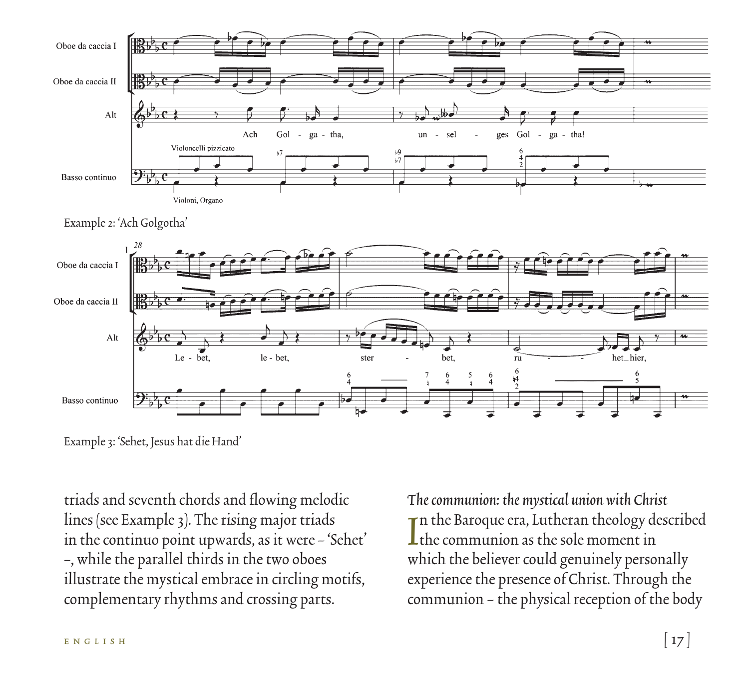Example 2: 'Ach Golgotha'

Example 3: 'Sehet, Jesus hat die Hand'

triads and seventh chords and flowing melodic lines (see Example 3). The rising major triads in the continuo point upwards, as it were – 'Sehet' –, while the parallel thirds in the two oboes illustrate the mystical embrace in circling motifs, complementary rhythms and crossing parts.

### *The communion: the mystical union with Christ*

In the Baroque era, Lutheran theology described the communion as the sole moment in which the believer could genuinely personally experience the presence of Christ. Through the communion – the physical reception of the body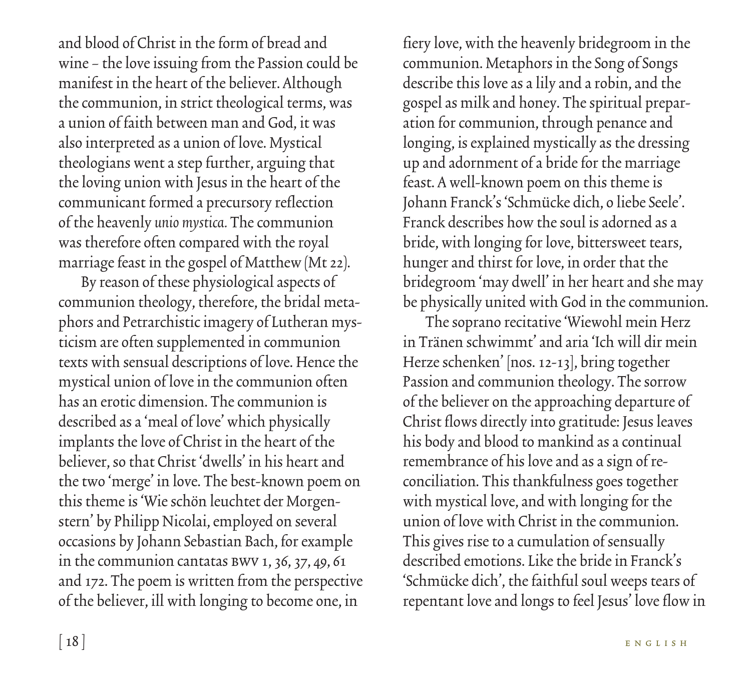and blood of Christ in the form of bread and wine – the love issuing from the Passion could be manifest in the heart of the believer. Although the communion, in strict theological terms, was a union of faith between man and God, it was also interpreted as a union of love. Mystical theologians went a step further, arguing that the loving union with Jesus in the heart of the communicant formed a precursory reflection of the heavenly *unio mystica.* The communion was therefore often compared with the royal marriage feast in the gospel of Matthew (Mt 22).

By reason of these physiological aspects of communion theology, therefore, the bridal metaphors and Petrarchistic imagery of Lutheran mysticism are often supplemented in communion texts with sensual descriptions of love. Hence the mystical union of love in the communion often has an erotic dimension. The communion is described as a 'meal of love' which physically implants the love of Christ in the heart of the believer, so that Christ 'dwells' in his heart and the two 'merge' in love. The best-known poem on this theme is 'Wie schön leuchtet der Morgenstern' by Philipp Nicolai, employed on several occasions by Johann Sebastian Bach, for example in the communion cantatas BWV 1, 36, 37, 49, 61 and 172. The poem is written from the perspective of the believer, ill with longing to become one, in fiery love, with the heavenly bridegroom in the communion. Metaphors in the Song of Songs describe this love as a lily and a robin, and the gospel as milk and honey. The spiritual preparation for communion, through penance and longing, is explained mystically as the dressing up and adornment of a bride for the marriage feast. A well-known poem on this theme is Johann Franck's 'Schmücke dich, o liebe Seele'. Franck describes how the soul is adorned as a bride, with longing for love, bittersweet tears, hunger and thirst for love, in order that the bridegroom 'may dwell' in her heart and she may be physically united with God in the communion.

The soprano recitative 'Wiewohl mein Herz in Tränen schwimmt' and aria 'Ich will dir mein Herze schenken' [nos. 12-13], bring together Passion and communion theology. The sorrow of the believer on the approaching departure of Christ flows directly into gratitude: Jesus leaves his body and blood to mankind as a continual remembrance of his love and as a sign of reconciliation. This thankfulness goes together with mystical love, and with longing for the union of love with Christ in the communion. This gives rise to a cumulation of sensually described emotions. Like the bride in Franck's 'Schmücke dich', the faithful soul weeps tears of repentant love and longs to feel Jesus' love flow in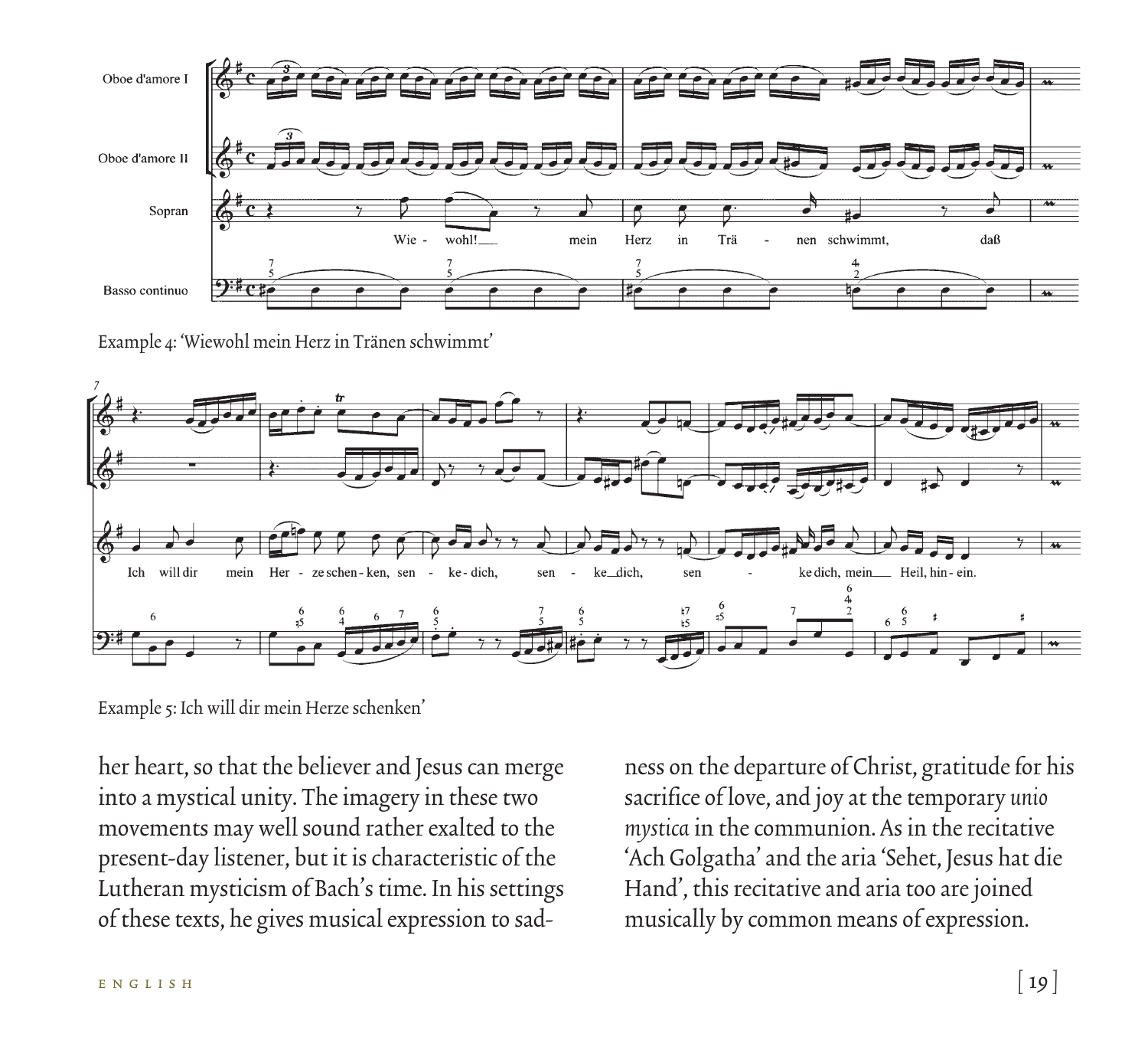Example 4: 'Wiewohl mein Herz in Tränen schwimmt'

Example 5: Ich will dir mein Herze schenken'

her heart, so that the believer and Jesus can merge into a mystical unity. The imagery in these two movements may well sound rather exalted to the present-day listener, but it is characteristic of the Lutheran mysticism of Bach's time. In his settings of these texts, he gives musical expression to sadness on the departure of Christ, gratitude for his sacrifice of love, and joy at the temporary *unio mystica* in the communion. As in the recitative 'Ach Golgatha' and the aria 'Sehet, Jesus hat die Hand', this recitative and aria too are joined musically by common means of expression.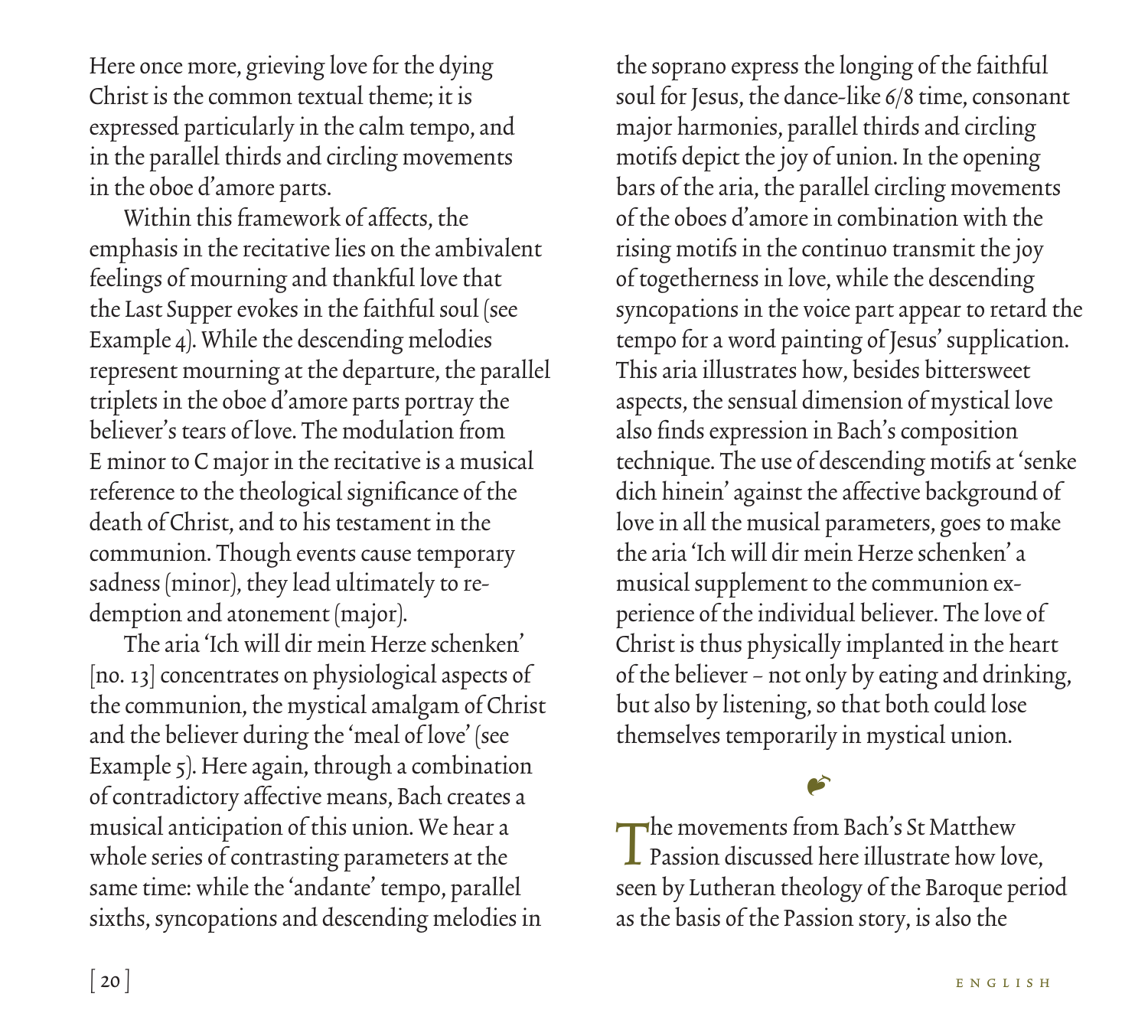Here once more, grieving love for the dying Christ is the common textual theme; it is expressed particularly in the calm tempo, and in the parallel thirds and circling movements in the oboe d'amore parts.

Within this framework of affects, the emphasis in the recitative lies on the ambivalent feelings of mourning and thankful love that the Last Supper evokes in the faithful soul (see Example 4). While the descending melodies represent mourning at the departure, the parallel triplets in the oboe d'amore parts portray the believer's tears of love. The modulation from E minor to C major in the recitative is a musical reference to the theological significance of the death of Christ, and to his testament in the communion. Though events cause temporary sadness (minor), they lead ultimately to redemption and atonement (major).

The aria 'Ich will dir mein Herze schenken' [no. 13] concentrates on physiological aspects of the communion, the mystical amalgam of Christ and the believer during the 'meal of love' (see Example 5). Here again, through a combination of contradictory affective means, Bach creates a musical anticipation of this union. We hear a whole series of contrasting parameters at the same time: while the 'andante' tempo, parallel sixths, syncopations and descending melodies in the soprano express the longing of the faithful soul for Jesus, the dance-like 6/8 time, consonant major harmonies, parallel thirds and circling motifs depict the joy of union. In the opening bars of the aria, the parallel circling movements of the oboes d'amore in combination with the rising motifs in the continuo transmit the joy of togetherness in love, while the descending syncopations in the voice part appear to retard the tempo for a word painting of Jesus' supplication. This aria illustrates how, besides bittersweet aspects, the sensual dimension of mystical love also finds expression in Bach's composition technique. The use of descending motifs at 'senke dich hinein' against the affective background of love in all the musical parameters, goes to make the aria 'Ich will dir mein Herze schenken' a musical supplement to the communion experience of the individual believer. The love of Christ is thus physically implanted in the heart of the believer – not only by eating and drinking, but also by listening, so that both could lose themselves temporarily in mystical union.

❧

The movements from Bach's St Matthew Passion discussed here illustrate how love, seen by Lutheran theology of the Baroque period as the basis of the Passion story, is also the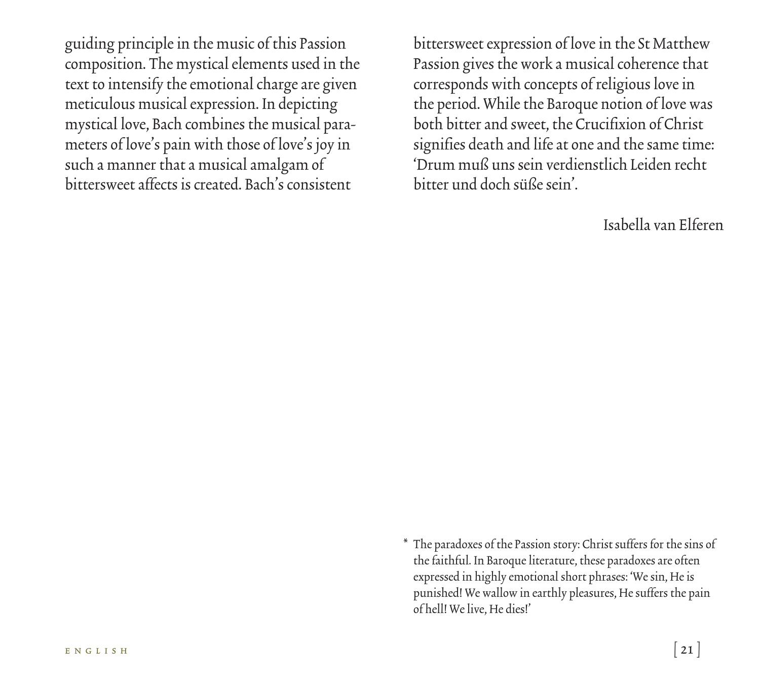guiding principle in the music of this Passion composition. The mystical elements used in the text to intensify the emotional charge are given meticulous musical expression. In depicting mystical love, Bach combines the musical parameters of love's pain with those of love's joy in such a manner that a musical amalgam of bittersweet affects is created. Bach's consistent bittersweet expression of love in the St Matthew Passion gives the work a musical coherence that corresponds with concepts of religious love in the period. While the Baroque notion of love was both bitter and sweet, the Crucifixion of Christ signifies death and life at one and the same time: 'Drum muß uns sein verdienstlich Leiden recht bitter und doch süße sein'.

Isabella van Elferen

\* The paradoxes of the Passion story: Christ suffers for the sins of the faithful. In Baroque literature, these paradoxes are often expressed in highly emotional short phrases: 'We sin, He is punished! We wallow in earthly pleasures, He suffers the pain of hell! We live, He dies!'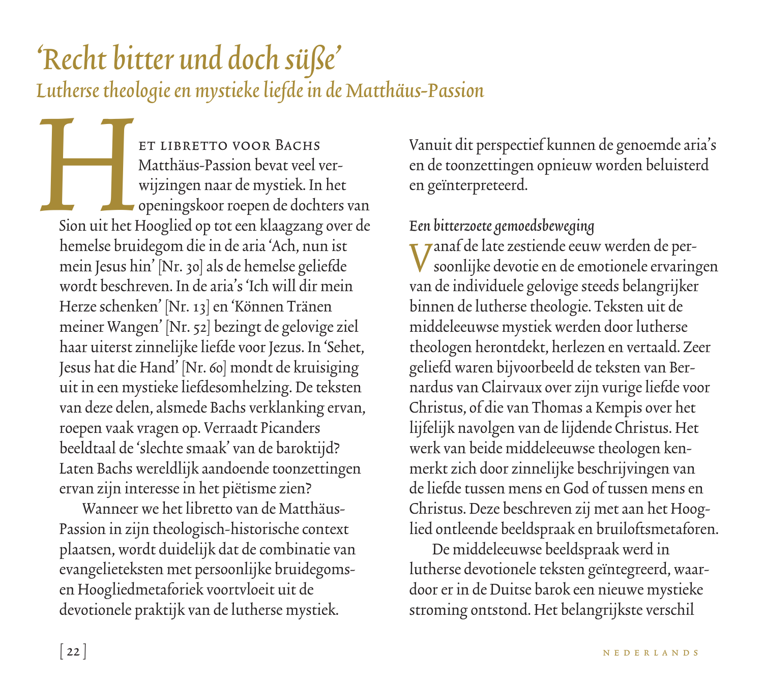# *'Recht bitter und doch süße'*

## *Lutherse theologie en mystieke liefde in de Matthäus-Passion*

Het libretto voor Bachs Matthäus-Passion bevat veel verwijzingen naar de mystiek. In het openingskoor roepen de dochters van Sion uit het Hooglied op tot een klaagzang over de hemelse bruidegom die in de aria 'Ach, nun ist mein Jesus hin' [Nr. 30] als de hemelse geliefde wordt beschreven. In de aria's 'Ich will dir mein Herze schenken' [Nr. 13] en 'Können Tränen meiner Wangen' [Nr. 52] bezingt de gelovige ziel haar uiterst zinnelijke liefde voor Jezus. In 'Sehet, Jesus hat die Hand' [Nr. 60] mondt de kruisiging uit in een mystieke liefdesomhelzing. De teksten van deze delen, alsmede Bachs verklanking ervan, roepen vaak vragen op. Verraadt Picanders beeldtaal de 'slechte smaak' van de baroktijd? Laten Bachs wereldlijk aandoende toonzettingen ervan zijn interesse in het piëtisme zien?

Wanneer we het libretto van de Matthäus-Passion in zijn theologisch-historische context plaatsen, wordt duidelijk dat de combinatie van evangelieteksten met persoonlijke bruidegoms- en Hoogliedmetaforiek voortvloeit uit de devotionele praktijk van de lutherse mystiek. Vanuit dit perspectief kunnen de genoemde aria's en de toonzettingen opnieuw worden beluisterd en geïnterpreteerd.

### *Een bitterzoete gemoedsbeweging*

Vanaf de late zestiende eeuw werden de persoonlijke devotie en de emotionele ervaringen van de individuele gelovige steeds belangrijker binnen de lutherse theologie. Teksten uit de middeleeuwse mystiek werden door lutherse theologen herontdekt, herlezen en vertaald. Zeer geliefd waren bijvoorbeeld de teksten van Bernardus van Clairvaux over zijn vurige liefde voor Christus, of die van Thomas a Kempis over het lijfelijk navolgen van de lijdende Christus. Het werk van beide middeleeuwse theologen kenmerkt zich door zinnelijke beschrijvingen van de liefde tussen mens en God of tussen mens en Christus. Deze beschreven zij met aan het Hooglied ontleende beeldspraak en bruiloftsmetaforen.

De middeleeuwse beeldspraak werd in lutherse devotionele teksten geïntegreerd, waardoor er in de Duitse barok een nieuwe mystieke stroming ontstond. Het belangrijkste verschil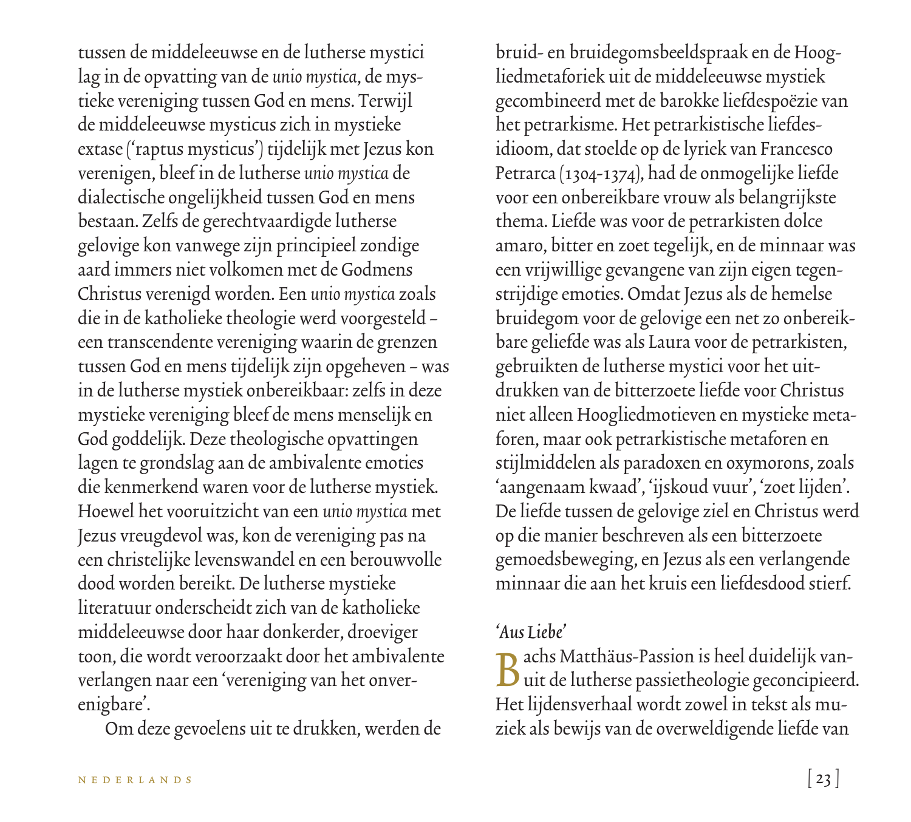tussen de middeleeuwse en de lutherse mystici lag in de opvatting van de *unio mystica*, de mystieke vereniging tussen God en mens. Terwijl de middeleeuwse mysticus zich in mystieke extase ('raptus mysticus') tijdelijk met Jezus kon verenigen, bleef in de lutherse *unio mystica* de dialectische ongelijkheid tussen God en mens bestaan. Zelfs de gerechtvaardigde lutherse gelovige kon vanwege zijn principieel zondige aard immers niet volkomen met de Godmens Christus verenigd worden. Een *unio mystica* zoals die in de katholieke theologie werd voorgesteld – een transcendente vereniging waarin de grenzen tussen God en mens tijdelijk zijn opgeheven – was in de lutherse mystiek onbereikbaar: zelfs in deze mystieke vereniging bleef de mens menselijk en God goddelijk. Deze theologische opvattingen lagen te grondslag aan de ambivalente emoties die kenmerkend waren voor de lutherse mystiek. Hoewel het vooruitzicht van een *unio mystica* met Jezus vreugdevol was, kon de vereniging pas na een christelijke levenswandel en een berouwvolle dood worden bereikt. De lutherse mystieke literatuur onderscheidt zich van de katholieke middeleeuwse door haar donkerder, droeviger toon, die wordt veroorzaakt door het ambivalente verlangen naar een 'vereniging van het onverenigbare'.

Om deze gevoelens uit te drukken, werden de bruid- en bruidegomsbeeldspraak en de Hoogliedmetaforiek uit de middeleeuwse mystiek gecombineerd met de barokke liefdespoëzie van het petrarkisme. Het petrarkistische liefdesidioom, dat stoelde op de lyriek van Francesco Petrarca (1304-1374), had de onmogelijke liefde voor een onbereikbare vrouw als belangrijkste thema. Liefde was voor de petrarkisten dolce amaro, bitter en zoet tegelijk, en de minnaar was een vrijwillige gevangene van zijn eigen tegenstrijdige emoties. Omdat Jezus als de hemelse bruidegom voor de gelovige een net zo onbereikbare geliefde was als Laura voor de petrarkisten, gebruikten de lutherse mystici voor het uitdrukken van de bitterzoete liefde voor Christus niet alleen Hoogliedmotieven en mystieke metaforen, maar ook petrarkistische metaforen en stijlmiddelen als paradoxen en oxymorons, zoals 'aangenaam kwaad', 'ijskoud vuur', 'zoet lijden'. De liefde tussen de gelovige ziel en Christus werd op die manier beschreven als een bitterzoete gemoedsbeweging, en Jezus als een verlangende minnaar die aan het kruis een liefdesdood stierf.

### *'Aus Liebe'*

Bachs Matthäus-Passion is heel duidelijk vanuit de lutherse passietheologie geconcipieerd. Het lijdensverhaal wordt zowel in tekst als muziek als bewijs van de overweldigende liefde van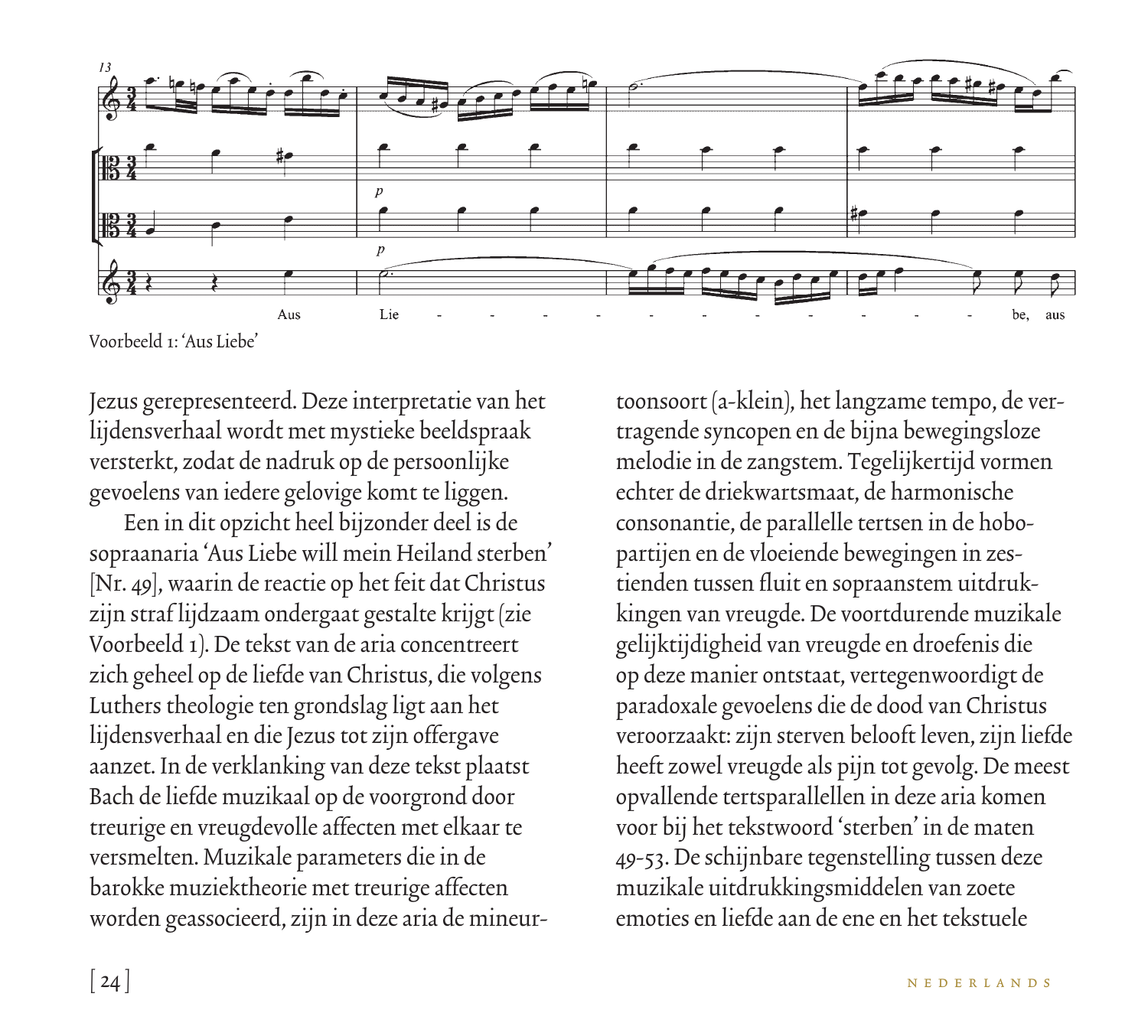Voorbeeld 1: 'Aus Liebe'

Jezus gerepresenteerd. Deze interpretatie van het lijdensverhaal wordt met mystieke beeldspraak versterkt, zodat de nadruk op de persoonlijke gevoelens van iedere gelovige komt te liggen.

Een in dit opzicht heel bijzonder deel is de sopraanaria 'Aus Liebe will mein Heiland sterben' [Nr. 49], waarin de reactie op het feit dat Christus zijn straf lijdzaam ondergaat gestalte krijgt (zie Voorbeeld 1). De tekst van de aria concentreert zich geheel op de liefde van Christus, die volgens Luthers theologie ten grondslag ligt aan het lijdensverhaal en die Jezus tot zijn offergave aanzet. In de verklanking van deze tekst plaatst Bach de liefde muzikaal op de voorgrond door treurige en vreugdevolle affecten met elkaar te versmelten. Muzikale parameters die in de barokke muziektheorie met treurige affecten worden geassocieerd, zijn in deze aria de mineurtoonsoort (a-klein), het langzame tempo, de vertragende syncopen en de bijna bewegingsloze melodie in de zangstem. Tegelijkertijd vormen echter de driekwartsmaat, de harmonische consonantie, de parallelle tertsen in de hobopartijen en de vloeiende bewegingen in zestienden tussen fluit en sopraanstem uitdrukkingen van vreugde. De voortdurende muzikale gelijktijdigheid van vreugde en droefenis die op deze manier ontstaat, vertegenwoordigt de paradoxale gevoelens die de dood van Christus veroorzaakt: zijn sterven belooft leven, zijn liefde heeft zowel vreugde als pijn tot gevolg. De meest opvallende tertsparallellen in deze aria komen voor bij het tekstwoord 'sterben' in de maten 49-53. De schijnbare tegenstelling tussen deze muzikale uitdrukkingsmiddelen van zoete emoties en liefde aan de ene en het tekstuele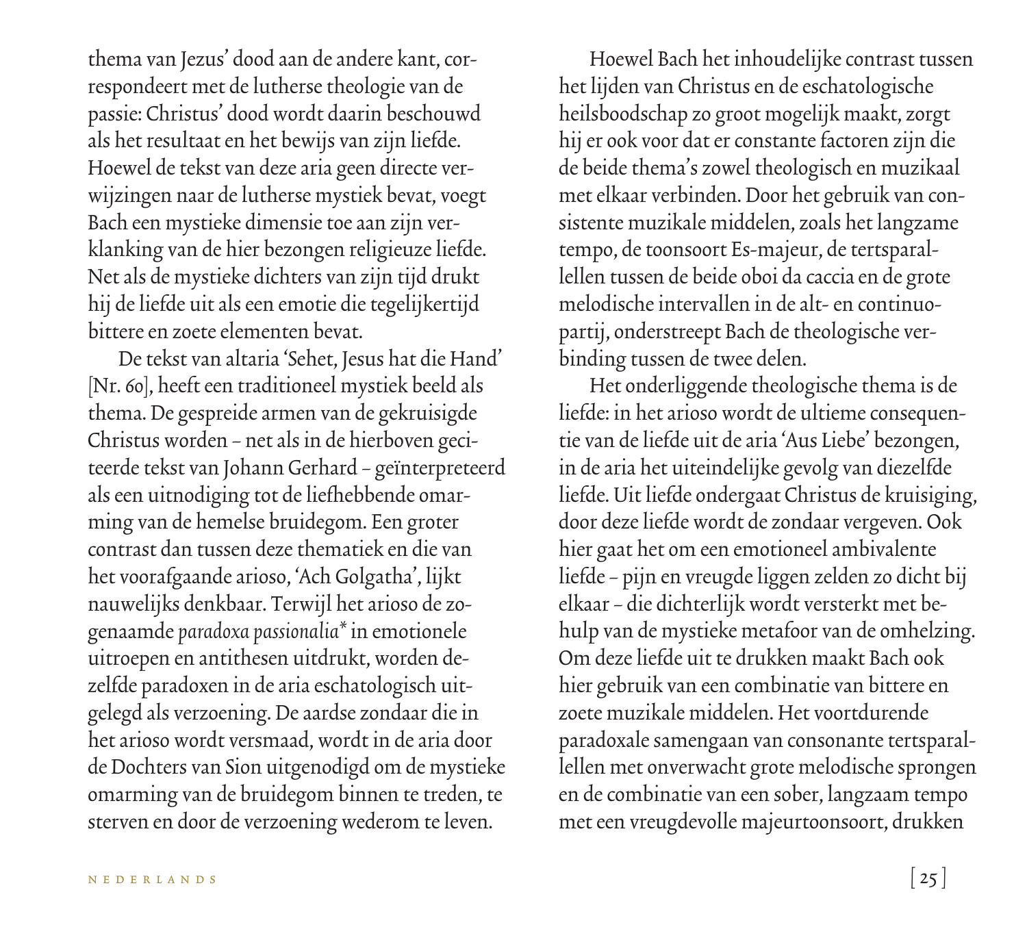thema van Jezus' dood aan de andere kant, correspondeert met de lutherse theologie van de passie: Christus' dood wordt daarin beschouwd als het resultaat en het bewijs van zijn liefde. Hoewel de tekst van deze aria geen directe verwijzingen naar de lutherse mystiek bevat, voegt Bach een mystieke dimensie toe aan zijn verklanking van de hier bezongen religieuze liefde. Net als de mystieke dichters van zijn tijd drukt hij de liefde uit als een emotie die tegelijkertijd bittere en zoete elementen bevat.

De tekst van altaria 'Sehet, Jesus hat die Hand' [Nr. 60], heeft een traditioneel mystiek beeld als thema. De gespreide armen van de gekruisigde Christus worden – net als in de hierboven geciteerde tekst van Johann Gerhard – geïnterpreteerd als een uitnodiging tot de liefhebbende omarming van de hemelse bruidegom. Een groter contrast dan tussen deze thematiek en die van het voorafgaande arioso, 'Ach Golgatha', lijkt nauwelijks denkbaar. Terwijl het arioso de zogenaamde *paradoxa passionalia** in emotionele uitroepen en antithesen uitdrukt, worden dezelfde paradoxen in de aria eschatologisch uitgelegd als verzoening. De aardse zondaar die in het arioso wordt versmaad, wordt in de aria door de Dochters van Sion uitgenodigd om de mystieke omarming van de bruidegom binnen te treden, te sterven en door de verzoening wederom te leven.

Hoewel Bach het inhoudelijke contrast tussen het lijden van Christus en de eschatologische heilsboodschap zo groot mogelijk maakt, zorgt hij er ook voor dat er constante factoren zijn die de beide thema's zowel theologisch en muzikaal met elkaar verbinden. Door het gebruik van consistente muzikale middelen, zoals het langzame tempo, de toonsoort Es-majeur, de tertsparallellen tussen de beide oboi da caccia en de grote melodische intervallen in de alt- en continuopartij, onderstreept Bach de theologische verbinding tussen de twee delen.

Het onderliggende theologische thema is de liefde: in het arioso wordt de ultieme consequentie van de liefde uit de aria 'Aus Liebe' bezongen, in de aria het uiteindelijke gevolg van diezelfde liefde. Uit liefde ondergaat Christus de kruisiging, door deze liefde wordt de zondaar vergeven. Ook hier gaat het om een emotioneel ambivalente liefde – pijn en vreugde liggen zelden zo dicht bij elkaar – die dichterlijk wordt versterkt met behulp van de mystieke metafoor van de omhelzing. Om deze liefde uit te drukken maakt Bach ook hier gebruik van een combinatie van bittere en zoete muzikale middelen. Het voortdurende paradoxale samengaan van consonante tertsparallellen met onverwacht grote melodische sprongen en de combinatie van een sober, langzaam tempo met een vreugdevolle majeurtoonsoort, drukken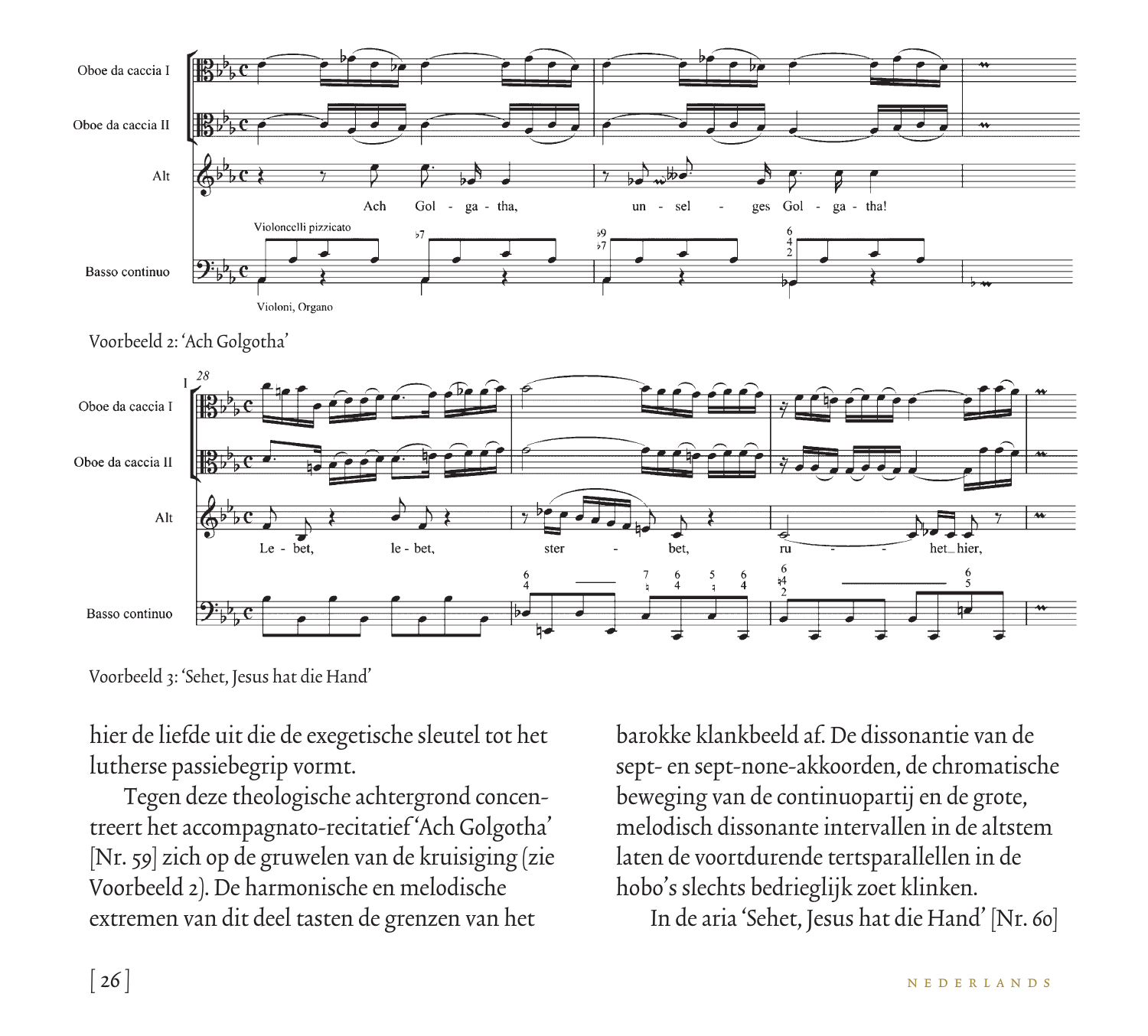Voorbeeld 2: 'Ach Golgotha'

Voorbeeld 3: 'Sehet, Jesus hat die Hand'

hier de liefde uit die de exegetische sleutel tot het lutherse passiebegrip vormt.

Tegen deze theologische achtergrond concentreert het accompagnato-recitatief 'Ach Golgotha' [Nr. 59] zich op de gruwelen van de kruisiging (zie Voorbeeld 2). De harmonische en melodische extremen van dit deel tasten de grenzen van het barokke klankbeeld af. De dissonantie van de sept- en sept-none-akkoorden, de chromatische beweging van de continuopartij en de grote, melodisch dissonante intervallen in de altstem laten de voortdurende tertsparallellen in de hobo's slechts bedrieglijk zoet klinken.

In de aria 'Sehet, Jesus hat die Hand' [Nr. 60]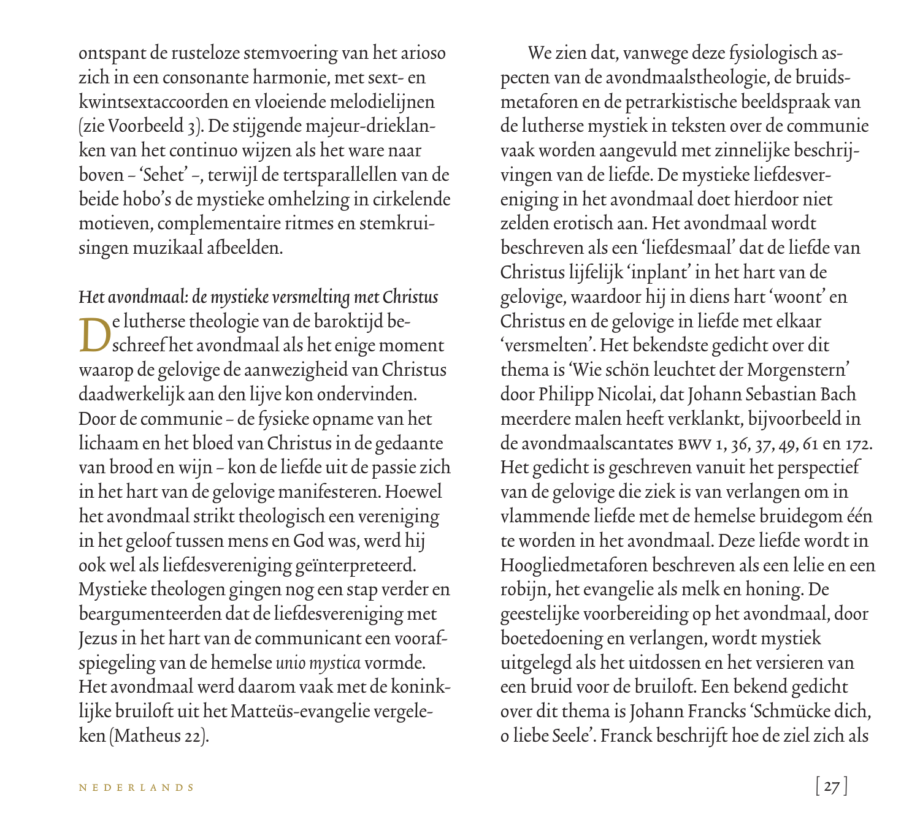ontspant de rusteloze stemvoering van het arioso zich in een consonante harmonie, met sext- en kwintsextaccoorden en vloeiende melodielijnen (zie Voorbeeld 3). De stijgende majeur-drieklanken van het continuo wijzen als het ware naar boven – 'Sehet' –, terwijl de tertsparallellen van de beide hobo's de mystieke omhelzing in cirkelende motieven, complementaire ritmes en stemkruisingen muzikaal afbeelden.

### *Het avondmaal: de mystieke versmelting met Christus*

De lutherse theologie van de baroktijd beschreef het avondmaal als het enige moment waarop de gelovige de aanwezigheid van Christus daadwerkelijk aan den lijve kon ondervinden. Door de communie – de fysieke opname van het lichaam en het bloed van Christus in de gedaante van brood en wijn – kon de liefde uit de passie zich in het hart van de gelovige manifesteren. Hoewel het avondmaal strikt theologisch een vereniging in het geloof tussen mens en God was, werd hij ook wel als liefdesvereniging geïnterpreteerd. Mystieke theologen gingen nog een stap verder en beargumenteerden dat de liefdesvereniging met Jezus in het hart van de communicant een voorafspiegeling van de hemelse *unio mystica* vormde. Het avondmaal werd daarom vaak met de koninklijke bruiloft uit het Matteüs-evangelie vergeleken (Matheus 22).

We zien dat, vanwege deze fysiologisch aspecten van de avondmaalstheologie, de bruidsmetaforen en de petrarkistische beeldspraak van de lutherse mystiek in teksten over de communie vaak worden aangevuld met zinnelijke beschrijvingen van de liefde. De mystieke liefdesvereniging in het avondmaal doet hierdoor niet zelden erotisch aan. Het avondmaal wordt beschreven als een 'liefdesmaal' dat de liefde van Christus lijfelijk 'inplant' in het hart van de gelovige, waardoor hij in diens hart 'woont' en Christus en de gelovige in liefde met elkaar 'versmelten'. Het bekendste gedicht over dit thema is 'Wie schön leuchtet der Morgenstern' door Philipp Nicolai, dat Johann Sebastian Bach meerdere malen heeft verklankt, bijvoorbeeld in de avondmaalscantates BWV 1, 36, 37, 49, 61 en 172. Het gedicht is geschreven vanuit het perspectief van de gelovige die ziek is van verlangen om in vlammende liefde met de hemelse bruidegom één te worden in het avondmaal. Deze liefde wordt in Hoogliedmetaforen beschreven als een lelie en een robijn, het evangelie als melk en honing. De geestelijke voorbereiding op het avondmaal, door boetedoening en verlangen, wordt mystiek uitgelegd als het uitdossen en het versieren van een bruid voor de bruiloft. Een bekend gedicht over dit thema is Johann Francks 'Schmücke dich, o liebe Seele'. Franck beschrijft hoe de ziel zich als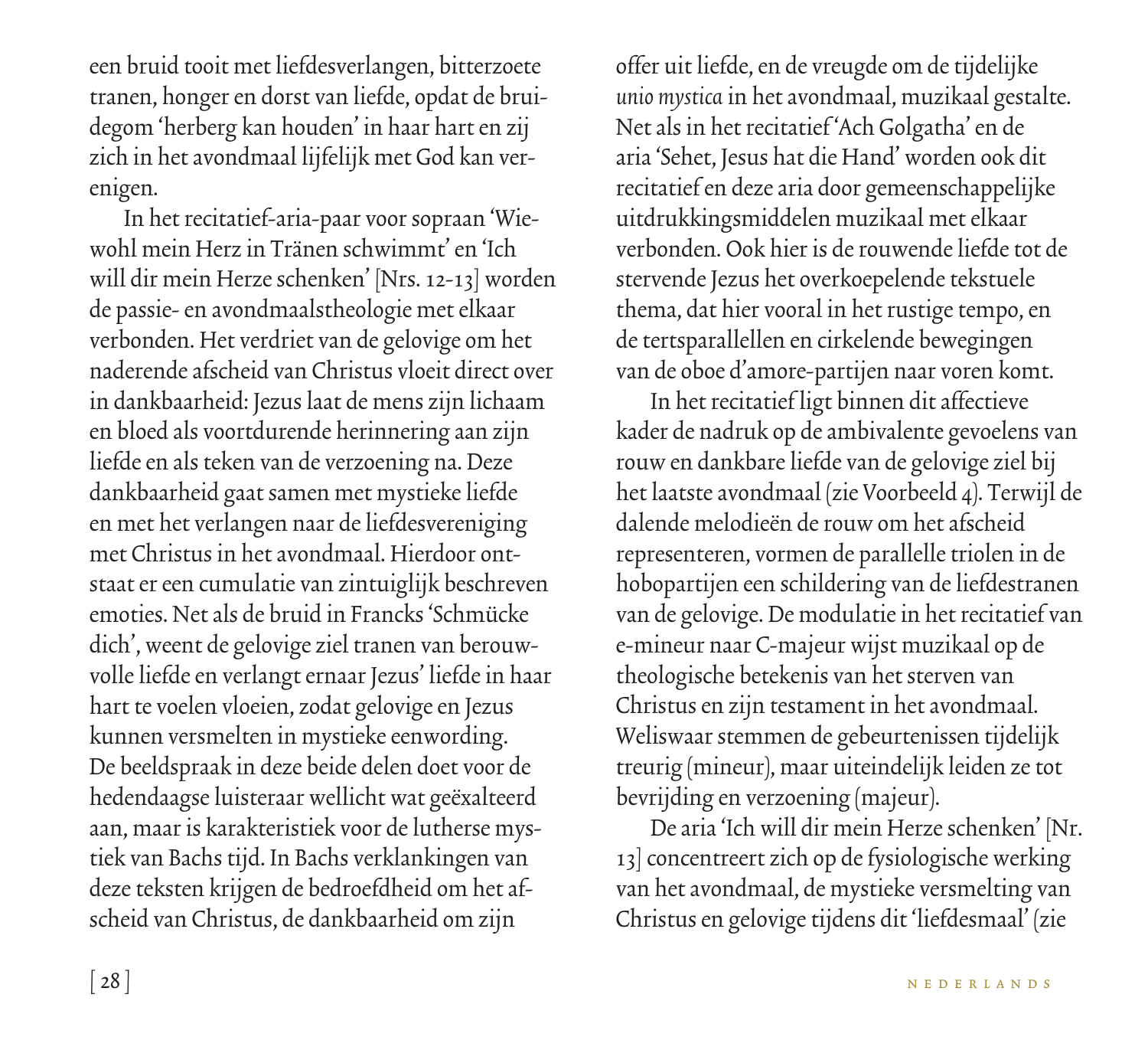een bruid tooit met liefdesverlangen, bitterzoete tranen, honger en dorst van liefde, opdat de bruidegom 'herberg kan houden' in haar hart en zij zich in het avondmaal lijfelijk met God kan verenigen.

In het recitatief-aria-paar voor sopraan 'Wiewohl mein Herz in Tränen schwimmt' en 'Ich will dir mein Herze schenken' [Nrs. 12-13] worden de passie- en avondmaalstheologie met elkaar verbonden. Het verdriet van de gelovige om het naderende afscheid van Christus vloeit direct over in dankbaarheid: Jezus laat de mens zijn lichaam en bloed als voortdurende herinnering aan zijn liefde en als teken van de verzoening na. Deze dankbaarheid gaat samen met mystieke liefde en met het verlangen naar de liefdesvereniging met Christus in het avondmaal. Hierdoor ontstaat er een cumulatie van zintuiglijk beschreven emoties. Net als de bruid in Francks 'Schmücke dich', weent de gelovige ziel tranen van berouwvolle liefde en verlangt ernaar Jezus' liefde in haar hart te voelen vloeien, zodat gelovige en Jezus kunnen versmelten in mystieke eenwording. De beeldspraak in deze beide delen doet voor de hedendaagse luisteraar wellicht wat geëxalteerd aan, maar is karakteristiek voor de lutherse mystiek van Bachs tijd. In Bachs verklankingen van deze teksten krijgen de bedroefdheid om het afscheid van Christus, de dankbaarheid om zijn offer uit liefde, en de vreugde om de tijdelijke *unio mystica* in het avondmaal, muzikaal gestalte. Net als in het recitatief 'Ach Golgatha' en de aria 'Sehet, Jesus hat die Hand' worden ook dit recitatief en deze aria door gemeenschappelijke uitdrukkingsmiddelen muzikaal met elkaar verbonden. Ook hier is de rouwende liefde tot de stervende Jezus het overkoepelende tekstuele thema, dat hier vooral in het rustige tempo, en de tertsparallellen en cirkelende bewegingen van de oboe d'amore-partijen naar voren komt.

In het recitatief ligt binnen dit affectieve kader de nadruk op de ambivalente gevoelens van rouw en dankbare liefde van de gelovige ziel bij het laatste avondmaal (zie Voorbeeld 4). Terwijl de dalende melodieën de rouw om het afscheid representeren, vormen de parallelle triolen in de hobopartijen een schildering van de liefdestranen van de gelovige. De modulatie in het recitatief van e-mineur naar C-majeur wijst muzikaal op de theologische betekenis van het sterven van Christus en zijn testament in het avondmaal. Weliswaar stemmen de gebeurtenissen tijdelijk treurig (mineur), maar uiteindelijk leiden ze tot bevrijding en verzoening (majeur).

De aria 'Ich will dir mein Herze schenken' [Nr. 13] concentreert zich op de fysiologische werking van het avondmaal, de mystieke versmelting van Christus en gelovige tijdens dit 'liefdesmaal' (zie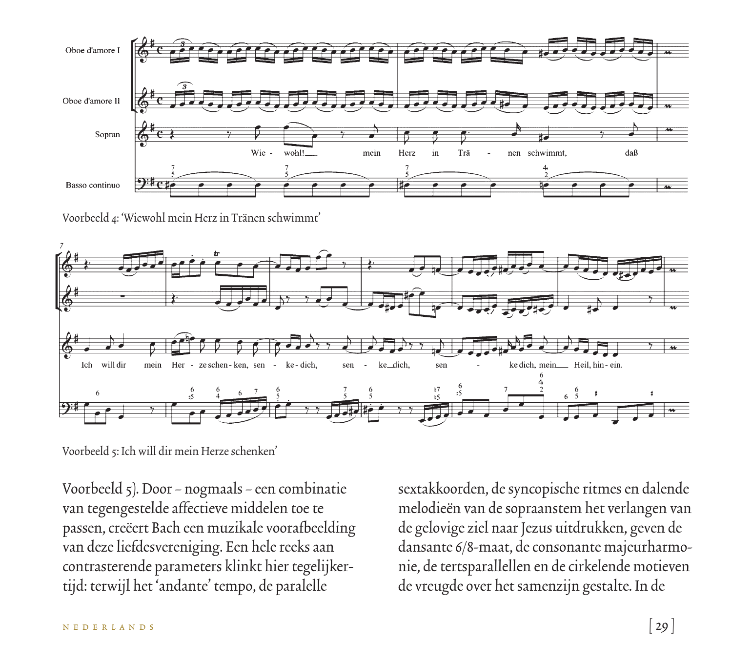Voorbeeld 4: 'Wiewohl mein Herz in Tränen schwimmt'

Voorbeeld 5: Ich will dir mein Herze schenken'

Voorbeeld 5). Door – nogmaals – een combinatie van tegengestelde affectieve middelen toe te passen, creëert Bach een muzikale voorafbeelding van deze liefdesvereniging. Een hele reeks aan contrasterende parameters klinkt hier tegelijkertijd: terwijl het 'andante' tempo, de paralelle sextakkoorden, de syncopische ritmes en dalende melodieën van de sopraanstem het verlangen van de gelovige ziel naar Jezus uitdrukken, geven de dansante 6/8-maat, de consonante majeurharmonie, de tertsparallellen en de cirkelende motieven de vreugde over het samenzijn gestalte. In de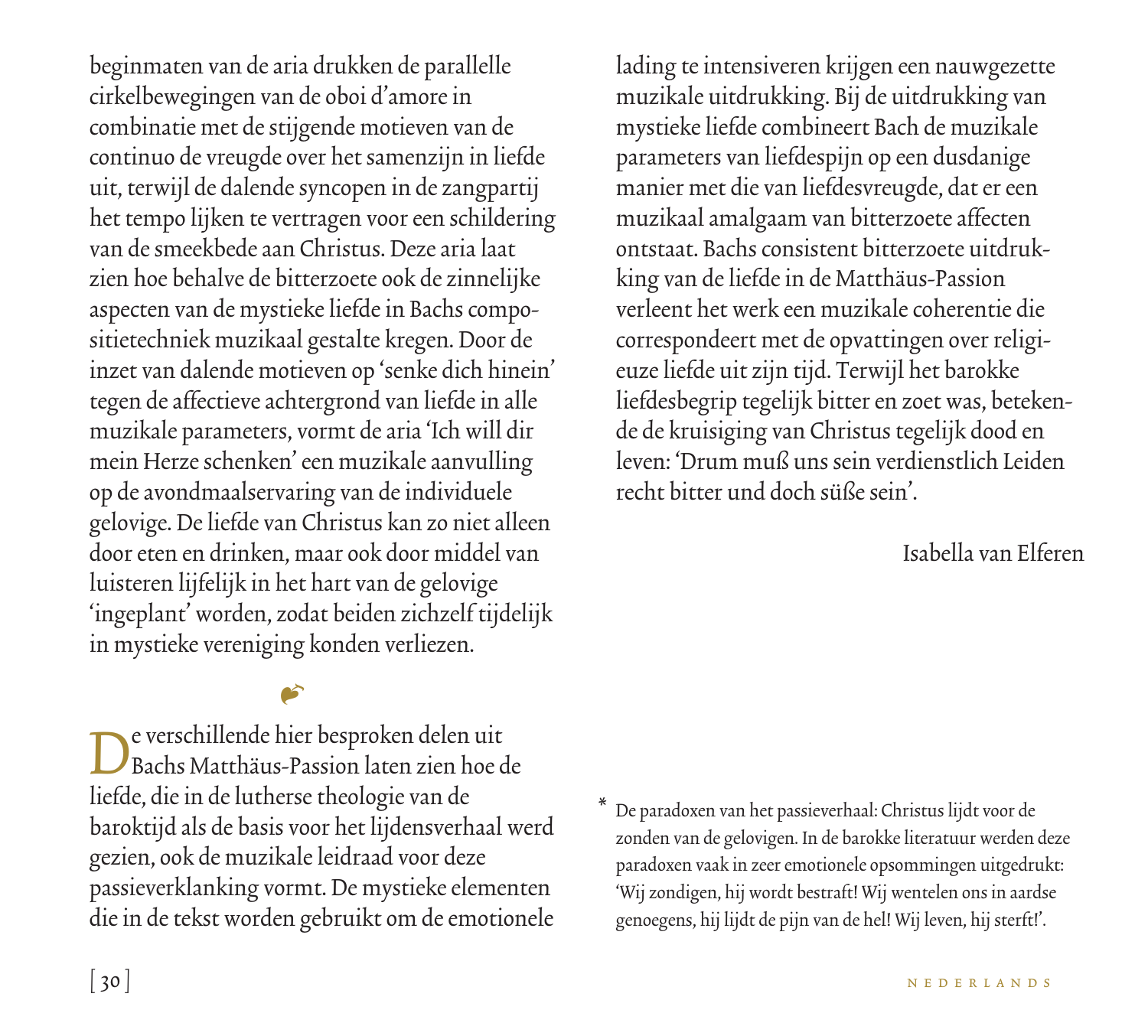beginmaten van de aria drukken de parallelle cirkelbewegingen van de oboi d'amore in combinatie met de stijgende motieven van de continuo de vreugde over het samenzijn in liefde uit, terwijl de dalende syncopen in de zangpartij het tempo lijken te vertragen voor een schildering van de smeekbede aan Christus. Deze aria laat zien hoe behalve de bitterzoete ook de zinnelijke aspecten van de mystieke liefde in Bachs compositietechniek muzikaal gestalte kregen. Door de inzet van dalende motieven op 'senke dich hinein' tegen de affectieve achtergrond van liefde in alle muzikale parameters, vormt de aria 'Ich will dir mein Herze schenken' een muzikale aanvulling op de avondmaalservaring van de individuele gelovige. De liefde van Christus kan zo niet alleen door eten en drinken, maar ook door middel van luisteren lijfelijk in het hart van de gelovige 'ingeplant' worden, zodat beiden zichzelf tijdelijk in mystieke vereniging konden verliezen.

❦

De verschillende hier besproken delen uit Bachs Matthäus-Passion laten zien hoe de liefde, die in de lutherse theologie van de baroktijd als de basis voor het lijdensverhaal werd gezien, ook de muzikale leidraad voor deze passieverklanking vormt. De mystieke elementen die in de tekst worden gebruikt om de emotionele lading te intensiveren krijgen een nauwgezette muzikale uitdrukking. Bij de uitdrukking van mystieke liefde combineert Bach de muzikale parameters van liefdespijn op een dusdanige manier met die van liefdesvreugde, dat er een muzikaal amalgaam van bitterzoete affecten ontstaat. Bachs consistent bitterzoete uitdrukking van de liefde in de Matthäus-Passion verleent het werk een muzikale coherentie die correspondeert met de opvattingen over religieuze liefde uit zijn tijd. Terwijl het barokke liefdesbegrip tegelijk bitter en zoet was, betekende de kruisiging van Christus tegelijk dood en leven: 'Drum muß uns sein verdienstlich Leiden recht bitter und doch süße sein'.

Isabella van Elferen

* De paradoxen van het passieverhaal: Christus lijdt voor de zonden van de gelovigen. In de barokke literatuur werden deze paradoxen vaak in zeer emotionele opsommingen uitgedrukt: 'Wij zondigen, hij wordt bestraft! Wij wentelen ons in aardse genoegens, hij lijdt de pijn van de hel! Wij leven, hij sterft!'.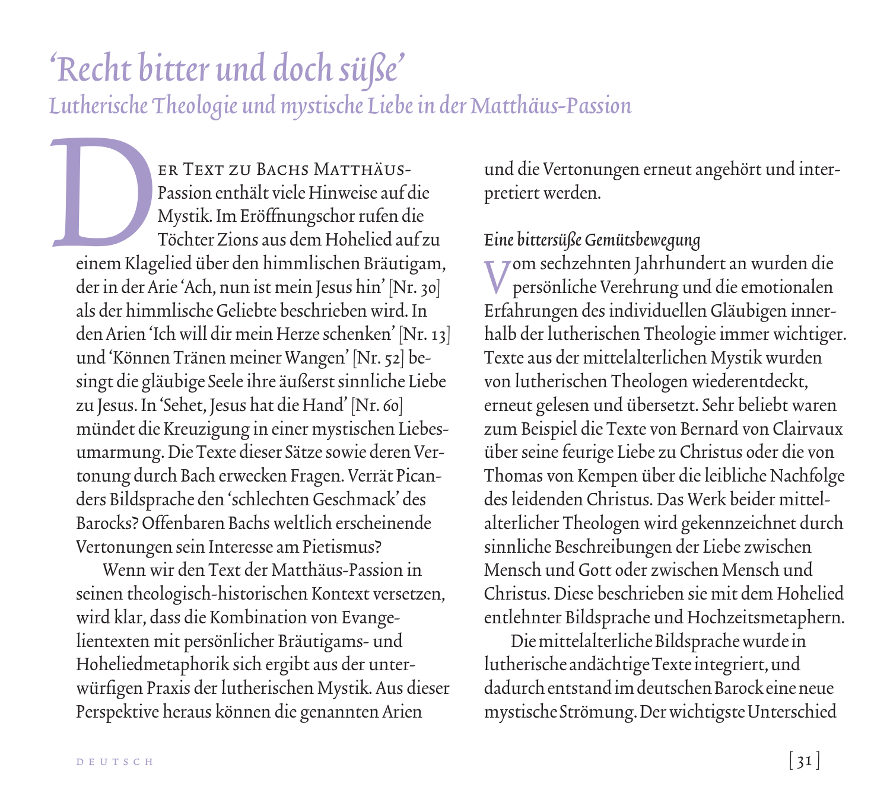# ‘Recht bitter und doch süße’

## Lutherische Theologie und mystische Liebe in der Matthäus-Passion

Der Text zu Bachs Matthäus-Passion enthält viele Hinweise auf die Mystik. Im Eröffnungschor rufen die Töchter Zions aus dem Hohelied auf zu einem Klagelied über den himmlischen Bräutigam, der in der Arie ‘Ach, nun ist mein Jesus hin’ [Nr. 30] als der himmlische Geliebte beschrieben wird. In den Arien ‘Ich will dir mein Herze schenken’ [Nr. 13] und ‘Können Tränen meiner Wangen’ [Nr. 52] besingt die gläubige Seele ihre äußerst sinnliche Liebe zu Jesus. In ‘Sehet, Jesus hat die Hand’ [Nr. 60] mündet die Kreuzigung in einer mystischen Liebesumarmung. Die Texte dieser Sätze sowie deren Vertonung durch Bach erwecken Fragen. Verrät Picanders Bildsprache den ‘schlechten Geschmack’ des Barocks? Offenbaren Bachs weltlich erscheinende Vertonungen sein Interesse am Pietismus?

Wenn wir den Text der Matthäus-Passion in seinen theologisch-historischen Kontext versetzen, wird klar, dass die Kombination von Evangelientexten mit persönlicher Bräutigams- und Hoheliedmetaphorik sich ergibt aus der unterwürfigen Praxis der lutherischen Mystik. Aus dieser Perspektive heraus können die genannten Arien und die Vertonungen erneut angehört und interpretiert werden.

### *Eine bittersüße Gemütsbewegung*

Vom sechzehnten Jahrhundert an wurden die persönliche Verehrung und die emotionalen Erfahrungen des individuellen Gläubigen innerhalb der lutherischen Theologie immer wichtiger. Texte aus der mittelalterlichen Mystik wurden von lutherischen Theologen wiederentdeckt, erneut gelesen und übersetzt. Sehr beliebt waren zum Beispiel die Texte von Bernard von Clairvaux über seine feurige Liebe zu Christus oder die von Thomas von Kempen über die leibliche Nachfolge des leidenden Christus. Das Werk beider mittelalterlicher Theologen wird gekennzeichnet durch sinnliche Beschreibungen der Liebe zwischen Mensch und Gott oder zwischen Mensch und Christus. Diese beschrieben sie mit dem Hohelied entlehnter Bildsprache und Hochzeitsmetaphern.

Die mittelalterliche Bildsprache wurde in lutherische andächtige Texte integriert, und dadurch entstand im deutschen Barock eine neue mystische Strömung. Der wichtigste Unterschied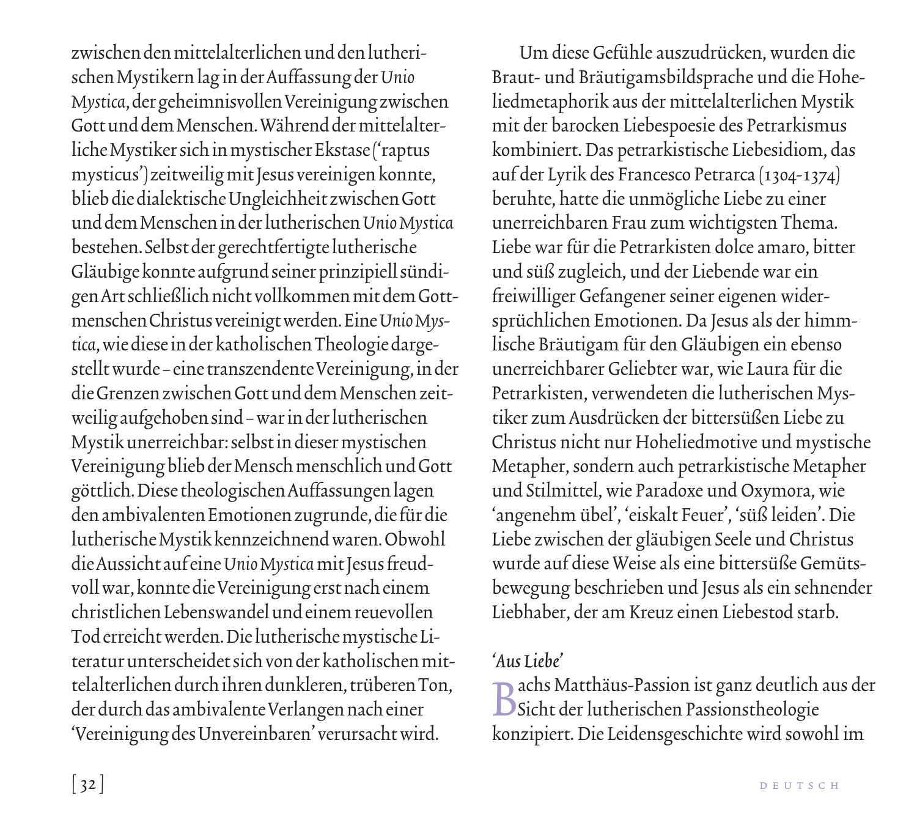zwischen den mittelalterlichen und den lutherischen Mystikern lag in der Auffassung der *Unio Mystica*, der geheimnisvollen Vereinigung zwischen Gott und dem Menschen. Während der mittelalterliche Mystiker sich in mystischer Ekstase ('raptus mysticus') zeitweilig mit Jesus vereinigen konnte, blieb die dialektische Ungleichheit zwischen Gott und dem Menschen in der lutherischen *Unio Mystica* bestehen. Selbst der gerechtfertigte lutherische Gläubige konnte aufgrund seiner prinzipiell sündigen Art schließlich nicht vollkommen mit dem Gottmenschen Christus vereinigt werden. Eine *Unio Mystica*, wie diese in der katholischen Theologie dargestellt wurde – eine transzendente Vereinigung, in der die Grenzen zwischen Gott und dem Menschen zeitweilig aufgehoben sind – war in der lutherischen Mystik unerreichbar: selbst in dieser mystischen Vereinigung blieb der Mensch menschlich und Gott göttlich. Diese theologischen Auffassungen lagen den ambivalenten Emotionen zugrunde, die für die lutherische Mystik kennzeichnend waren. Obwohl die Aussicht auf eine *Unio Mystica* mit Jesus freudvoll war, konnte die Vereinigung erst nach einem christlichen Lebenswandel und einem reuevollen Tod erreicht werden. Die lutherische mystische Literatur unterscheidet sich von der katholischen mittelalterlichen durch ihren dunkleren, trüberen Ton, der durch das ambivalente Verlangen nach einer 'Vereinigung des Unvereinbaren' verursacht wird.

Um diese Gefühle auszudrücken, wurden die Braut- und Bräutigamsbildsprache und die Hoheliedmetaphorik aus der mittelalterlichen Mystik mit der barocken Liebespoesie des Petrarkismus kombiniert. Das petrarkistische Liebesidiom, das auf der Lyrik des Francesco Petrarca (1304-1374) beruhte, hatte die unmögliche Liebe zu einer unerreichbaren Frau zum wichtigsten Thema. Liebe war für die Petrarkisten dolce amaro, bitter und süß zugleich, und der Liebende war ein freiwilliger Gefangener seiner eigenen widersprüchlichen Emotionen. Da Jesus als der himmlische Bräutigam für den Gläubigen ein ebenso unerreichbarer Geliebter war, wie Laura für die Petrarkisten, verwendeten die lutherischen Mystiker zum Ausdrücken der bittersüßen Liebe zu Christus nicht nur Hoheliedmotive und mystische Metapher, sondern auch petrarkistische Metapher und Stilmittel, wie Paradoxe und Oxymora, wie 'angenehm übel', 'eiskalt Feuer', 'süß leiden'. Die Liebe zwischen der gläubigen Seele und Christus wurde auf diese Weise als eine bittersüße Gemütsbewegung beschrieben und Jesus als ein sehnender Liebhaber, der am Kreuz einen Liebestod starb.

### *'Aus Liebe'*

Bachs Matthäus-Passion ist ganz deutlich aus der Sicht der lutherischen Passionstheologie konzipiert. Die Leidensgeschichte wird sowohl im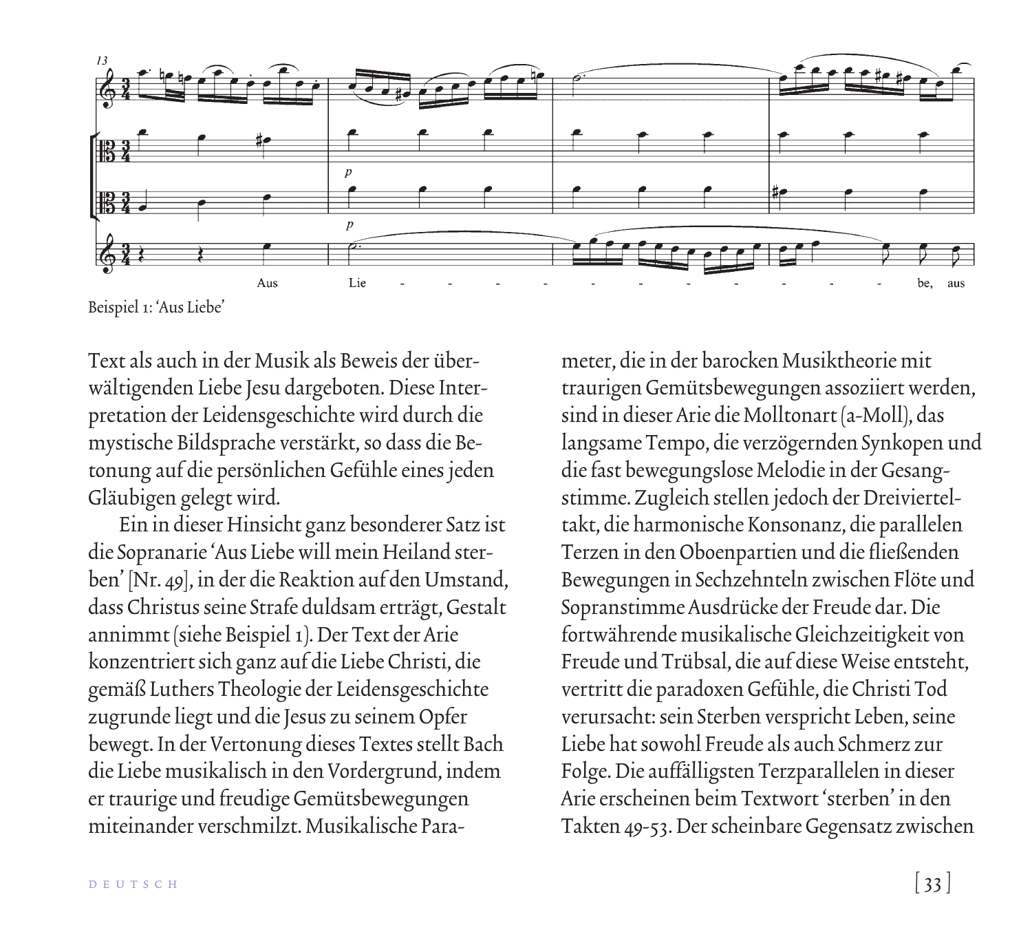Beispiel 1: 'Aus Liebe'

Text als auch in der Musik als Beweis der überwältigenden Liebe Jesu dargeboten. Diese Interpretation der Leidensgeschichte wird durch die mystische Bildsprache verstärkt, so dass die Betonung auf die persönlichen Gefühle eines jeden Gläubigen gelegt wird.

Ein in dieser Hinsicht ganz besonderer Satz ist die Sopranarie 'Aus Liebe will mein Heiland sterben' [Nr. 49], in der die Reaktion auf den Umstand, dass Christus seine Strafe duldsam erträgt, Gestalt annimmt (siehe Beispiel 1). Der Text der Arie konzentriert sich ganz auf die Liebe Christi, die gemäß Luthers Theologie der Leidensgeschichte zugrunde liegt und die Jesus zu seinem Opfer bewegt. In der Vertonung dieses Textes stellt Bach die Liebe musikalisch in den Vordergrund, indem er traurige und freudige Gemütsbewegungen miteinander verschmilzt. Musikalische Parameter, die in der barocken Musiktheorie mit traurigen Gemütsbewegungen assoziiert werden, sind in dieser Arie die Molltonart (a-Moll), das langsame Tempo, die verzögernden Synkopen und die fast bewegungslose Melodie in der Gesangstimme. Zugleich stellen jedoch der Dreivierteltakt, die harmonische Konsonanz, die parallelen Terzen in den Oboenpartien und die fließenden Bewegungen in Sechzehnteln zwischen Flöte und Sopranstimme Ausdrücke der Freude dar. Die fortwährende musikalische Gleichzeitigkeit von Freude und Trübsal, die auf diese Weise entsteht, vertritt die paradoxen Gefühle, die Christi Tod verursacht: sein Sterben verspricht Leben, seine Liebe hat sowohl Freude als auch Schmerz zur Folge. Die auffälligsten Terzparallelen in dieser Arie erscheinen beim Textwort 'sterben' in den Takten 49-53. Der scheinbare Gegensatz zwischen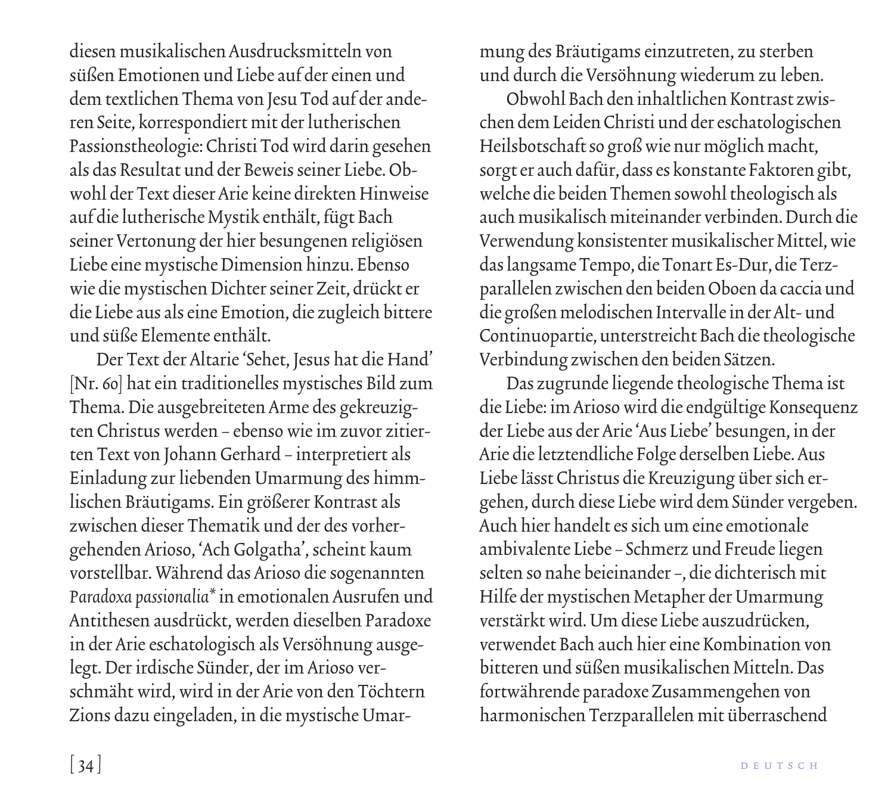diesen musikalischen Ausdrucksmitteln von süßen Emotionen und Liebe auf der einen und dem textlichen Thema von Jesu Tod auf der anderen Seite, korrespondiert mit der lutherischen Passionstheologie: Christi Tod wird darin gesehen als das Resultat und der Beweis seiner Liebe. Obwohl der Text dieser Arie keine direkten Hinweise auf die lutherische Mystik enthält, fügt Bach seiner Vertonung der hier besungenen religiösen Liebe eine mystische Dimension hinzu. Ebenso wie die mystischen Dichter seiner Zeit, drückt er die Liebe aus als eine Emotion, die zugleich bittere und süße Elemente enthält.

Der Text der Altarie 'Sehet, Jesus hat die Hand' [Nr. 60] hat ein traditionelles mystisches Bild zum Thema. Die ausgebreiteten Arme des gekreuzigten Christus werden – ebenso wie im zuvor zitierten Text von Johann Gerhard – interpretiert als Einladung zur liebenden Umarmung des himmlischen Bräutigams. Ein größerer Kontrast als zwischen dieser Thematik und der des vorhergehenden Arioso, 'Ach Golgatha', scheint kaum vorstellbar. Während das Arioso die sogenannten *Paradoxa passionalia\** in emotionalen Ausrufen und Antithesen ausdrückt, werden dieselben Paradoxe in der Arie eschatologisch als Versöhnung ausgelegt. Der irdische Sünder, der im Arioso verschmäht wird, wird in der Arie von den Töchtern Zions dazu eingeladen, in die mystische Umarmung des Bräutigams einzutreten, zu sterben und durch die Versöhnung wiederum zu leben.

Obwohl Bach den inhaltlichen Kontrast zwischen dem Leiden Christi und der eschatologischen Heilsbotschaft so groß wie nur möglich macht, sorgt er auch dafür, dass es konstante Faktoren gibt, welche die beiden Themen sowohl theologisch als auch musikalisch miteinander verbinden. Durch die Verwendung konsistenter musikalischer Mittel, wie das langsame Tempo, die Tonart Es-Dur, die Terzparallelen zwischen den beiden Oboen da caccia und die großen melodischen Intervalle in der Alt- und Continuopartie, unterstreicht Bach die theologische Verbindung zwischen den beiden Sätzen.

Das zugrunde liegende theologische Thema ist die Liebe: im Arioso wird die endgültige Konsequenz der Liebe aus der Arie 'Aus Liebe' besungen, in der Arie die letztendliche Folge derselben Liebe. Aus Liebe lässt Christus die Kreuzigung über sich ergehen, durch diese Liebe wird dem Sünder vergeben. Auch hier handelt es sich um eine emotionale ambivalente Liebe – Schmerz und Freude liegen selten so nahe beieinander –, die dichterisch mit Hilfe der mystischen Metapher der Umarmung verstärkt wird. Um diese Liebe auszudrücken, verwendet Bach auch hier eine Kombination von bitteren und süßen musikalischen Mitteln. Das fortwährende paradoxe Zusammengehen von harmonischen Terzparallelen mit überraschend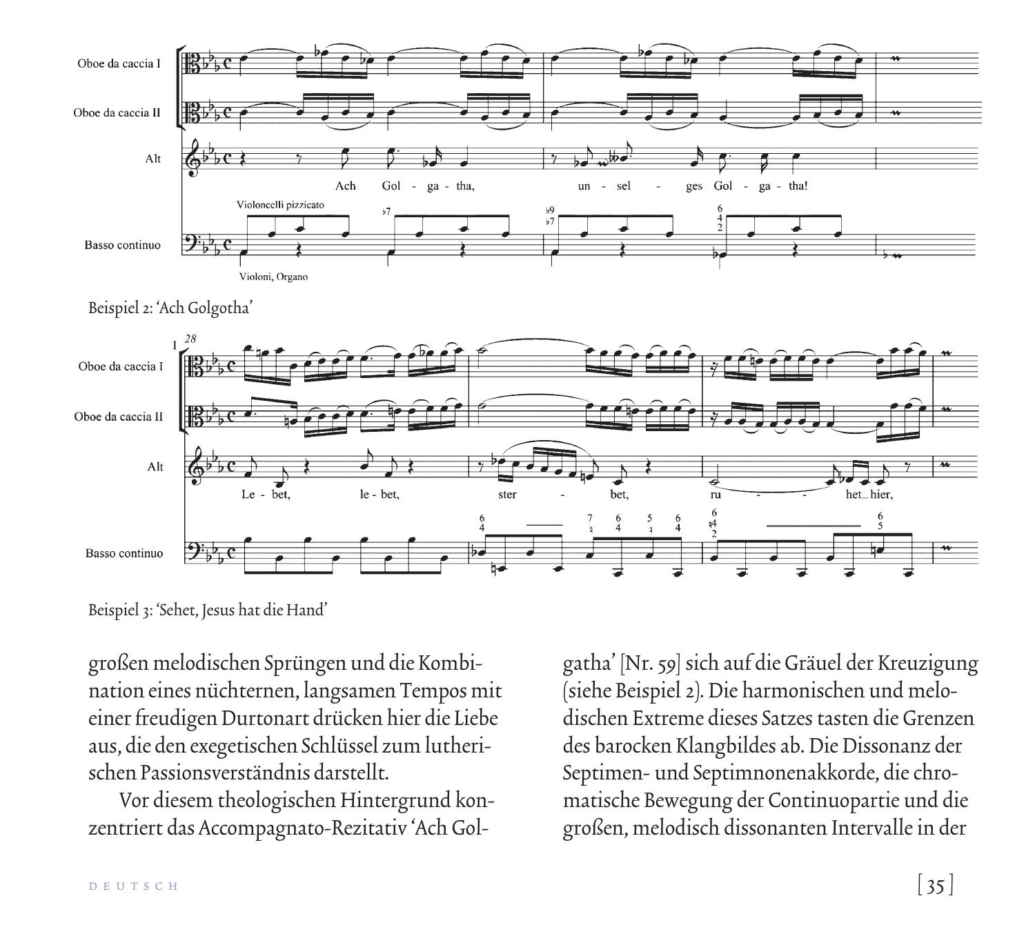Beispiel 2: 'Ach Golgotha'

Beispiel 3: 'Sehet, Jesus hat die Hand'

großen melodischen Sprüngen und die Kombination eines nüchternen, langsamen Tempos mit einer freudigen Durtonart drücken hier die Liebe aus, die den exegetischen Schlüssel zum lutherischen Passionsverständnis darstellt.

Vor diesem theologischen Hintergrund konzentriert das Accompagnato-Rezitativ 'Ach Golgatha' [Nr. 59] sich auf die Gräuel der Kreuzigung (siehe Beispiel 2). Die harmonischen und melodischen Extreme dieses Satzes tasten die Grenzen des barocken Klangbildes ab. Die Dissonanz der Septimen- und Septimnonenakkorde, die chromatische Bewegung der Continuopartie und die großen, melodisch dissonanten Intervalle in der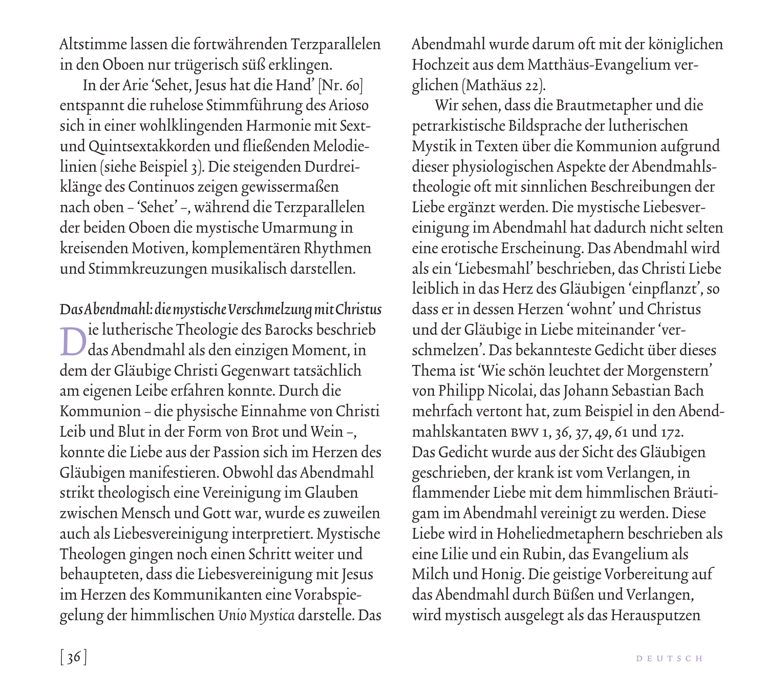Altstimme lassen die fortwährenden Terzparallelen in den Oboen nur trügerisch süß erklingen.

In der Arie 'Sehet, Jesus hat die Hand' [Nr. 60] entspannt die ruhelose Stimmführung des Arioso sich in einer wohlklingenden Harmonie mit Sext- und Quintsextakkorden und fließenden Melodielinien (siehe Beispiel 3). Die steigenden Durdreiklänge des Continuos zeigen gewissermaßen nach oben – 'Sehet' –, während die Terzparallelen der beiden Oboen die mystische Umarmung in kreisenden Motiven, komplementären Rhythmen und Stimmkreuzungen musikalisch darstellen.

*Das Abendmahl: die mystische Verschmelzung mit Christus*

Die lutherische Theologie des Barocks beschrieb das Abendmahl als den einzigen Moment, in dem der Gläubige Christi Gegenwart tatsächlich am eigenen Leibe erfahren konnte. Durch die Kommunion – die physische Einnahme von Christi Leib und Blut in der Form von Brot und Wein –, konnte die Liebe aus der Passion sich im Herzen des Gläubigen manifestieren. Obwohl das Abendmahl strikt theologisch eine Vereinigung im Glauben zwischen Mensch und Gott war, wurde es zuweilen auch als Liebesvereinigung interpretiert. Mystische Theologen gingen noch einen Schritt weiter und behaupteten, dass die Liebesvereinigung mit Jesus im Herzen des Kommunikanten eine Vorabspiegelung der himmlischen *Unio Mystica* darstelle. Das Abendmahl wurde darum oft mit der königlichen Hochzeit aus dem Matthäus-Evangelium verglichen (Mathäus 22).

Wir sehen, dass die Brautmetapher und die petrarkistische Bildsprache der lutherischen Mystik in Texten über die Kommunion aufgrund dieser physiologischen Aspekte der Abendmahlstheologie oft mit sinnlichen Beschreibungen der Liebe ergänzt werden. Die mystische Liebesvereinigung im Abendmahl hat dadurch nicht selten eine erotische Erscheinung. Das Abendmahl wird als ein 'Liebesmahl' beschrieben, das Christi Liebe leiblich in das Herz des Gläubigen 'einpflanzt', so dass er in dessen Herzen 'wohnt' und Christus und der Gläubige in Liebe miteinander 'verschmelzen'. Das bekannteste Gedicht über dieses Thema ist 'Wie schön leuchtet der Morgenstern' von Philipp Nicolai, das Johann Sebastian Bach mehrfach vertont hat, zum Beispiel in den Abendmahlskantaten BWV 1, 36, 37, 49, 61 und 172. Das Gedicht wurde aus der Sicht des Gläubigen geschrieben, der krank ist vom Verlangen, in flammender Liebe mit dem himmlischen Bräutigam im Abendmahl vereinigt zu werden. Diese Liebe wird in Hoheliedmetaphern beschrieben als eine Lilie und ein Rubin, das Evangelium als Milch und Honig. Die geistige Vorbereitung auf das Abendmahl durch Büßen und Verlangen, wird mystisch ausgelegt als das Herausputzen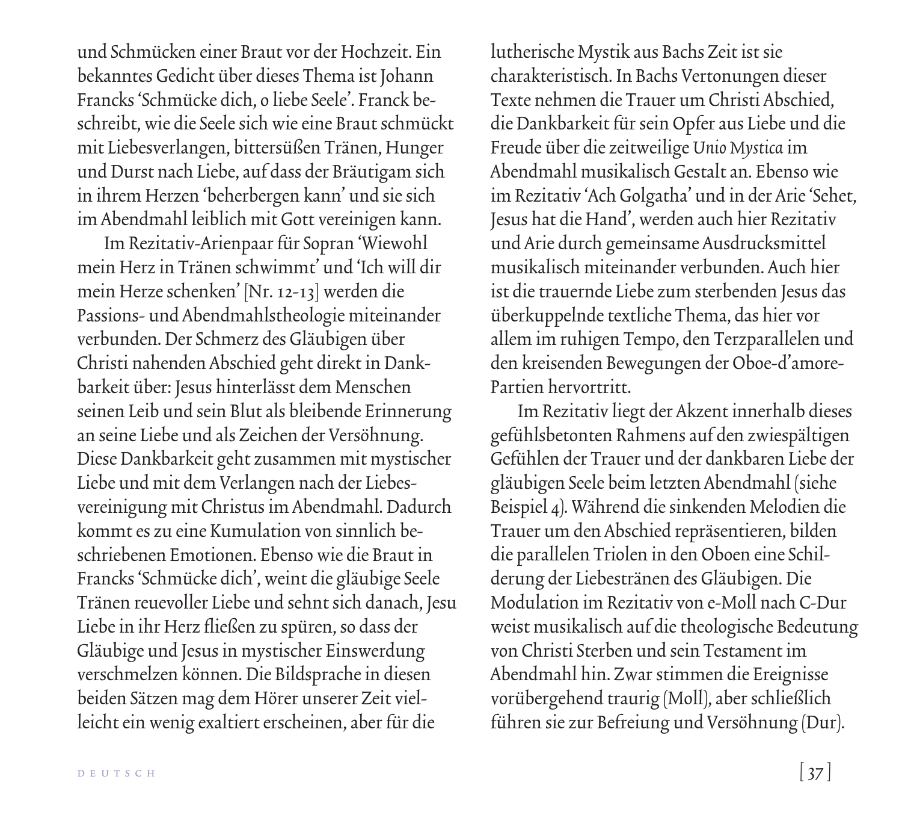und Schmücken einer Braut vor der Hochzeit. Ein bekanntes Gedicht über dieses Thema ist Johann Francks 'Schmücke dich, o liebe Seele'. Franck beschreibt, wie die Seele sich wie eine Braut schmückt mit Liebesverlangen, bittersüßen Tränen, Hunger und Durst nach Liebe, auf dass der Bräutigam sich in ihrem Herzen 'beherbergen kann' und sie sich im Abendmahl leiblich mit Gott vereinigen kann.

Im Rezitativ-Arienpaar für Sopran 'Wiewohl mein Herz in Tränen schwimmt' und 'Ich will dir mein Herze schenken' [Nr. 12-13] werden die Passions- und Abendmahlstheologie miteinander verbunden. Der Schmerz des Gläubigen über Christi nahenden Abschied geht direkt in Dankbarkeit über: Jesus hinterlässt dem Menschen seinen Leib und sein Blut als bleibende Erinnerung an seine Liebe und als Zeichen der Versöhnung. Diese Dankbarkeit geht zusammen mit mystischer Liebe und mit dem Verlangen nach der Liebesvereinigung mit Christus im Abendmahl. Dadurch kommt es zu eine Kumulation von sinnlich beschriebenen Emotionen. Ebenso wie die Braut in Francks 'Schmücke dich', weint die gläubige Seele Tränen reuevoller Liebe und sehnt sich danach, Jesu Liebe in ihr Herz fließen zu spüren, so dass der Gläubige und Jesus in mystischer Einswerdung verschmelzen können. Die Bildsprache in diesen beiden Sätzen mag dem Hörer unserer Zeit vielleicht ein wenig exaltiert erscheinen, aber für die lutherische Mystik aus Bachs Zeit ist sie charakteristisch. In Bachs Vertonungen dieser Texte nehmen die Trauer um Christi Abschied, die Dankbarkeit für sein Opfer aus Liebe und die Freude über die zeitweilige *Unio Mystica* im Abendmahl musikalisch Gestalt an. Ebenso wie im Rezitativ 'Ach Golgatha' und in der Arie 'Sehet, Jesus hat die Hand', werden auch hier Rezitativ und Arie durch gemeinsame Ausdrucksmittel musikalisch miteinander verbunden. Auch hier ist die trauernde Liebe zum sterbenden Jesus das überkuppelnde textliche Thema, das hier vor allem im ruhigen Tempo, den Terzparallelen und den kreisenden Bewegungen der Oboe-d'amore-Partien hervortritt.

Im Rezitativ liegt der Akzent innerhalb dieses gefühlsbetonten Rahmens auf den zwiespältigen Gefühlen der Trauer und der dankbaren Liebe der gläubigen Seele beim letzten Abendmahl (siehe Beispiel 4). Während die sinkenden Melodien die Trauer um den Abschied repräsentieren, bilden die parallelen Triolen in den Oboen eine Schilderung der Liebestränen des Gläubigen. Die Modulation im Rezitativ von e-Moll nach C-Dur weist musikalisch auf die theologische Bedeutung von Christi Sterben und sein Testament im Abendmahl hin. Zwar stimmen die Ereignisse vorübergehend traurig (Moll), aber schließlich führen sie zur Befreiung und Versöhnung (Dur).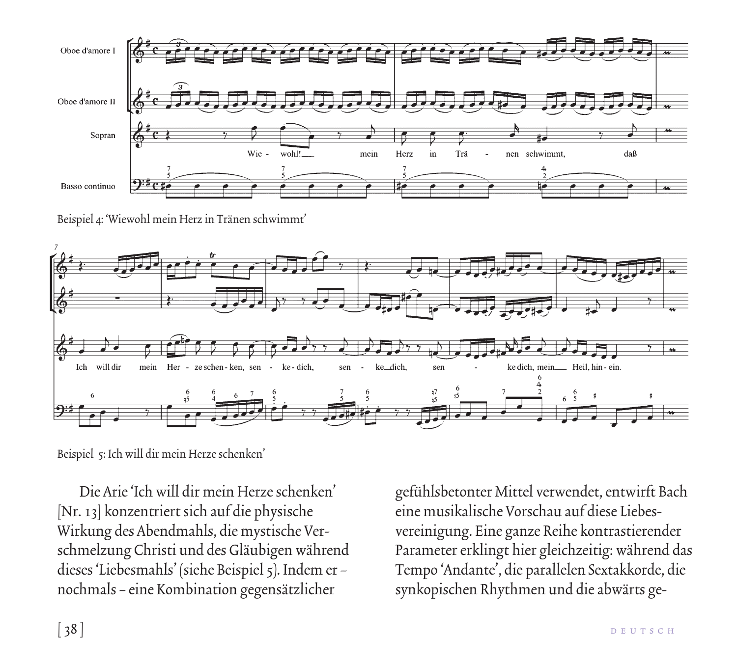Beispiel 4: 'Wiewohl mein Herz in Tränen schwimmt'

Beispiel 5: Ich will dir mein Herze schenken'

Die Arie 'Ich will dir mein Herze schenken' [Nr. 13] konzentriert sich auf die physische Wirkung des Abendmahls, die mystische Verschmelzung Christi und des Gläubigen während dieses 'Liebesmahls' (siehe Beispiel 5). Indem er – nochmals – eine Kombination gegensätzlicher gefühlsbetonter Mittel verwendet, entwirft Bach eine musikalische Vorschau auf diese Liebesvereinigung. Eine ganze Reihe kontrastierender Parameter erklingt hier gleichzeitig: während das Tempo 'Andante', die parallelen Sextakkorde, die synkopischen Rhythmen und die abwärts ge-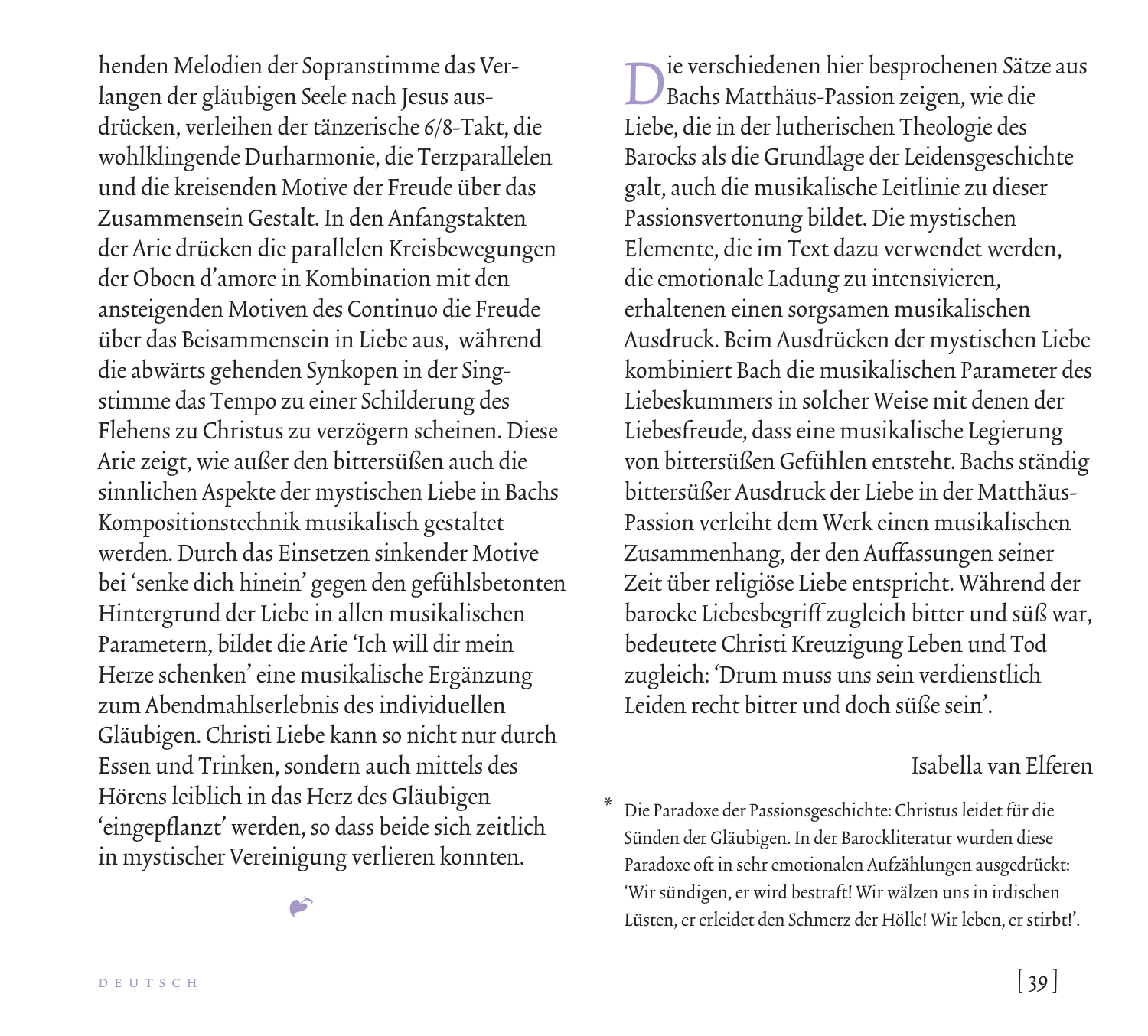henden Melodien der Sopranstimme das Verlangen der gläubigen Seele nach Jesus ausdrücken, verleihen der tänzerische 6/8-Takt, die wohlklingende Durharmonie, die Terzparallelen und die kreisenden Motive der Freude über das Zusammensein Gestalt. In den Anfangstakten der Arie drücken die parallelen Kreisbewegungen der Oboen d'amore in Kombination mit den ansteigenden Motiven des Continuo die Freude über das Beisammensein in Liebe aus, während die abwärts gehenden Synkopen in der Singstimme das Tempo zu einer Schilderung des Flehens zu Christus zu verzögern scheinen. Diese Arie zeigt, wie außer den bittersüßen auch die sinnlichen Aspekte der mystischen Liebe in Bachs Kompositionstechnik musikalisch gestaltet werden. Durch das Einsetzen sinkender Motive bei 'senke dich hinein' gegen den gefühlsbetonten Hintergrund der Liebe in allen musikalischen Parametern, bildet die Arie 'Ich will dir mein Herze schenken' eine musikalische Ergänzung zum Abendmahlserlebnis des individuellen Gläubigen. Christi Liebe kann so nicht nur durch Essen und Trinken, sondern auch mittels des Hörens leiblich in das Herz des Gläubigen 'eingepflanzt' werden, so dass beide sich zeitlich in mystischer Vereinigung verlieren konnten.

Die verschiedenen hier besprochenen Sätze aus Bachs Matthäus-Passion zeigen, wie die Liebe, die in der lutherischen Theologie des Barocks als die Grundlage der Leidensgeschichte galt, auch die musikalische Leitlinie zu dieser Passionsvertonung bildet. Die mystischen Elemente, die im Text dazu verwendet werden, die emotionale Ladung zu intensivieren, erhaltenen einen sorgsamen musikalischen Ausdruck. Beim Ausdrücken der mystischen Liebe kombiniert Bach die musikalischen Parameter des Liebeskummers in solcher Weise mit denen der Liebesfreude, dass eine musikalische Legierung von bittersüßen Gefühlen entsteht. Bachs ständig bittersüßer Ausdruck der Liebe in der Matthäus-Passion verleiht dem Werk einen musikalischen Zusammenhang, der den Auffassungen seiner Zeit über religiöse Liebe entspricht. Während der barocke Liebesbegriff zugleich bitter und süß war, bedeutete Christi Kreuzigung Leben und Tod zugleich: 'Drum muss uns sein verdienstlich Leiden recht bitter und doch süße sein'.

Isabella van Elferen

\* Die Paradoxe der Passionsgeschichte: Christus leidet für die Sünden der Gläubigen. In der Barockliteratur wurden diese Paradoxe oft in sehr emotionalen Aufzählungen ausgedrückt: 'Wir sündigen, er wird bestraft! Wir wälzen uns in irdischen Lüsten, er erleidet den Schmerz der Hölle! Wir leben, er stirbt!'.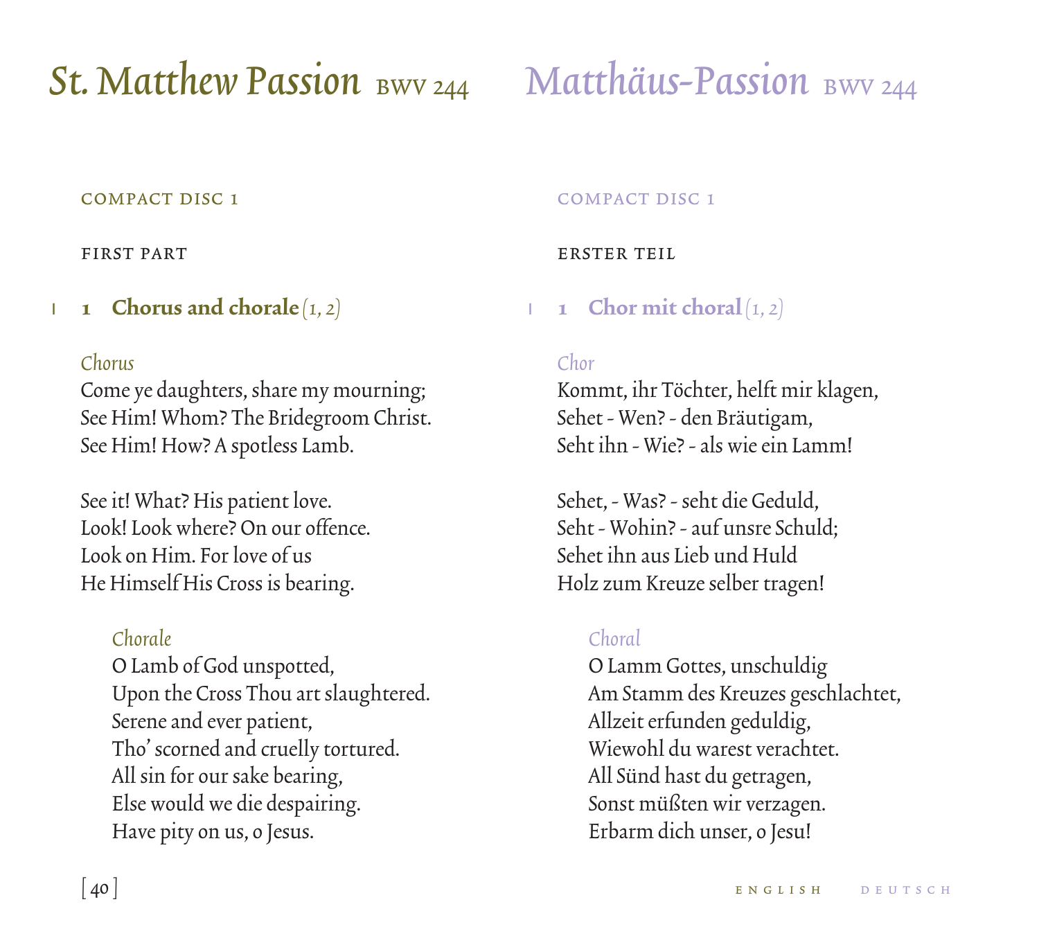# *St. Matthew Passion* BWV 244

COMPACT DISC 1

FIRST PART

1 **1 Chorus and chorale** *(1, 2)*

*Chorus*

Come ye daughters, share my mourning;
See Him! Whom? The Bridegroom Christ.
See Him! How? A spotless Lamb.

See it! What? His patient love.
Look! Look where? On our offence.
Look on Him. For love of us
He Himself His Cross is bearing.

*Chorale*

O Lamb of God unspotted,
Upon the Cross Thou art slaughtered.
Serene and ever patient,
Tho' scorned and cruelly tortured.
All sin for our sake bearing,
Else would we die despairing.
Have pity on us, o Jesus.

# *Matthäus-Passion* BWV 244

COMPACT DISC 1

ERSTER TEIL

1 **1 Chor mit choral** *(1, 2)*

*Chor*

Kommt, ihr Töchter, helft mir klagen,
Sehet - Wen? - den Bräutigam,
Seht ihn - Wie? - als wie ein Lamm!

Sehet, - Was? - seht die Geduld,
Seht - Wohin? - auf unsre Schuld;
Sehet ihn aus Lieb und Huld
Holz zum Kreuze selber tragen!

*Choral*

O Lamm Gottes, unschuldig
Am Stamm des Kreuzes geschlachtet,
Allzeit erfunden geduldig,
Wiewohl du warest verachtet.
All Sünd hast du getragen,
Sonst müßten wir verzagen.
Erbarm dich unser, o Jesu!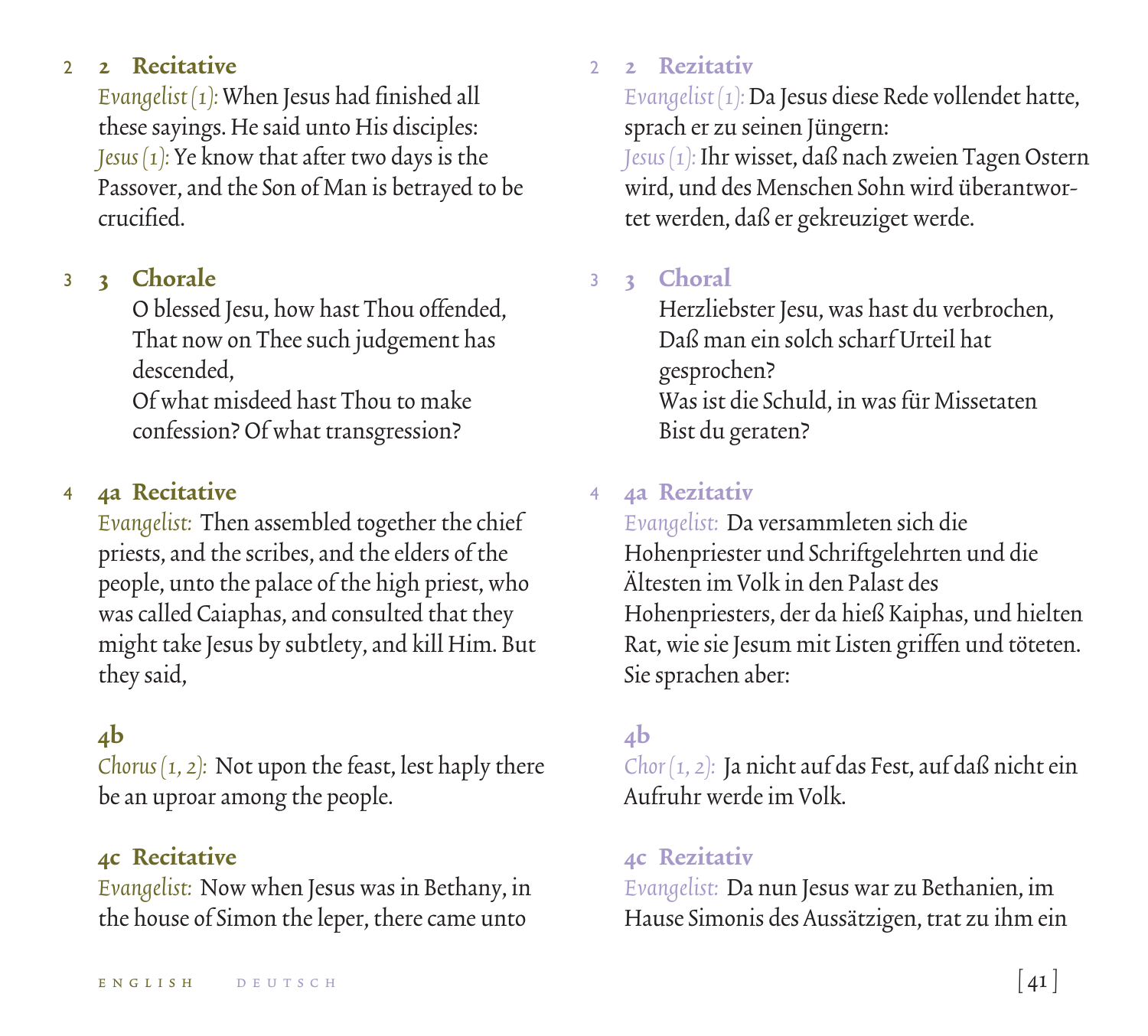2 **2 Recitative**

*Evangelist (1):* When Jesus had finished all these sayings. He said unto His disciples:
*Jesus (1):* Ye know that after two days is the Passover, and the Son of Man is betrayed to be crucified.

3 **3 Chorale**

O blessed Jesu, how hast Thou offended,
That now on Thee such judgement has descended,
Of what misdeed hast Thou to make confession? Of what transgression?

4 **4a Recitative**

*Evangelist:* Then assembled together the chief priests, and the scribes, and the elders of the people, unto the palace of the high priest, who was called Caiaphas, and consulted that they might take Jesus by subtlety, and kill Him. But they said,

**4b**

*Chorus (1, 2):* Not upon the feast, lest haply there be an uproar among the people.

**4c Recitative**

*Evangelist:* Now when Jesus was in Bethany, in the house of Simon the leper, there came unto

2 **2 Rezitativ**

*Evangelist (1):* Da Jesus diese Rede vollendet hatte, sprach er zu seinen Jüngern:
*Jesus (1):* Ihr wisset, daß nach zweien Tagen Ostern wird, und des Menschen Sohn wird überantwortet werden, daß er gekreuziget werde.

3 **3 Choral**

Herzliebster Jesu, was hast du verbrochen,
Daß man ein solch scharf Urteil hat gesprochen?
Was ist die Schuld, in was für Missetaten
Bist du geraten?

4 **4a Rezitativ**

*Evangelist:* Da versammleten sich die Hohenpriester und Schriftgelehrten und die Ältesten im Volk in den Palast des Hohenpriesters, der da hieß Kaiphas, und hielten Rat, wie sie Jesum mit Listen griffen und töteten. Sie sprachen aber:

**4b**

*Chor (1, 2):* Ja nicht auf das Fest, auf daß nicht ein Aufruhr werde im Volk.

**4c Rezitativ**

*Evangelist:* Da nun Jesus war zu Bethanien, im Hause Simonis des Aussätzigen, trat zu ihm ein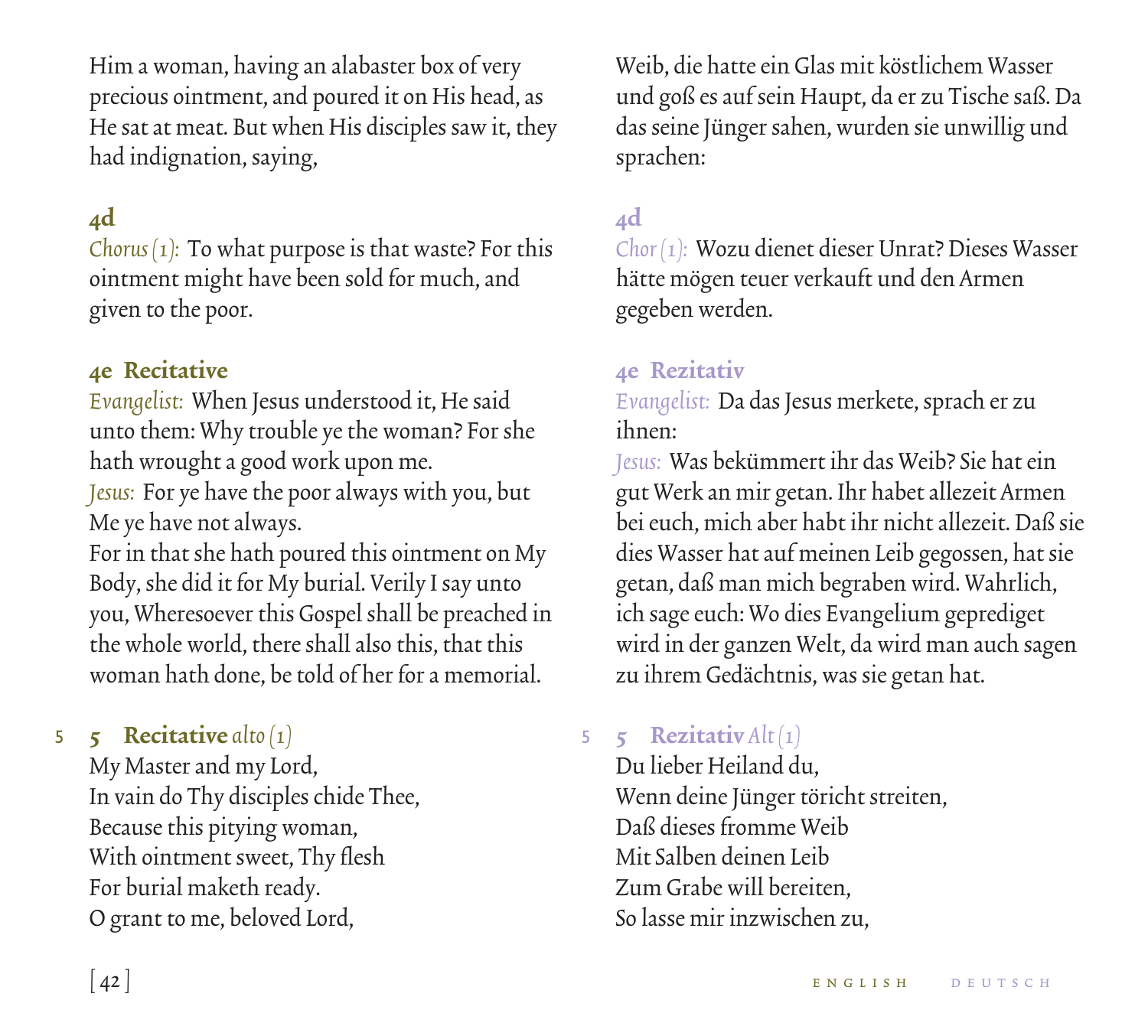Him a woman, having an alabaster box of very precious ointment, and poured it on His head, as He sat at meat. But when His disciples saw it, they had indignation, saying,

### 4d

*Chorus (1):* To what purpose is that waste? For this ointment might have been sold for much, and given to the poor.

### 4e Recitative

*Evangelist:* When Jesus understood it, He said unto them: Why trouble ye the woman? For she hath wrought a good work upon me.
*Jesus:* For ye have the poor always with you, but Me ye have not always.
For in that she hath poured this ointment on My Body, she did it for My burial. Verily I say unto you, Wheresoever this Gospel shall be preached in the whole world, there shall also this, that this woman hath done, be told of her for a memorial.

### 5 Recitative *alto (1)*

My Master and my Lord,
In vain do Thy disciples chide Thee,
Because this pitying woman,
With ointment sweet, Thy flesh
For burial maketh ready.
O grant to me, beloved Lord,

---

Weib, die hatte ein Glas mit köstlichem Wasser und goß es auf sein Haupt, da er zu Tische saß. Da das seine Jünger sahen, wurden sie unwillig und sprachen:

### 4d

*Chor (1):* Wozu dienet dieser Unrat? Dieses Wasser hätte mögen teuer verkauft und den Armen gegeben werden.

### 4e Rezitativ

*Evangelist:* Da das Jesus merkete, sprach er zu ihnen:
*Jesus:* Was bekümmert ihr das Weib? Sie hat ein gut Werk an mir getan. Ihr habet allezeit Armen bei euch, mich aber habt ihr nicht allezeit. Daß sie dies Wasser hat auf meinen Leib gegossen, hat sie getan, daß man mich begraben wird. Wahrlich, ich sage euch: Wo dies Evangelium geprediget wird in der ganzen Welt, da wird man auch sagen zu ihrem Gedächtnis, was sie getan hat.

### 5 Rezitativ *Alt (1)*

Du lieber Heiland du,
Wenn deine Jünger töricht streiten,
Daß dieses fromme Weib
Mit Salben deinen Leib
Zum Grabe will bereiten,
So lasse mir inzwischen zu,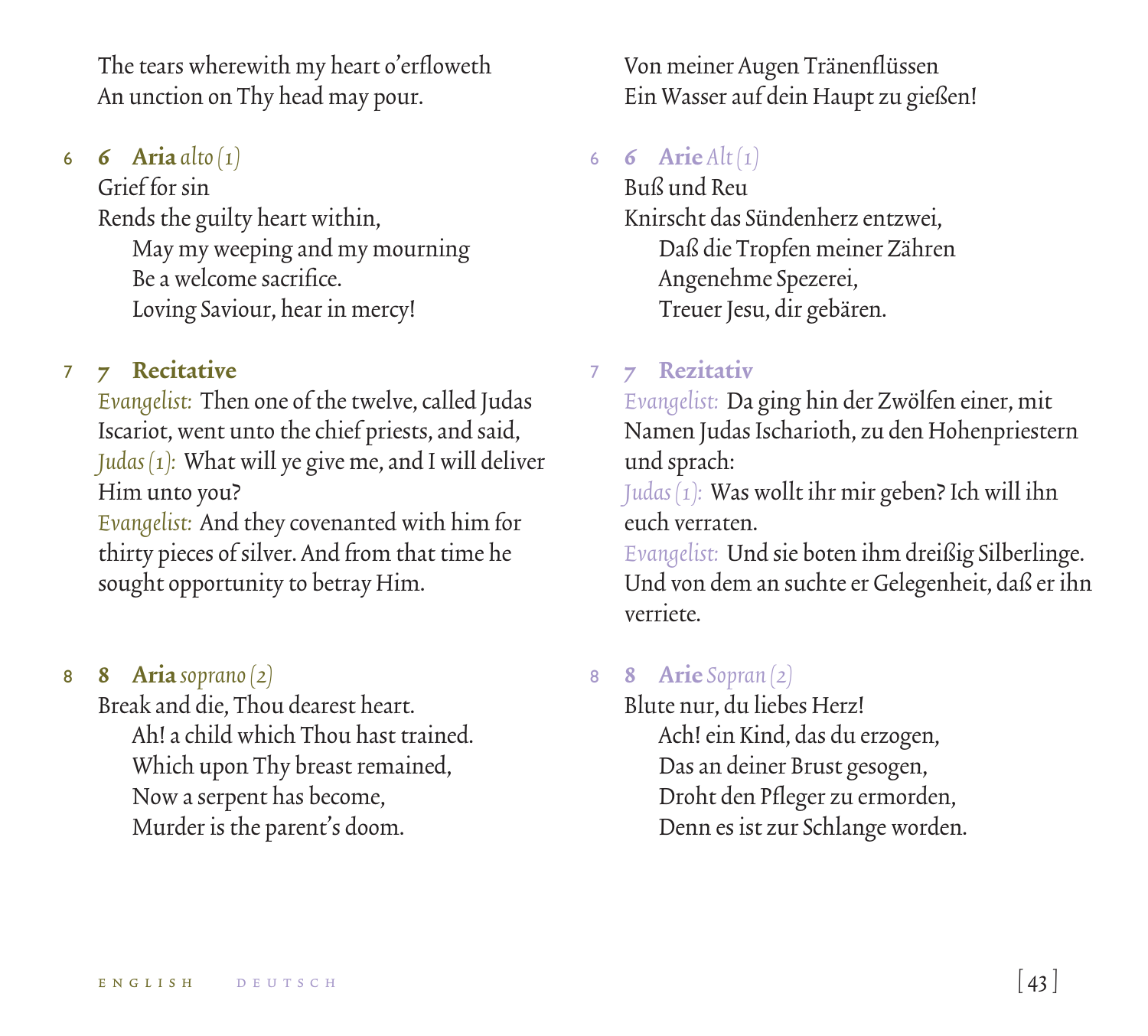The tears wherewith my heart o'erfloweth
An unction on Thy head may pour.

### 6 **Aria** *alto (1)*

Grief for sin
Rends the guilty heart within,
May my weeping and my mourning
Be a welcome sacrifice.
Loving Saviour, hear in mercy!

### 7 **Recitative**

*Evangelist:* Then one of the twelve, called Judas Iscariot, went unto the chief priests, and said,
*Judas (1):* What will ye give me, and I will deliver Him unto you?
*Evangelist:* And they covenanted with him for thirty pieces of silver. And from that time he sought opportunity to betray Him.

### 8 **Aria** *soprano (2)*

Break and die, Thou dearest heart.
Ah! a child which Thou hast trained.
Which upon Thy breast remained,
Now a serpent has become,
Murder is the parent's doom.

---

Von meiner Augen Tränenflüssen
Ein Wasser auf dein Haupt zu gießen!

### 6 **Arie** *Alt (1)*

Buß und Reu
Knirscht das Sündenherz entzwei,
Daß die Tropfen meiner Zähren
Angenehme Spezerei,
Treuer Jesu, dir gebären.

### 7 **Rezitativ**

*Evangelist:* Da ging hin der Zwölfen einer, mit Namen Judas Ischarioth, zu den Hohenpriestern und sprach:
*Judas (1):* Was wollt ihr mir geben? Ich will ihn euch verraten.
*Evangelist:* Und sie boten ihm dreißig Silberlinge. Und von dem an suchte er Gelegenheit, daß er ihn verriete.

### 8 **Arie** *Sopran (2)*

Blute nur, du liebes Herz!
Ach! ein Kind, das du erzogen,
Das an deiner Brust gesogen,
Droht den Pfleger zu ermorden,
Denn es ist zur Schlange worden.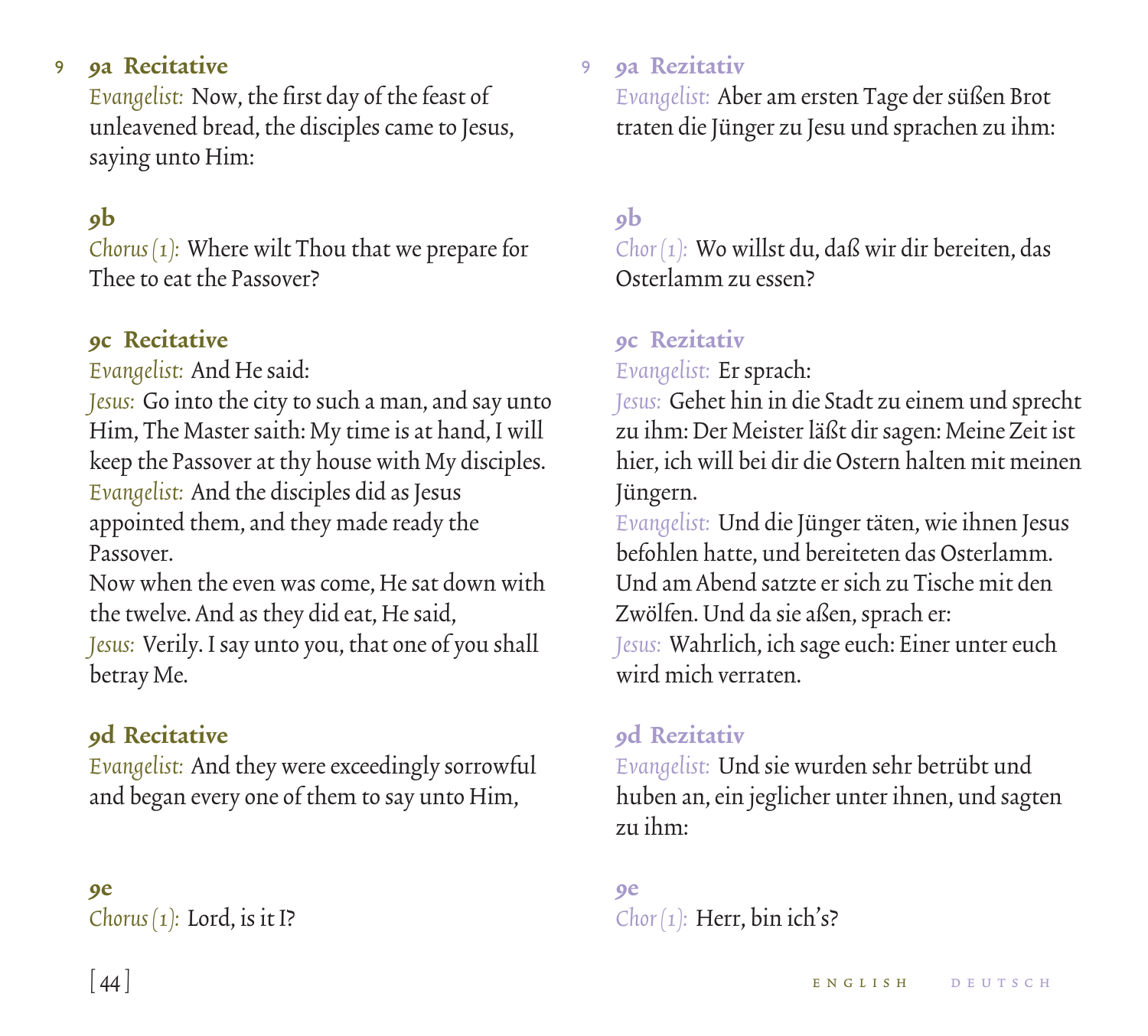9

### 9a Recitative

*Evangelist:* Now, the first day of the feast of unleavened bread, the disciples came to Jesus, saying unto Him:

### 9b

*Chorus (1):* Where wilt Thou that we prepare for Thee to eat the Passover?

### 9c Recitative

*Evangelist:* And He said:
*Jesus:* Go into the city to such a man, and say unto Him, The Master saith: My time is at hand, I will keep the Passover at thy house with My disciples.
*Evangelist:* And the disciples did as Jesus appointed them, and they made ready the Passover.
Now when the even was come, He sat down with the twelve. And as they did eat, He said,
*Jesus:* Verily. I say unto you, that one of you shall betray Me.

### 9d Recitative

*Evangelist:* And they were exceedingly sorrowful and began every one of them to say unto Him,

### 9e

*Chorus (1):* Lord, is it I?

9

### 9a Rezitativ

*Evangelist:* Aber am ersten Tage der süßen Brot traten die Jünger zu Jesu und sprachen zu ihm:

### 9b

*Chor (1):* Wo willst du, daß wir dir bereiten, das Osterlamm zu essen?

### 9c Rezitativ

*Evangelist:* Er sprach:
*Jesus:* Gehet hin in die Stadt zu einem und sprecht zu ihm: Der Meister läßt dir sagen: Meine Zeit ist hier, ich will bei dir die Ostern halten mit meinen Jüngern.
*Evangelist:* Und die Jünger täten, wie ihnen Jesus befohlen hatte, und bereiteten das Osterlamm. Und am Abend satzte er sich zu Tische mit den Zwölfen. Und da sie aßen, sprach er:
*Jesus:* Wahrlich, ich sage euch: Einer unter euch wird mich verraten.

### 9d Rezitativ

*Evangelist:* Und sie wurden sehr betrübt und huben an, ein jeglicher unter ihnen, und sagten zu ihm:

### 9e

*Chor (1):* Herr, bin ich's?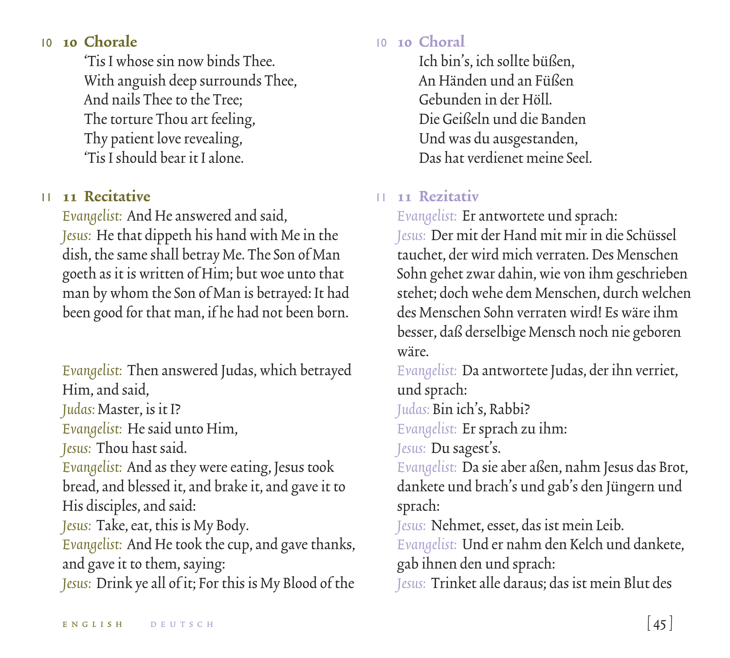## 10 Chorale

'Tis I whose sin now binds Thee.
With anguish deep surrounds Thee,
And nails Thee to the Tree;
The torture Thou art feeling,
Thy patient love revealing,
'Tis I should bear it I alone.

## 11 Recitative

*Evangelist:* And He answered and said,
*Jesus:* He that dippeth his hand with Me in the dish, the same shall betray Me. The Son of Man goeth as it is written of Him; but woe unto that man by whom the Son of Man is betrayed: It had been good for that man, if he had not been born.

*Evangelist:* Then answered Judas, which betrayed Him, and said,
*Judas:* Master, is it I?
*Evangelist:* He said unto Him,
*Jesus:* Thou hast said.
*Evangelist:* And as they were eating, Jesus took bread, and blessed it, and brake it, and gave it to His disciples, and said:
*Jesus:* Take, eat, this is My Body.
*Evangelist:* And He took the cup, and gave thanks, and gave it to them, saying:
*Jesus:* Drink ye all of it; For this is My Blood of the

## 10 Choral

Ich bin's, ich sollte büßen,
An Händen und an Füßen
Gebunden in der Höll.
Die Geißeln und die Banden
Und was du ausgestanden,
Das hat verdienet meine Seel.

## 11 Rezitativ

*Evangelist:* Er antwortete und sprach:
*Jesus:* Der mit der Hand mit mir in die Schüssel tauchet, der wird mich verraten. Des Menschen Sohn gehet zwar dahin, wie von ihm geschrieben stehet; doch wehe dem Menschen, durch welchen des Menschen Sohn verraten wird! Es wäre ihm besser, daß derselbige Mensch noch nie geboren wäre.
*Evangelist:* Da antwortete Judas, der ihn verriet, und sprach:
*Judas:* Bin ich's, Rabbi?
*Evangelist:* Er sprach zu ihm:
*Jesus:* Du sagest's.
*Evangelist:* Da sie aber aßen, nahm Jesus das Brot, dankete und brach's und gab's den Jüngern und sprach:
*Jesus:* Nehmet, esset, das ist mein Leib.
*Evangelist:* Und er nahm den Kelch und dankete, gab ihnen den und sprach:
*Jesus:* Trinket alle daraus; das ist mein Blut des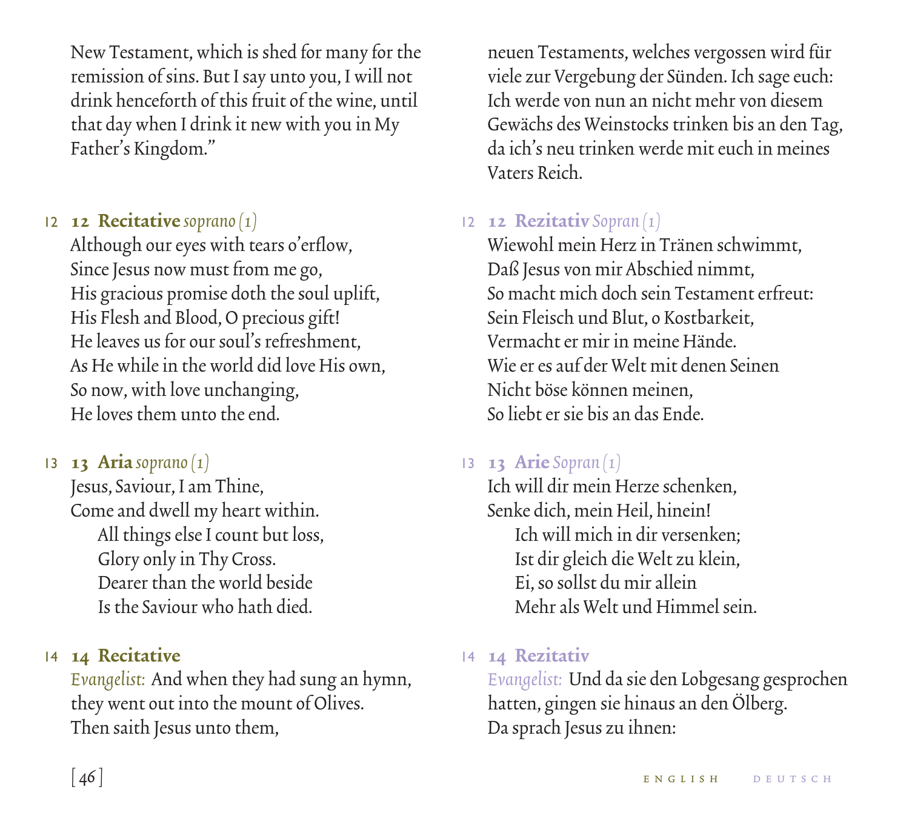New Testament, which is shed for many for the remission of sins. But I say unto you, I will not drink henceforth of this fruit of the wine, until that day when I drink it new with you in My Father's Kingdom."

12 **12 Recitative** *soprano (1)*

Although our eyes with tears o'erflow,
Since Jesus now must from me go,
His gracious promise doth the soul uplift,
His Flesh and Blood, O precious gift!
He leaves us for our soul's refreshment,
As He while in the world did love His own,
So now, with love unchanging,
He loves them unto the end.

13 **13 Aria** *soprano (1)*

Jesus, Saviour, I am Thine,
Come and dwell my heart within.
All things else I count but loss,
Glory only in Thy Cross.
Dearer than the world beside
Is the Saviour who hath died.

14 **14 Recitative**

*Evangelist:* And when they had sung an hymn, they went out into the mount of Olives.
Then saith Jesus unto them,

neuen Testaments, welches vergossen wird für viele zur Vergebung der Sünden. Ich sage euch: Ich werde von nun an nicht mehr von diesem Gewächs des Weinstocks trinken bis an den Tag, da ich's neu trinken werde mit euch in meines Vaters Reich.

12 **12 Rezitativ** *Sopran (1)*

Wiewohl mein Herz in Tränen schwimmt,
Daß Jesus von mir Abschied nimmt,
So macht mich doch sein Testament erfreut:
Sein Fleisch und Blut, o Kostbarkeit,
Vermacht er mir in meine Hände.
Wie er es auf der Welt mit denen Seinen
Nicht böse können meinen,
So liebt er sie bis an das Ende.

13 **13 Arie** *Sopran (1)*

Ich will dir mein Herze schenken,
Senke dich, mein Heil, hinein!
Ich will mich in dir versenken;
Ist dir gleich die Welt zu klein,
Ei, so sollst du mir allein
Mehr als Welt und Himmel sein.

14 **14 Rezitativ**

*Evangelist:* Und da sie den Lobgesang gesprochen hatten, gingen sie hinaus an den Ölberg.
Da sprach Jesus zu ihnen: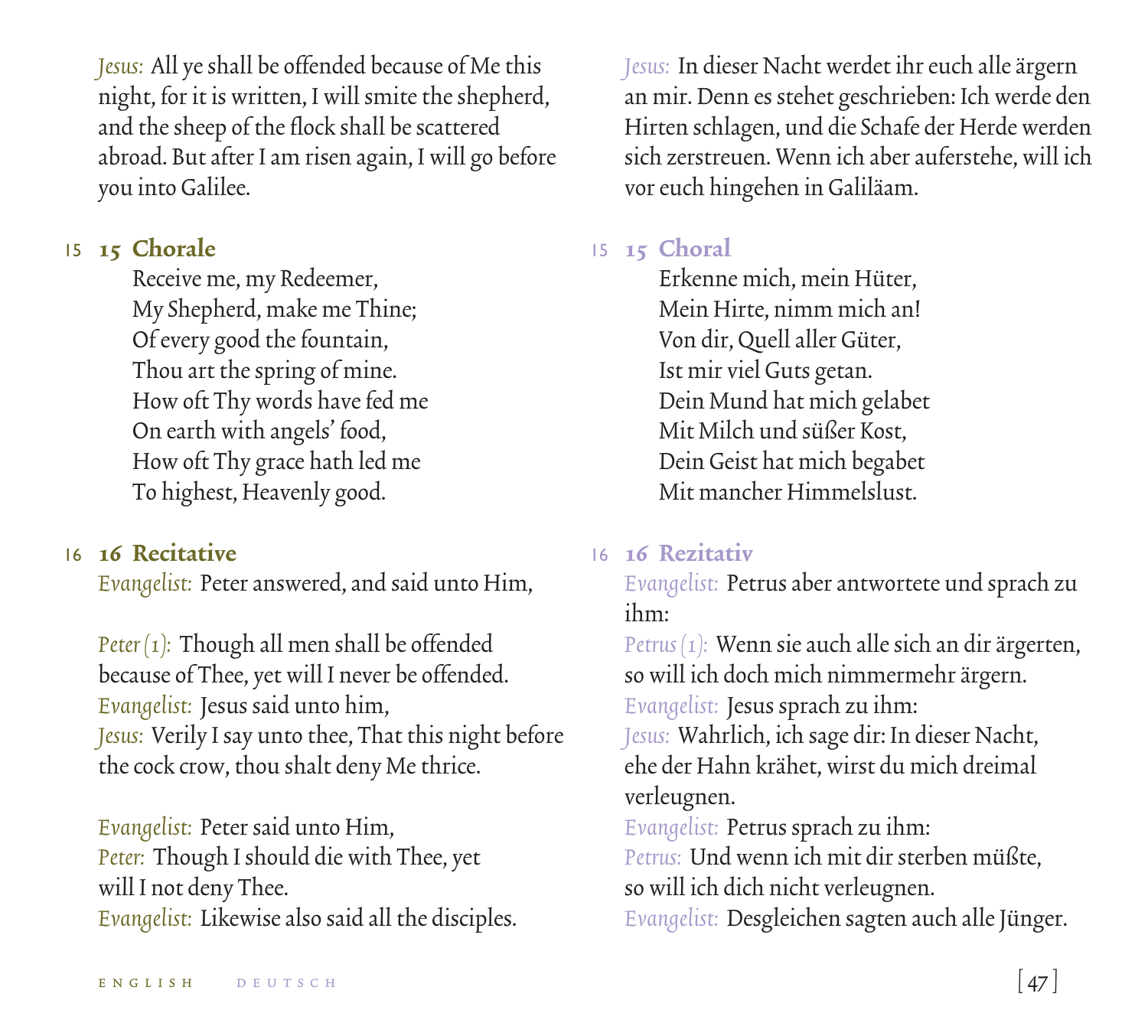*Jesus:* All ye shall be offended because of Me this night, for it is written, I will smite the shepherd, and the sheep of the flock shall be scattered abroad. But after I am risen again, I will go before you into Galilee.

## 15 Chorale

Receive me, my Redeemer,
My Shepherd, make me Thine;
Of every good the fountain,
Thou art the spring of mine.
How oft Thy words have fed me
On earth with angels' food,
How oft Thy grace hath led me
To highest, Heavenly good.

## 16 Recitative

*Evangelist:* Peter answered, and said unto Him,

*Peter (1):* Though all men shall be offended because of Thee, yet will I never be offended.
*Evangelist:* Jesus said unto him,
*Jesus:* Verily I say unto thee, That this night before the cock crow, thou shalt deny Me thrice.

*Evangelist:* Peter said unto Him,
*Peter:* Though I should die with Thee, yet will I not deny Thee.
*Evangelist:* Likewise also said all the disciples.

*Jesus:* In dieser Nacht werdet ihr euch alle ärgern an mir. Denn es stehet geschrieben: Ich werde den Hirten schlagen, und die Schafe der Herde werden sich zerstreuen. Wenn ich aber auferstehe, will ich vor euch hingehen in Galiläam.

## 15 Choral

Erkenne mich, mein Hüter,
Mein Hirte, nimm mich an!
Von dir, Quell aller Güter,
Ist mir viel Guts getan.
Dein Mund hat mich gelabet
Mit Milch und süßer Kost,
Dein Geist hat mich begabet
Mit mancher Himmelslust.

## 16 Rezitativ

*Evangelist:* Petrus aber antwortete und sprach zu ihm:
*Petrus (1):* Wenn sie auch alle sich an dir ärgerten, so will ich doch mich nimmermehr ärgern.
*Evangelist:* Jesus sprach zu ihm:
*Jesus:* Wahrlich, ich sage dir: In dieser Nacht, ehe der Hahn krähet, wirst du mich dreimal verleugnen.
*Evangelist:* Petrus sprach zu ihm:
*Petrus:* Und wenn ich mit dir sterben müßte, so will ich dich nicht verleugnen.
*Evangelist:* Desgleichen sagten auch alle Jünger.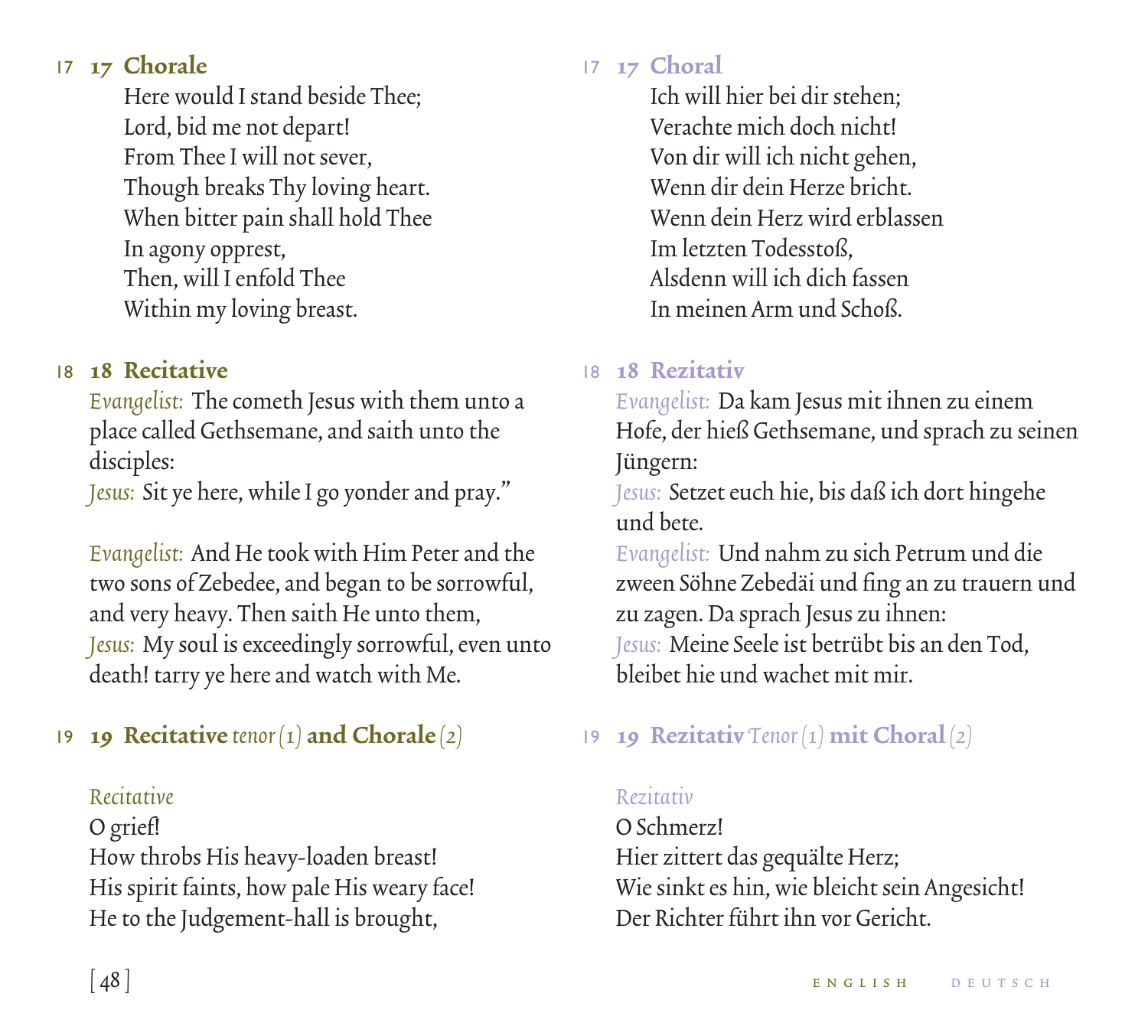## 17 Chorale

Here would I stand beside Thee;
Lord, bid me not depart!
From Thee I will not sever,
Though breaks Thy loving heart.
When bitter pain shall hold Thee
In agony opprest,
Then, will I enfold Thee
Within my loving breast.

## 18 Recitative

*Evangelist:* The cometh Jesus with them unto a place called Gethsemane, and saith unto the disciples:
*Jesus:* Sit ye here, while I go yonder and pray."

*Evangelist:* And He took with Him Peter and the two sons of Zebedee, and began to be sorrowful, and very heavy. Then saith He unto them,
*Jesus:* My soul is exceedingly sorrowful, even unto death! tarry ye here and watch with Me.

## 19 Recitative *tenor (1)* and Chorale *(2)*

*Recitative*
O grief!
How throbs His heavy-loaden breast!
His spirit faints, how pale His weary face!
He to the Judgement-hall is brought,

## 17 Choral

Ich will hier bei dir stehen;
Verachte mich doch nicht!
Von dir will ich nicht gehen,
Wenn dir dein Herze bricht.
Wenn dein Herz wird erblassen
Im letzten Todesstoß,
Alsdenn will ich dich fassen
In meinen Arm und Schoß.

## 18 Rezitativ

*Evangelist:* Da kam Jesus mit ihnen zu einem Hofe, der hieß Gethsemane, und sprach zu seinen Jüngern:
*Jesus:* Setzet euch hie, bis daß ich dort hingehe und bete.
*Evangelist:* Und nahm zu sich Petrum und die zween Söhne Zebedäi und fing an zu trauern und zu zagen. Da sprach Jesus zu ihnen:
*Jesus:* Meine Seele ist betrübt bis an den Tod, bleibet hie und wachet mit mir.

## 19 Rezitativ *Tenor (1)* mit Choral *(2)*

*Rezitativ*
O Schmerz!
Hier zittert das gequälte Herz;
Wie sinkt es hin, wie bleicht sein Angesicht!
Der Richter führt ihn vor Gericht.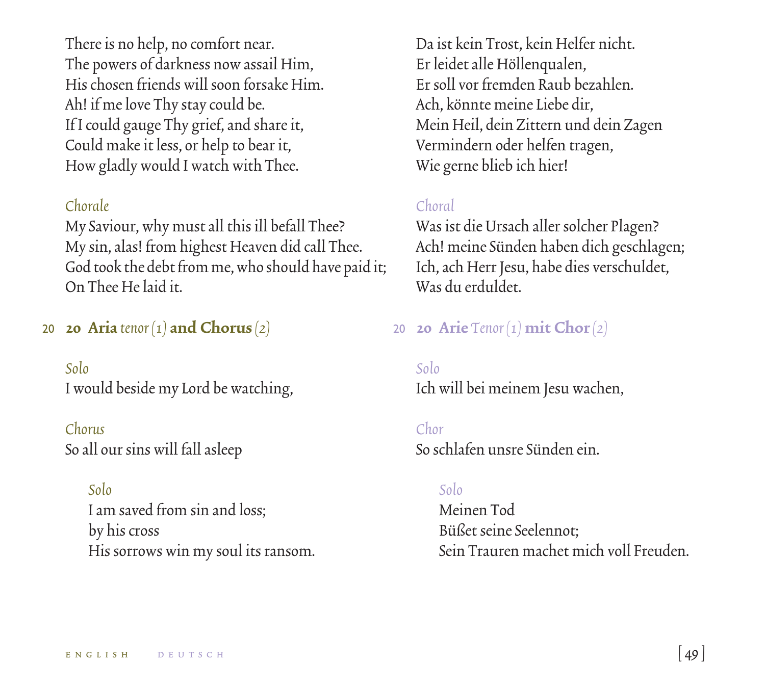There is no help, no comfort near.
The powers of darkness now assail Him,
His chosen friends will soon forsake Him.
Ah! if me love Thy stay could be.
If I could gauge Thy grief, and share it,
Could make it less, or help to bear it,
How gladly would I watch with Thee.

*Chorale*
My Saviour, why must all this ill befall Thee?
My sin, alas! from highest Heaven did call Thee.
God took the debt from me, who should have paid it;
On Thee He laid it.

### 20 **20 Aria** *tenor (1)* **and Chorus** *(2)*

*Solo*
I would beside my Lord be watching,

*Chorus*
So all our sins will fall asleep

> *Solo*
> I am saved from sin and loss;
> by his cross
> His sorrows win my soul its ransom.

Da ist kein Trost, kein Helfer nicht.
Er leidet alle Höllenqualen,
Er soll vor fremden Raub bezahlen.
Ach, könnte meine Liebe dir,
Mein Heil, dein Zittern und dein Zagen
Vermindern oder helfen tragen,
Wie gerne blieb ich hier!

*Choral*
Was ist die Ursach aller solcher Plagen?
Ach! meine Sünden haben dich geschlagen;
Ich, ach Herr Jesu, habe dies verschuldet,
Was du erduldet.

### 20 **20 Arie** *Tenor (1)* **mit Chor** *(2)*

*Solo*
Ich will bei meinem Jesu wachen,

*Chor*
So schlafen unsre Sünden ein.

> *Solo*
> Meinen Tod
> Büßet seine Seelennot;
> Sein Trauren machet mich voll Freuden.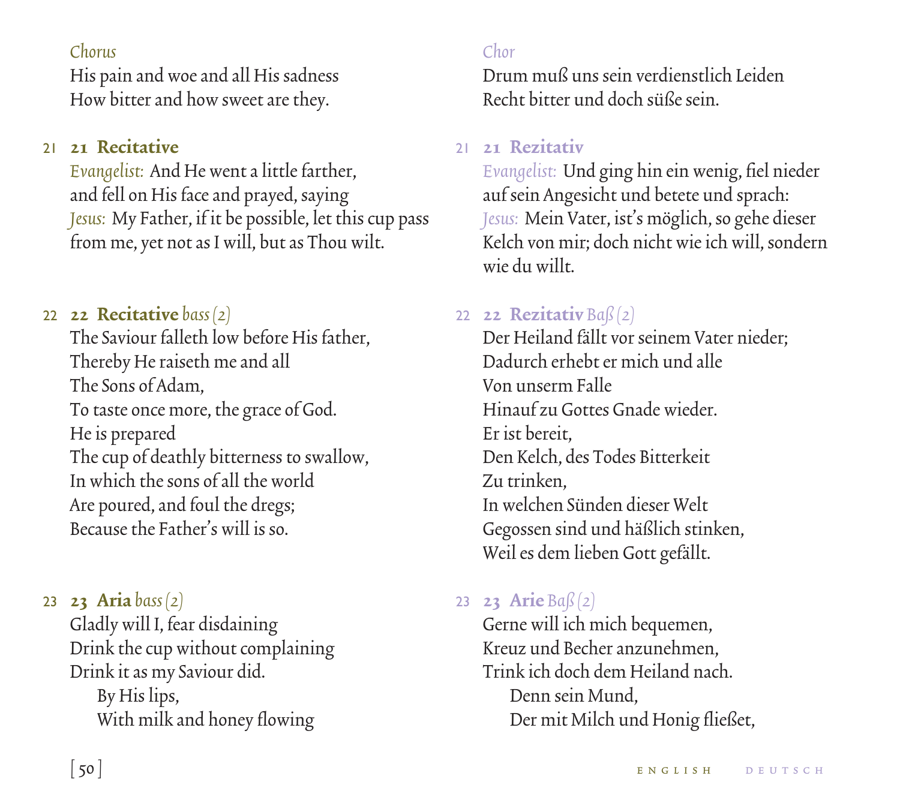*Chorus*
His pain and woe and all His sadness
How bitter and how sweet are they.

21 **21 Recitative**
*Evangelist:* And He went a little farther,
and fell on His face and prayed, saying
*Jesus:* My Father, if it be possible, let this cup pass from me, yet not as I will, but as Thou wilt.

22 **22 Recitative** *bass (2)*
The Saviour falleth low before His father,
Thereby He raiseth me and all
The Sons of Adam,
To taste once more, the grace of God.
He is prepared
The cup of deathly bitterness to swallow,
In which the sons of all the world
Are poured, and foul the dregs;
Because the Father's will is so.

23 **23 Aria** *bass (2)*
Gladly will I, fear disdaining
Drink the cup without complaining
Drink it as my Saviour did.
  By His lips,
  With milk and honey flowing

*Chor*
Drum muß uns sein verdienstlich Leiden
Recht bitter und doch süße sein.

21 **21 Rezitativ**
*Evangelist:* Und ging hin ein wenig, fiel nieder auf sein Angesicht und betete und sprach:
*Jesus:* Mein Vater, ist's möglich, so gehe dieser Kelch von mir; doch nicht wie ich will, sondern wie du willt.

22 **22 Rezitativ** *Baß (2)*
Der Heiland fällt vor seinem Vater nieder;
Dadurch erhebt er mich und alle
Von unserm Falle
Hinauf zu Gottes Gnade wieder.
Er ist bereit,
Den Kelch, des Todes Bitterkeit
Zu trinken,
In welchen Sünden dieser Welt
Gegossen sind und häßlich stinken,
Weil es dem lieben Gott gefällt.

23 **23 Arie** *Baß (2)*
Gerne will ich mich bequemen,
Kreuz und Becher anzunehmen,
Trink ich doch dem Heiland nach.
  Denn sein Mund,
  Der mit Milch und Honig fließet,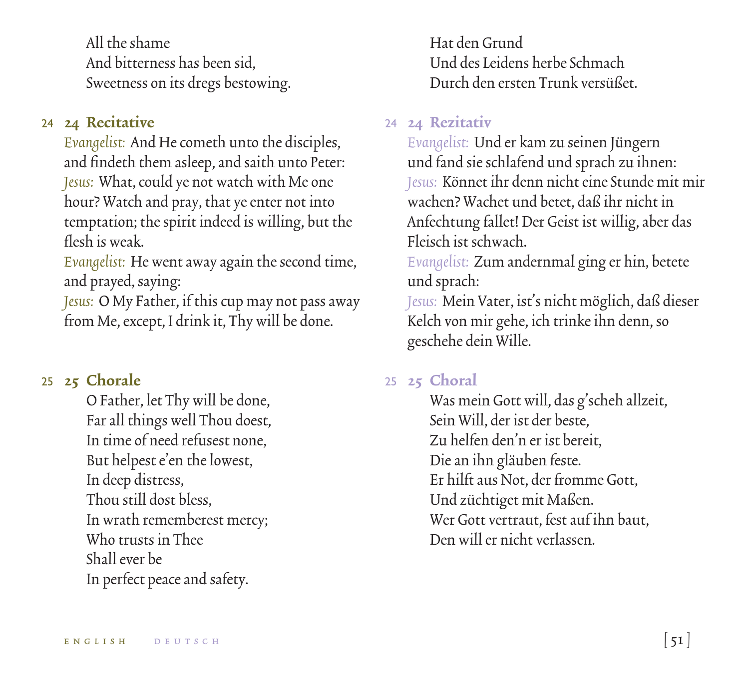All the shame
And bitterness has been sid,
Sweetness on its dregs bestowing.

Hat den Grund
Und des Leidens herbe Schmach
Durch den ersten Trunk versüßet.

### 24 Recitative

*Evangelist:* And He cometh unto the disciples, and findeth them asleep, and saith unto Peter:
*Jesus:* What, could ye not watch with Me one hour? Watch and pray, that ye enter not into temptation; the spirit indeed is willing, but the flesh is weak.
*Evangelist:* He went away again the second time, and prayed, saying:
*Jesus:* O My Father, if this cup may not pass away from Me, except, I drink it, Thy will be done.

### 24 Rezitativ

*Evangelist:* Und er kam zu seinen Jüngern und fand sie schlafend und sprach zu ihnen:
*Jesus:* Könnet ihr denn nicht eine Stunde mit mir wachen? Wachet und betet, daß ihr nicht in Anfechtung fallet! Der Geist ist willig, aber das Fleisch ist schwach.
*Evangelist:* Zum andernmal ging er hin, betete und sprach:
*Jesus:* Mein Vater, ist's nicht möglich, daß dieser Kelch von mir gehe, ich trinke ihn denn, so geschehe dein Wille.

### 25 Chorale

O Father, let Thy will be done,
Far all things well Thou doest,
In time of need refusest none,
But helpest e'en the lowest,
In deep distress,
Thou still dost bless,
In wrath rememberest mercy;
Who trusts in Thee
Shall ever be
In perfect peace and safety.

### 25 Choral

Was mein Gott will, das g'scheh allzeit,
Sein Will, der ist der beste,
Zu helfen den'n er ist bereit,
Die an ihn gläuben feste.
Er hilft aus Not, der fromme Gott,
Und züchtiget mit Maßen.
Wer Gott vertraut, fest auf ihn baut,
Den will er nicht verlassen.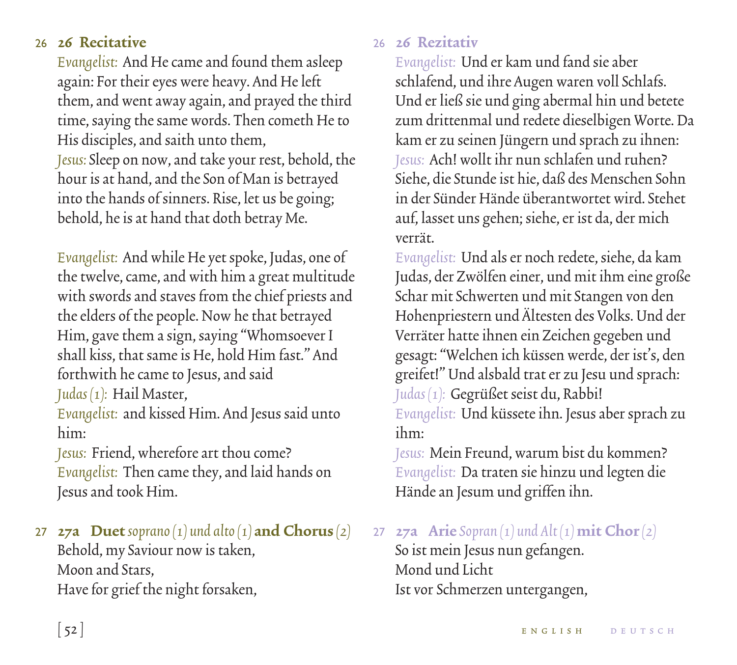## 26 Recitative

*Evangelist:* And He came and found them asleep again: For their eyes were heavy. And He left them, and went away again, and prayed the third time, saying the same words. Then cometh He to His disciples, and saith unto them,
*Jesus:* Sleep on now, and take your rest, behold, the hour is at hand, and the Son of Man is betrayed into the hands of sinners. Rise, let us be going; behold, he is at hand that doth betray Me.

*Evangelist:* And while He yet spoke, Judas, one of the twelve, came, and with him a great multitude with swords and staves from the chief priests and the elders of the people. Now he that betrayed Him, gave them a sign, saying "Whomsoever I shall kiss, that same is He, hold Him fast." And forthwith he came to Jesus, and said
*Judas (1):* Hail Master,
*Evangelist:* and kissed Him. And Jesus said unto him:
*Jesus:* Friend, wherefore art thou come?
*Evangelist:* Then came they, and laid hands on Jesus and took Him.

## 27a Duet *soprano (1) und alto (1)* and Chorus *(2)*

Behold, my Saviour now is taken,
Moon and Stars,
Have for grief the night forsaken,

## 26 Rezitativ

*Evangelist:* Und er kam und fand sie aber schlafend, und ihre Augen waren voll Schlafs. Und er ließ sie und ging abermal hin und betete zum drittenmal und redete dieselbigen Worte. Da kam er zu seinen Jüngern und sprach zu ihnen:
*Jesus:* Ach! wollt ihr nun schlafen und ruhen? Siehe, die Stunde ist hie, daß des Menschen Sohn in der Sünder Hände überantwortet wird. Stehet auf, lasset uns gehen; siehe, er ist da, der mich verrät.
*Evangelist:* Und als er noch redete, siehe, da kam Judas, der Zwölfen einer, und mit ihm eine große Schar mit Schwerten und mit Stangen von den Hohenpriestern und Ältesten des Volks. Und der Verräter hatte ihnen ein Zeichen gegeben und gesagt: "Welchen ich küssen werde, der ist's, den greifet!" Und alsbald trat er zu Jesu und sprach:
*Judas (1):* Gegrüßet seist du, Rabbi!
*Evangelist:* Und küssete ihn. Jesus aber sprach zu ihm:
*Jesus:* Mein Freund, warum bist du kommen?
*Evangelist:* Da traten sie hinzu und legten die Hände an Jesum und griffen ihn.

## 27a Arie *Sopran (1) und Alt (1)* mit Chor *(2)*

So ist mein Jesus nun gefangen.
Mond und Licht
Ist vor Schmerzen untergangen,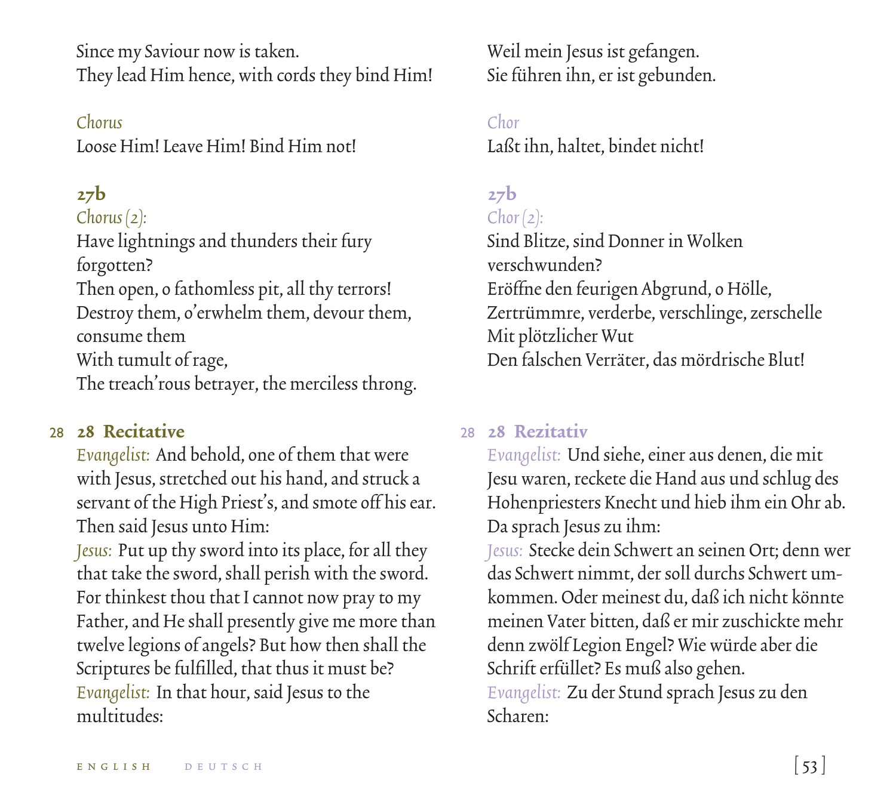Since my Saviour now is taken.
They lead Him hence, with cords they bind Him!

*Chorus*
Loose Him! Leave Him! Bind Him not!

**27b**
*Chorus (2):*
Have lightnings and thunders their fury forgotten?
Then open, o fathomless pit, all thy terrors!
Destroy them, o'erwhelm them, devour them, consume them
With tumult of rage,
The treach'rous betrayer, the merciless throng.

28 **28 Recitative**
*Evangelist:* And behold, one of them that were with Jesus, stretched out his hand, and struck a servant of the High Priest's, and smote off his ear. Then said Jesus unto Him:
*Jesus:* Put up thy sword into its place, for all they that take the sword, shall perish with the sword. For thinkest thou that I cannot now pray to my Father, and He shall presently give me more than twelve legions of angels? But how then shall the Scriptures be fulfilled, that thus it must be?
*Evangelist:* In that hour, said Jesus to the multitudes:

Weil mein Jesus ist gefangen.
Sie führen ihn, er ist gebunden.

*Chor*
Laßt ihn, haltet, bindet nicht!

**27b**
*Chor (2):*
Sind Blitze, sind Donner in Wolken verschwunden?
Eröffne den feurigen Abgrund, o Hölle,
Zertrümmre, verderbe, verschlinge, zerschelle
Mit plötzlicher Wut
Den falschen Verräter, das mördrische Blut!

28 **28 Rezitativ**
*Evangelist:* Und siehe, einer aus denen, die mit Jesu waren, reckete die Hand aus und schlug des Hohenpriesters Knecht und hieb ihm ein Ohr ab. Da sprach Jesus zu ihm:
*Jesus:* Stecke dein Schwert an seinen Ort; denn wer das Schwert nimmt, der soll durchs Schwert umkommen. Oder meinest du, daß ich nicht könnte meinen Vater bitten, daß er mir zuschickte mehr denn zwölf Legion Engel? Wie würde aber die Schrift erfüllet? Es muß also gehen.
*Evangelist:* Zu der Stund sprach Jesus zu den Scharen: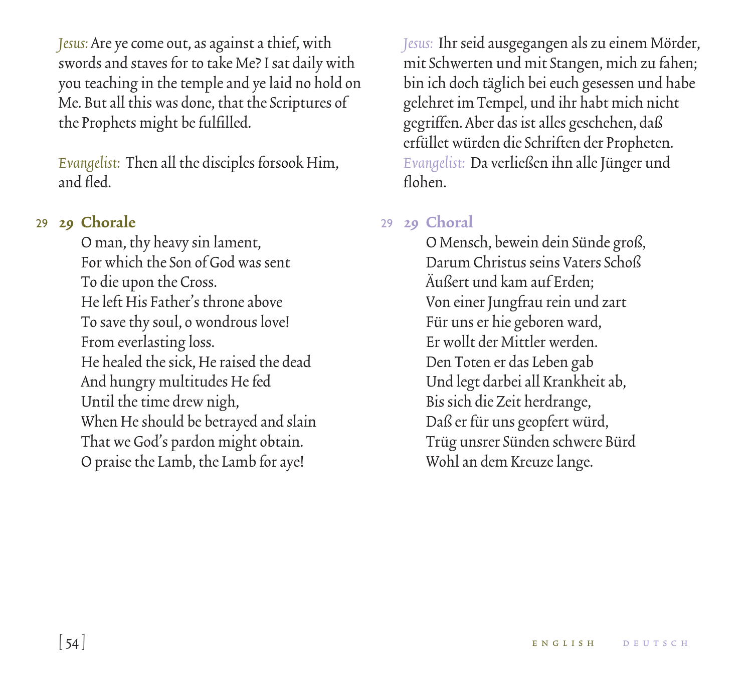*Jesus:* Are ye come out, as against a thief, with swords and staves for to take Me? I sat daily with you teaching in the temple and ye laid no hold on Me. But all this was done, that the Scriptures of the Prophets might be fulfilled.

*Evangelist:* Then all the disciples forsook Him, and fled.

## 29 Chorale

O man, thy heavy sin lament,
For which the Son of God was sent
To die upon the Cross.
He left His Father's throne above
To save thy soul, o wondrous love!
From everlasting loss.
He healed the sick, He raised the dead
And hungry multitudes He fed
Until the time drew nigh,
When He should be betrayed and slain
That we God's pardon might obtain.
O praise the Lamb, the Lamb for aye!

*Jesus:* Ihr seid ausgegangen als zu einem Mörder, mit Schwerten und mit Stangen, mich zu fahen; bin ich doch täglich bei euch gesessen und habe gelehret im Tempel, und ihr habt mich nicht gegriffen. Aber das ist alles geschehen, daß erfüllet würden die Schriften der Propheten.

*Evangelist:* Da verließen ihn alle Jünger und flohen.

## 29 Choral

O Mensch, bewein dein Sünde groß,
Darum Christus seins Vaters Schoß
Äußert und kam auf Erden;
Von einer Jungfrau rein und zart
Für uns er hie geboren ward,
Er wollt der Mittler werden.
Den Toten er das Leben gab
Und legt darbei all Krankheit ab,
Bis sich die Zeit herdrange,
Daß er für uns geopfert würd,
Trüg unsrer Sünden schwere Bürd
Wohl an dem Kreuze lange.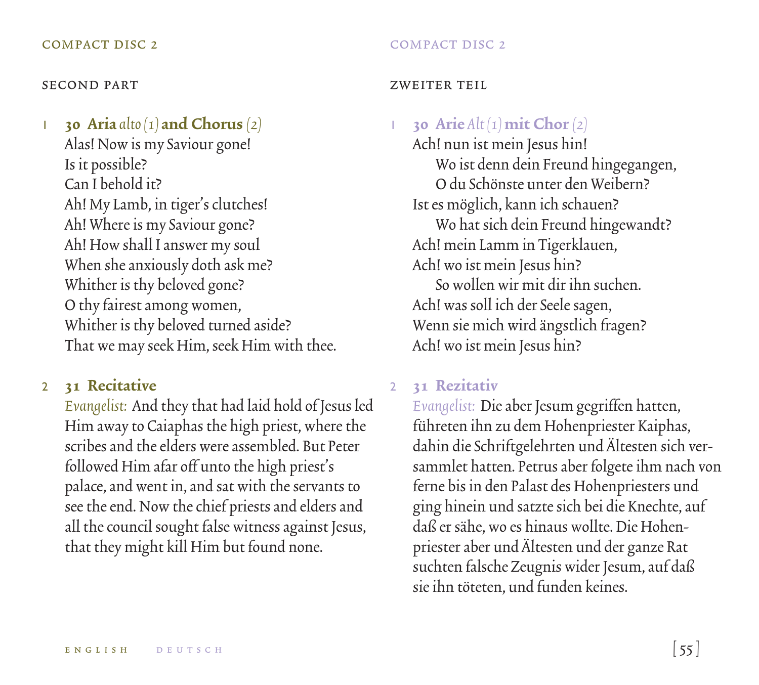COMPACT DISC 2

SECOND PART

1 **30 Aria** *alto (1)* **and Chorus** *(2)*
Alas! Now is my Saviour gone!
Is it possible?
Can I behold it?
Ah! My Lamb, in tiger's clutches!
Ah! Where is my Saviour gone?
Ah! How shall I answer my soul
When she anxiously doth ask me?
Whither is thy beloved gone?
O thy fairest among women,
Whither is thy beloved turned aside?
That we may seek Him, seek Him with thee.

2 **31 Recitative**
*Evangelist:* And they that had laid hold of Jesus led Him away to Caiaphas the high priest, where the scribes and the elders were assembled. But Peter followed Him afar off unto the high priest's palace, and went in, and sat with the servants to see the end. Now the chief priests and elders and all the council sought false witness against Jesus, that they might kill Him but found none.

COMPACT DISC 2

ZWEITER TEIL

1 **30 Arie** *Alt (1)* **mit Chor** *(2)*
Ach! nun ist mein Jesus hin!
&nbsp;&nbsp;&nbsp;&nbsp;Wo ist denn dein Freund hingegangen,
&nbsp;&nbsp;&nbsp;&nbsp;O du Schönste unter den Weibern?
Ist es möglich, kann ich schauen?
&nbsp;&nbsp;&nbsp;&nbsp;Wo hat sich dein Freund hingewandt?
Ach! mein Lamm in Tigerklauen,
Ach! wo ist mein Jesus hin?
&nbsp;&nbsp;&nbsp;&nbsp;So wollen wir mit dir ihn suchen.
Ach! was soll ich der Seele sagen,
Wenn sie mich wird ängstlich fragen?
Ach! wo ist mein Jesus hin?

2 **31 Rezitativ**
*Evangelist:* Die aber Jesum gegriffen hatten, führeten ihn zu dem Hohenpriester Kaiphas, dahin die Schriftgelehrten und Ältesten sich versammlet hatten. Petrus aber folgete ihm nach von ferne bis in den Palast des Hohenpriesters und ging hinein und satzte sich bei die Knechte, auf daß er sähe, wo es hinaus wollte. Die Hohenpriester aber und Ältesten und der ganze Rat suchten falsche Zeugnis wider Jesum, auf daß sie ihn töteten, und funden keines.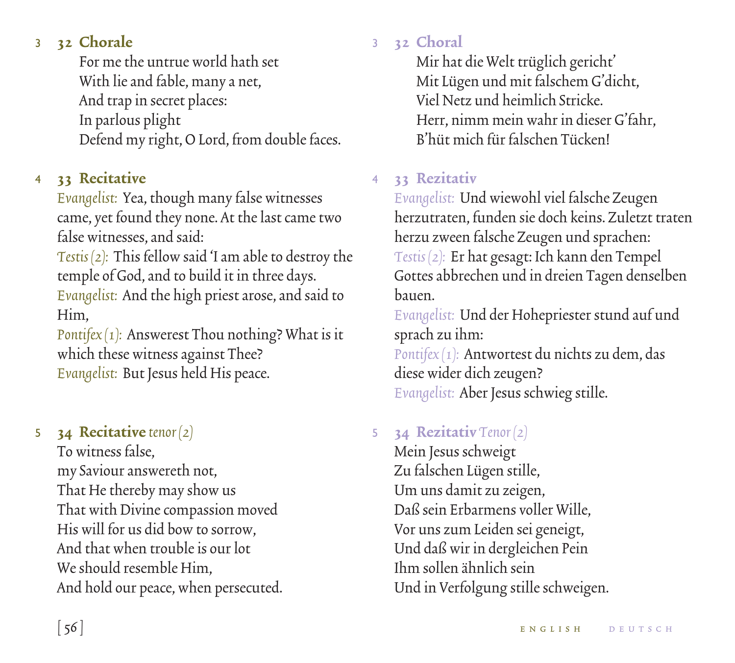3 **32 Chorale**

For me the untrue world hath set
With lie and fable, many a net,
And trap in secret places:
In parlous plight
Defend my right, O Lord, from double faces.

4 **33 Recitative**

*Evangelist:* Yea, though many false witnesses came, yet found they none. At the last came two false witnesses, and said:
*Testis (2):* This fellow said 'I am able to destroy the temple of God, and to build it in three days.
*Evangelist:* And the high priest arose, and said to Him,
*Pontifex (1):* Answerest Thou nothing? What is it which these witness against Thee?
*Evangelist:* But Jesus held His peace.

5 **34 Recitative** *tenor (2)*

To witness false,
my Saviour answereth not,
That He thereby may show us
That with Divine compassion moved
His will for us did bow to sorrow,
And that when trouble is our lot
We should resemble Him,
And hold our peace, when persecuted.

3 **32 Choral**

Mir hat die Welt trüglich gericht'
Mit Lügen und mit falschem G'dicht,
Viel Netz und heimlich Stricke.
Herr, nimm mein wahr in dieser G'fahr,
B'hüt mich für falschen Tücken!

4 **33 Rezitativ**

*Evangelist:* Und wiewohl viel falsche Zeugen herzutraten, funden sie doch keins. Zuletzt traten herzu zween falsche Zeugen und sprachen:
*Testis (2):* Er hat gesagt: Ich kann den Tempel Gottes abbrechen und in dreien Tagen denselben bauen.
*Evangelist:* Und der Hohepriester stund auf und sprach zu ihm:
*Pontifex (1):* Antwortest du nichts zu dem, das diese wider dich zeugen?
*Evangelist:* Aber Jesus schwieg stille.

5 **34 Rezitativ** *Tenor (2)*

Mein Jesus schweigt
Zu falschen Lügen stille,
Um uns damit zu zeigen,
Daß sein Erbarmens voller Wille,
Vor uns zum Leiden sei geneigt,
Und daß wir in dergleichen Pein
Ihm sollen ähnlich sein
Und in Verfolgung stille schweigen.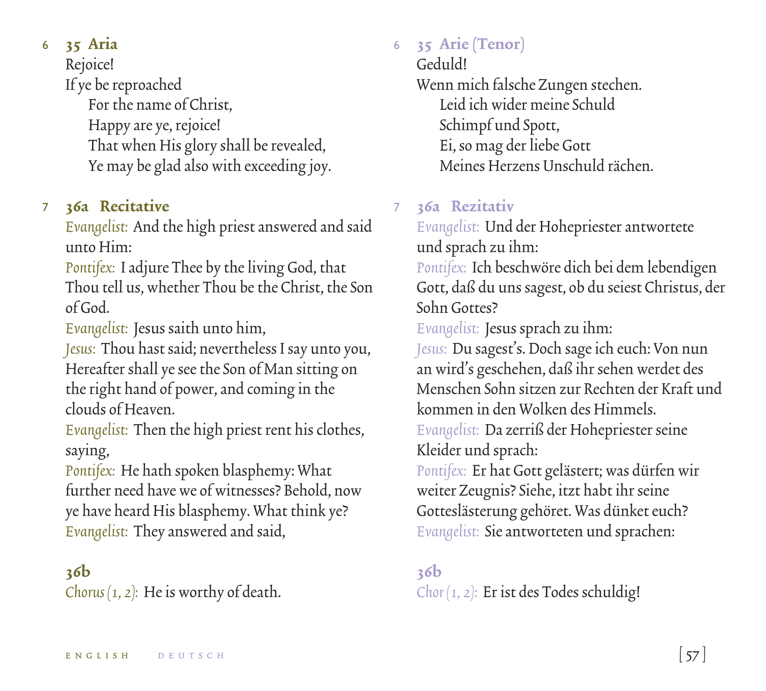6 **35 Aria**

Rejoice!
If ye be reproached
For the name of Christ,
Happy are ye, rejoice!
That when His glory shall be revealed,
Ye may be glad also with exceeding joy.

7 **36a Recitative**

*Evangelist:* And the high priest answered and said unto Him:
*Pontifex:* I adjure Thee by the living God, that Thou tell us, whether Thou be the Christ, the Son of God.
*Evangelist:* Jesus saith unto him,
*Jesus:* Thou hast said; nevertheless I say unto you, Hereafter shall ye see the Son of Man sitting on the right hand of power, and coming in the clouds of Heaven.
*Evangelist:* Then the high priest rent his clothes, saying,
*Pontifex:* He hath spoken blasphemy: What further need have we of witnesses? Behold, now ye have heard His blasphemy. What think ye?
*Evangelist:* They answered and said,

**36b**

*Chorus (1, 2):* He is worthy of death.

6 **35 Arie (Tenor)**

Geduld!
Wenn mich falsche Zungen stechen.
Leid ich wider meine Schuld
Schimpf und Spott,
Ei, so mag der liebe Gott
Meines Herzens Unschuld rächen.

7 **36a Rezitativ**

*Evangelist:* Und der Hohepriester antwortete und sprach zu ihm:
*Pontifex:* Ich beschwöre dich bei dem lebendigen Gott, daß du uns sagest, ob du seiest Christus, der Sohn Gottes?
*Evangelist:* Jesus sprach zu ihm:
*Jesus:* Du sagest's. Doch sage ich euch: Von nun an wird's geschehen, daß ihr sehen werdet des Menschen Sohn sitzen zur Rechten der Kraft und kommen in den Wolken des Himmels.
*Evangelist:* Da zerriß der Hohepriester seine Kleider und sprach:
*Pontifex:* Er hat Gott gelästert; was dürfen wir weiter Zeugnis? Siehe, itzt habt ihr seine Gotteslästerung gehöret. Was dünket euch?
*Evangelist:* Sie antworteten und sprachen:

**36b**

*Chor (1, 2):* Er ist des Todes schuldig!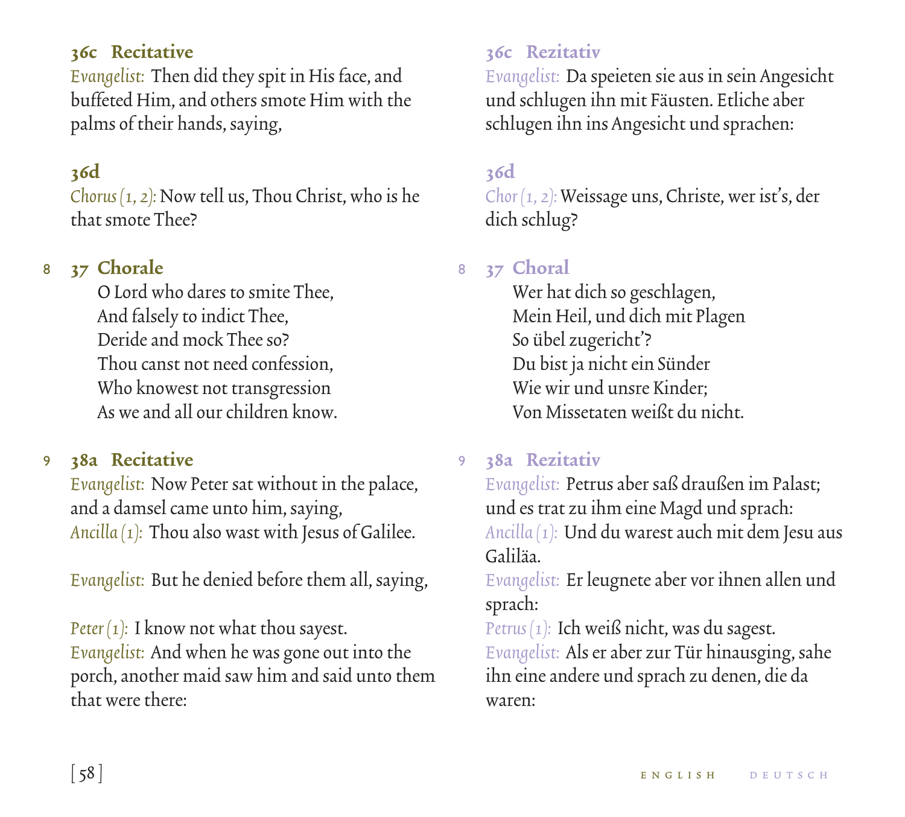### 36c Recitative

*Evangelist:* Then did they spit in His face, and buffeted Him, and others smote Him with the palms of their hands, saying,

### 36d

*Chorus (1, 2):* Now tell us, Thou Christ, who is he that smote Thee?

8 **37 Chorale**

O Lord who dares to smite Thee,
And falsely to indict Thee,
Deride and mock Thee so?
Thou canst not need confession,
Who knowest not transgression
As we and all our children know.

9 **38a Recitative**

*Evangelist:* Now Peter sat without in the palace, and a damsel came unto him, saying,
*Ancilla (1):* Thou also wast with Jesus of Galilee.

*Evangelist:* But he denied before them all, saying,

*Peter (1):* I know not what thou sayest.
*Evangelist:* And when he was gone out into the porch, another maid saw him and said unto them that were there:

### 36c Rezitativ

*Evangelist:* Da speieten sie aus in sein Angesicht und schlugen ihn mit Fäusten. Etliche aber schlugen ihn ins Angesicht und sprachen:

### 36d

*Chor (1, 2):* Weissage uns, Christe, wer ist's, der dich schlug?

8 **37 Choral**

Wer hat dich so geschlagen,
Mein Heil, und dich mit Plagen
So übel zugericht'?
Du bist ja nicht ein Sünder
Wie wir und unsre Kinder;
Von Missetaten weißt du nicht.

9 **38a Rezitativ**

*Evangelist:* Petrus aber saß draußen im Palast; und es trat zu ihm eine Magd und sprach:
*Ancilla (1):* Und du warest auch mit dem Jesu aus Galiläa.
*Evangelist:* Er leugnete aber vor ihnen allen und sprach:
*Petrus (1):* Ich weiß nicht, was du sagest.
*Evangelist:* Als er aber zur Tür hinausging, sahe ihn eine andere und sprach zu denen, die da waren: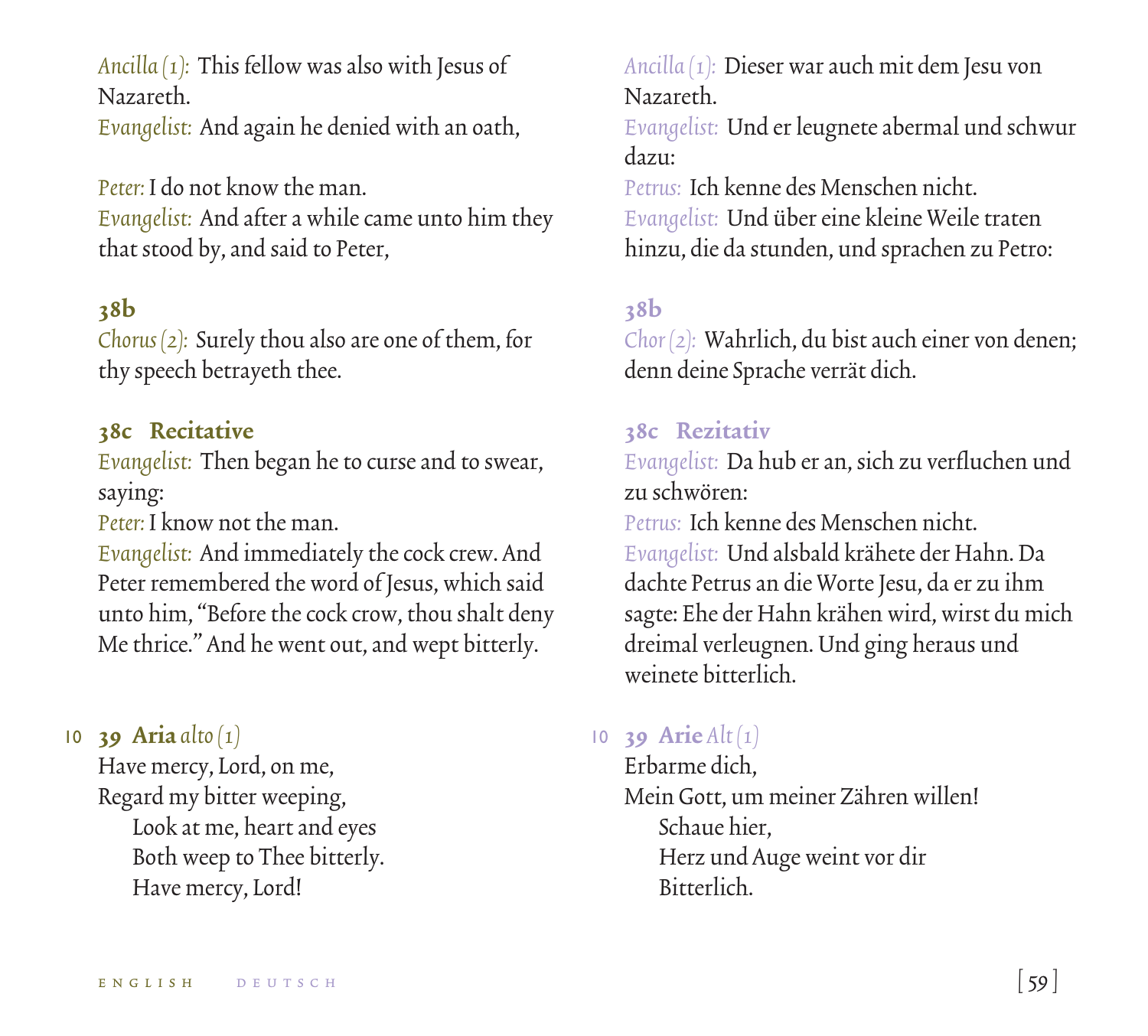*Ancilla (1):* This fellow was also with Jesus of Nazareth.
*Evangelist:* And again he denied with an oath,

*Peter:* I do not know the man.
*Evangelist:* And after a while came unto him they that stood by, and said to Peter,

**38b**
*Chorus (2):* Surely thou also are one of them, for thy speech betrayeth thee.

**38c Recitative**
*Evangelist:* Then began he to curse and to swear, saying:
*Peter:* I know not the man.
*Evangelist:* And immediately the cock crew. And Peter remembered the word of Jesus, which said unto him, "Before the cock crow, thou shalt deny Me thrice." And he went out, and wept bitterly.

10 **39 Aria** *alto (1)*
Have mercy, Lord, on me,
Regard my bitter weeping,
Look at me, heart and eyes
Both weep to Thee bitterly.
Have mercy, Lord!

*Ancilla (1):* Dieser war auch mit dem Jesu von Nazareth.
*Evangelist:* Und er leugnete abermal und schwur dazu:
*Petrus:* Ich kenne des Menschen nicht.
*Evangelist:* Und über eine kleine Weile traten hinzu, die da stunden, und sprachen zu Petro:

**38b**
*Chor (2):* Wahrlich, du bist auch einer von denen; denn deine Sprache verrät dich.

**38c Rezitativ**
*Evangelist:* Da hub er an, sich zu verfluchen und zu schwören:
*Petrus:* Ich kenne des Menschen nicht.
*Evangelist:* Und alsbald krähete der Hahn. Da dachte Petrus an die Worte Jesu, da er zu ihm sagte: Ehe der Hahn krähen wird, wirst du mich dreimal verleugnen. Und ging heraus und weinete bitterlich.

10 **39 Arie** *Alt (1)*
Erbarme dich,
Mein Gott, um meiner Zähren willen!
Schaue hier,
Herz und Auge weint vor dir
Bitterlich.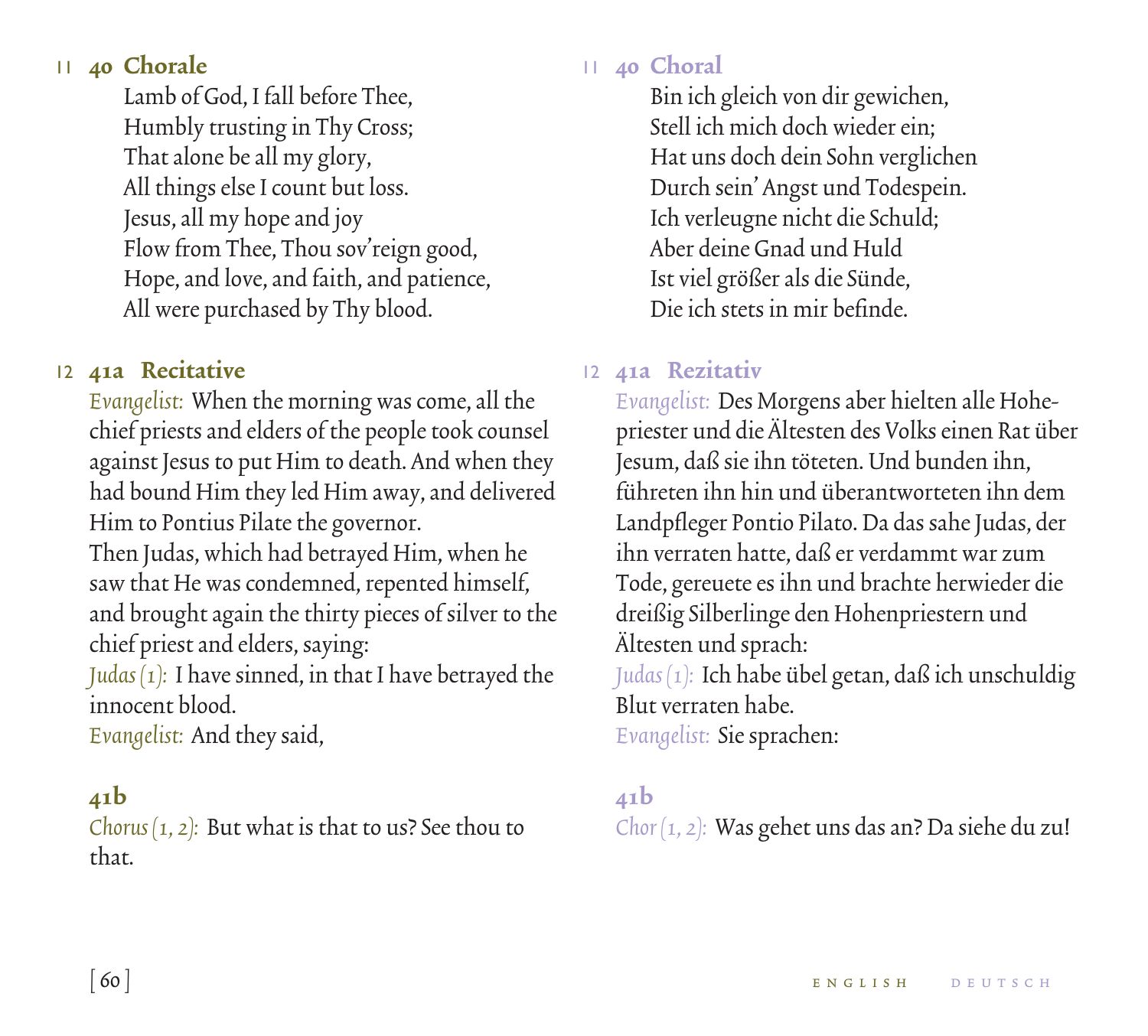11 **40 Chorale**

Lamb of God, I fall before Thee,
Humbly trusting in Thy Cross;
That alone be all my glory,
All things else I count but loss.
Jesus, all my hope and joy
Flow from Thee, Thou sov'reign good,
Hope, and love, and faith, and patience,
All were purchased by Thy blood.

12 **41a Recitative**

*Evangelist:* When the morning was come, all the chief priests and elders of the people took counsel against Jesus to put Him to death. And when they had bound Him they led Him away, and delivered Him to Pontius Pilate the governor.
Then Judas, which had betrayed Him, when he saw that He was condemned, repented himself, and brought again the thirty pieces of silver to the chief priest and elders, saying:
*Judas (1):* I have sinned, in that I have betrayed the innocent blood.
*Evangelist:* And they said,

**41b**

*Chorus (1, 2):* But what is that to us? See thou to that.

11 **40 Choral**

Bin ich gleich von dir gewichen,
Stell ich mich doch wieder ein;
Hat uns doch dein Sohn verglichen
Durch sein' Angst und Todespein.
Ich verleugne nicht die Schuld;
Aber deine Gnad und Huld
Ist viel größer als die Sünde,
Die ich stets in mir befinde.

12 **41a Rezitativ**

*Evangelist:* Des Morgens aber hielten alle Hohepriester und die Ältesten des Volks einen Rat über Jesum, daß sie ihn töteten. Und bunden ihn, führeten ihn hin und überantworteten ihn dem Landpfleger Pontio Pilato. Da das sahe Judas, der ihn verraten hatte, daß er verdammt war zum Tode, gereuete es ihn und brachte herwieder die dreißig Silberlinge den Hohenpriestern und Ältesten und sprach:
*Judas (1):* Ich habe übel getan, daß ich unschuldig Blut verraten habe.
*Evangelist:* Sie sprachen:

**41b**

*Chor (1, 2):* Was gehet uns das an? Da siehe du zu!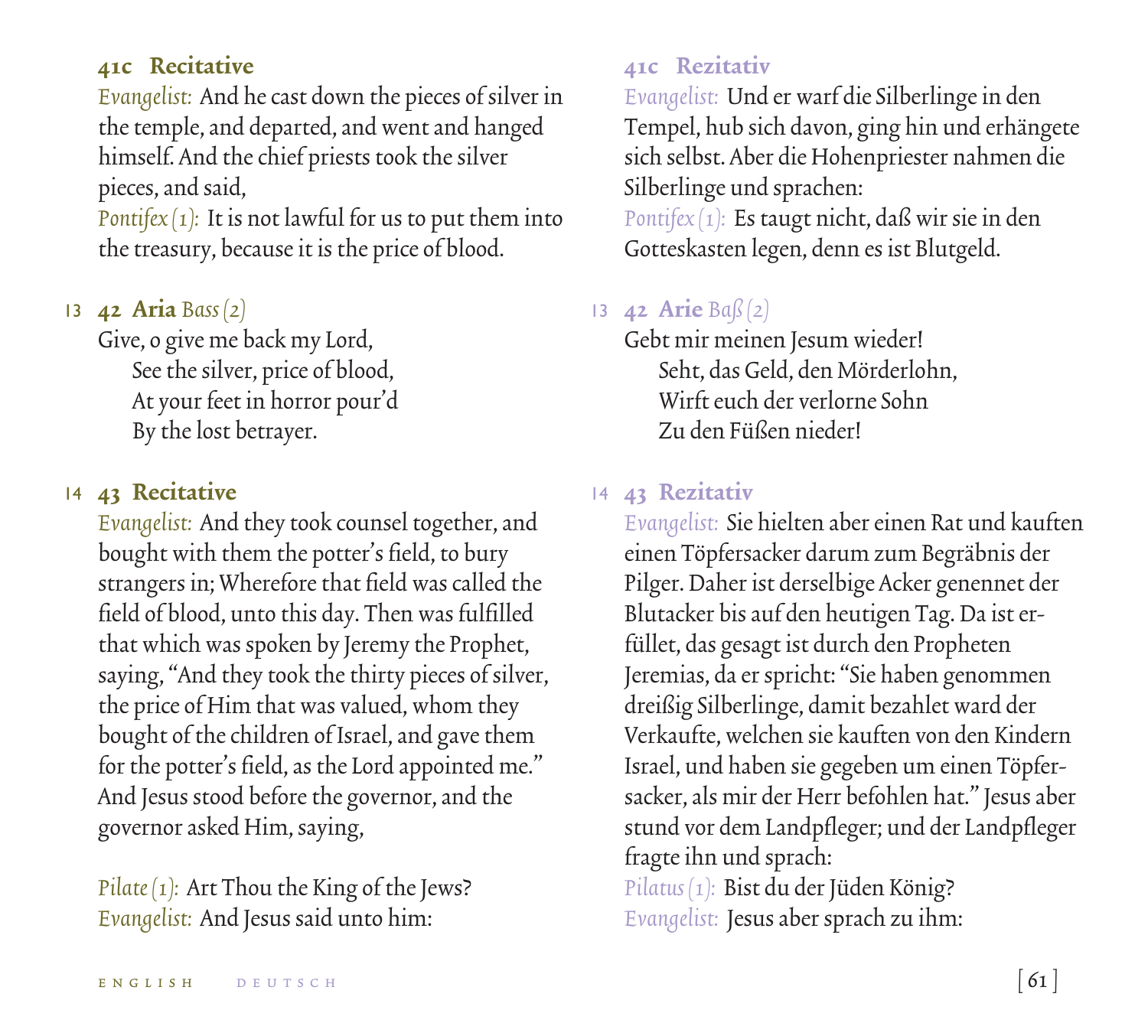### 41c Recitative

*Evangelist:* And he cast down the pieces of silver in the temple, and departed, and went and hanged himself. And the chief priests took the silver pieces, and said,

*Pontifex (1):* It is not lawful for us to put them into the treasury, because it is the price of blood.

13 **42 Aria** *Bass (2)*

Give, o give me back my Lord,
See the silver, price of blood,
At your feet in horror pour'd
By the lost betrayer.

14 **43 Recitative**

*Evangelist:* And they took counsel together, and bought with them the potter's field, to bury strangers in; Wherefore that field was called the field of blood, unto this day. Then was fulfilled that which was spoken by Jeremy the Prophet, saying, "And they took the thirty pieces of silver, the price of Him that was valued, whom they bought of the children of Israel, and gave them for the potter's field, as the Lord appointed me." And Jesus stood before the governor, and the governor asked Him, saying,

*Pilate (1):* Art Thou the King of the Jews?
*Evangelist:* And Jesus said unto him:

### 41c Rezitativ

*Evangelist:* Und er warf die Silberlinge in den Tempel, hub sich davon, ging hin und erhängete sich selbst. Aber die Hohenpriester nahmen die Silberlinge und sprachen:

*Pontifex (1):* Es taugt nicht, daß wir sie in den Gotteskasten legen, denn es ist Blutgeld.

13 **42 Arie** *Baß (2)*

Gebt mir meinen Jesum wieder!
Seht, das Geld, den Mörderlohn,
Wirft euch der verlorne Sohn
Zu den Füßen nieder!

14 **43 Rezitativ**

*Evangelist:* Sie hielten aber einen Rat und kauften einen Töpfersacker darum zum Begräbnis der Pilger. Daher ist derselbige Acker genennet der Blutacker bis auf den heutigen Tag. Da ist erfüllet, das gesagt ist durch den Propheten Jeremias, da er spricht: "Sie haben genommen dreißig Silberlinge, damit bezahlet ward der Verkaufte, welchen sie kauften von den Kindern Israel, und haben sie gegeben um einen Töpfersacker, als mir der Herr befohlen hat." Jesus aber stund vor dem Landpfleger; und der Landpfleger fragte ihn und sprach:

*Pilatus (1):* Bist du der Jüden König?
*Evangelist:* Jesus aber sprach zu ihm: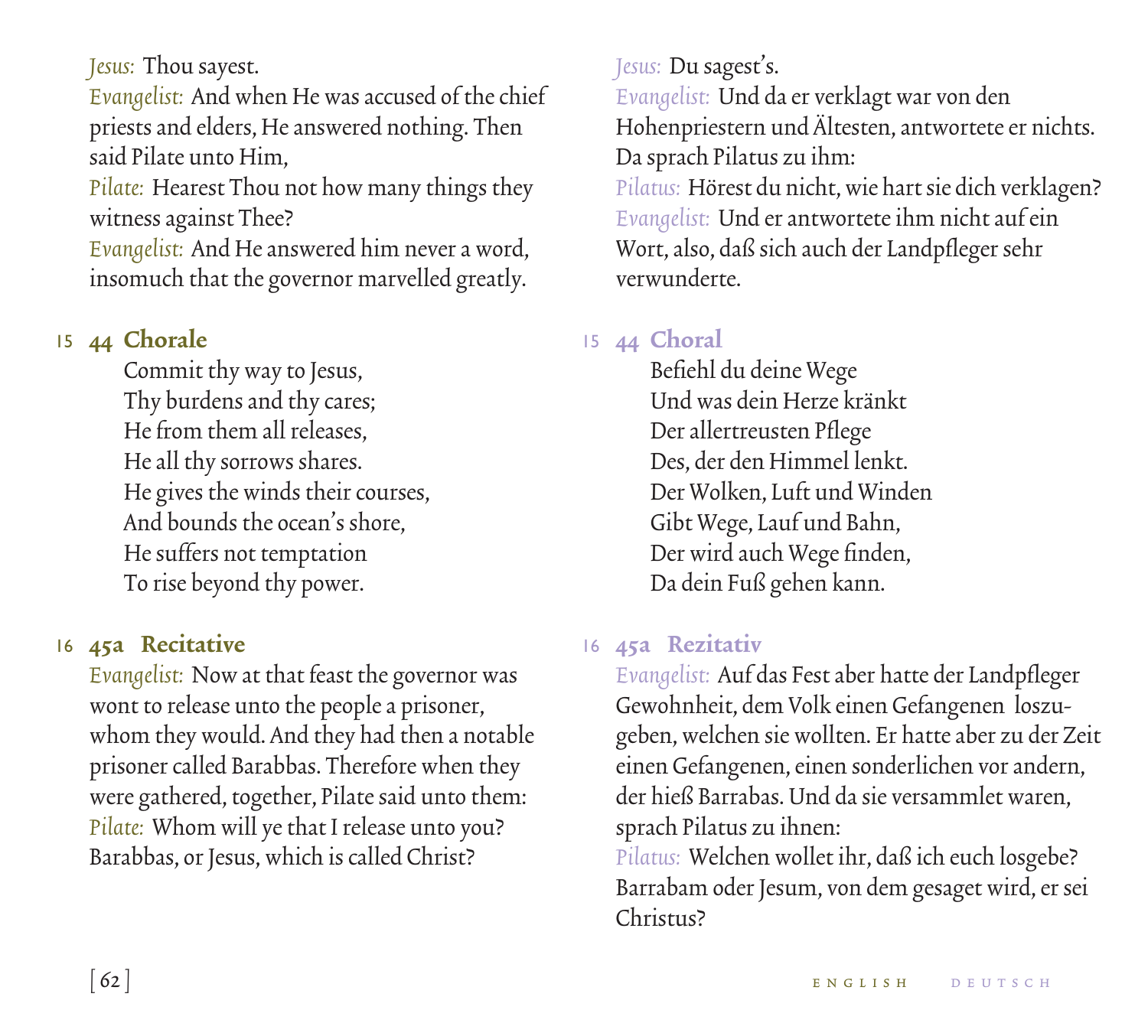*Jesus:* Thou sayest.
*Evangelist:* And when He was accused of the chief priests and elders, He answered nothing. Then said Pilate unto Him,
*Pilate:* Hearest Thou not how many things they witness against Thee?
*Evangelist:* And He answered him never a word, insomuch that the governor marvelled greatly.

15 **44 Chorale**

Commit thy way to Jesus,
Thy burdens and thy cares;
He from them all releases,
He all thy sorrows shares.
He gives the winds their courses,
And bounds the ocean's shore,
He suffers not temptation
To rise beyond thy power.

16 **45a Recitative**

*Evangelist:* Now at that feast the governor was wont to release unto the people a prisoner, whom they would. And they had then a notable prisoner called Barabbas. Therefore when they were gathered, together, Pilate said unto them:
*Pilate:* Whom will ye that I release unto you? Barabbas, or Jesus, which is called Christ?

*Jesus:* Du sagest's.
*Evangelist:* Und da er verklagt war von den Hohenpriestern und Ältesten, antwortete er nichts. Da sprach Pilatus zu ihm:
*Pilatus:* Hörest du nicht, wie hart sie dich verklagen?
*Evangelist:* Und er antwortete ihm nicht auf ein Wort, also, daß sich auch der Landpfleger sehr verwunderte.

15 **44 Choral**

Befiehl du deine Wege
Und was dein Herze kränkt
Der allertreusten Pflege
Des, der den Himmel lenkt.
Der Wolken, Luft und Winden
Gibt Wege, Lauf und Bahn,
Der wird auch Wege finden,
Da dein Fuß gehen kann.

16 **45a Rezitativ**

*Evangelist:* Auf das Fest aber hatte der Landpfleger Gewohnheit, dem Volk einen Gefangenen loszugeben, welchen sie wollten. Er hatte aber zu der Zeit einen Gefangenen, einen sonderlichen vor andern, der hieß Barrabas. Und da sie versammlet waren, sprach Pilatus zu ihnen:
*Pilatus:* Welchen wollet ihr, daß ich euch losgebe? Barrabam oder Jesum, von dem gesaget wird, er sei Christus?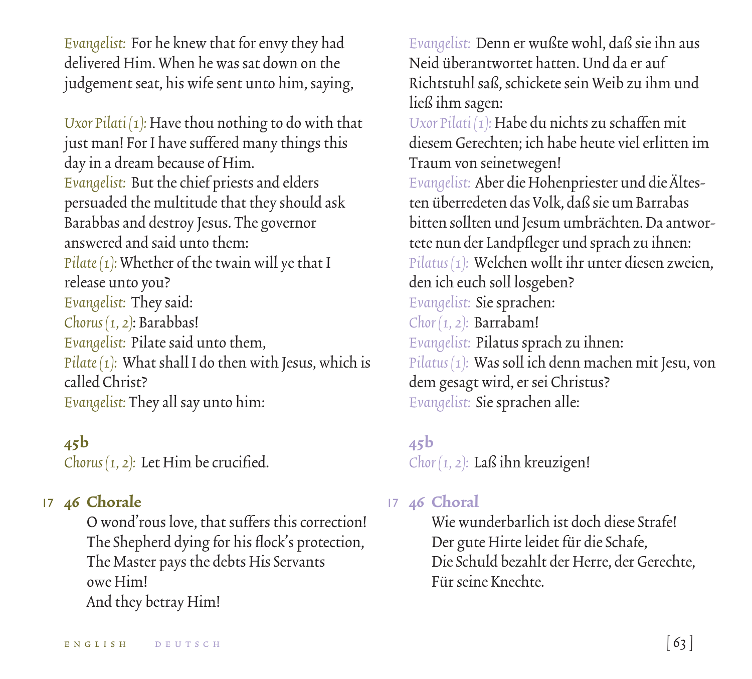*Evangelist:* For he knew that for envy they had delivered Him. When he was sat down on the judgement seat, his wife sent unto him, saying,

*Uxor Pilati (1):* Have thou nothing to do with that just man! For I have suffered many things this day in a dream because of Him.
*Evangelist:* But the chief priests and elders persuaded the multitude that they should ask Barabbas and destroy Jesus. The governor answered and said unto them:
*Pilate (1):* Whether of the twain will ye that I release unto you?
*Evangelist:* They said:
*Chorus (1, 2):* Barabbas!
*Evangelist:* Pilate said unto them,
*Pilate (1):* What shall I do then with Jesus, which is called Christ?
*Evangelist:* They all say unto him:

**45b**
*Chorus (1, 2):* Let Him be crucified.

17 **46 Chorale**

O wond'rous love, that suffers this correction!
The Shepherd dying for his flock's protection,
The Master pays the debts His Servants owe Him!
And they betray Him!

*Evangelist:* Denn er wußte wohl, daß sie ihn aus Neid überantwortet hatten. Und da er auf Richtstuhl saß, schickete sein Weib zu ihm und ließ ihm sagen:
*Uxor Pilati (1):* Habe du nichts zu schaffen mit diesem Gerechten; ich habe heute viel erlitten im Traum von seinetwegen!
*Evangelist:* Aber die Hohenpriester und die Ältesten überredeten das Volk, daß sie um Barrabas bitten sollten und Jesum umbrächten. Da antwortete nun der Landpfleger und sprach zu ihnen:
*Pilatus (1):* Welchen wollt ihr unter diesen zweien, den ich euch soll losgeben?
*Evangelist:* Sie sprachen:
*Chor (1, 2):* Barrabam!
*Evangelist:* Pilatus sprach zu ihnen:
*Pilatus (1):* Was soll ich denn machen mit Jesu, von dem gesagt wird, er sei Christus?
*Evangelist:* Sie sprachen alle:

**45b**
*Chor (1, 2):* Laß ihn kreuzigen!

17 **46 Choral**

Wie wunderbarlich ist doch diese Strafe!
Der gute Hirte leidet für die Schafe,
Die Schuld bezahlt der Herre, der Gerechte,
Für seine Knechte.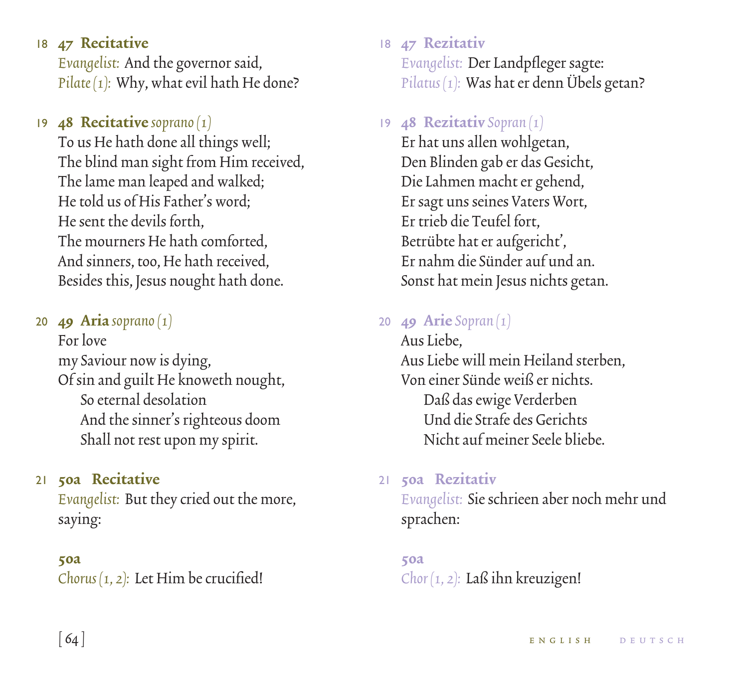18 **47 Recitative**

*Evangelist:* And the governor said,
*Pilate (1):* Why, what evil hath He done?

19 **48 Recitative** *soprano (1)*

To us He hath done all things well;
The blind man sight from Him received,
The lame man leaped and walked;
He told us of His Father's word;
He sent the devils forth,
The mourners He hath comforted,
And sinners, too, He hath received,
Besides this, Jesus nought hath done.

20 **49 Aria** *soprano (1)*

For love
my Saviour now is dying,
Of sin and guilt He knoweth nought,
  So eternal desolation
  And the sinner's righteous doom
  Shall not rest upon my spirit.

21 **50a Recitative**

*Evangelist:* But they cried out the more, saying:

**50a**

*Chorus (1, 2):* Let Him be crucified!

18 **47 Rezitativ**

*Evangelist:* Der Landpfleger sagte:
*Pilatus (1):* Was hat er denn Übels getan?

19 **48 Rezitativ** *Sopran (1)*

Er hat uns allen wohlgetan,
Den Blinden gab er das Gesicht,
Die Lahmen macht er gehend,
Er sagt uns seines Vaters Wort,
Er trieb die Teufel fort,
Betrübte hat er aufgericht',
Er nahm die Sünder auf und an.
Sonst hat mein Jesus nichts getan.

20 **49 Arie** *Sopran (1)*

Aus Liebe,
Aus Liebe will mein Heiland sterben,
Von einer Sünde weiß er nichts.
  Daß das ewige Verderben
  Und die Strafe des Gerichts
  Nicht auf meiner Seele bliebe.

21 **50a Rezitativ**

*Evangelist:* Sie schrieen aber noch mehr und sprachen:

**50a**

*Chor (1, 2):* Laß ihn kreuzigen!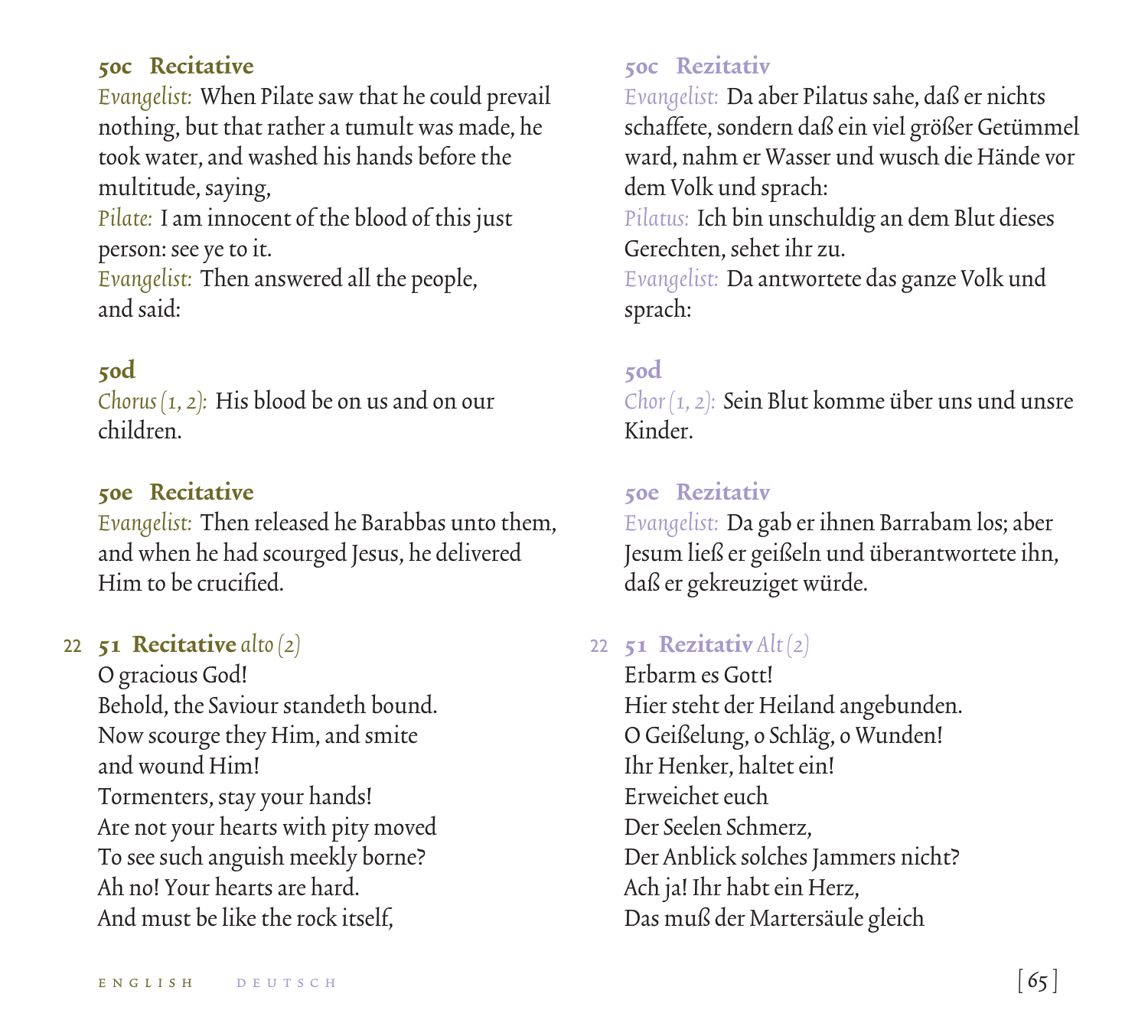### 50c Recitative

*Evangelist:* When Pilate saw that he could prevail nothing, but that rather a tumult was made, he took water, and washed his hands before the multitude, saying,
*Pilate:* I am innocent of the blood of this just person: see ye to it.
*Evangelist:* Then answered all the people, and said:

### 50d

*Chorus (1, 2):* His blood be on us and on our children.

### 50e Recitative

*Evangelist:* Then released he Barabbas unto them, and when he had scourged Jesus, he delivered Him to be crucified.

### 22 51 Recitative *alto (2)*

O gracious God!
Behold, the Saviour standeth bound.
Now scourge they Him, and smite
and wound Him!
Tormenters, stay your hands!
Are not your hearts with pity moved
To see such anguish meekly borne?
Ah no! Your hearts are hard.
And must be like the rock itself,

### 50c Rezitativ

*Evangelist:* Da aber Pilatus sahe, daß er nichts schaffete, sondern daß ein viel größer Getümmel ward, nahm er Wasser und wusch die Hände vor dem Volk und sprach:
*Pilatus:* Ich bin unschuldig an dem Blut dieses Gerechten, sehet ihr zu.
*Evangelist:* Da antwortete das ganze Volk und sprach:

### 50d

*Chor (1, 2):* Sein Blut komme über uns und unsre Kinder.

### 50e Rezitativ

*Evangelist:* Da gab er ihnen Barrabam los; aber Jesum ließ er geißeln und überantwortete ihn, daß er gekreuziget würde.

### 22 51 Rezitativ *Alt (2)*

Erbarm es Gott!
Hier steht der Heiland angebunden.
O Geißelung, o Schläg, o Wunden!
Ihr Henker, haltet ein!
Erweichet euch
Der Seelen Schmerz,
Der Anblick solches Jammers nicht?
Ach ja! Ihr habt ein Herz,
Das muß der Martersäule gleich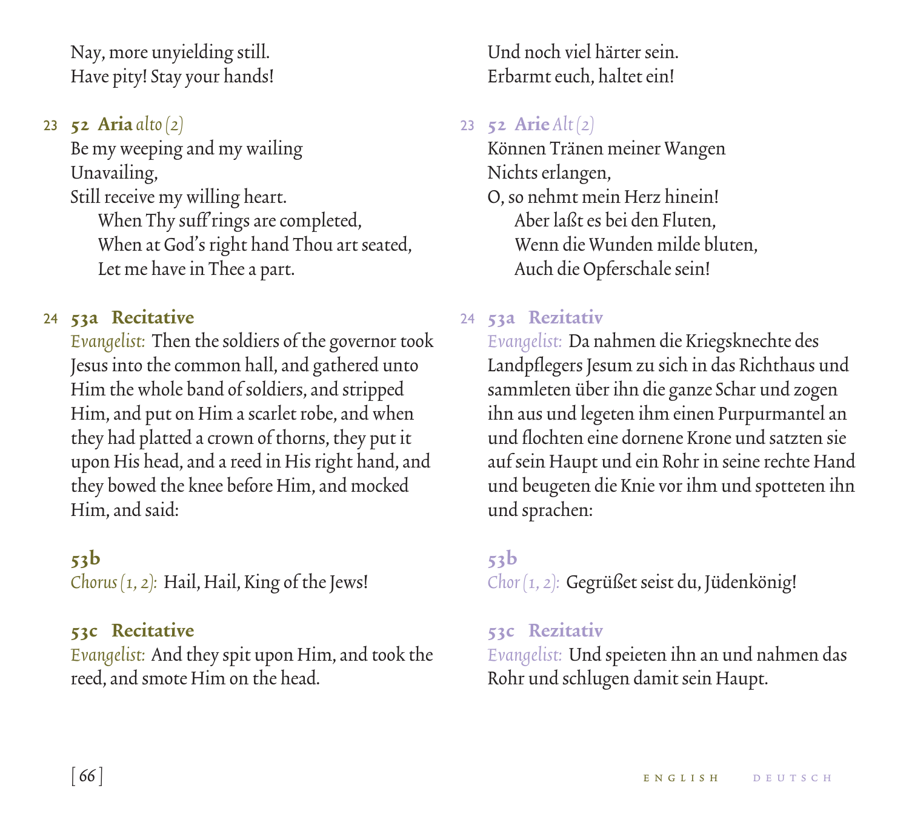Nay, more unyielding still.
Have pity! Stay your hands!

23 **52 Aria** *alto (2)*

Be my weeping and my wailing
Unavailing,
Still receive my willing heart.
When Thy suff'rings are completed,
When at God's right hand Thou art seated,
Let me have in Thee a part.

24 **53a Recitative**

*Evangelist:* Then the soldiers of the governor took Jesus into the common hall, and gathered unto Him the whole band of soldiers, and stripped Him, and put on Him a scarlet robe, and when they had platted a crown of thorns, they put it upon His head, and a reed in His right hand, and they bowed the knee before Him, and mocked Him, and said:

**53b**

*Chorus (1, 2):* Hail, Hail, King of the Jews!

**53c Recitative**

*Evangelist:* And they spit upon Him, and took the reed, and smote Him on the head.

Und noch viel härter sein.
Erbarmt euch, haltet ein!

23 **52 Arie** *Alt (2)*

Können Tränen meiner Wangen
Nichts erlangen,
O, so nehmt mein Herz hinein!
Aber laßt es bei den Fluten,
Wenn die Wunden milde bluten,
Auch die Opferschale sein!

24 **53a Rezitativ**

*Evangelist:* Da nahmen die Kriegsknechte des Landpflegers Jesum zu sich in das Richthaus und sammleten über ihn die ganze Schar und zogen ihn aus und legeten ihm einen Purpurmantel an und flochten eine dornene Krone und satzten sie auf sein Haupt und ein Rohr in seine rechte Hand und beugeten die Knie vor ihm und spotteten ihn und sprachen:

**53b**

*Chor (1, 2):* Gegrüßet seist du, Jüdenkönig!

**53c Rezitativ**

*Evangelist:* Und speieten ihn an und nahmen das Rohr und schlugen damit sein Haupt.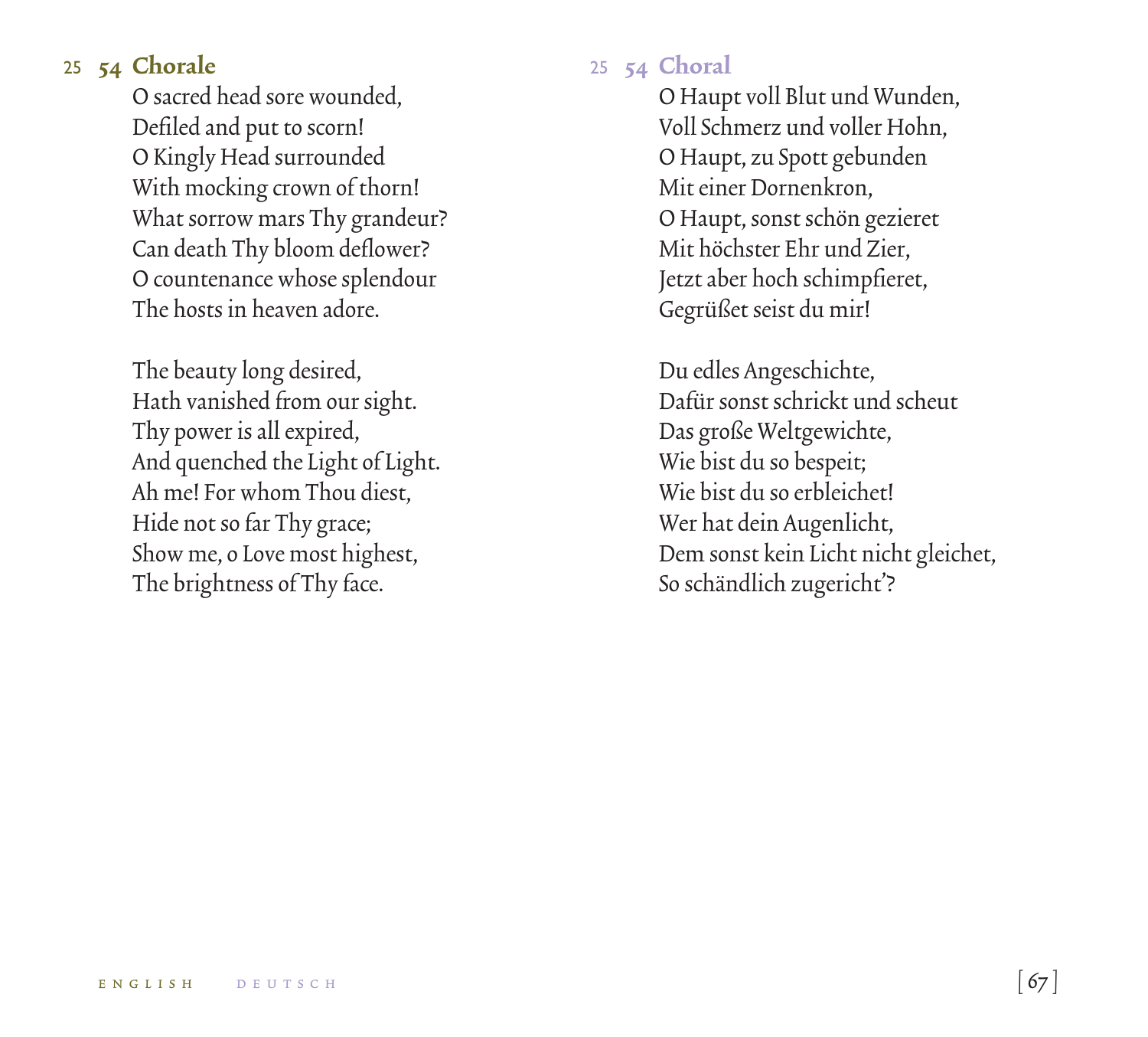## 25 54 Chorale

O sacred head sore wounded,
Defiled and put to scorn!
O Kingly Head surrounded
With mocking crown of thorn!
What sorrow mars Thy grandeur?
Can death Thy bloom deflower?
O countenance whose splendour
The hosts in heaven adore.

The beauty long desired,
Hath vanished from our sight.
Thy power is all expired,
And quenched the Light of Light.
Ah me! For whom Thou diest,
Hide not so far Thy grace;
Show me, o Love most highest,
The brightness of Thy face.

## 25 54 Choral

O Haupt voll Blut und Wunden,
Voll Schmerz und voller Hohn,
O Haupt, zu Spott gebunden
Mit einer Dornenkron,
O Haupt, sonst schön gezieret
Mit höchster Ehr und Zier,
Jetzt aber hoch schimpfieret,
Gegrüßet seist du mir!

Du edles Angeschichte,
Dafür sonst schrickt und scheut
Das große Weltgewichte,
Wie bist du so bespeit;
Wie bist du so erbleichet!
Wer hat dein Augenlicht,
Dem sonst kein Licht nicht gleichet,
So schändlich zugericht'?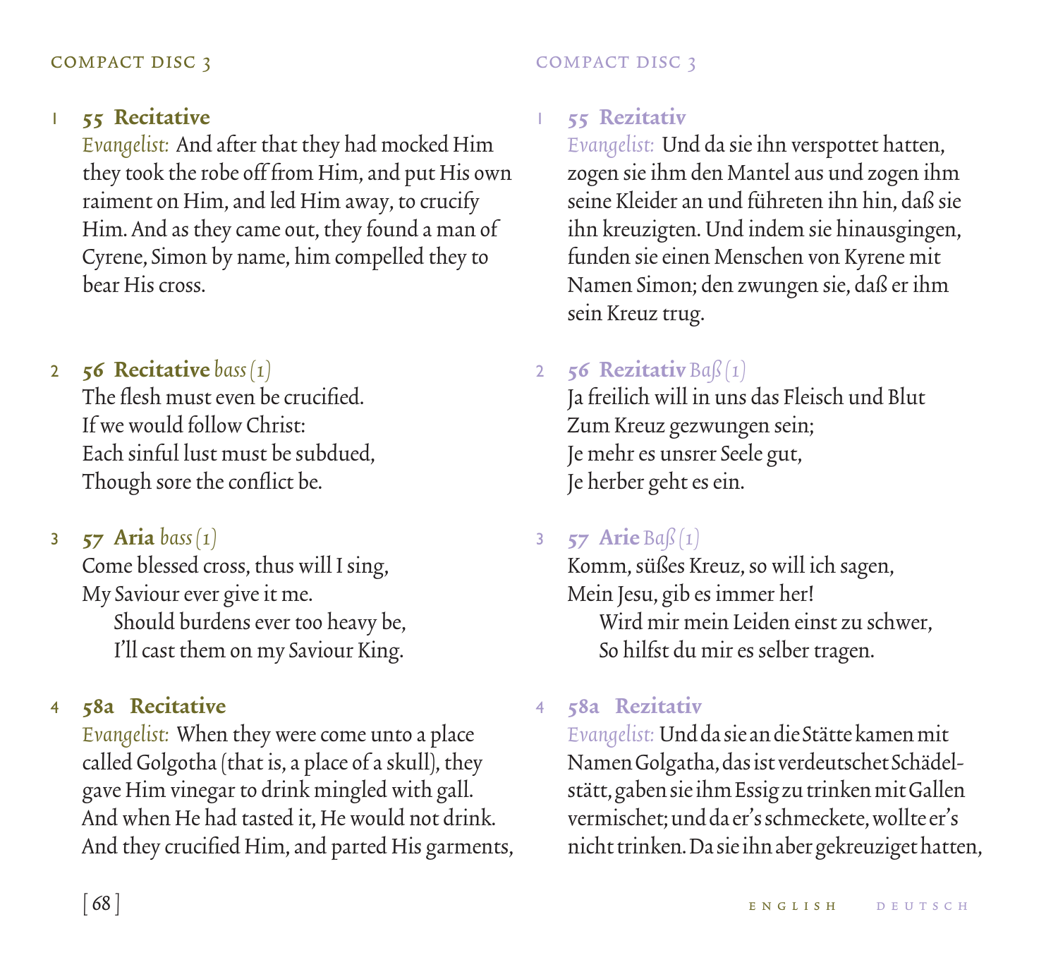COMPACT DISC 3

1 **55 Recitative**

*Evangelist:* And after that they had mocked Him they took the robe off from Him, and put His own raiment on Him, and led Him away, to crucify Him. And as they came out, they found a man of Cyrene, Simon by name, him compelled they to bear His cross.

2 **56 Recitative** *bass (1)*

The flesh must even be crucified.
If we would follow Christ:
Each sinful lust must be subdued,
Though sore the conflict be.

3 **57 Aria** *bass (1)*

Come blessed cross, thus will I sing,
My Saviour ever give it me.
Should burdens ever too heavy be,
I'll cast them on my Saviour King.

4 **58a Recitative**

*Evangelist:* When they were come unto a place called Golgotha (that is, a place of a skull), they gave Him vinegar to drink mingled with gall. And when He had tasted it, He would not drink. And they crucified Him, and parted His garments,

COMPACT DISC 3

1 **55 Rezitativ**

*Evangelist:* Und da sie ihn verspottet hatten, zogen sie ihm den Mantel aus und zogen ihm seine Kleider an und führeten ihn hin, daß sie ihn kreuzigten. Und indem sie hinausgingen, funden sie einen Menschen von Kyrene mit Namen Simon; den zwungen sie, daß er ihm sein Kreuz trug.

2 **56 Rezitativ** *Baß (1)*

Ja freilich will in uns das Fleisch und Blut
Zum Kreuz gezwungen sein;
Je mehr es unsrer Seele gut,
Je herber geht es ein.

3 **57 Arie** *Baß (1)*

Komm, süßes Kreuz, so will ich sagen,
Mein Jesu, gib es immer her!
Wird mir mein Leiden einst zu schwer,
So hilfst du mir es selber tragen.

4 **58a Rezitativ**

*Evangelist:* Und da sie an die Stätte kamen mit Namen Golgatha, das ist verdeutschet Schädelstätt, gaben sie ihm Essig zu trinken mit Gallen vermischet; und da er's schmeckete, wollte er's nicht trinken. Da sie ihn aber gekreuziget hatten,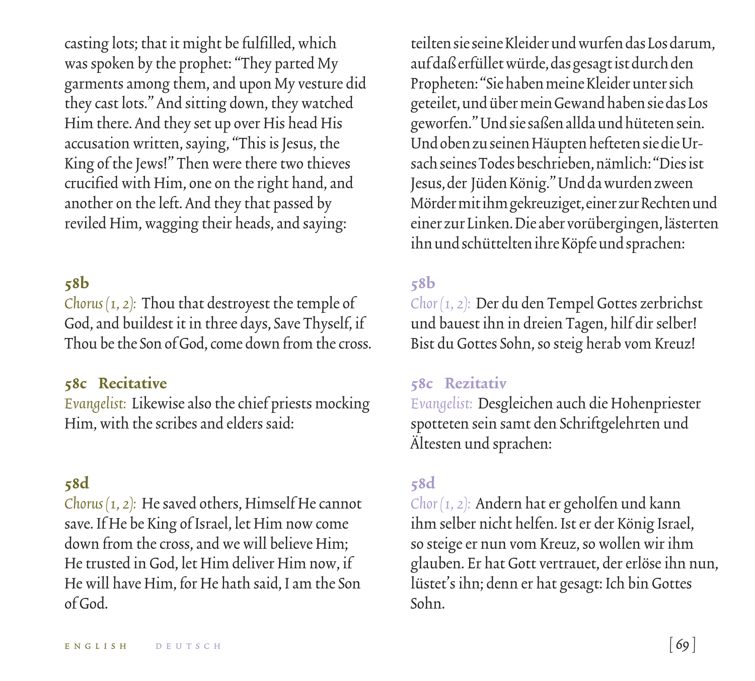casting lots; that it might be fulfilled, which was spoken by the prophet: "They parted My garments among them, and upon My vesture did they cast lots." And sitting down, they watched Him there. And they set up over His head His accusation written, saying, "This is Jesus, the King of the Jews!" Then were there two thieves crucified with Him, one on the right hand, and another on the left. And they that passed by reviled Him, wagging their heads, and saying:

**58b**

*Chorus (1, 2):* Thou that destroyest the temple of God, and buildest it in three days, Save Thyself, if Thou be the Son of God, come down from the cross.

**58c Recitative**

*Evangelist:* Likewise also the chief priests mocking Him, with the scribes and elders said:

**58d**

*Chorus (1, 2):* He saved others, Himself He cannot save. If He be King of Israel, let Him now come down from the cross, and we will believe Him; He trusted in God, let Him deliver Him now, if He will have Him, for He hath said, I am the Son of God.

teilten sie seine Kleider und wurfen das Los darum, auf daß erfüllet würde, das gesagt ist durch den Propheten: "Sie haben meine Kleider unter sich geteilet, und über mein Gewand haben sie das Los geworfen." Und sie saßen allda und hüteten sein. Und oben zu seinen Häupten hefteten sie die Ursach seines Todes beschrieben, nämlich: "Dies ist Jesus, der Jüden König." Und da wurden zween Mörder mit ihm gekreuziget, einer zur Rechten und einer zur Linken. Die aber vorübergingen, lästerten ihn und schüttelten ihre Köpfe und sprachen:

**58b**

*Chor (1, 2):* Der du den Tempel Gottes zerbrichst und bauest ihn in dreien Tagen, hilf dir selber! Bist du Gottes Sohn, so steig herab vom Kreuz!

**58c Rezitativ**

*Evangelist:* Desgleichen auch die Hohenpriester spotteten sein samt den Schriftgelehrten und Ältesten und sprachen:

**58d**

*Chor (1, 2):* Andern hat er geholfen und kann ihm selber nicht helfen. Ist er der König Israel, so steige er nun vom Kreuz, so wollen wir ihm glauben. Er hat Gott vertrauet, der erlöse ihn nun, lüstet's ihn; denn er hat gesagt: Ich bin Gottes Sohn.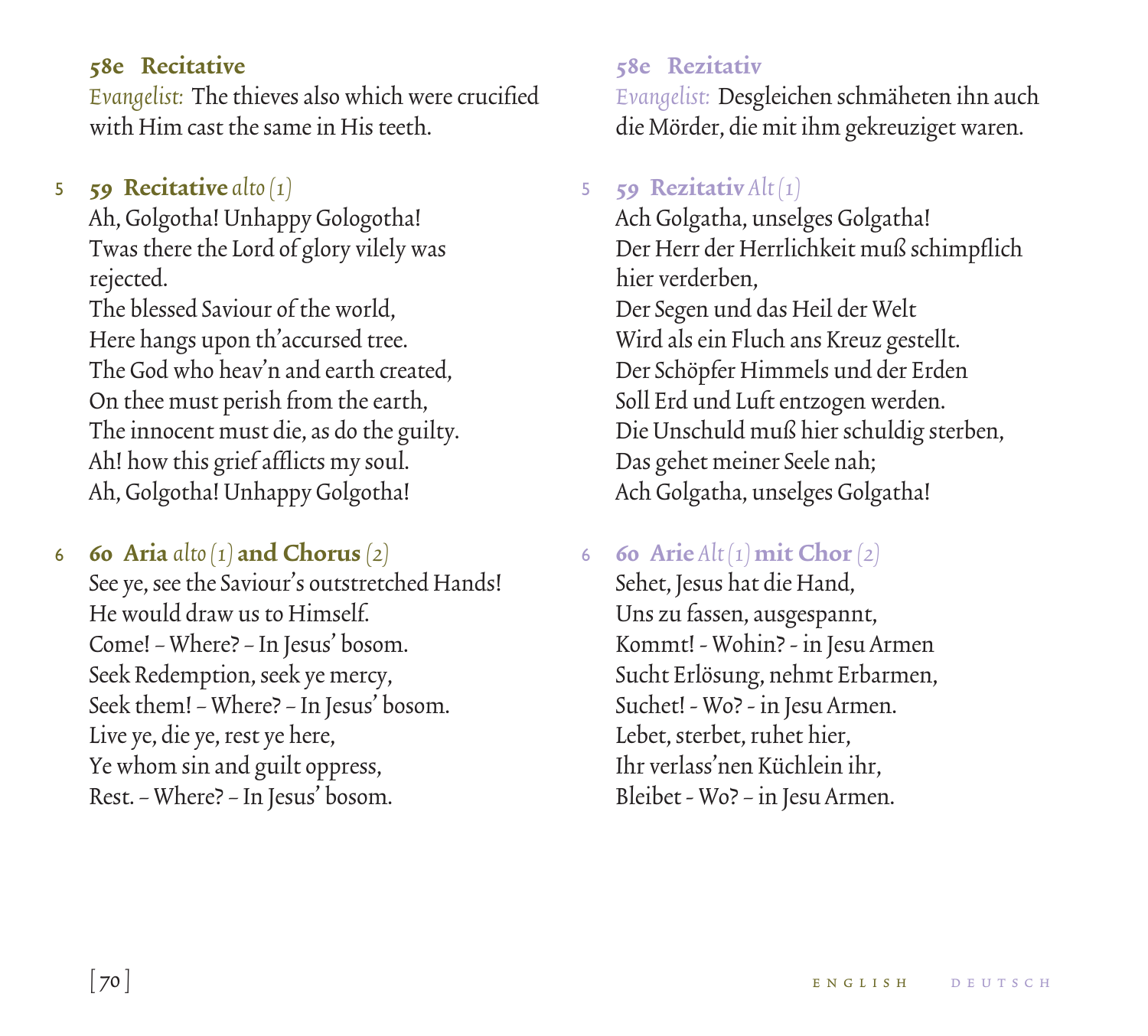### 58e Recitative

*Evangelist:* The thieves also which were crucified with Him cast the same in His teeth.

5 **59 Recitative** *alto (1)*

Ah, Golgotha! Unhappy Gologotha!
Twas there the Lord of glory vilely was rejected.
The blessed Saviour of the world,
Here hangs upon th'accursed tree.
The God who heav'n and earth created,
On thee must perish from the earth,
The innocent must die, as do the guilty.
Ah! how this grief afflicts my soul.
Ah, Golgotha! Unhappy Golgotha!

6 **60 Aria** *alto (1)* **and Chorus** *(2)*

See ye, see the Saviour's outstretched Hands!
He would draw us to Himself.
Come! – Where? – In Jesus' bosom.
Seek Redemption, seek ye mercy,
Seek them! – Where? – In Jesus' bosom.
Live ye, die ye, rest ye here,
Ye whom sin and guilt oppress,
Rest. – Where? – In Jesus' bosom.

### 58e Rezitativ

*Evangelist:* Desgleichen schmäheten ihn auch die Mörder, die mit ihm gekreuziget waren.

5 **59 Rezitativ** *Alt (1)*

Ach Golgatha, unselges Golgatha!
Der Herr der Herrlichkeit muß schimpflich hier verderben,
Der Segen und das Heil der Welt
Wird als ein Fluch ans Kreuz gestellt.
Der Schöpfer Himmels und der Erden
Soll Erd und Luft entzogen werden.
Die Unschuld muß hier schuldig sterben,
Das gehet meiner Seele nah;
Ach Golgatha, unselges Golgatha!

6 **60 Arie** *Alt (1)* **mit Chor** *(2)*

Sehet, Jesus hat die Hand,
Uns zu fassen, ausgespannt,
Kommt! - Wohin? - in Jesu Armen
Sucht Erlösung, nehmt Erbarmen,
Suchet! - Wo? - in Jesu Armen.
Lebet, sterbet, ruhet hier,
Ihr verlass'nen Küchlein ihr,
Bleibet - Wo? – in Jesu Armen.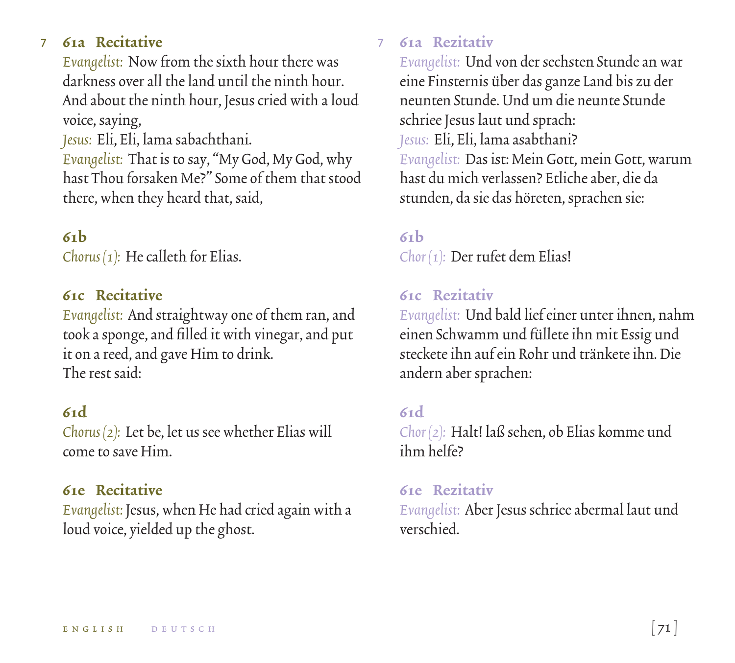7 **61a Recitative**

*Evangelist:* Now from the sixth hour there was darkness over all the land until the ninth hour. And about the ninth hour, Jesus cried with a loud voice, saying,

*Jesus:* Eli, Eli, lama sabachthani.

*Evangelist:* That is to say, "My God, My God, why hast Thou forsaken Me?" Some of them that stood there, when they heard that, said,

**61b**

*Chorus (1):* He calleth for Elias.

**61c Recitative**

*Evangelist:* And straightway one of them ran, and took a sponge, and filled it with vinegar, and put it on a reed, and gave Him to drink.
The rest said:

**61d**

*Chorus (2):* Let be, let us see whether Elias will come to save Him.

**61e Recitative**

*Evangelist:* Jesus, when He had cried again with a loud voice, yielded up the ghost.

7 **61a Rezitativ**

*Evangelist:* Und von der sechsten Stunde an war eine Finsternis über das ganze Land bis zu der neunten Stunde. Und um die neunte Stunde schriee Jesus laut und sprach:

*Jesus:* Eli, Eli, lama asabthani?

*Evangelist:* Das ist: Mein Gott, mein Gott, warum hast du mich verlassen? Etliche aber, die da stunden, da sie das höreten, sprachen sie:

**61b**

*Chor (1):* Der rufet dem Elias!

**61c Rezitativ**

*Evangelist:* Und bald lief einer unter ihnen, nahm einen Schwamm und füllete ihn mit Essig und steckete ihn auf ein Rohr und tränkete ihn. Die andern aber sprachen:

**61d**

*Chor (2):* Halt! laß sehen, ob Elias komme und ihm helfe?

**61e Rezitativ**

*Evangelist:* Aber Jesus schriee abermal laut und verschied.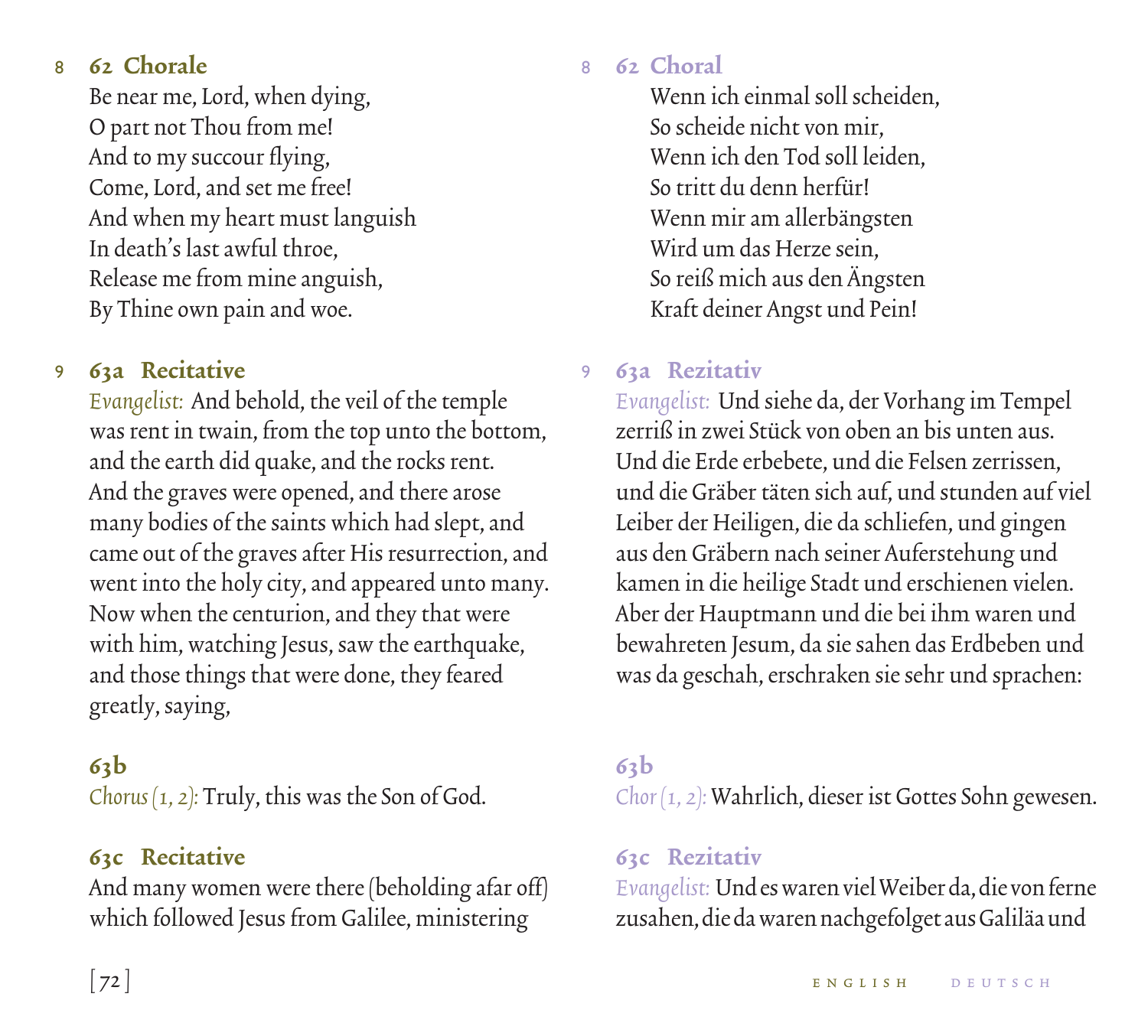8 **62 Chorale**

Be near me, Lord, when dying,
O part not Thou from me!
And to my succour flying,
Come, Lord, and set me free!
And when my heart must languish
In death's last awful throe,
Release me from mine anguish,
By Thine own pain and woe.

9 **63a Recitative**

*Evangelist:* And behold, the veil of the temple was rent in twain, from the top unto the bottom, and the earth did quake, and the rocks rent. And the graves were opened, and there arose many bodies of the saints which had slept, and came out of the graves after His resurrection, and went into the holy city, and appeared unto many. Now when the centurion, and they that were with him, watching Jesus, saw the earthquake, and those things that were done, they feared greatly, saying,

**63b**

*Chorus (1, 2):* Truly, this was the Son of God.

**63c Recitative**

And many women were there (beholding afar off) which followed Jesus from Galilee, ministering

8 **62 Choral**

Wenn ich einmal soll scheiden,
So scheide nicht von mir,
Wenn ich den Tod soll leiden,
So tritt du denn herfür!
Wenn mir am allerbängsten
Wird um das Herze sein,
So reiß mich aus den Ängsten
Kraft deiner Angst und Pein!

9 **63a Rezitativ**

*Evangelist:* Und siehe da, der Vorhang im Tempel zerriß in zwei Stück von oben an bis unten aus. Und die Erde erbebete, und die Felsen zerrissen, und die Gräber täten sich auf, und stunden auf viel Leiber der Heiligen, die da schliefen, und gingen aus den Gräbern nach seiner Auferstehung und kamen in die heilige Stadt und erschienen vielen. Aber der Hauptmann und die bei ihm waren und bewahreten Jesum, da sie sahen das Erdbeben und was da geschah, erschraken sie sehr und sprachen:

**63b**

*Chor (1, 2):* Wahrlich, dieser ist Gottes Sohn gewesen.

**63c Rezitativ**

*Evangelist:* Und es waren viel Weiber da, die von ferne zusahen, die da waren nachgefolget aus Galiläa und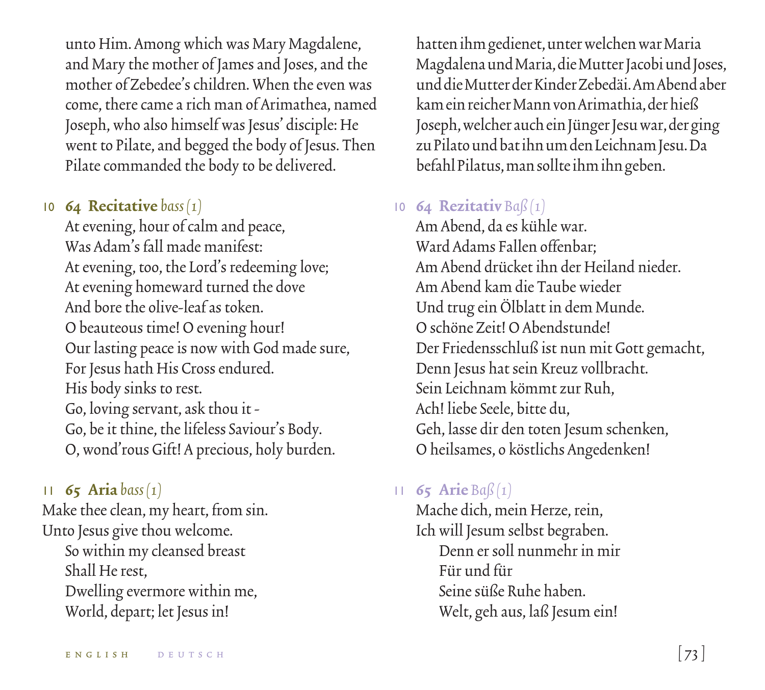unto Him. Among which was Mary Magdalene, and Mary the mother of James and Joses, and the mother of Zebedee's children. When the even was come, there came a rich man of Arimathea, named Joseph, who also himself was Jesus' disciple: He went to Pilate, and begged the body of Jesus. Then Pilate commanded the body to be delivered.

10 **64 Recitative** *bass (1)*

At evening, hour of calm and peace,
Was Adam's fall made manifest:
At evening, too, the Lord's redeeming love;
At evening homeward turned the dove
And bore the olive-leaf as token.
O beauteous time! O evening hour!
Our lasting peace is now with God made sure,
For Jesus hath His Cross endured.
His body sinks to rest.
Go, loving servant, ask thou it -
Go, be it thine, the lifeless Saviour's Body.
O, wond'rous Gift! A precious, holy burden.

11 **65 Aria** *bass (1)*

Make thee clean, my heart, from sin.
Unto Jesus give thou welcome.
So within my cleansed breast
Shall He rest,
Dwelling evermore within me,
World, depart; let Jesus in!

hatten ihm gedienet, unter welchen war Maria Magdalena und Maria, die Mutter Jacobi und Joses, und die Mutter der Kinder Zebedäi. Am Abend aber kam ein reicher Mann von Arimathia, der hieß Joseph, welcher auch ein Jünger Jesu war, der ging zu Pilato und bat ihn um den Leichnam Jesu. Da befahl Pilatus, man sollte ihm ihn geben.

10 **64 Rezitativ** *Baß (1)*

Am Abend, da es kühle war.
Ward Adams Fallen offenbar;
Am Abend drücket ihn der Heiland nieder.
Am Abend kam die Taube wieder
Und trug ein Ölblatt in dem Munde.
O schöne Zeit! O Abendstunde!
Der Friedensschluß ist nun mit Gott gemacht,
Denn Jesus hat sein Kreuz vollbracht.
Sein Leichnam kömmt zur Ruh,
Ach! liebe Seele, bitte du,
Geh, lasse dir den toten Jesum schenken,
O heilsames, o köstlichs Angedenken!

11 **65 Arie** *Baß (1)*

Mache dich, mein Herze, rein,
Ich will Jesum selbst begraben.
Denn er soll nunmehr in mir
Für und für
Seine süße Ruhe haben.
Welt, geh aus, laß Jesum ein!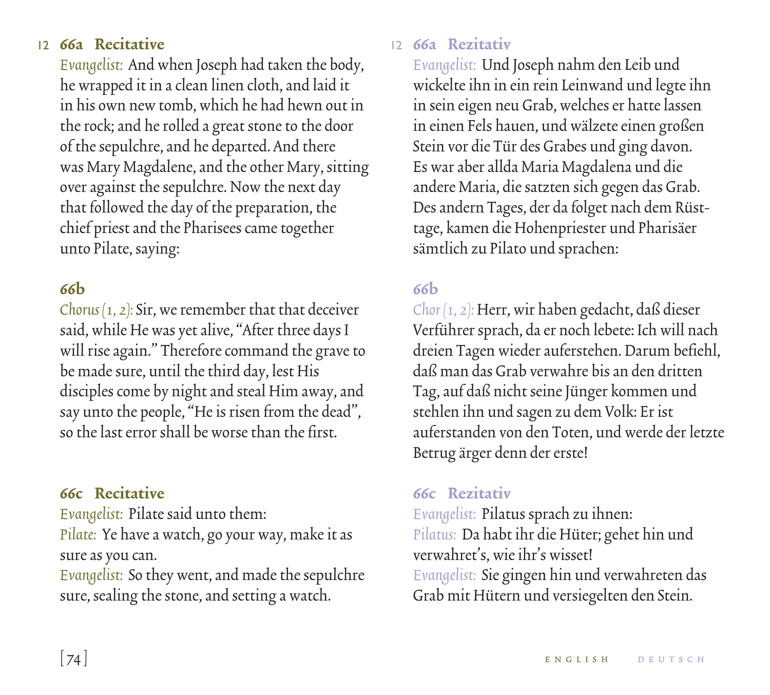12 **66a Recitative**

*Evangelist:* And when Joseph had taken the body, he wrapped it in a clean linen cloth, and laid it in his own new tomb, which he had hewn out in the rock; and he rolled a great stone to the door of the sepulchre, and he departed. And there was Mary Magdalene, and the other Mary, sitting over against the sepulchre. Now the next day that followed the day of the preparation, the chief priest and the Pharisees came together unto Pilate, saying:

**66b**

*Chorus (1, 2):* Sir, we remember that that deceiver said, while He was yet alive, "After three days I will rise again." Therefore command the grave to be made sure, until the third day, lest His disciples come by night and steal Him away, and say unto the people, "He is risen from the dead", so the last error shall be worse than the first.

**66c Recitative**

*Evangelist:* Pilate said unto them:
*Pilate:* Ye have a watch, go your way, make it as sure as you can.
*Evangelist:* So they went, and made the sepulchre sure, sealing the stone, and setting a watch.

12 **66a Rezitativ**

*Evangelist:* Und Joseph nahm den Leib und wickelte ihn in ein rein Leinwand und legte ihn in sein eigen neu Grab, welches er hatte lassen in einen Fels hauen, und wälzete einen großen Stein vor die Tür des Grabes und ging davon. Es war aber allda Maria Magdalena und die andere Maria, die satzten sich gegen das Grab. Des andern Tages, der da folget nach dem Rüsttage, kamen die Hohenpriester und Pharisäer sämtlich zu Pilato und sprachen:

**66b**

*Chor (1, 2):* Herr, wir haben gedacht, daß dieser Verführer sprach, da er noch lebete: Ich will nach dreien Tagen wieder auferstehen. Darum befiehl, daß man das Grab verwahre bis an den dritten Tag, auf daß nicht seine Jünger kommen und stehlen ihn und sagen zu dem Volk: Er ist auferstanden von den Toten, und werde der letzte Betrug ärger denn der erste!

**66c Rezitativ**

*Evangelist:* Pilatus sprach zu ihnen:
*Pilatus:* Da habt ihr die Hüter; gehet hin und verwahret's, wie ihr's wisset!
*Evangelist:* Sie gingen hin und verwahreten das Grab mit Hütern und versiegelten den Stein.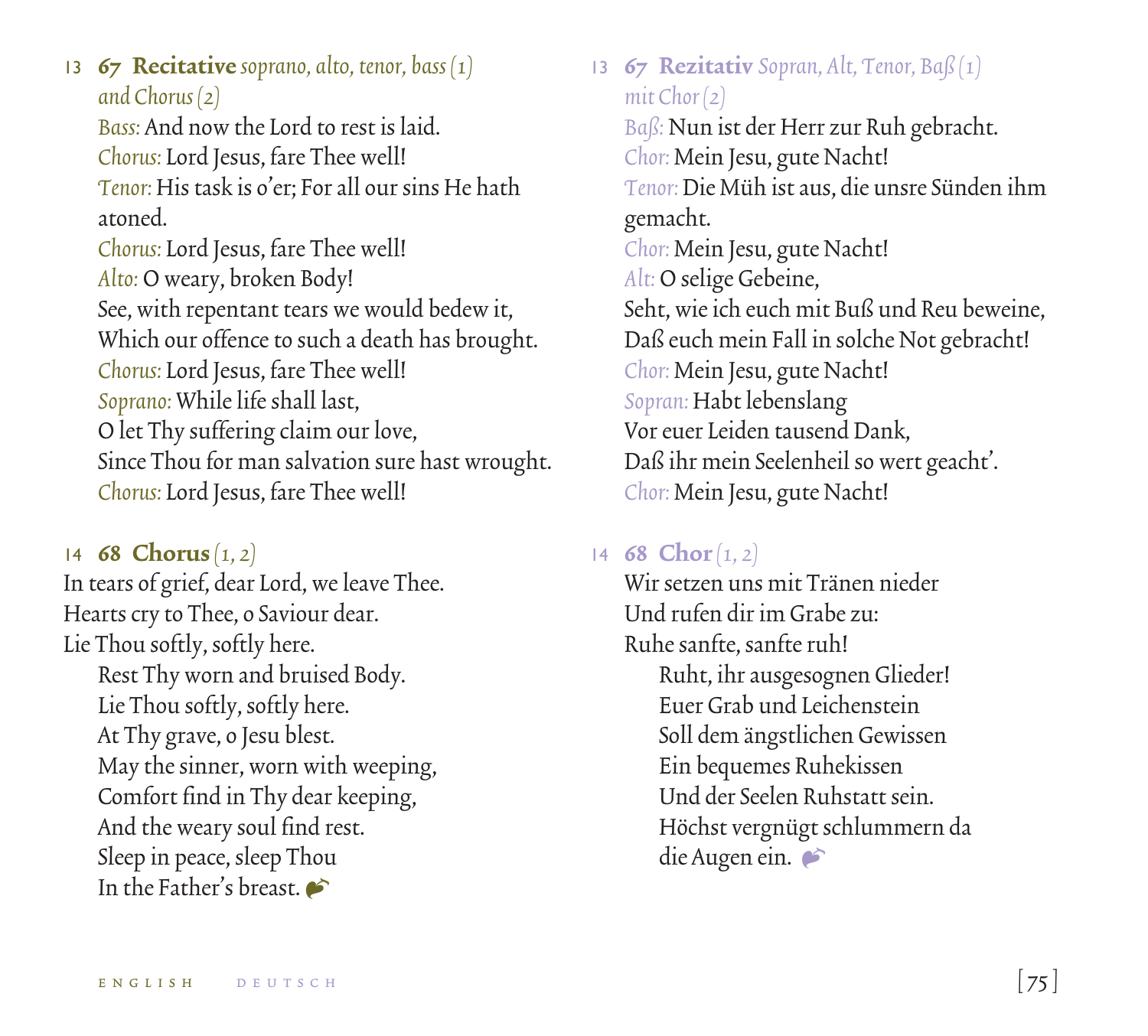13 **67 Recitative** *soprano, alto, tenor, bass (1) and Chorus (2)*

*Bass:* And now the Lord to rest is laid.
*Chorus:* Lord Jesus, fare Thee well!
*Tenor:* His task is o'er; For all our sins He hath atoned.
*Chorus:* Lord Jesus, fare Thee well!
*Alto:* O weary, broken Body!
See, with repentant tears we would bedew it,
Which our offence to such a death has brought.
*Chorus:* Lord Jesus, fare Thee well!
*Soprano:* While life shall last,
O let Thy suffering claim our love,
Since Thou for man salvation sure hast wrought.
*Chorus:* Lord Jesus, fare Thee well!

14 **68 Chorus** *(1, 2)*

In tears of grief, dear Lord, we leave Thee.
Hearts cry to Thee, o Saviour dear.
Lie Thou softly, softly here.
Rest Thy worn and bruised Body.
Lie Thou softly, softly here.
At Thy grave, o Jesu blest.
May the sinner, worn with weeping,
Comfort find in Thy dear keeping,
And the weary soul find rest.
Sleep in peace, sleep Thou
In the Father's breast.

13 **67 Rezitativ** *Sopran, Alt, Tenor, Baß (1) mit Chor (2)*

*Baß:* Nun ist der Herr zur Ruh gebracht.
*Chor:* Mein Jesu, gute Nacht!
*Tenor:* Die Müh ist aus, die unsre Sünden ihm gemacht.
*Chor:* Mein Jesu, gute Nacht!
*Alt:* O selige Gebeine,
Seht, wie ich euch mit Buß und Reu beweine,
Daß euch mein Fall in solche Not gebracht!
*Chor:* Mein Jesu, gute Nacht!
*Sopran:* Habt lebenslang
Vor euer Leiden tausend Dank,
Daß ihr mein Seelenheil so wert geacht'.
*Chor:* Mein Jesu, gute Nacht!

14 **68 Chor** *(1, 2)*

Wir setzen uns mit Tränen nieder
Und rufen dir im Grabe zu:
Ruhe sanfte, sanfte ruh!
Ruht, ihr ausgesognen Glieder!
Euer Grab und Leichenstein
Soll dem ängstlichen Gewissen
Ein bequemes Ruhekissen
Und der Seelen Ruhstatt sein.
Höchst vergnügt schlummern da
die Augen ein.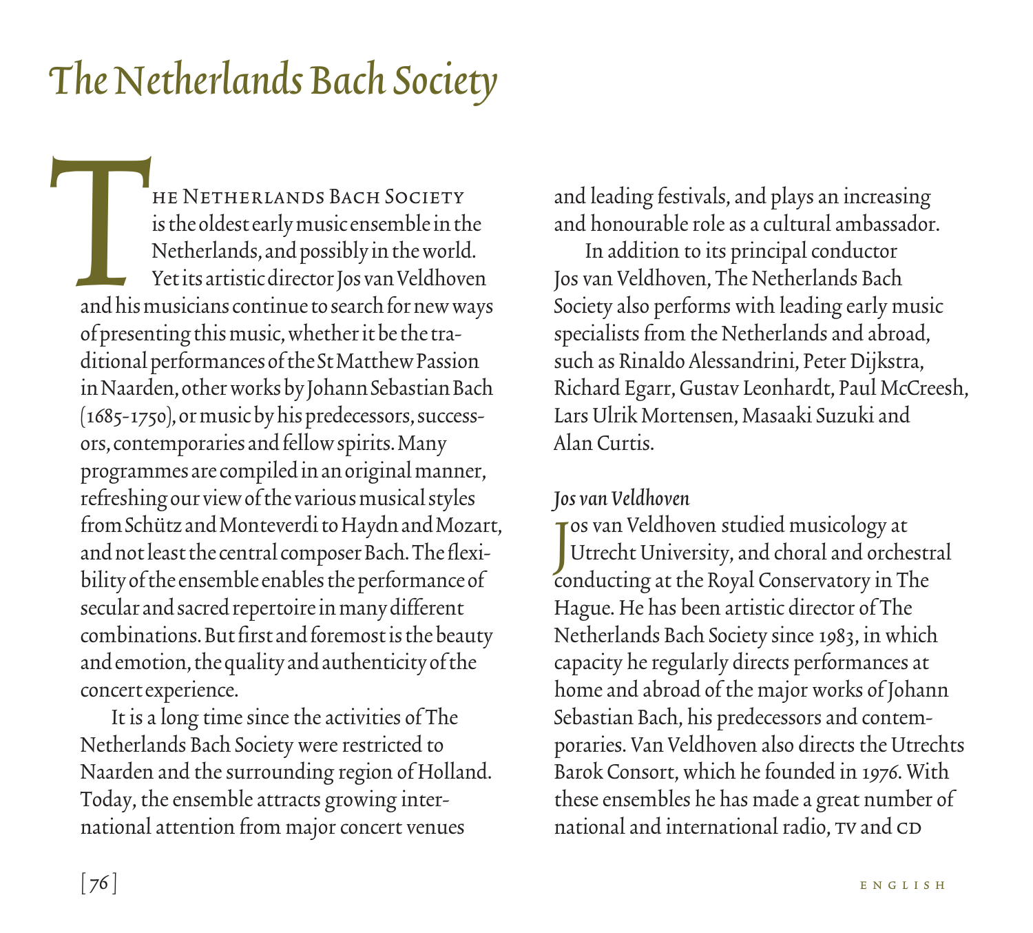# The Netherlands Bach Society

The Netherlands Bach Society is the oldest early music ensemble in the Netherlands, and possibly in the world. Yet its artistic director Jos van Veldhoven and his musicians continue to search for new ways of presenting this music, whether it be the traditional performances of the St Matthew Passion in Naarden, other works by Johann Sebastian Bach (1685-1750), or music by his predecessors, successors, contemporaries and fellow spirits. Many programmes are compiled in an original manner, refreshing our view of the various musical styles from Schütz and Monteverdi to Haydn and Mozart, and not least the central composer Bach. The flexibility of the ensemble enables the performance of secular and sacred repertoire in many different combinations. But first and foremost is the beauty and emotion, the quality and authenticity of the concert experience.

It is a long time since the activities of The Netherlands Bach Society were restricted to Naarden and the surrounding region of Holland. Today, the ensemble attracts growing international attention from major concert venues and leading festivals, and plays an increasing and honourable role as a cultural ambassador.

In addition to its principal conductor Jos van Veldhoven, The Netherlands Bach Society also performs with leading early music specialists from the Netherlands and abroad, such as Rinaldo Alessandrini, Peter Dijkstra, Richard Egarr, Gustav Leonhardt, Paul McCreesh, Lars Ulrik Mortensen, Masaaki Suzuki and Alan Curtis.

*Jos van Veldhoven*

Jos van Veldhoven studied musicology at Utrecht University, and choral and orchestral conducting at the Royal Conservatory in The Hague. He has been artistic director of The Netherlands Bach Society since 1983, in which capacity he regularly directs performances at home and abroad of the major works of Johann Sebastian Bach, his predecessors and contemporaries. Van Veldhoven also directs the Utrechts Barok Consort, which he founded in 1976. With these ensembles he has made a great number of national and international radio, TV and CD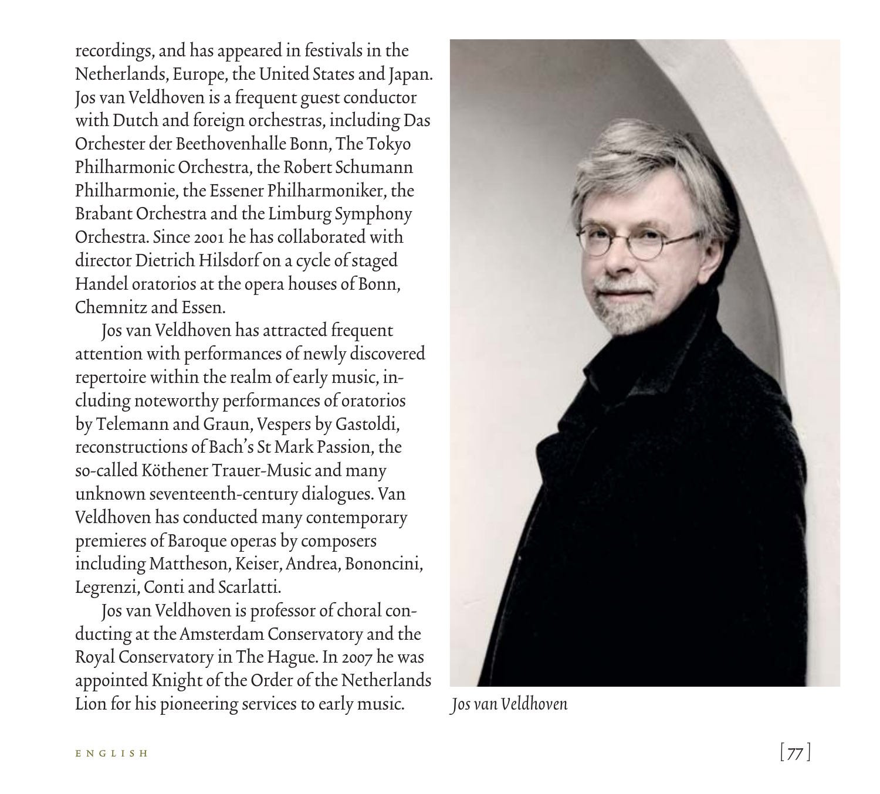recordings, and has appeared in festivals in the Netherlands, Europe, the United States and Japan. Jos van Veldhoven is a frequent guest conductor with Dutch and foreign orchestras, including Das Orchester der Beethovenhalle Bonn, The Tokyo Philharmonic Orchestra, the Robert Schumann Philharmonie, the Essener Philharmoniker, the Brabant Orchestra and the Limburg Symphony Orchestra. Since 2001 he has collaborated with director Dietrich Hilsdorf on a cycle of staged Handel oratorios at the opera houses of Bonn, Chemnitz and Essen.

Jos van Veldhoven has attracted frequent attention with performances of newly discovered repertoire within the realm of early music, including noteworthy performances of oratorios by Telemann and Graun, Vespers by Gastoldi, reconstructions of Bach's St Mark Passion, the so-called Köthener Trauer-Music and many unknown seventeenth-century dialogues. Van Veldhoven has conducted many contemporary premieres of Baroque operas by composers including Mattheson, Keiser, Andrea, Bononcini, Legrenzi, Conti and Scarlatti.

Jos van Veldhoven is professor of choral conducting at the Amsterdam Conservatory and the Royal Conservatory in The Hague. In 2007 he was appointed Knight of the Order of the Netherlands Lion for his pioneering services to early music.

*Jos van Veldhoven*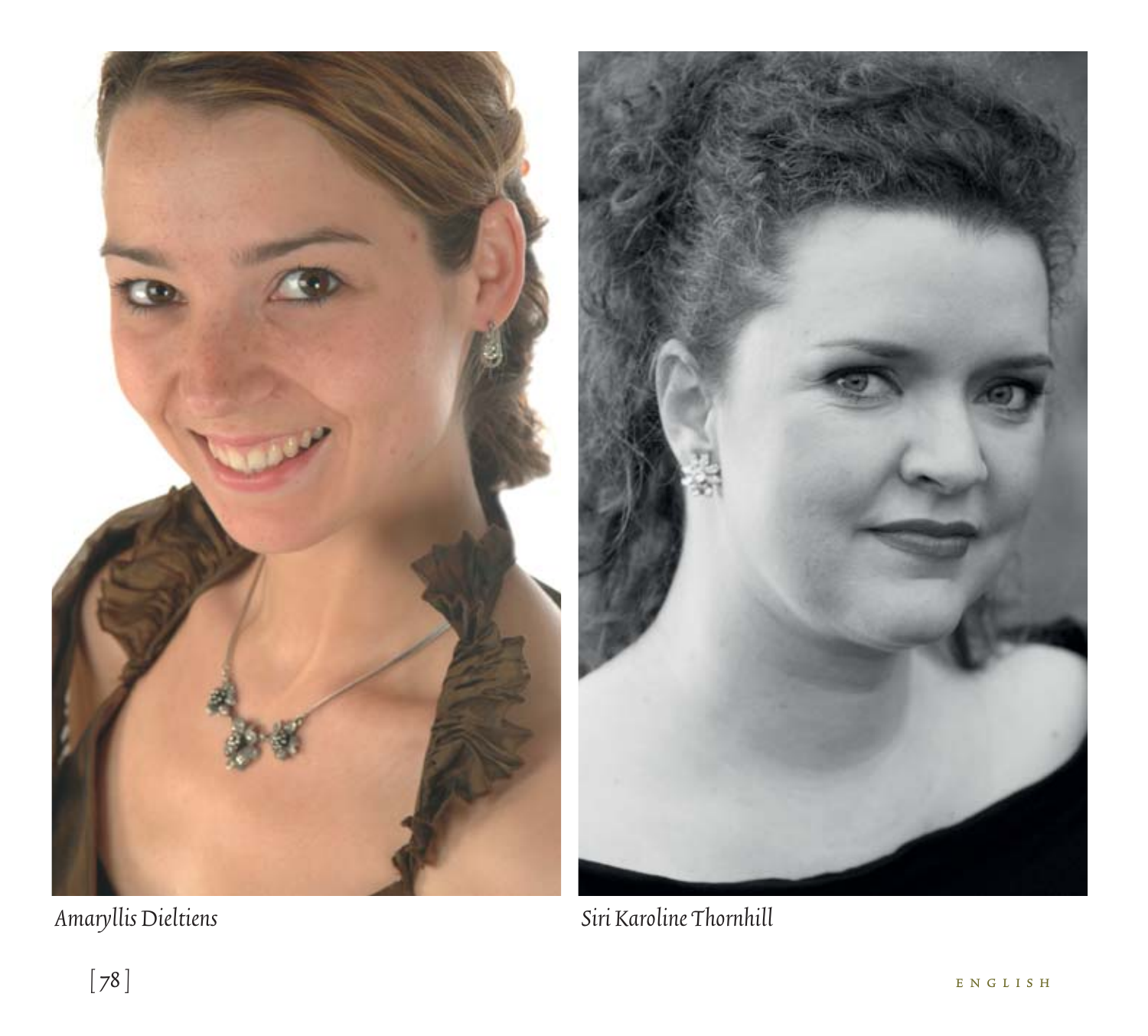*Amaryllis Dieltiens*

*Siri Karoline Thornhill*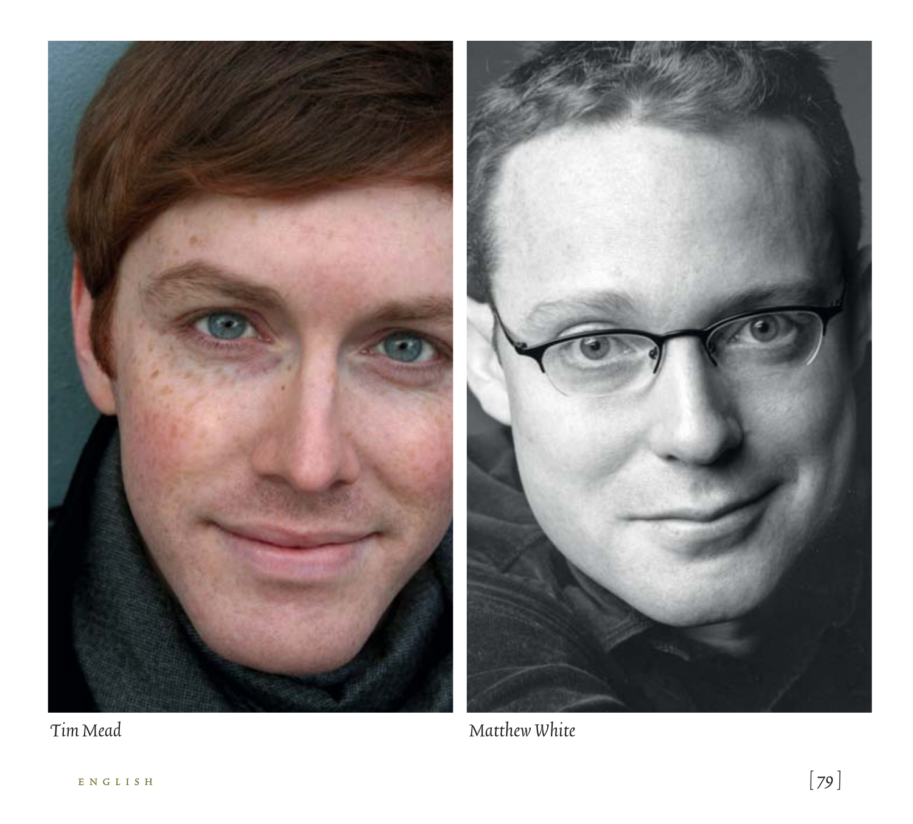*Tim Mead*

*Matthew White*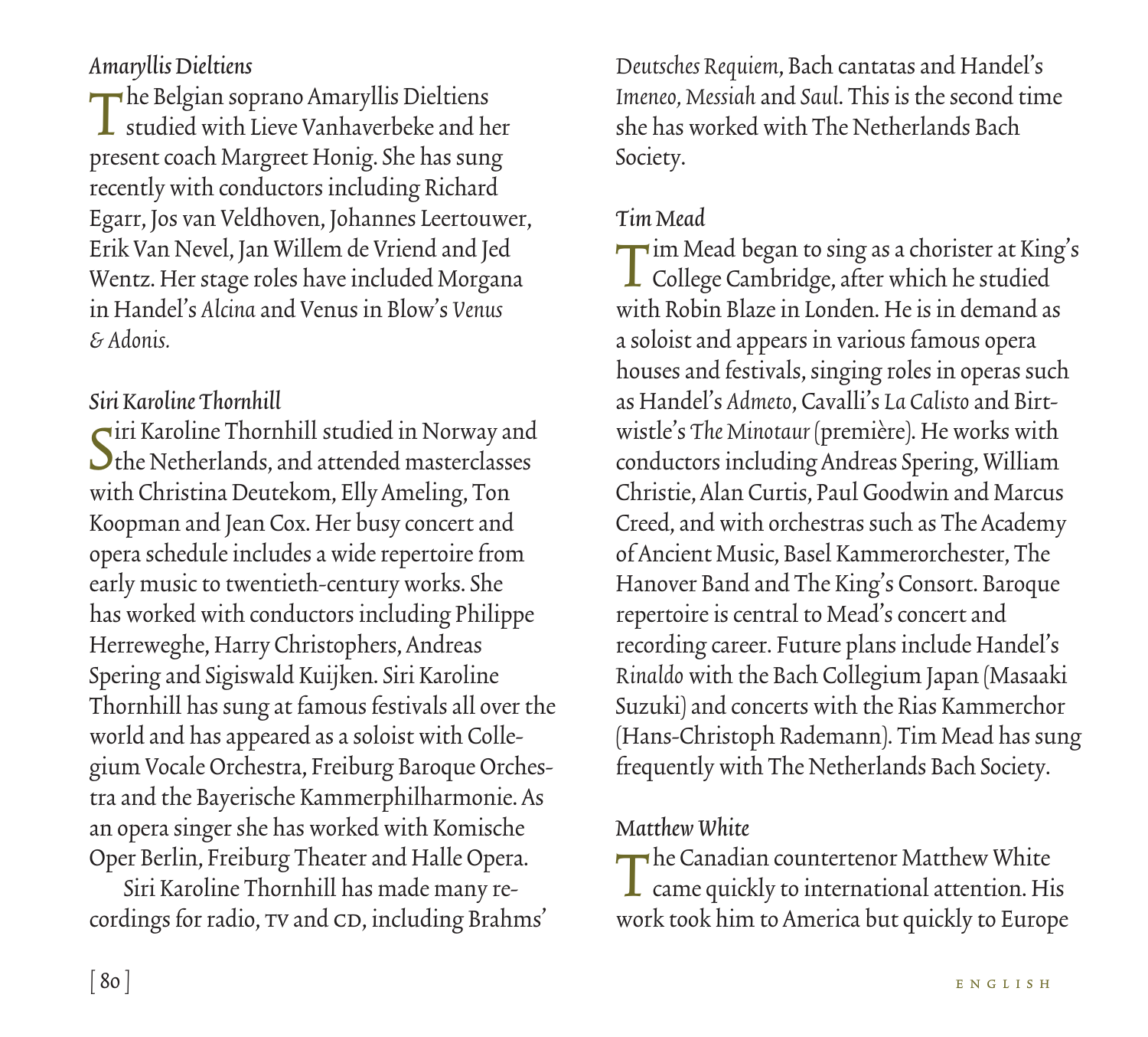*Amaryllis Dieltiens*

The Belgian soprano Amaryllis Dieltiens studied with Lieve Vanhaverbeke and her present coach Margreet Honig. She has sung recently with conductors including Richard Egarr, Jos van Veldhoven, Johannes Leertouwer, Erik Van Nevel, Jan Willem de Vriend and Jed Wentz. Her stage roles have included Morgana in Handel's *Alcina* and Venus in Blow's *Venus & Adonis.*

*Siri Karoline Thornhill*

Siri Karoline Thornhill studied in Norway and the Netherlands, and attended masterclasses with Christina Deutekom, Elly Ameling, Ton Koopman and Jean Cox. Her busy concert and opera schedule includes a wide repertoire from early music to twentieth-century works. She has worked with conductors including Philippe Herreweghe, Harry Christophers, Andreas Spering and Sigiswald Kuijken. Siri Karoline Thornhill has sung at famous festivals all over the world and has appeared as a soloist with Collegium Vocale Orchestra, Freiburg Baroque Orchestra and the Bayerische Kammerphilharmonie. As an opera singer she has worked with Komische Oper Berlin, Freiburg Theater and Halle Opera.

Siri Karoline Thornhill has made many recordings for radio, TV and CD, including Brahms' *Deutsches Requiem*, Bach cantatas and Handel's *Imeneo, Messiah* and *Saul*. This is the second time she has worked with The Netherlands Bach Society.

*Tim Mead*

Tim Mead began to sing as a chorister at King's College Cambridge, after which he studied with Robin Blaze in Londen. He is in demand as a soloist and appears in various famous opera houses and festivals, singing roles in operas such as Handel's *Admeto*, Cavalli's *La Calisto* and Birtwistle's *The Minotaur* (première). He works with conductors including Andreas Spering, William Christie, Alan Curtis, Paul Goodwin and Marcus Creed, and with orchestras such as The Academy of Ancient Music, Basel Kammerorchester, The Hanover Band and The King's Consort. Baroque repertoire is central to Mead's concert and recording career. Future plans include Handel's *Rinaldo* with the Bach Collegium Japan (Masaaki Suzuki) and concerts with the Rias Kammerchor (Hans-Christoph Rademann). Tim Mead has sung frequently with The Netherlands Bach Society.

*Matthew White*

The Canadian countertenor Matthew White came quickly to international attention. His work took him to America but quickly to Europe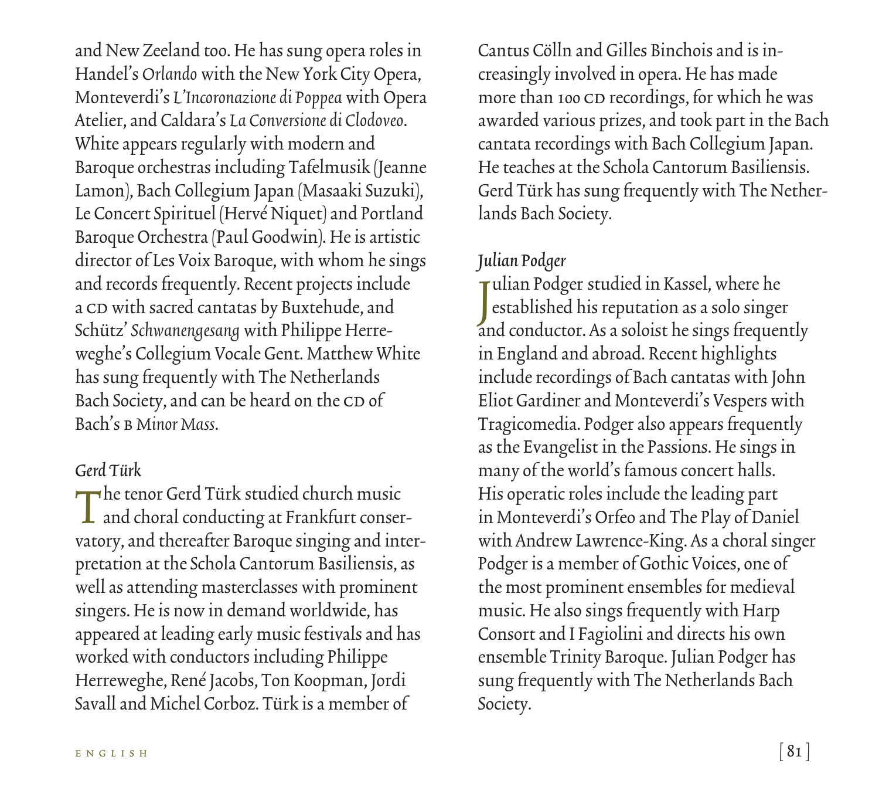and New Zeeland too. He has sung opera roles in Handel's *Orlando* with the New York City Opera, Monteverdi's *L'Incoronazione di Poppea* with Opera Atelier, and Caldara's *La Conversione di Clodoveo*. White appears regularly with modern and Baroque orchestras including Tafelmusik (Jeanne Lamon), Bach Collegium Japan (Masaaki Suzuki), Le Concert Spirituel (Hervé Niquet) and Portland Baroque Orchestra (Paul Goodwin). He is artistic director of Les Voix Baroque, with whom he sings and records frequently. Recent projects include a CD with sacred cantatas by Buxtehude, and Schütz' *Schwanengesang* with Philippe Herreweghe's Collegium Vocale Gent. Matthew White has sung frequently with The Netherlands Bach Society, and can be heard on the CD of Bach's B *Minor Mass*.

### *Gerd Türk*

The tenor Gerd Türk studied church music and choral conducting at Frankfurt conservatory, and thereafter Baroque singing and interpretation at the Schola Cantorum Basiliensis, as well as attending masterclasses with prominent singers. He is now in demand worldwide, has appeared at leading early music festivals and has worked with conductors including Philippe Herreweghe, René Jacobs, Ton Koopman, Jordi Savall and Michel Corboz. Türk is a member of Cantus Cölln and Gilles Binchois and is increasingly involved in opera. He has made more than 100 CD recordings, for which he was awarded various prizes, and took part in the Bach cantata recordings with Bach Collegium Japan. He teaches at the Schola Cantorum Basiliensis. Gerd Türk has sung frequently with The Netherlands Bach Society.

### *Julian Podger*

Julian Podger studied in Kassel, where he established his reputation as a solo singer and conductor. As a soloist he sings frequently in England and abroad. Recent highlights include recordings of Bach cantatas with John Eliot Gardiner and Monteverdi's Vespers with Tragicomedia. Podger also appears frequently as the Evangelist in the Passions. He sings in many of the world's famous concert halls. His operatic roles include the leading part in Monteverdi's Orfeo and The Play of Daniel with Andrew Lawrence-King. As a choral singer Podger is a member of Gothic Voices, one of the most prominent ensembles for medieval music. He also sings frequently with Harp Consort and I Fagiolini and directs his own ensemble Trinity Baroque. Julian Podger has sung frequently with The Netherlands Bach Society.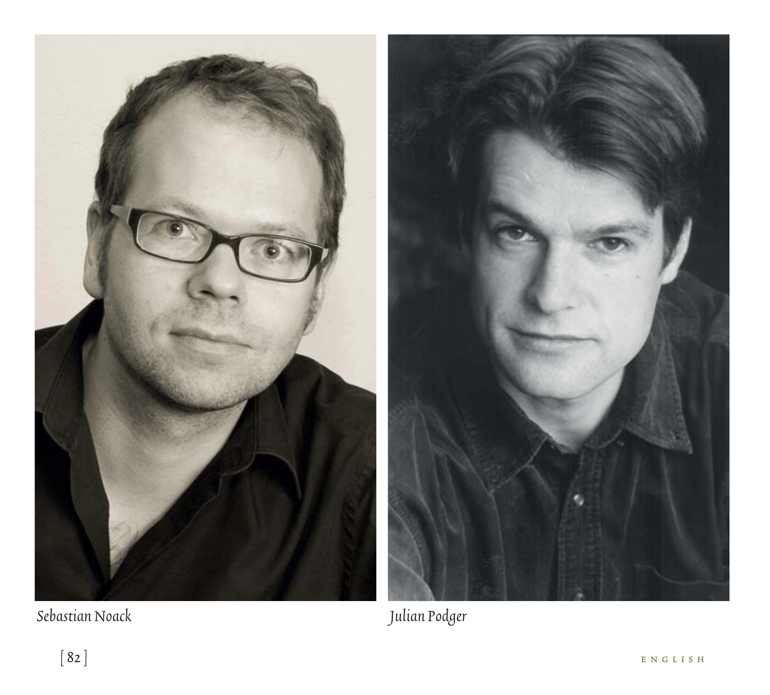*Sebastian Noack*

*Julian Podger*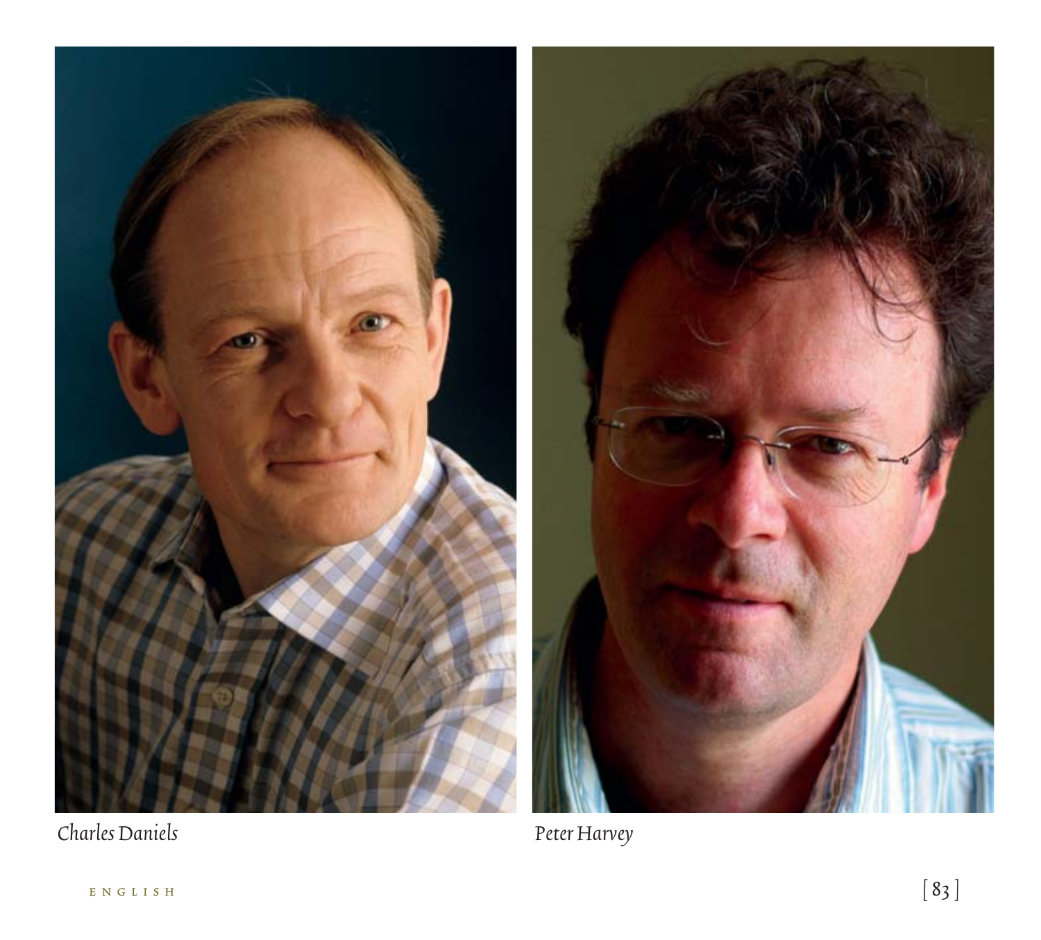*Charles Daniels*

*Peter Harvey*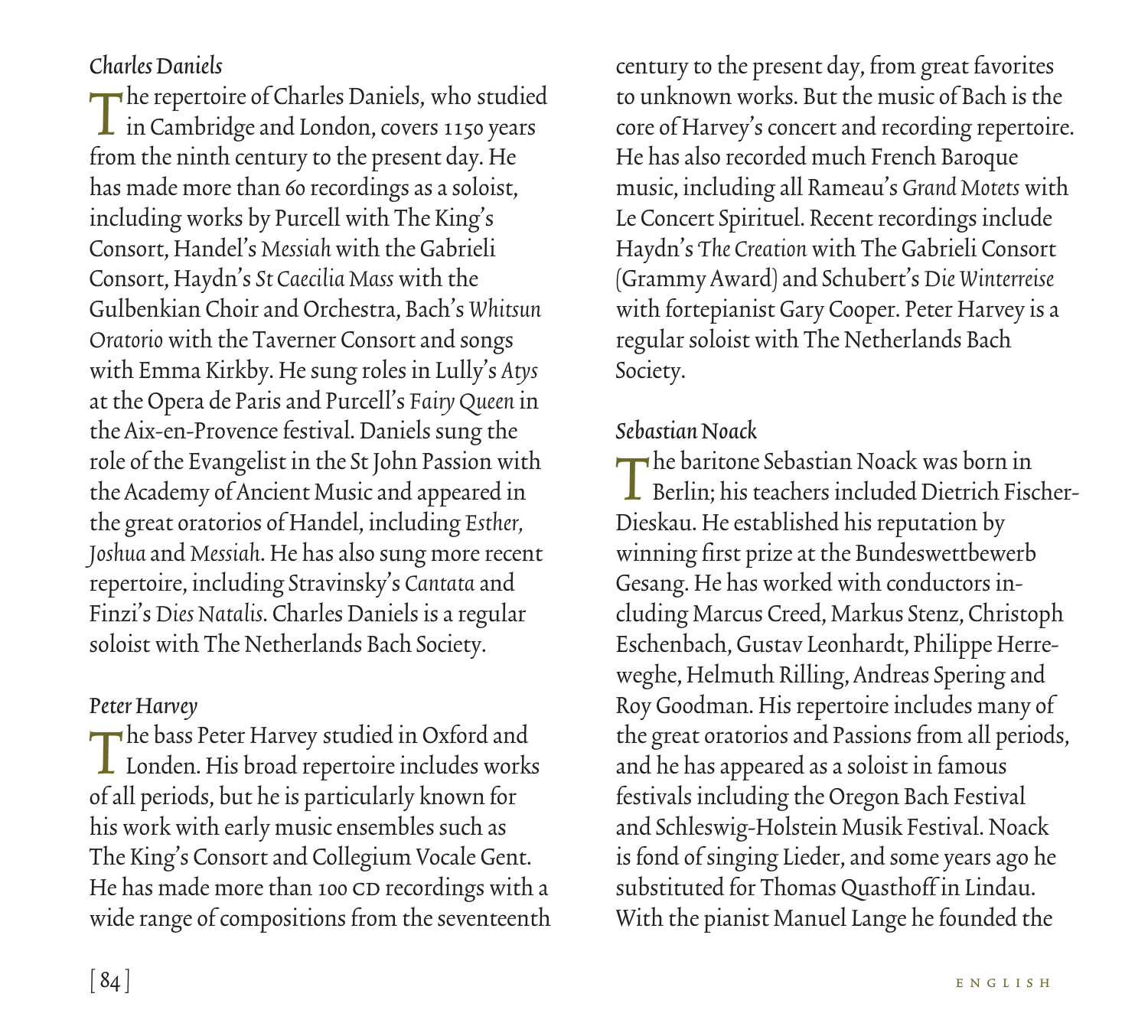*Charles Daniels*

The repertoire of Charles Daniels, who studied in Cambridge and London, covers 1150 years from the ninth century to the present day. He has made more than 60 recordings as a soloist, including works by Purcell with The King's Consort, Handel's *Messiah* with the Gabrieli Consort, Haydn's *St Caecilia Mass* with the Gulbenkian Choir and Orchestra, Bach's *Whitsun Oratorio* with the Taverner Consort and songs with Emma Kirkby. He sung roles in Lully's *Atys* at the Opera de Paris and Purcell's *Fairy Queen* in the Aix-en-Provence festival. Daniels sung the role of the Evangelist in the St John Passion with the Academy of Ancient Music and appeared in the great oratorios of Handel, including *Esther, Joshua* and *Messiah*. He has also sung more recent repertoire, including Stravinsky's *Cantata* and Finzi's *Dies Natalis*. Charles Daniels is a regular soloist with The Netherlands Bach Society.

*Peter Harvey*

The bass Peter Harvey studied in Oxford and Londen. His broad repertoire includes works of all periods, but he is particularly known for his work with early music ensembles such as The King's Consort and Collegium Vocale Gent. He has made more than 100 CD recordings with a wide range of compositions from the seventeenth century to the present day, from great favorites to unknown works. But the music of Bach is the core of Harvey's concert and recording repertoire. He has also recorded much French Baroque music, including all Rameau's *Grand Motets* with Le Concert Spirituel. Recent recordings include Haydn's *The Creation* with The Gabrieli Consort (Grammy Award) and Schubert's *Die Winterreise* with fortepianist Gary Cooper. Peter Harvey is a regular soloist with The Netherlands Bach Society.

*Sebastian Noack*

The baritone Sebastian Noack was born in Berlin; his teachers included Dietrich Fischer-Dieskau. He established his reputation by winning first prize at the Bundeswettbewerb Gesang. He has worked with conductors including Marcus Creed, Markus Stenz, Christoph Eschenbach, Gustav Leonhardt, Philippe Herreweghe, Helmuth Rilling, Andreas Spering and Roy Goodman. His repertoire includes many of the great oratorios and Passions from all periods, and he has appeared as a soloist in famous festivals including the Oregon Bach Festival and Schleswig-Holstein Musik Festival. Noack is fond of singing Lieder, and some years ago he substituted for Thomas Quasthoff in Lindau. With the pianist Manuel Lange he founded the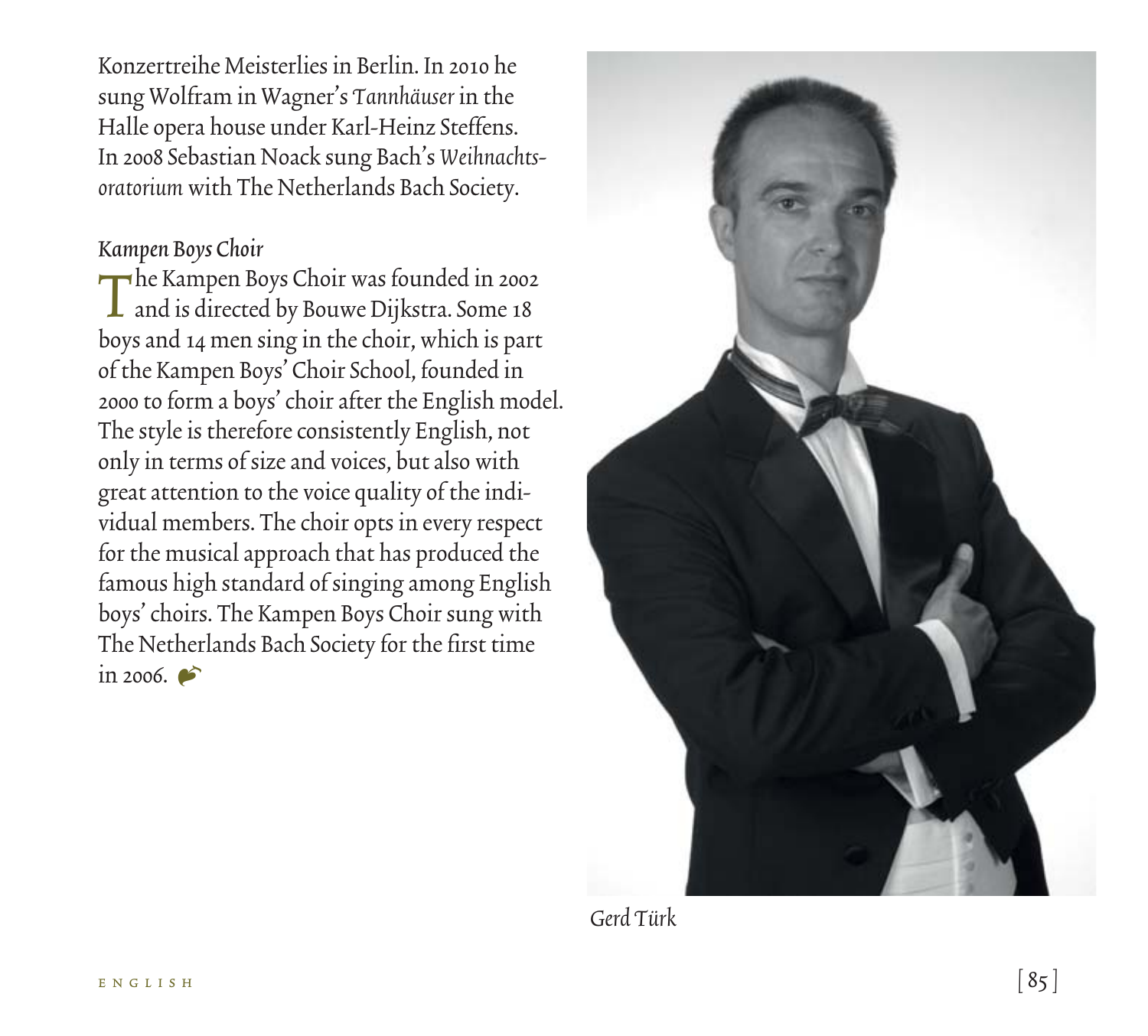Konzertreihe Meisterlies in Berlin. In 2010 he sung Wolfram in Wagner's *Tannhäuser* in the Halle opera house under Karl-Heinz Steffens. In 2008 Sebastian Noack sung Bach's *Weihnachtsoratorium* with The Netherlands Bach Society.

### *Kampen Boys Choir*

The Kampen Boys Choir was founded in 2002 and is directed by Bouwe Dijkstra. Some 18 boys and 14 men sing in the choir, which is part of the Kampen Boys' Choir School, founded in 2000 to form a boys' choir after the English model. The style is therefore consistently English, not only in terms of size and voices, but also with great attention to the voice quality of the individual members. The choir opts in every respect for the musical approach that has produced the famous high standard of singing among English boys' choirs. The Kampen Boys Choir sung with The Netherlands Bach Society for the first time in 2006.

*Gerd Türk*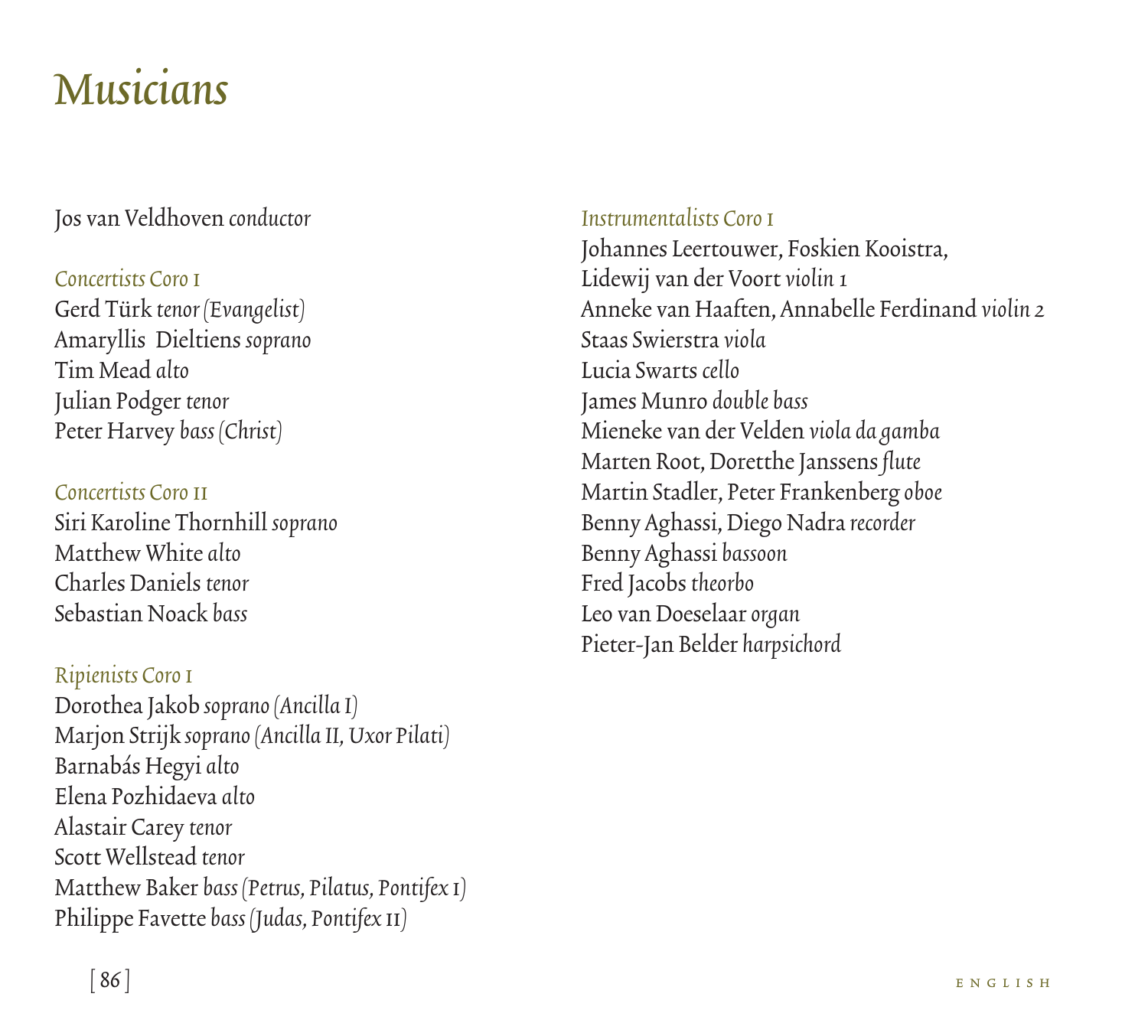# Musicians

Jos van Veldhoven *conductor*

*Concertists Coro I*
Gerd Türk *tenor (Evangelist)*
Amaryllis Dieltiens *soprano*
Tim Mead *alto*
Julian Podger *tenor*
Peter Harvey *bass (Christ)*

*Concertists Coro II*
Siri Karoline Thornhill *soprano*
Matthew White *alto*
Charles Daniels *tenor*
Sebastian Noack *bass*

*Ripienists Coro I*
Dorothea Jakob *soprano (Ancilla I)*
Marjon Strijk *soprano (Ancilla II, Uxor Pilati)*
Barnabás Hegyi *alto*
Elena Pozhidaeva *alto*
Alastair Carey *tenor*
Scott Wellstead *tenor*
Matthew Baker *bass (Petrus, Pilatus, Pontifex I)*
Philippe Favette *bass (Judas, Pontifex II)*

*Instrumentalists Coro I*
Johannes Leertouwer, Foskien Kooistra,
Lidewij van der Voort *violin 1*
Anneke van Haaften, Annabelle Ferdinand *violin 2*
Staas Swierstra *viola*
Lucia Swarts *cello*
James Munro *double bass*
Mieneke van der Velden *viola da gamba*
Marten Root, Doretthe Janssens *flute*
Martin Stadler, Peter Frankenberg *oboe*
Benny Aghassi, Diego Nadra *recorder*
Benny Aghassi *bassoon*
Fred Jacobs *theorbo*
Leo van Doeselaar *organ*
Pieter-Jan Belder *harpsichord*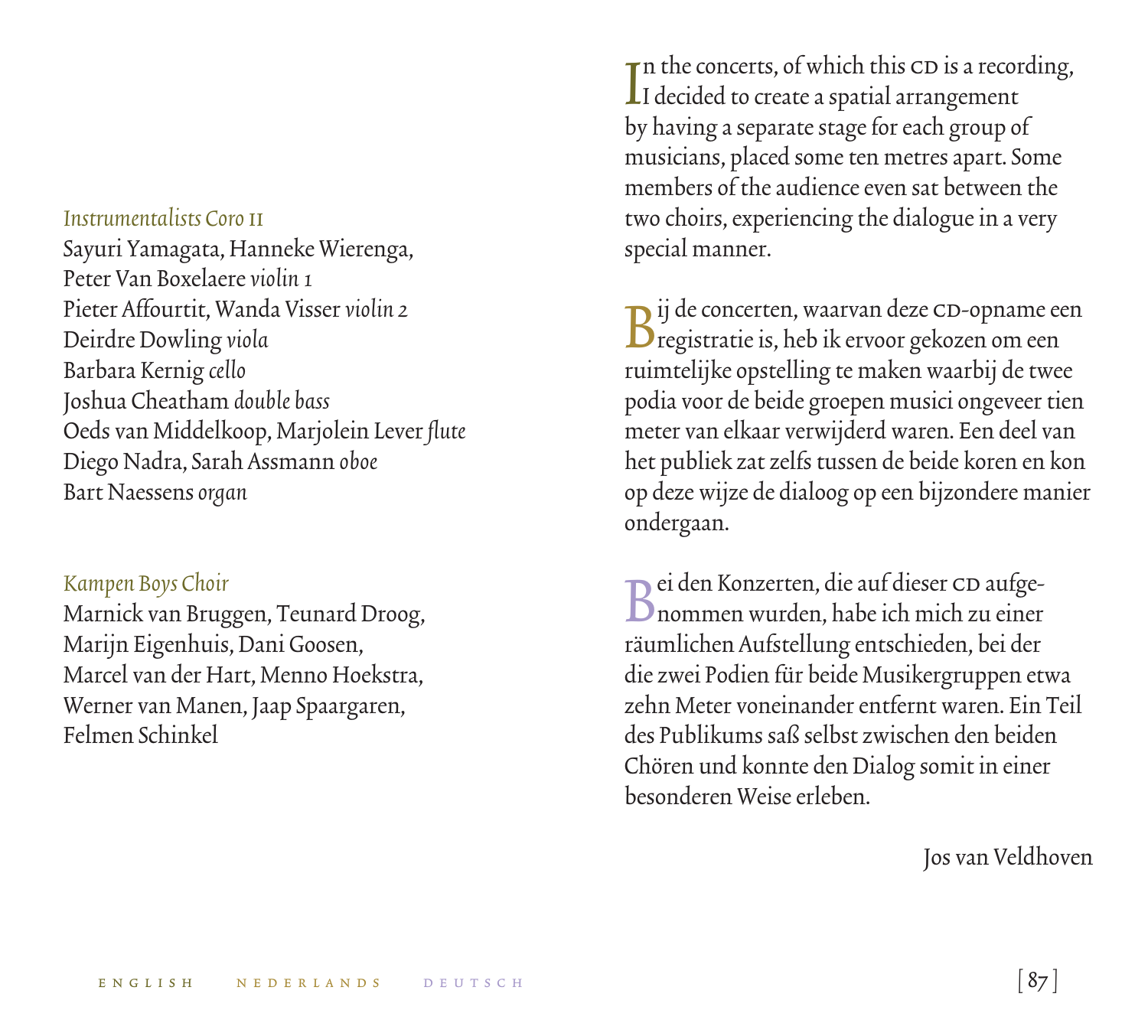*Instrumentalists Coro II*
Sayuri Yamagata, Hanneke Wierenga,
Peter Van Boxelaere *violin 1*
Pieter Affourtit, Wanda Visser *violin 2*
Deirdre Dowling *viola*
Barbara Kernig *cello*
Joshua Cheatham *double bass*
Oeds van Middelkoop, Marjolein Lever *flute*
Diego Nadra, Sarah Assmann *oboe*
Bart Naessens *organ*

*Kampen Boys Choir*
Marnick van Bruggen, Teunard Droog,
Marijn Eigenhuis, Dani Goosen,
Marcel van der Hart, Menno Hoekstra,
Werner van Manen, Jaap Spaargaren,
Felmen Schinkel

In the concerts, of which this CD is a recording, I decided to create a spatial arrangement by having a separate stage for each group of musicians, placed some ten metres apart. Some members of the audience even sat between the two choirs, experiencing the dialogue in a very special manner.

Bij de concerten, waarvan deze CD-opname een registratie is, heb ik ervoor gekozen om een ruimtelijke opstelling te maken waarbij de twee podia voor de beide groepen musici ongeveer tien meter van elkaar verwijderd waren. Een deel van het publiek zat zelfs tussen de beide koren en kon op deze wijze de dialoog op een bijzondere manier ondergaan.

Bei den Konzerten, die auf dieser CD aufgenommen wurden, habe ich mich zu einer räumlichen Aufstellung entschieden, bei der die zwei Podien für beide Musikergruppen etwa zehn Meter voneinander entfernt waren. Ein Teil des Publikums saß selbst zwischen den beiden Chören und konnte den Dialog somit in einer besonderen Weise erleben.

Jos van Veldhoven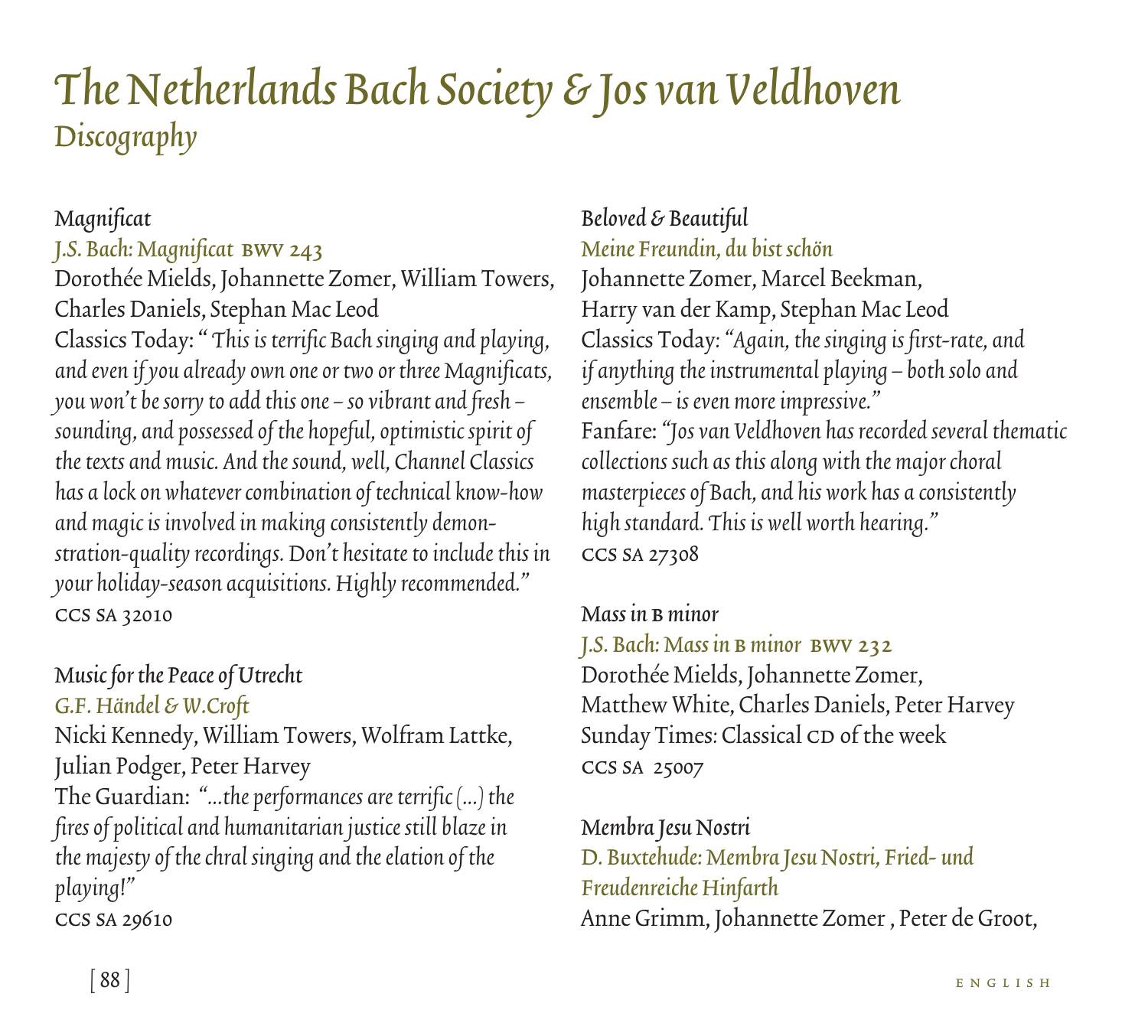# The Netherlands Bach Society & Jos van Veldhoven
## Discography

*Magnificat*
J.S. Bach: Magnificat BWV 243
Dorothée Mields, Johannette Zomer, William Towers, Charles Daniels, Stephan Mac Leod
Classics Today: *" This is terrific Bach singing and playing, and even if you already own one or two or three Magnificats, you won't be sorry to add this one – so vibrant and fresh – sounding, and possessed of the hopeful, optimistic spirit of the texts and music. And the sound, well, Channel Classics has a lock on whatever combination of technical know-how and magic is involved in making consistently demonstration-quality recordings. Don't hesitate to include this in your holiday-season acquisitions. Highly recommended."*
CCS SA 32010

*Music for the Peace of Utrecht*
G.F. Händel & W.Croft
Nicki Kennedy, William Towers, Wolfram Lattke, Julian Podger, Peter Harvey
The Guardian: *"...the performances are terrific (...) the fires of political and humanitarian justice still blaze in the majesty of the chral singing and the elation of the playing!"*
CCS SA 29610

*Beloved & Beautiful*
Meine Freundin, du bist schön
Johannette Zomer, Marcel Beekman, Harry van der Kamp, Stephan Mac Leod
Classics Today: *"Again, the singing is first-rate, and if anything the instrumental playing – both solo and ensemble – is even more impressive."*
Fanfare: *"Jos van Veldhoven has recorded several thematic collections such as this along with the major choral masterpieces of Bach, and his work has a consistently high standard. This is well worth hearing."*
CCS SA 27308

*Mass in B minor*
J.S. Bach: Mass in B minor BWV 232
Dorothée Mields, Johannette Zomer, Matthew White, Charles Daniels, Peter Harvey
Sunday Times: Classical CD of the week
CCS SA 25007

*Membra Jesu Nostri*
D. Buxtehude: Membra Jesu Nostri, Fried- und Freudenreiche Hinfarth
Anne Grimm, Johannette Zomer , Peter de Groot,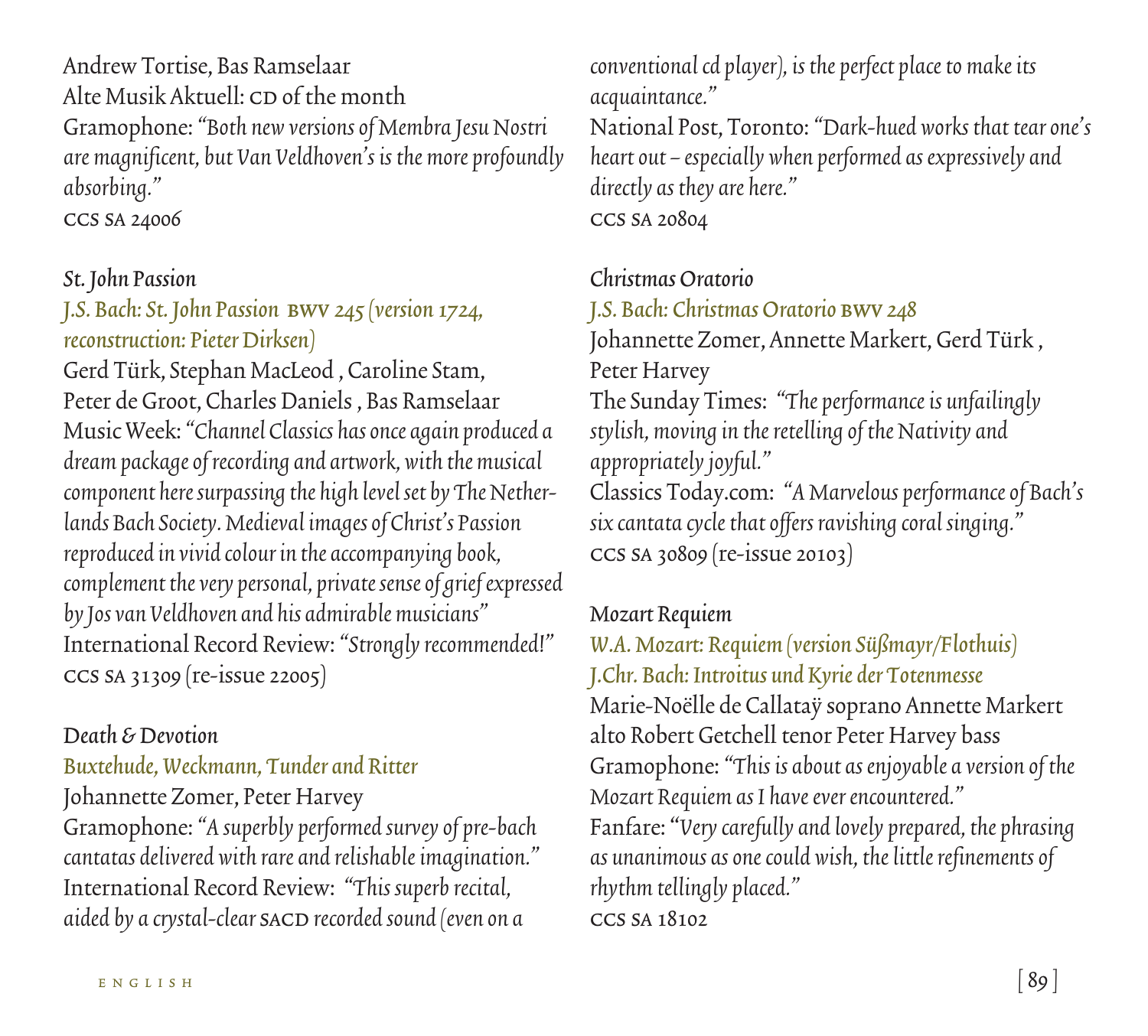Andrew Tortise, Bas Ramselaar
Alte Musik Aktuell: CD of the month
Gramophone: *"Both new versions of Membra Jesu Nostri are magnificent, but Van Veldhoven's is the more profoundly absorbing."*
CCS SA 24006

*St. John Passion*
*J.S. Bach: St. John Passion* BWV *245 (version 1724, reconstruction: Pieter Dirksen)*
Gerd Türk, Stephan MacLeod , Caroline Stam, Peter de Groot, Charles Daniels , Bas Ramselaar
Music Week: *"Channel Classics has once again produced a dream package of recording and artwork, with the musical component here surpassing the high level set by The Netherlands Bach Society. Medieval images of Christ's Passion reproduced in vivid colour in the accompanying book, complement the very personal, private sense of grief expressed by Jos van Veldhoven and his admirable musicians"*
International Record Review: *"Strongly recommended!"*
CCS SA 31309 (re-issue 22005)

*Death & Devotion*
*Buxtehude, Weckmann, Tunder and Ritter*
Johannette Zomer, Peter Harvey
Gramophone: *"A superbly performed survey of pre-bach cantatas delivered with rare and relishable imagination."*
International Record Review: *"This superb recital, aided by a crystal-clear* SACD *recorded sound (even on a conventional cd player), is the perfect place to make its acquaintance."*
National Post, Toronto: *"Dark-hued works that tear one's heart out – especially when performed as expressively and directly as they are here."*
CCS SA 20804

*Christmas Oratorio*
*J.S. Bach: Christmas Oratorio* BWV *248*
Johannette Zomer, Annette Markert, Gerd Türk , Peter Harvey
The Sunday Times: *"The performance is unfailingly stylish, moving in the retelling of the Nativity and appropriately joyful."*
Classics Today.com: *"A Marvelous performance of Bach's six cantata cycle that offers ravishing coral singing."*
CCS SA 30809 (re-issue 20103)

*Mozart Requiem*
*W.A. Mozart: Requiem (version Süßmayr/Flothuis)*
*J.Chr. Bach: Introitus und Kyrie der Totenmesse*
Marie-Noëlle de Callataÿ soprano Annette Markert alto Robert Getchell tenor Peter Harvey bass
Gramophone: *"This is about as enjoyable a version of the Mozart Requiem as I have ever encountered."*
Fanfare: *"Very carefully and lovely prepared, the phrasing as unanimous as one could wish, the little refinements of rhythm tellingly placed."*
CCS SA 18102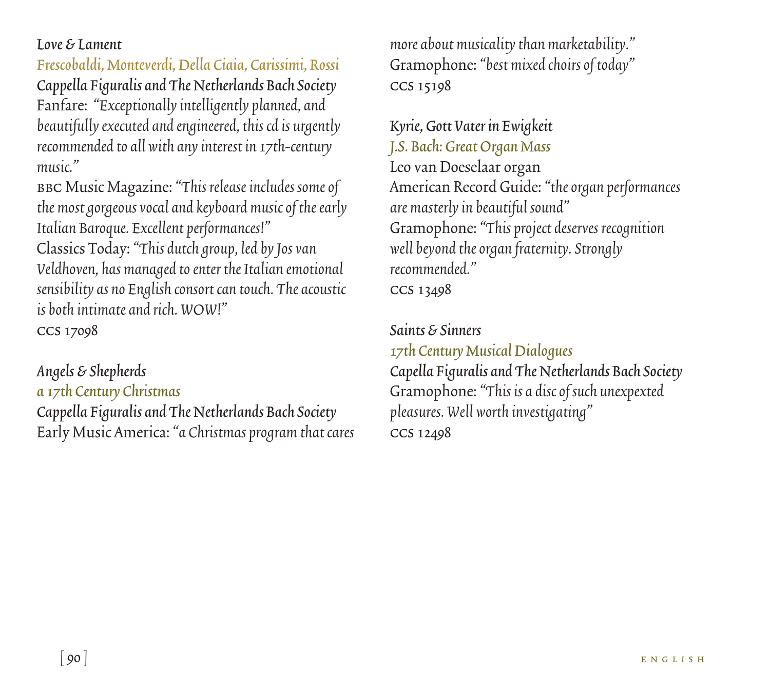*Love & Lament*

*Frescobaldi, Monteverdi, Della Ciaia, Carissimi, Rossi*

*Cappella Figuralis and The Netherlands Bach Society*

Fanfare: *"Exceptionally intelligently planned, and beautifully executed and engineered, this cd is urgently recommended to all with any interest in 17th-century music."*

BBC Music Magazine: *"This release includes some of the most gorgeous vocal and keyboard music of the early Italian Baroque. Excellent performances!"*

Classics Today: *"This dutch group, led by Jos van Veldhoven, has managed to enter the Italian emotional sensibility as no English consort can touch. The acoustic is both intimate and rich. WOW!"*

CCS 17098

*Angels & Shepherds*

*a 17th Century Christmas*

*Cappella Figuralis and The Netherlands Bach Society*

Early Music America: *"a Christmas program that cares more about musicality than marketability."*

Gramophone: *"best mixed choirs of today"*

CCS 15198

*Kyrie, Gott Vater in Ewigkeit*

*J.S. Bach: Great Organ Mass*

Leo van Doeselaar organ

American Record Guide: *"the organ performances are masterly in beautiful sound"*

Gramophone: *"This project deserves recognition well beyond the organ fraternity. Strongly recommended."*

CCS 13498

*Saints & Sinners*

*17th Century Musical Dialogues*

*Capella Figuralis and The Netherlands Bach Society*

Gramophone: *"This is a disc of such unexpexted pleasures. Well worth investigating"*

CCS 12498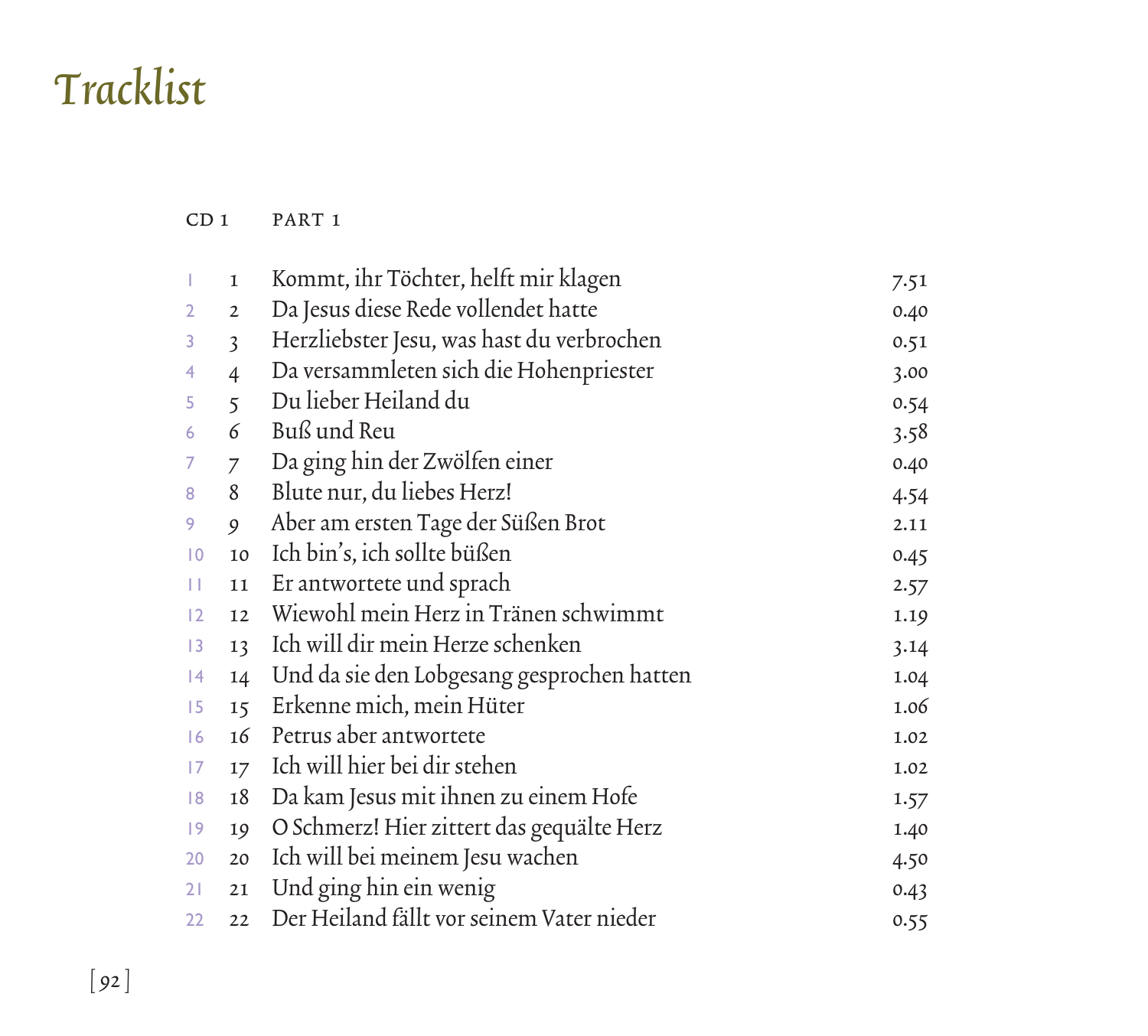# Tracklist

| CD 1 | PART 1 | | |
|---|---|---|---|
| 1 | 1 | Kommt, ihr Töchter, helft mir klagen | 7.51 |
| 2 | 2 | Da Jesus diese Rede vollendet hatte | 0.40 |
| 3 | 3 | Herzliebster Jesu, was hast du verbrochen | 0.51 |
| 4 | 4 | Da versammleten sich die Hohenpriester | 3.00 |
| 5 | 5 | Du lieber Heiland du | 0.54 |
| 6 | 6 | Buß und Reu | 3.58 |
| 7 | 7 | Da ging hin der Zwölfen einer | 0.40 |
| 8 | 8 | Blute nur, du liebes Herz! | 4.54 |
| 9 | 9 | Aber am ersten Tage der Süßen Brot | 2.11 |
| 10 | 10 | Ich bin's, ich sollte büßen | 0.45 |
| 11 | 11 | Er antwortete und sprach | 2.57 |
| 12 | 12 | Wiewohl mein Herz in Tränen schwimmt | 1.19 |
| 13 | 13 | Ich will dir mein Herze schenken | 3.14 |
| 14 | 14 | Und da sie den Lobgesang gesprochen hatten | 1.04 |
| 15 | 15 | Erkenne mich, mein Hüter | 1.06 |
| 16 | 16 | Petrus aber antwortete | 1.02 |
| 17 | 17 | Ich will hier bei dir stehen | 1.02 |
| 18 | 18 | Da kam Jesus mit ihnen zu einem Hofe | 1.57 |
| 19 | 19 | O Schmerz! Hier zittert das gequälte Herz | 1.40 |
| 20 | 20 | Ich will bei meinem Jesu wachen | 4.50 |
| 21 | 21 | Und ging hin ein wenig | 0.43 |
| 22 | 22 | Der Heiland fällt vor seinem Vater nieder | 0.55 |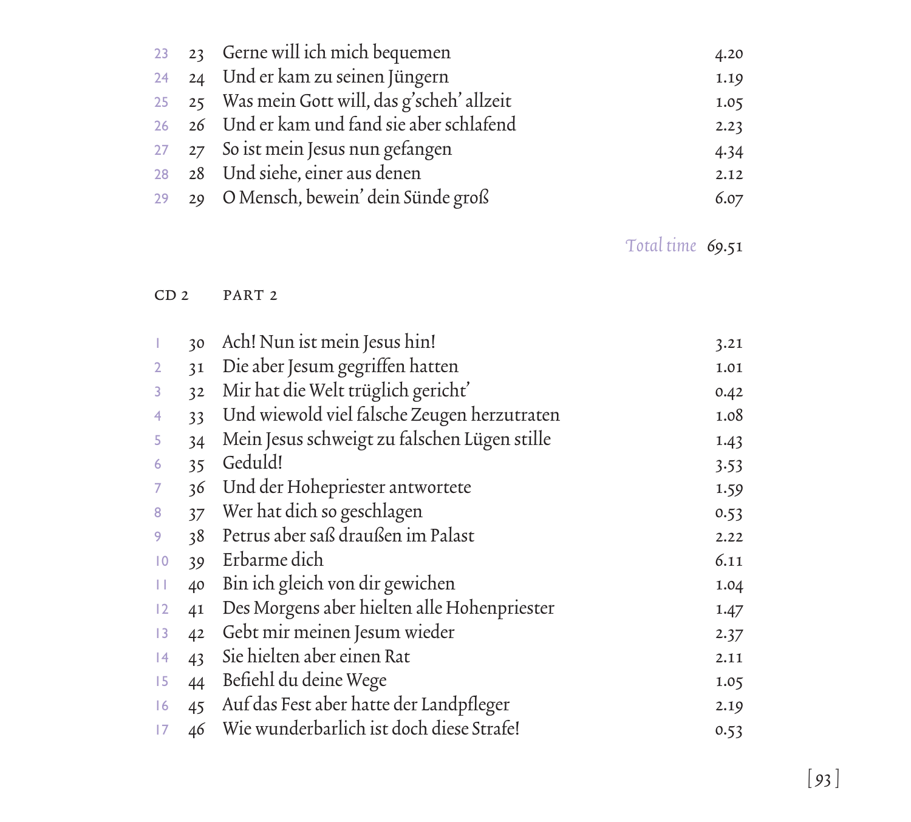| | | | |
|---|---|---|---|
| 23 | 23 | Gerne will ich mich bequemen | 4.20 |
| 24 | 24 | Und er kam zu seinen Jüngern | 1.19 |
| 25 | 25 | Was mein Gott will, das g'scheh' allzeit | 1.05 |
| 26 | 26 | Und er kam und fand sie aber schlafend | 2.23 |
| 27 | 27 | So ist mein Jesus nun gefangen | 4.34 |
| 28 | 28 | Und siehe, einer aus denen | 2.12 |
| 29 | 29 | O Mensch, bewein' dein Sünde groß | 6.07 |

*Total time* 69.51

CD 2 PART 2

| | | | |
|---|---|---|---|
| 1 | 30 | Ach! Nun ist mein Jesus hin! | 3.21 |
| 2 | 31 | Die aber Jesum gegriffen hatten | 1.01 |
| 3 | 32 | Mir hat die Welt trüglich gericht' | 0.42 |
| 4 | 33 | Und wiewold viel falsche Zeugen herzutraten | 1.08 |
| 5 | 34 | Mein Jesus schweigt zu falschen Lügen stille | 1.43 |
| 6 | 35 | Geduld! | 3.53 |
| 7 | 36 | Und der Hohepriester antwortete | 1.59 |
| 8 | 37 | Wer hat dich so geschlagen | 0.53 |
| 9 | 38 | Petrus aber saß draußen im Palast | 2.22 |
| 10 | 39 | Erbarme dich | 6.11 |
| 11 | 40 | Bin ich gleich von dir gewichen | 1.04 |
| 12 | 41 | Des Morgens aber hielten alle Hohenpriester | 1.47 |
| 13 | 42 | Gebt mir meinen Jesum wieder | 2.37 |
| 14 | 43 | Sie hielten aber einen Rat | 2.11 |
| 15 | 44 | Befiehl du deine Wege | 1.05 |
| 16 | 45 | Auf das Fest aber hatte der Landpfleger | 2.19 |
| 17 | 46 | Wie wunderbarlich ist doch diese Strafe! | 0.53 |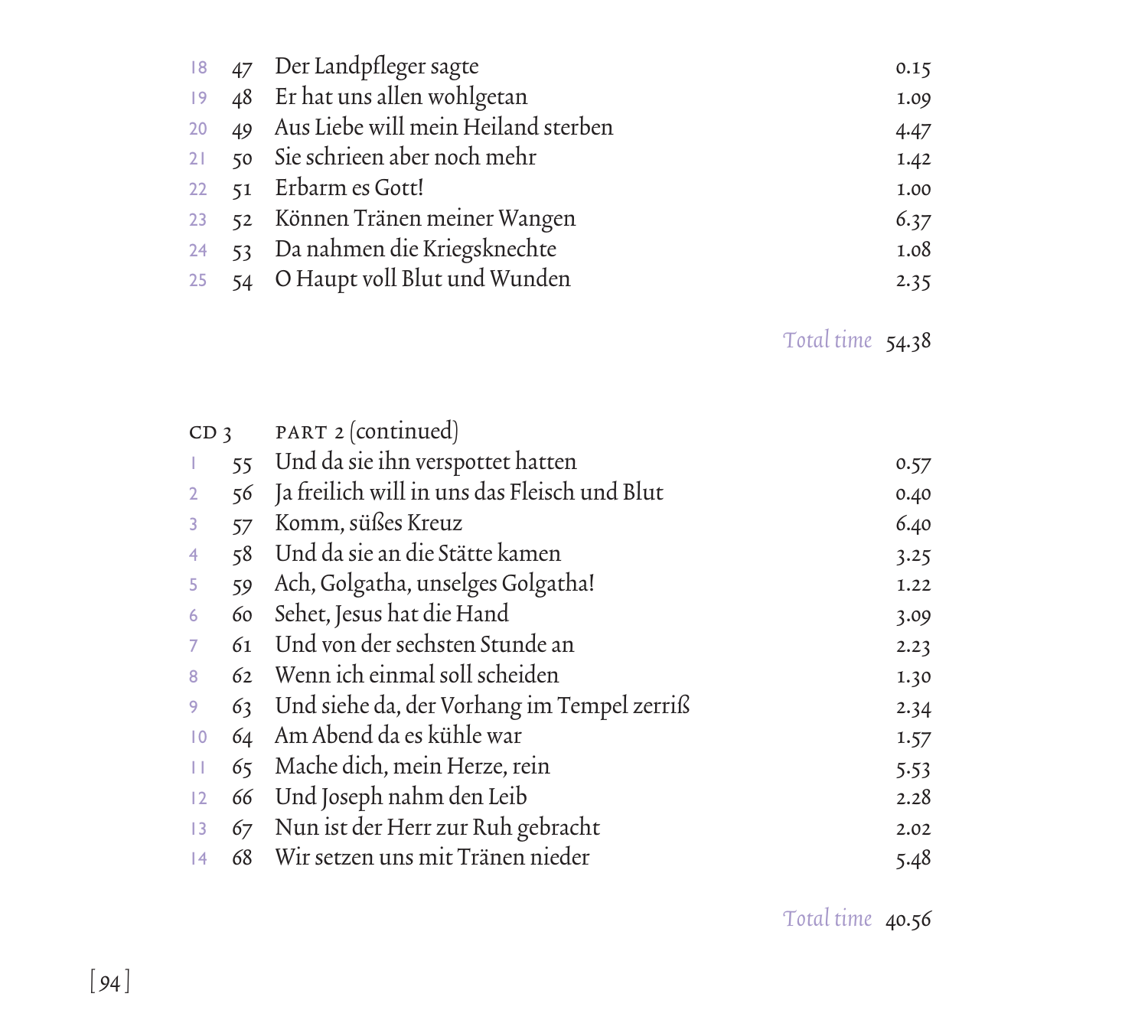| | | | |
|---|---|---|---|
| 18 | 47 | Der Landpfleger sagte | 0.15 |
| 19 | 48 | Er hat uns allen wohlgetan | 1.09 |
| 20 | 49 | Aus Liebe will mein Heiland sterben | 4.47 |
| 21 | 50 | Sie schrieen aber noch mehr | 1.42 |
| 22 | 51 | Erbarm es Gott! | 1.00 |
| 23 | 52 | Können Tränen meiner Wangen | 6.37 |
| 24 | 53 | Da nahmen die Kriegsknechte | 1.08 |
| 25 | 54 | O Haupt voll Blut und Wunden | 2.35 |

*Total time* 54.38

CD 3 PART 2 (continued)

| | | | |
|---|---|---|---|
| 1 | 55 | Und da sie ihn verspottet hatten | 0.57 |
| 2 | 56 | Ja freilich will in uns das Fleisch und Blut | 0.40 |
| 3 | 57 | Komm, süßes Kreuz | 6.40 |
| 4 | 58 | Und da sie an die Stätte kamen | 3.25 |
| 5 | 59 | Ach, Golgatha, unselges Golgatha! | 1.22 |
| 6 | 60 | Sehet, Jesus hat die Hand | 3.09 |
| 7 | 61 | Und von der sechsten Stunde an | 2.23 |
| 8 | 62 | Wenn ich einmal soll scheiden | 1.30 |
| 9 | 63 | Und siehe da, der Vorhang im Tempel zerriß | 2.34 |
| 10 | 64 | Am Abend da es kühle war | 1.57 |
| 11 | 65 | Mache dich, mein Herze, rein | 5.53 |
| 12 | 66 | Und Joseph nahm den Leib | 2.28 |
| 13 | 67 | Nun ist der Herr zur Ruh gebracht | 2.02 |
| 14 | 68 | Wir setzen uns mit Tränen nieder | 5.48 |

*Total time* 40.56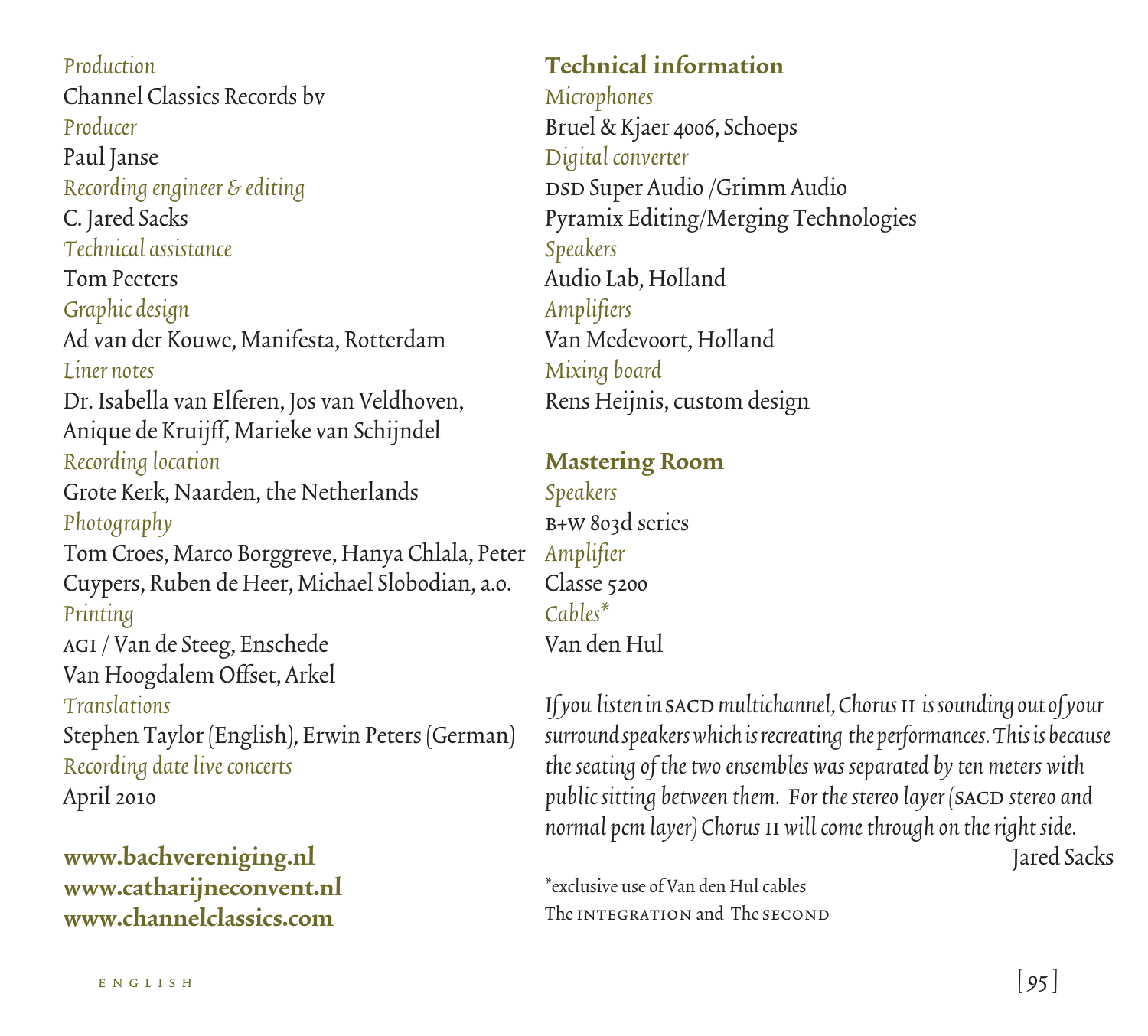*Production*
Channel Classics Records bv
*Producer*
Paul Janse
*Recording engineer & editing*
C. Jared Sacks
*Technical assistance*
Tom Peeters
*Graphic design*
Ad van der Kouwe, Manifesta, Rotterdam
*Liner notes*
Dr. Isabella van Elferen, Jos van Veldhoven, Anique de Kruijff, Marieke van Schijndel
*Recording location*
Grote Kerk, Naarden, the Netherlands
*Photography*
Tom Croes, Marco Borggreve, Hanya Chlala, Peter Cuypers, Ruben de Heer, Michael Slobodian, a.o.
*Printing*
AGI / Van de Steeg, Enschede
Van Hoogdalem Offset, Arkel
*Translations*
Stephen Taylor (English), Erwin Peters (German)
*Recording date live concerts*
April 2010

**www.bachvereniging.nl**
**www.catharijneconvent.nl**
**www.channelclassics.com**

## Technical information

*Microphones*
Bruel & Kjaer 4006, Schoeps
*Digital converter*
DSD Super Audio /Grimm Audio
Pyramix Editing/Merging Technologies
*Speakers*
Audio Lab, Holland
*Amplifiers*
Van Medevoort, Holland
*Mixing board*
Rens Heijnis, custom design

## Mastering Room

*Speakers*
B+W 803d series
*Amplifier*
Classe 5200
*Cables**
Van den Hul

*If you listen in SACD multichannel, Chorus II is sounding out of your surround speakers which is recreating the performances. This is because the seating of the two ensembles was separated by ten meters with public sitting between them. For the stereo layer (SACD stereo and normal pcm layer) Chorus II will come through on the right side.*

Jared Sacks

*exclusive use of Van den Hul cables
The INTEGRATION and The SECOND